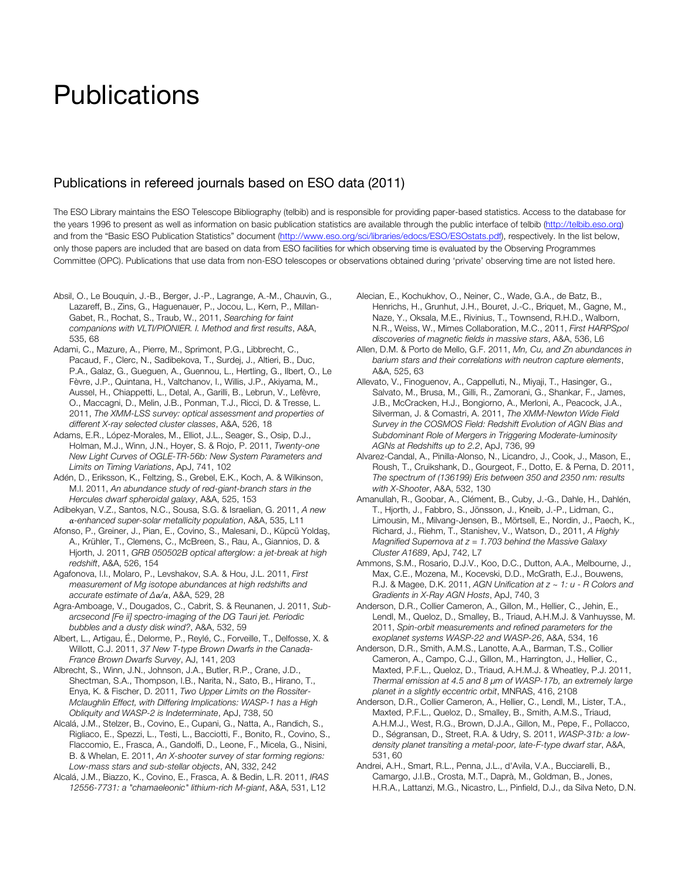# Publications

## Publications in refereed journals based on ESO data (2011)

The ESO Library maintains the ESO Telescope Bibliography (telbib) and is responsible for providing paper-based statistics. Access to the database for the years 1996 to present as well as information on basic publication statistics are available through the public interface of telbib (http://telbib.eso.org) and from the "Basic ESO Publication Statistics" document (http://www.eso.org/sci/libraries/edocs/ESO/ESOstats.pdf), respectively. In the list below, only those papers are included that are based on data from ESO facilities for which observing time is evaluated by the Observing Programmes Committee (OPC). Publications that use data from non-ESO telescopes or observations obtained during 'private' observing time are not listed here.

Absil, O., Le Bouquin, J.-B., Berger, J.-P., Lagrange, A.-M., Chauvin, G., Lazareff, B., Zins, G., Haguenauer, P., Jocou, L., Kern, P., Millan-Gabet, R., Rochat, S., Traub, W., 2011, *Searching for faint companions with VLTI/PIONIER. I. Method and first results*, A&A, 535, 68

Adami, C., Mazure, A., Pierre, M., Sprimont, P.G., Libbrecht, C., Pacaud, F., Clerc, N., Sadibekova, T., Surdej, J., Altieri, B., Duc, P.A., Galaz, G., Gueguen, A., Guennou, L., Hertling, G., Ilbert, O., Le Fèvre, J.P., Quintana, H., Valtchanov, I., Willis, J.P., Akiyama, M., Aussel, H., Chiappetti, L., Detal, A., Garilli, B., Lebrun, V., Lefèvre, O., Maccagni, D., Melin, J.B., Ponman, T.J., Ricci, D. & Tresse, L. 2011, *The XMM-LSS survey: optical assessment and properties of different X-ray selected cluster classes*, A&A, 526, 18

Adams, E.R., López-Morales, M., Elliot, J.L., Seager, S., Osip, D.J., Holman, M.J., Winn, J.N., Hoyer, S. & Rojo, P. 2011, *Twenty-one New Light Curves of OGLE-TR-56b: New System Parameters and Limits on Timing Variations*, ApJ, 741, 102

Adén, D., Eriksson, K., Feltzing, S., Grebel, E.K., Koch, A. & Wilkinson, M.I. 2011, *An abundance study of red-giant-branch stars in the Hercules dwarf spheroidal galaxy*, A&A, 525, 153

Adibekyan, V.Z., Santos, N.C., Sousa, S.G. & Israelian, G. 2011, *A new $\alpha$-enhanced super-solar metallicity population*, A&A, 535, L11

Afonso, P., Greiner, J., Pian, E., Covino, S., Malesani, D., Küpcü Yoldaş, A., Krühler, T., Clemens, C., McBreen, S., Rau, A., Giannios, D. & Hjorth, J. 2011, *GRB 050502B optical afterglow: a jet-break at high redshift*, A&A, 526, 154

Agafonova, I.I., Molaro, P., Levshakov, S.A. & Hou, J.L. 2011, *First measurement of Mg isotope abundances at high redshifts and accurate estimate of $\Delta\alpha/\alpha$*, A&A, 529, 28

Agra-Amboage, V., Dougados, C., Cabrit, S. & Reunanen, J. 2011, *Sub-arcsecond [Fe ii] spectro-imaging of the DG Tauri jet. Periodic bubbles and a dusty disk wind?*, A&A, 532, 59

Albert, L., Artigau, É., Delorme, P., Reylé, C., Forveille, T., Delfosse, X. & Willott, C.J. 2011, *37 New T-type Brown Dwarfs in the Canada-France Brown Dwarfs Survey*, AJ, 141, 203

Albrecht, S., Winn, J.N., Johnson, J.A., Butler, R.P., Crane, J.D., Shectman, S.A., Thompson, I.B., Narita, N., Sato, B., Hirano, T., Enya, K. & Fischer, D. 2011, *Two Upper Limits on the Rossiter-Mclaughlin Effect, with Differing Implications: WASP-1 has a High Obliquity and WASP-2 is Indeterminate*, ApJ, 738, 50

Alcalá, J.M., Stelzer, B., Covino, E., Cupani, G., Natta, A., Randich, S., Rigliaco, E., Spezzi, L., Testi, L., Bacciotti, F., Bonito, R., Covino, S., Flaccomio, E., Frasca, A., Gandolfi, D., Leone, F., Micela, G., Nisini, B. & Whelan, E. 2011, *An X-shooter survey of star forming regions: Low-mass stars and sub-stellar objects*, AN, 332, 242

Alcalá, J.M., Biazzo, K., Covino, E., Frasca, A. & Bedin, L.R. 2011, *IRAS 12556-7731: a "chamaeleonic" lithium-rich M-giant*, A&A, 531, L12

Alecian, E., Kochukhov, O., Neiner, C., Wade, G.A., de Batz, B., Henrichs, H., Grunhut, J.H., Bouret, J.-C., Briquet, M., Gagne, M., Naze, Y., Oksala, M.E., Rivinius, T., Townsend, R.H.D., Walborn, N.R., Weiss, W., Mimes Collaboration, M.C., 2011, *First HARPSpol discoveries of magnetic fields in massive stars*, A&A, 536, L6

Allen, D.M. & Porto de Mello, G.F. 2011, *Mn, Cu, and Zn abundances in barium stars and their correlations with neutron capture elements*, A&A, 525, 63

Allevato, V., Finoguenov, A., Cappelluti, N., Miyaji, T., Hasinger, G., Salvato, M., Brusa, M., Gilli, R., Zamorani, G., Shankar, F., James, J.B., McCracken, H.J., Bongiorno, A., Merloni, A., Peacock, J.A., Silverman, J. & Comastri, A. 2011, *The XMM-Newton Wide Field Survey in the COSMOS Field: Redshift Evolution of AGN Bias and Subdominant Role of Mergers in Triggering Moderate-luminosity AGNs at Redshifts up to 2.2*, ApJ, 736, 99

Alvarez-Candal, A., Pinilla-Alonso, N., Licandro, J., Cook, J., Mason, E., Roush, T., Cruikshank, D., Gourgeot, F., Dotto, E. & Perna, D. 2011, *The spectrum of (136199) Eris between 350 and 2350 nm: results with X-Shooter*, A&A, 532, 130

Amanullah, R., Goobar, A., Clément, B., Cuby, J.-G., Dahle, H., Dahlén, T., Hjorth, J., Fabbro, S., Jönsson, J., Kneib, J.-P., Lidman, C., Limousin, M., Milvang-Jensen, B., Mörtsell, E., Nordin, J., Paech, K., Richard, J., Riehm, T., Stanishev, V., Watson, D., 2011, *A Highly Magnified Supernova at z = 1.703 behind the Massive Galaxy Cluster A1689*, ApJ, 742, L7

Ammons, S.M., Rosario, D.J.V., Koo, D.C., Dutton, A.A., Melbourne, J., Max, C.E., Mozena, M., Kocevski, D.D., McGrath, E.J., Bouwens, R.J. & Magee, D.K. 2011, *AGN Unification at z ~ 1: u - R Colors and Gradients in X-Ray AGN Hosts*, ApJ, 740, 3

Anderson, D.R., Collier Cameron, A., Gillon, M., Hellier, C., Jehin, E., Lendl, M., Queloz, D., Smalley, B., Triaud, A.H.M.J. & Vanhuysse, M. 2011, *Spin-orbit measurements and refined parameters for the exoplanet systems WASP-22 and WASP-26*, A&A, 534, 16

Anderson, D.R., Smith, A.M.S., Lanotte, A.A., Barman, T.S., Collier Cameron, A., Campo, C.J., Gillon, M., Harrington, J., Hellier, C., Maxted, P.F.L., Queloz, D., Triaud, A.H.M.J. & Wheatley, P.J. 2011, *Thermal emission at 4.5 and 8 μm of WASP-17b, an extremely large planet in a slightly eccentric orbit*, MNRAS, 416, 2108

Anderson, D.R., Collier Cameron, A., Hellier, C., Lendl, M., Lister, T.A., Maxted, P.F.L., Queloz, D., Smalley, B., Smith, A.M.S., Triaud, A.H.M.J., West, R.G., Brown, D.J.A., Gillon, M., Pepe, F., Pollacco, D., Ségransan, D., Street, R.A. & Udry, S. 2011, *WASP-31b: a low-density planet transiting a metal-poor, late-F-type dwarf star*, A&A, 531, 60

Andrei, A.H., Smart, R.L., Penna, J.L., d'Avila, V.A., Bucciarelli, B., Camargo, J.I.B., Crosta, M.T., Daprà, M., Goldman, B., Jones, H.R.A., Lattanzi, M.G., Nicastro, L., Pinfield, D.J., da Silva Neto, D.N.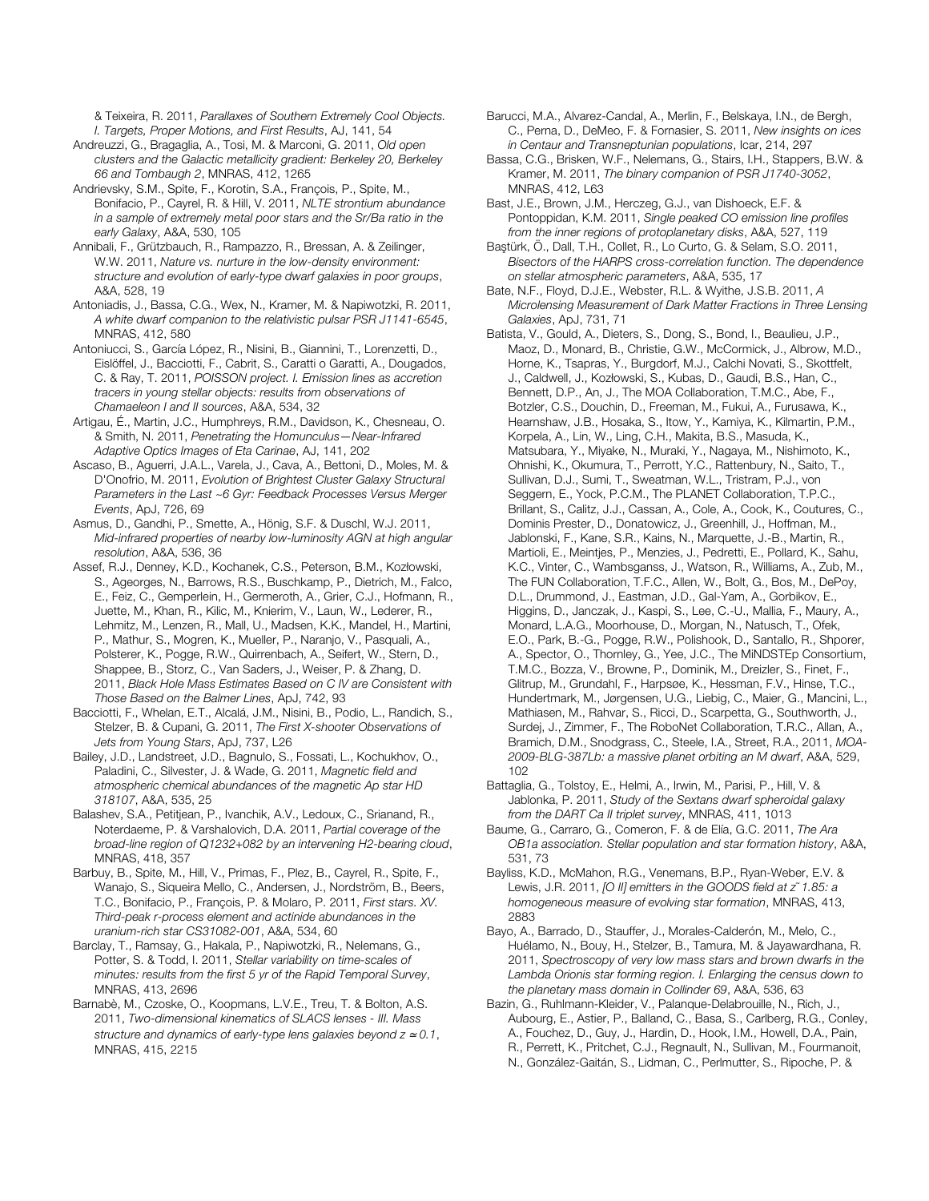& Teixeira, R. 2011, *Parallaxes of Southern Extremely Cool Objects. I. Targets, Proper Motions, and First Results*, AJ, 141, 54

Andreuzzi, G., Bragaglia, A., Tosi, M. & Marconi, G. 2011, *Old open clusters and the Galactic metallicity gradient: Berkeley 20, Berkeley 66 and Tombaugh 2*, MNRAS, 412, 1265

Andrievsky, S.M., Spite, F., Korotin, S.A., François, P., Spite, M., Bonifacio, P., Cayrel, R. & Hill, V. 2011, *NLTE strontium abundance in a sample of extremely metal poor stars and the Sr/Ba ratio in the early Galaxy*, A&A, 530, 105

Annibali, F., Grützbauch, R., Rampazzo, R., Bressan, A. & Zeilinger, W.W. 2011, *Nature vs. nurture in the low-density environment: structure and evolution of early-type dwarf galaxies in poor groups*, A&A, 528, 19

Antoniadis, J., Bassa, C.G., Wex, N., Kramer, M. & Napiwotzki, R. 2011, *A white dwarf companion to the relativistic pulsar PSR J1141-6545*, MNRAS, 412, 580

Antoniucci, S., García López, R., Nisini, B., Giannini, T., Lorenzetti, D., Eislöffel, J., Bacciotti, F., Cabrit, S., Caratti o Garatti, A., Dougados, C. & Ray, T. 2011, *POISSON project. I. Emission lines as accretion tracers in young stellar objects: results from observations of Chamaeleon I and II sources*, A&A, 534, 32

Artigau, É., Martin, J.C., Humphreys, R.M., Davidson, K., Chesneau, O. & Smith, N. 2011, *Penetrating the Homunculus—Near-Infrared Adaptive Optics Images of Eta Carinae*, AJ, 141, 202

Ascaso, B., Aguerri, J.A.L., Varela, J., Cava, A., Bettoni, D., Moles, M. & D'Onofrio, M. 2011, *Evolution of Brightest Cluster Galaxy Structural Parameters in the Last ~6 Gyr: Feedback Processes Versus Merger Events*, ApJ, 726, 69

Asmus, D., Gandhi, P., Smette, A., Hönig, S.F. & Duschl, W.J. 2011, *Mid-infrared properties of nearby low-luminosity AGN at high angular resolution*, A&A, 536, 36

Assef, R.J., Denney, K.D., Kochanek, C.S., Peterson, B.M., Kozłowski, S., Ageorges, N., Barrows, R.S., Buschkamp, P., Dietrich, M., Falco, E., Feiz, C., Gemperlein, H., Germeroth, A., Grier, C.J., Hofmann, R., Juette, M., Khan, R., Kilic, M., Knierim, V., Laun, W., Lederer, R., Lehmitz, M., Lenzen, R., Mall, U., Madsen, K.K., Mandel, H., Martini, P., Mathur, S., Mogren, K., Mueller, P., Naranjo, V., Pasquali, A., Polsterer, K., Pogge, R.W., Quirrenbach, A., Seifert, W., Stern, D., Shappee, B., Storz, C., Van Saders, J., Weiser, P. & Zhang, D. 2011, *Black Hole Mass Estimates Based on C IV are Consistent with Those Based on the Balmer Lines*, ApJ, 742, 93

Bacciotti, F., Whelan, E.T., Alcalá, J.M., Nisini, B., Podio, L., Randich, S., Stelzer, B. & Cupani, G. 2011, *The First X-shooter Observations of Jets from Young Stars*, ApJ, 737, L26

Bailey, J.D., Landstreet, J.D., Bagnulo, S., Fossati, L., Kochukhov, O., Paladini, C., Silvester, J. & Wade, G. 2011, *Magnetic field and atmospheric chemical abundances of the magnetic Ap star HD 318107*, A&A, 535, 25

Balashev, S.A., Petitjean, P., Ivanchik, A.V., Ledoux, C., Srianand, R., Noterdaeme, P. & Varshalovich, D.A. 2011, *Partial coverage of the broad-line region of Q1232+082 by an intervening H2-bearing cloud*, MNRAS, 418, 357

Barbuy, B., Spite, M., Hill, V., Primas, F., Plez, B., Cayrel, R., Spite, F., Wanajo, S., Siqueira Mello, C., Andersen, J., Nordström, B., Beers, T.C., Bonifacio, P., François, P. & Molaro, P. 2011, *First stars. XV. Third-peak r-process element and actinide abundances in the uranium-rich star CS31082-001*, A&A, 534, 60

Barclay, T., Ramsay, G., Hakala, P., Napiwotzki, R., Nelemans, G., Potter, S. & Todd, I. 2011, *Stellar variability on time-scales of minutes: results from the first 5 yr of the Rapid Temporal Survey*, MNRAS, 413, 2696

Barnabè, M., Czoske, O., Koopmans, L.V.E., Treu, T. & Bolton, A.S. 2011, *Two-dimensional kinematics of SLACS lenses - III. Mass structure and dynamics of early-type lens galaxies beyond z ≃ 0.1*, MNRAS, 415, 2215

Barucci, M.A., Alvarez-Candal, A., Merlin, F., Belskaya, I.N., de Bergh, C., Perna, D., DeMeo, F. & Fornasier, S. 2011, *New insights on ices in Centaur and Transneptunian populations*, Icar, 214, 297

Bassa, C.G., Brisken, W.F., Nelemans, G., Stairs, I.H., Stappers, B.W. & Kramer, M. 2011, *The binary companion of PSR J1740-3052*, MNRAS, 412, L63

Bast, J.E., Brown, J.M., Herczeg, G.J., van Dishoeck, E.F. & Pontoppidan, K.M. 2011, *Single peaked CO emission line profiles from the inner regions of protoplanetary disks*, A&A, 527, 119

Baştürk, Ö., Dall, T.H., Collet, R., Lo Curto, G. & Selam, S.O. 2011, *Bisectors of the HARPS cross-correlation function. The dependence on stellar atmospheric parameters*, A&A, 535, 17

Bate, N.F., Floyd, D.J.E., Webster, R.L. & Wyithe, J.S.B. 2011, *A Microlensing Measurement of Dark Matter Fractions in Three Lensing Galaxies*, ApJ, 731, 71

Batista, V., Gould, A., Dieters, S., Dong, S., Bond, I., Beaulieu, J.P., Maoz, D., Monard, B., Christie, G.W., McCormick, J., Albrow, M.D., Horne, K., Tsapras, Y., Burgdorf, M.J., Calchi Novati, S., Skottfelt, J., Caldwell, J., Kozłowski, S., Kubas, D., Gaudi, B.S., Han, C., Bennett, D.P., An, J., The MOA Collaboration, T.M.C., Abe, F., Botzler, C.S., Douchin, D., Freeman, M., Fukui, A., Furusawa, K., Hearnshaw, J.B., Hosaka, S., Itow, Y., Kamiya, K., Kilmartin, P.M., Korpela, A., Lin, W., Ling, C.H., Makita, B.S., Masuda, K., Matsubara, Y., Miyake, N., Muraki, Y., Nagaya, M., Nishimoto, K., Ohnishi, K., Okumura, T., Perrott, Y.C., Rattenbury, N., Saito, T., Sullivan, D.J., Sumi, T., Sweatman, W.L., Tristram, P.J., von Seggern, E., Yock, P.C.M., The PLANET Collaboration, T.P.C., Brillant, S., Calitz, J.J., Cassan, A., Cole, A., Cook, K., Coutures, C., Dominis Prester, D., Donatowicz, J., Greenhill, J., Hoffman, M., Jablonski, F., Kane, S.R., Kains, N., Marquette, J.-B., Martin, R., Martioli, E., Meintjes, P., Menzies, J., Pedretti, E., Pollard, K., Sahu, K.C., Vinter, C., Wambsganss, J., Watson, R., Williams, A., Zub, M., The FUN Collaboration, T.F.C., Allen, W., Bolt, G., Bos, M., DePoy, D.L., Drummond, J., Eastman, J.D., Gal-Yam, A., Gorbikov, E., Higgins, D., Janczak, J., Kaspi, S., Lee, C.-U., Mallia, F., Maury, A., Monard, L.A.G., Moorhouse, D., Morgan, N., Natusch, T., Ofek, E.O., Park, B.-G., Pogge, R.W., Polishook, D., Santallo, R., Shporer, A., Spector, O., Thornley, G., Yee, J.C., The MiNDSTEp Consortium, T.M.C., Bozza, V., Browne, P., Dominik, M., Dreizler, S., Finet, F., Glitrup, M., Grundahl, F., Harpsøe, K., Hessman, F.V., Hinse, T.C., Hundertmark, M., Jørgensen, U.G., Liebig, C., Maier, G., Mancini, L., Mathiasen, M., Rahvar, S., Ricci, D., Scarpetta, G., Southworth, J., Surdej, J., Zimmer, F., The RoboNet Collaboration, T.R.C., Allan, A., Bramich, D.M., Snodgrass, C., Steele, I.A., Street, R.A., 2011, *MOA-2009-BLG-387Lb: a massive planet orbiting an M dwarf*, A&A, 529, 102

Battaglia, G., Tolstoy, E., Helmi, A., Irwin, M., Parisi, P., Hill, V. & Jablonka, P. 2011, *Study of the Sextans dwarf spheroidal galaxy from the DART Ca II triplet survey*, MNRAS, 411, 1013

Baume, G., Carraro, G., Comeron, F. & de Elía, G.C. 2011, *The Ara OB1a association. Stellar population and star formation history*, A&A, 531, 73

Bayliss, K.D., McMahon, R.G., Venemans, B.P., Ryan-Weber, E.V. & Lewis, J.R. 2011, *[O II] emitters in the GOODS field at z˜1.85: a homogeneous measure of evolving star formation*, MNRAS, 413, 2883

Bayo, A., Barrado, D., Stauffer, J., Morales-Calderón, M., Melo, C., Huélamo, N., Bouy, H., Stelzer, B., Tamura, M. & Jayawardhana, R. 2011, *Spectroscopy of very low mass stars and brown dwarfs in the Lambda Orionis star forming region. I. Enlarging the census down to the planetary mass domain in Collinder 69*, A&A, 536, 63

Bazin, G., Ruhlmann-Kleider, V., Palanque-Delabrouille, N., Rich, J., Aubourg, E., Astier, P., Balland, C., Basa, S., Carlberg, R.G., Conley, A., Fouchez, D., Guy, J., Hardin, D., Hook, I.M., Howell, D.A., Pain, R., Perrett, K., Pritchet, C.J., Regnault, N., Sullivan, M., Fourmanoit, N., González-Gaitán, S., Lidman, C., Perlmutter, S., Ripoche, P. &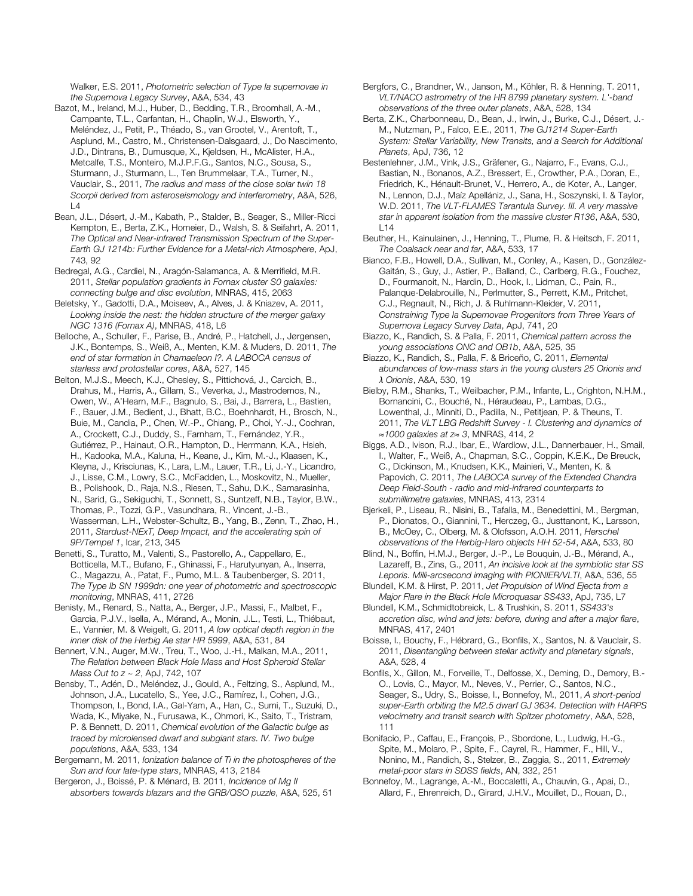Walker, E.S. 2011, *Photometric selection of Type Ia supernovae in the Supernova Legacy Survey*, A&A, 534, 43

Bazot, M., Ireland, M.J., Huber, D., Bedding, T.R., Broomhall, A.-M., Campante, T.L., Carfantan, H., Chaplin, W.J., Elsworth, Y., Meléndez, J., Petit, P., Théado, S., van Grootel, V., Arentoft, T., Asplund, M., Castro, M., Christensen-Dalsgaard, J., Do Nascimento, J.D., Dintrans, B., Dumusque, X., Kjeldsen, H., McAlister, H.A., Metcalfe, T.S., Monteiro, M.J.P.F.G., Santos, N.C., Sousa, S., Sturmann, J., Sturmann, L., Ten Brummelaar, T.A., Turner, N., Vauclair, S., 2011, *The radius and mass of the close solar twin 18 Scorpii derived from asteroseismology and interferometry*, A&A, 526, L4

Bean, J.L., Désert, J.-M., Kabath, P., Stalder, B., Seager, S., Miller-Ricci Kempton, E., Berta, Z.K., Homeier, D., Walsh, S. & Seifahrt, A. 2011, *The Optical and Near-infrared Transmission Spectrum of the Super-Earth GJ 1214b: Further Evidence for a Metal-rich Atmosphere*, ApJ, 743, 92

Bedregal, A.G., Cardiel, N., Aragón-Salamanca, A. & Merrifield, M.R. 2011, *Stellar population gradients in Fornax cluster S0 galaxies: connecting bulge and disc evolution*, MNRAS, 415, 2063

Beletsky, Y., Gadotti, D.A., Moiseev, A., Alves, J. & Kniazev, A. 2011, *Looking inside the nest: the hidden structure of the merger galaxy NGC 1316 (Fornax A)*, MNRAS, 418, L6

Belloche, A., Schuller, F., Parise, B., André, P., Hatchell, J., Jørgensen, J.K., Bontemps, S., Weiß, A., Menten, K.M. & Muders, D. 2011, *The end of star formation in Chamaeleon I?. A LABOCA census of starless and protostellar cores*, A&A, 527, 145

Belton, M.J.S., Meech, K.J., Chesley, S., Pittichová, J., Carcich, B., Drahus, M., Harris, A., Gillam, S., Veverka, J., Mastrodemos, N., Owen, W., A'Hearn, M.F., Bagnulo, S., Bai, J., Barrera, L., Bastien, F., Bauer, J.M., Bedient, J., Bhatt, B.C., Boehnhardt, H., Brosch, N., Buie, M., Candia, P., Chen, W.-P., Chiang, P., Choi, Y.-J., Cochran, A., Crockett, C.J., Duddy, S., Farnham, T., Fernández, Y.R., Gutiérrez, P., Hainaut, O.R., Hampton, D., Herrmann, K.A., Hsieh, H., Kadooka, M.A., Kaluna, H., Keane, J., Kim, M.-J., Klaasen, K., Kleyna, J., Krisciunas, K., Lara, L.M., Lauer, T.R., Li, J.-Y., Licandro, J., Lisse, C.M., Lowry, S.C., McFadden, L., Moskovitz, N., Mueller, B., Polishook, D., Raja, N.S., Riesen, T., Sahu, D.K., Samarasinha, N., Sarid, G., Sekiguchi, T., Sonnett, S., Suntzeff, N.B., Taylor, B.W., Thomas, P., Tozzi, G.P., Vasundhara, R., Vincent, J.-B., Wasserman, L.H., Webster-Schultz, B., Yang, B., Zenn, T., Zhao, H., 2011, *Stardust-NExT, Deep Impact, and the accelerating spin of 9P/Tempel 1*, Icar, 213, 345

Benetti, S., Turatto, M., Valenti, S., Pastorello, A., Cappellaro, E., Botticella, M.T., Bufano, F., Ghinassi, F., Harutyunyan, A., Inserra, C., Magazzu, A., Patat, F., Pumo, M.L. & Taubenberger, S. 2011, *The Type Ib SN 1999dn: one year of photometric and spectroscopic monitoring*, MNRAS, 411, 2726

Benisty, M., Renard, S., Natta, A., Berger, J.P., Massi, F., Malbet, F., Garcia, P.J.V., Isella, A., Mérand, A., Monin, J.L., Testi, L., Thiébaut, E., Vannier, M. & Weigelt, G. 2011, *A low optical depth region in the inner disk of the Herbig Ae star HR 5999*, A&A, 531, 84

Bennert, V.N., Auger, M.W., Treu, T., Woo, J.-H., Malkan, M.A., 2011, *The Relation between Black Hole Mass and Host Spheroid Stellar Mass Out to z ~ 2*, ApJ, 742, 107

Bensby, T., Adén, D., Meléndez, J., Gould, A., Feltzing, S., Asplund, M., Johnson, J.A., Lucatello, S., Yee, J.C., Ramírez, I., Cohen, J.G., Thompson, I., Bond, I.A., Gal-Yam, A., Han, C., Sumi, T., Suzuki, D., Wada, K., Miyake, N., Furusawa, K., Ohmori, K., Saito, T., Tristram, P. & Bennett, D. 2011, *Chemical evolution of the Galactic bulge as traced by microlensed dwarf and subgiant stars. IV. Two bulge populations*, A&A, 533, 134

Bergemann, M. 2011, *Ionization balance of Ti in the photospheres of the Sun and four late-type stars*, MNRAS, 413, 2184

Bergeron, J., Boissé, P. & Ménard, B. 2011, *Incidence of Mg II absorbers towards blazars and the GRB/QSO puzzle*, A&A, 525, 51

Bergfors, C., Brandner, W., Janson, M., Köhler, R. & Henning, T. 2011, *VLT/NACO astrometry of the HR 8799 planetary system. L'-band observations of the three outer planets*, A&A, 528, 134

Berta, Z.K., Charbonneau, D., Bean, J., Irwin, J., Burke, C.J., Désert, J.-M., Nutzman, P., Falco, E.E., 2011, *The GJ1214 Super-Earth System: Stellar Variability, New Transits, and a Search for Additional Planets*, ApJ, 736, 12

Bestenlehner, J.M., Vink, J.S., Gräfener, G., Najarro, F., Evans, C.J., Bastian, N., Bonanos, A.Z., Bressert, E., Crowther, P.A., Doran, E., Friedrich, K., Hénault-Brunet, V., Herrero, A., de Koter, A., Langer, N., Lennon, D.J., Maíz Apellániz, J., Sana, H., Soszynski, I. & Taylor, W.D. 2011, *The VLT-FLAMES Tarantula Survey. III. A very massive star in apparent isolation from the massive cluster R136*, A&A, 530, L14

Beuther, H., Kainulainen, J., Henning, T., Plume, R. & Heitsch, F. 2011, *The Coalsack near and far*, A&A, 533, 17

Bianco, F.B., Howell, D.A., Sullivan, M., Conley, A., Kasen, D., González-Gaitán, S., Guy, J., Astier, P., Balland, C., Carlberg, R.G., Fouchez, D., Fourmanoit, N., Hardin, D., Hook, I., Lidman, C., Pain, R., Palanque-Delabrouille, N., Perlmutter, S., Perrett, K.M., Pritchet, C.J., Regnault, N., Rich, J. & Ruhlmann-Kleider, V. 2011, *Constraining Type Ia Supernovae Progenitors from Three Years of Supernova Legacy Survey Data*, ApJ, 741, 20

Biazzo, K., Randich, S. & Palla, F. 2011, *Chemical pattern across the young associations ONC and OB1b*, A&A, 525, 35

Biazzo, K., Randich, S., Palla, F. & Briceño, C. 2011, *Elemental abundances of low-mass stars in the young clusters 25 Orionis and λ Orionis*, A&A, 530, 19

Bielby, R.M., Shanks, T., Weilbacher, P.M., Infante, L., Crighton, N.H.M., Bornancini, C., Bouché, N., Héraudeau, P., Lambas, D.G., Lowenthal, J., Minniti, D., Padilla, N., Petitjean, P. & Theuns, T. 2011, *The VLT LBG Redshift Survey - I. Clustering and dynamics of ≈1000 galaxies at z≈ 3*, MNRAS, 414, 2

Biggs, A.D., Ivison, R.J., Ibar, E., Wardlow, J.L., Dannerbauer, H., Smail, I., Walter, F., Weiß, A., Chapman, S.C., Coppin, K.E.K., De Breuck, C., Dickinson, M., Knudsen, K.K., Mainieri, V., Menten, K. & Papovich, C. 2011, *The LABOCA survey of the Extended Chandra Deep Field-South - radio and mid-infrared counterparts to submillimetre galaxies*, MNRAS, 413, 2314

Bjerkeli, P., Liseau, R., Nisini, B., Tafalla, M., Benedettini, M., Bergman, P., Dionatos, O., Giannini, T., Herczeg, G., Justtanont, K., Larsson, B., McCoey, C., Olberg, M. & Olofsson, A.O.H. 2011, *Herschel observations of the Herbig-Haro objects HH 52-54*, A&A, 533, 80

Blind, N., Boffin, H.M.J., Berger, J.-P., Le Bouquin, J.-B., Mérand, A., Lazareff, B., Zins, G., 2011, *An incisive look at the symbiotic star SS Leporis. Milli-arcsecond imaging with PIONIER/VLTI*, A&A, 536, 55

Blundell, K.M. & Hirst, P. 2011, *Jet Propulsion of Wind Ejecta from a Major Flare in the Black Hole Microquasar SS433*, ApJ, 735, L7

Blundell, K.M., Schmidtobreick, L. & Trushkin, S. 2011, *SS433's accretion disc, wind and jets: before, during and after a major flare*, MNRAS, 417, 2401

Boisse, I., Bouchy, F., Hébrard, G., Bonfils, X., Santos, N. & Vauclair, S. 2011, *Disentangling between stellar activity and planetary signals*, A&A, 528, 4

Bonfils, X., Gillon, M., Forveille, T., Delfosse, X., Deming, D., Demory, B.-O., Lovis, C., Mayor, M., Neves, V., Perrier, C., Santos, N.C., Seager, S., Udry, S., Boisse, I., Bonnefoy, M., 2011, *A short-period super-Earth orbiting the M2.5 dwarf GJ 3634. Detection with HARPS velocimetry and transit search with Spitzer photometry*, A&A, 528, 111

Bonifacio, P., Caffau, E., François, P., Sbordone, L., Ludwig, H.-G., Spite, M., Molaro, P., Spite, F., Cayrel, R., Hammer, F., Hill, V., Nonino, M., Randich, S., Stelzer, B., Zaggia, S., 2011, *Extremely metal-poor stars in SDSS fields*, AN, 332, 251

Bonnefoy, M., Lagrange, A.-M., Boccaletti, A., Chauvin, G., Apai, D., Allard, F., Ehrenreich, D., Girard, J.H.V., Mouillet, D., Rouan, D.,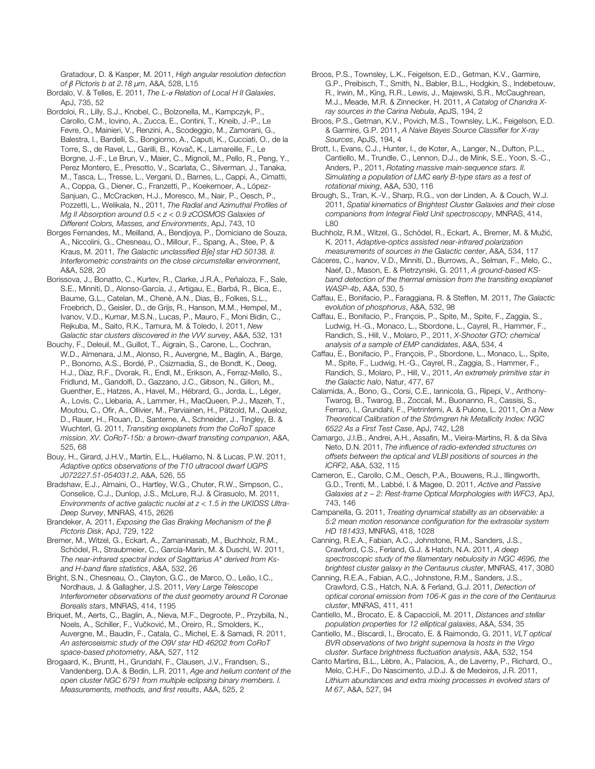Gratadour, D. & Kasper, M. 2011, *High angular resolution detection of β Pictoris b at 2.18 μm*, A&A, 528, L15

Bordalo, V. & Telles, E. 2011, *The L-σ Relation of Local H II Galaxies*, ApJ, 735, 52

Bordoloi, R., Lilly, S.J., Knobel, C., Bolzonella, M., Kampczyk, P., Carollo, C.M., Iovino, A., Zucca, E., Contini, T., Kneib, J.-P., Le Fevre, O., Mainieri, V., Renzini, A., Scodeggio, M., Zamorani, G., Balestra, I., Bardelli, S., Bongiorno, A., Caputi, K., Cucciati, O., de la Torre, S., de Ravel, L., Garilli, B., Kovač, K., Lamareille, F., Le Borgne, J.-F., Le Brun, V., Maier, C., Mignoli, M., Pello, R., Peng, Y., Perez Montero, E., Presotto, V., Scarlata, C., Silverman, J., Tanaka, M., Tasca, L., Tresse, L., Vergani, D., Barnes, L., Cappi, A., Cimatti, A., Coppa, G., Diener, C., Franzetti, P., Koekemoer, A., López-Sanjuan, C., McCracken, H.J., Moresco, M., Nair, P., Oesch, P., Pozzetti, L., Welikala, N., 2011, *The Radial and Azimuthal Profiles of Mg II Absorption around 0.5 < z < 0.9 zCOSMOS Galaxies of Different Colors, Masses, and Environments*, ApJ, 743, 10

Borges Fernandes, M., Meilland, A., Bendjoya, P., Domiciano de Souza, A., Niccolini, G., Chesneau, O., Millour, F., Spang, A., Stee, P. & Kraus, M. 2011, *The Galactic unclassified B[e] star HD 50138. II. Interferometric constraints on the close circumstellar environment*, A&A, 528, 20

Borissova, J., Bonatto, C., Kurtev, R., Clarke, J.R.A., Peñaloza, F., Sale, S.E., Minniti, D., Alonso-García, J., Artigau, E., Barbá, R., Bica, E., Baume, G.L., Catelan, M., Chenè, A.N., Dias, B., Folkes, S.L., Froebrich, D., Geisler, D., de Grijs, R., Hanson, M.M., Hempel, M., Ivanov, V.D., Kumar, M.S.N., Lucas, P., Mauro, F., Moni Bidin, C., Rejkuba, M., Saito, R.K., Tamura, M. & Toledo, I. 2011, *New Galactic star clusters discovered in the VVV survey*, A&A, 532, 131

Bouchy, F., Deleuil, M., Guillot, T., Aigrain, S., Carone, L., Cochran, W.D., Almenara, J.M., Alonso, R., Auvergne, M., Baglin, A., Barge, P., Bonomo, A.S., Bordé, P., Csizmadia, S., de Bondt, K., Deeg, H.J., Díaz, R.F., Dvorak, R., Endl, M., Erikson, A., Ferraz-Mello, S., Fridlund, M., Gandolfi, D., Gazzano, J.C., Gibson, N., Gillon, M., Guenther, E., Hatzes, A., Havel, M., Hébrard, G., Jorda, L., Léger, A., Lovis, C., Llebaria, A., Lammer, H., MacQueen, P.J., Mazeh, T., Moutou, C., Ofir, A., Ollivier, M., Parviainen, H., Pätzold, M., Queloz, D., Rauer, H., Rouan, D., Santerne, A., Schneider, J., Tingley, B. & Wuchterl, G. 2011, *Transiting exoplanets from the CoRoT space mission. XV. CoRoT-15b: a brown-dwarf transiting companion*, A&A, 525, 68

Bouy, H., Girard, J.H.V., Martín, E.L., Huélamo, N. & Lucas, P.W. 2011, *Adaptive optics observations of the T10 ultracool dwarf UGPS J072227.51-054031.2*, A&A, 526, 55

Bradshaw, E.J., Almaini, O., Hartley, W.G., Chuter, R.W., Simpson, C., Conselice, C.J., Dunlop, J.S., McLure, R.J. & Cirasuolo, M. 2011, *Environments of active galactic nuclei at z < 1.5 in the UKIDSS Ultra-Deep Survey*, MNRAS, 415, 2626

Brandeker, A. 2011, *Exposing the Gas Braking Mechanism of the β Pictoris Disk*, ApJ, 729, 122

Bremer, M., Witzel, G., Eckart, A., Zamaninasab, M., Buchholz, R.M., Schödel, R., Straubmeier, C., García-Marín, M. & Duschl, W. 2011, *The near-infrared spectral index of Sagittarius A* derived from Ks- and H-band flare statistics*, A&A, 532, 26

Bright, S.N., Chesneau, O., Clayton, G.C., de Marco, O., Leão, I.C., Nordhaus, J. & Gallagher, J.S. 2011, *Very Large Telescope Interferometer observations of the dust geometry around R Coronae Borealis stars*, MNRAS, 414, 1195

Briquet, M., Aerts, C., Baglin, A., Nieva, M.F., Degroote, P., Przybilla, N., Noels, A., Schiller, F., Vučković, M., Oreiro, R., Smolders, K., Auvergne, M., Baudin, F., Catala, C., Michel, E. & Samadi, R. 2011, *An asteroseismic study of the O9V star HD 46202 from CoRoT space-based photometry*, A&A, 527, 112

Brogaard, K., Bruntt, H., Grundahl, F., Clausen, J.V., Frandsen, S., Vandenberg, D.A. & Bedin, L.R. 2011, *Age and helium content of the open cluster NGC 6791 from multiple eclipsing binary members. I. Measurements, methods, and first results*, A&A, 525, 2

Broos, P.S., Townsley, L.K., Feigelson, E.D., Getman, K.V., Garmire, G.P., Preibisch, T., Smith, N., Babler, B.L., Hodgkin, S., Indebetouw, R., Irwin, M., King, R.R., Lewis, J., Majewski, S.R., McCaughrean, M.J., Meade, M.R. & Zinnecker, H. 2011, *A Catalog of Chandra X-ray sources in the Carina Nebula*, ApJS, 194, 2

Broos, P.S., Getman, K.V., Povich, M.S., Townsley, L.K., Feigelson, E.D. & Garmire, G.P. 2011, *A Naive Bayes Source Classifier for X-ray Sources*, ApJS, 194, 4

Brott, I., Evans, C.J., Hunter, I., de Koter, A., Langer, N., Dufton, P.L., Cantiello, M., Trundle, C., Lennon, D.J., de Mink, S.E., Yoon, S.-C., Anders, P., 2011, *Rotating massive main-sequence stars. II. Simulating a population of LMC early B-type stars as a test of rotational mixing*, A&A, 530, 116

Brough, S., Tran, K.-V., Sharp, R.G., von der Linden, A. & Couch, W.J. 2011, *Spatial kinematics of Brightest Cluster Galaxies and their close companions from Integral Field Unit spectroscopy*, MNRAS, 414, L80

Buchholz, R.M., Witzel, G., Schödel, R., Eckart, A., Bremer, M. & Mužić, K. 2011, *Adaptive-optics assisted near-infrared polarization measurements of sources in the Galactic center*, A&A, 534, 117

Cáceres, C., Ivanov, V.D., Minniti, D., Burrows, A., Selman, F., Melo, C., Naef, D., Mason, E. & Pietrzynski, G. 2011, *A ground-based KS-band detection of the thermal emission from the transiting exoplanet WASP-4b*, A&A, 530, 5

Caffau, E., Bonifacio, P., Faraggiana, R. & Steffen, M. 2011, *The Galactic evolution of phosphorus*, A&A, 532, 98

Caffau, E., Bonifacio, P., François, P., Spite, M., Spite, F., Zaggia, S., Ludwig, H.-G., Monaco, L., Sbordone, L., Cayrel, R., Hammer, F., Randich, S., Hill, V., Molaro, P., 2011, *X-Shooter GTO: chemical analysis of a sample of EMP candidates*, A&A, 534, 4

Caffau, E., Bonifacio, P., François, P., Sbordone, L., Monaco, L., Spite, M., Spite, F., Ludwig, H.-G., Cayrel, R., Zaggia, S., Hammer, F., Randich, S., Molaro, P., Hill, V., 2011, *An extremely primitive star in the Galactic halo*, Natur, 477, 67

Calamida, A., Bono, G., Corsi, C.E., Iannicola, G., Ripepi, V., Anthony-Twarog, B., Twarog, B., Zoccali, M., Buonanno, R., Cassisi, S., Ferraro, I., Grundahl, F., Pietrinferni, A. & Pulone, L. 2011, *On a New Theoretical Calibration of the Strömgren hk Metallicity Index: NGC 6522 As a First Test Case*, ApJ, 742, L28

Camargo, J.I.B., Andrei, A.H., Assafin, M., Vieira-Martins, R. & da Silva Neto, D.N. 2011, *The influence of radio-extended structures on offsets between the optical and VLBI positions of sources in the ICRF2*, A&A, 532, 115

Cameron, E., Carollo, C.M., Oesch, P.A., Bouwens, R.J., Illingworth, G.D., Trenti, M., Labbé, I. & Magee, D. 2011, *Active and Passive Galaxies at z ~ 2: Rest-frame Optical Morphologies with WFC3*, ApJ, 743, 146

Campanella, G. 2011, *Treating dynamical stability as an observable: a 5:2 mean motion resonance configuration for the extrasolar system HD 181433*, MNRAS, 418, 1028

Canning, R.E.A., Fabian, A.C., Johnstone, R.M., Sanders, J.S., Crawford, C.S., Ferland, G.J. & Hatch, N.A. 2011, *A deep spectroscopic study of the filamentary nebulosity in NGC 4696, the brightest cluster galaxy in the Centaurus cluster*, MNRAS, 417, 3080

Canning, R.E.A., Fabian, A.C., Johnstone, R.M., Sanders, J.S., Crawford, C.S., Hatch, N.A. & Ferland, G.J. 2011, *Detection of optical coronal emission from 106-K gas in the core of the Centaurus cluster*, MNRAS, 411, 411

Cantiello, M., Brocato, E. & Capaccioli, M. 2011, *Distances and stellar population properties for 12 elliptical galaxies*, A&A, 534, 35

Cantiello, M., Biscardi, I., Brocato, E. & Raimondo, G. 2011, *VLT optical BVR observations of two bright supernova Ia hosts in the Virgo cluster. Surface brightness fluctuation analysis*, A&A, 532, 154

Canto Martins, B.L., Lèbre, A., Palacios, A., de Laverny, P., Richard, O., Melo, C.H.F., Do Nascimento, J.D.J. & de Medeiros, J.R. 2011, *Lithium abundances and extra mixing processes in evolved stars of M 67*, A&A, 527, 94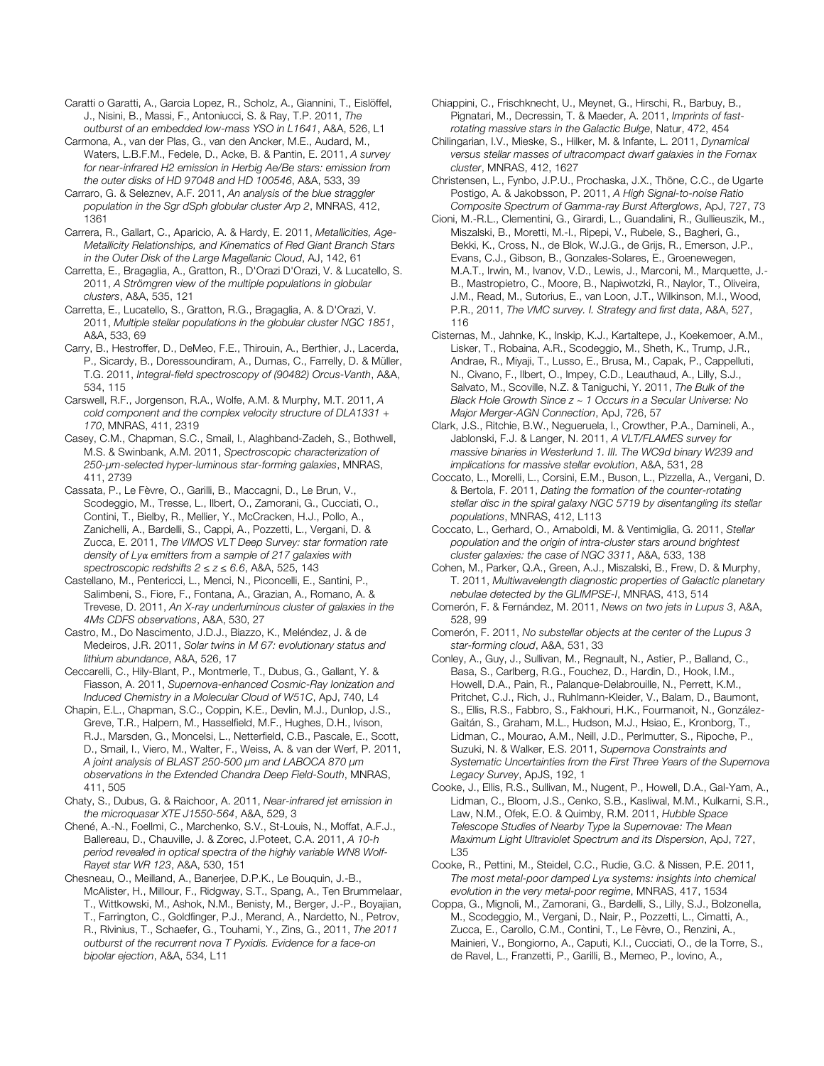Caratti o Garatti, A., Garcia Lopez, R., Scholz, A., Giannini, T., Eislöffel, J., Nisini, B., Massi, F., Antoniucci, S. & Ray, T.P. 2011, *The outburst of an embedded low-mass YSO in L1641*, A&A, 526, L1

Carmona, A., van der Plas, G., van den Ancker, M.E., Audard, M., Waters, L.B.F.M., Fedele, D., Acke, B. & Pantin, E. 2011, *A survey for near-infrared H2 emission in Herbig Ae/Be stars: emission from the outer disks of HD 97048 and HD 100546*, A&A, 533, 39

Carraro, G. & Seleznev, A.F. 2011, *An analysis of the blue straggler population in the Sgr dSph globular cluster Arp 2*, MNRAS, 412, 1361

Carrera, R., Gallart, C., Aparicio, A. & Hardy, E. 2011, *Metallicities, Age-Metallicity Relationships, and Kinematics of Red Giant Branch Stars in the Outer Disk of the Large Magellanic Cloud*, AJ, 142, 61

Carretta, E., Bragaglia, A., Gratton, R., D'Orazi D'Orazi, V. & Lucatello, S. 2011, *A Strömgren view of the multiple populations in globular clusters*, A&A, 535, 121

Carretta, E., Lucatello, S., Gratton, R.G., Bragaglia, A. & D'Orazi, V. 2011, *Multiple stellar populations in the globular cluster NGC 1851*, A&A, 533, 69

Carry, B., Hestroffer, D., DeMeo, F.E., Thirouin, A., Berthier, J., Lacerda, P., Sicardy, B., Doressoundiram, A., Dumas, C., Farrelly, D. & Müller, T.G. 2011, *Integral-field spectroscopy of (90482) Orcus-Vanth*, A&A, 534, 115

Carswell, R.F., Jorgenson, R.A., Wolfe, A.M. & Murphy, M.T. 2011, *A cold component and the complex velocity structure of DLA1331 + 170*, MNRAS, 411, 2319

Casey, C.M., Chapman, S.C., Smail, I., Alaghband-Zadeh, S., Bothwell, M.S. & Swinbank, A.M. 2011, *Spectroscopic characterization of 250-μm-selected hyper-luminous star-forming galaxies*, MNRAS, 411, 2739

Cassata, P., Le Fèvre, O., Garilli, B., Maccagni, D., Le Brun, V., Scodeggio, M., Tresse, L., Ilbert, O., Zamorani, G., Cucciati, O., Contini, T., Bielby, R., Mellier, Y., McCracken, H.J., Pollo, A., Zanichelli, A., Bardelli, S., Cappi, A., Pozzetti, L., Vergani, D. & Zucca, E. 2011, *The VIMOS VLT Deep Survey: star formation rate density of Lyα emitters from a sample of 217 galaxies with spectroscopic redshifts 2 ≤ z ≤ 6.6*, A&A, 525, 143

Castellano, M., Pentericci, L., Menci, N., Piconcelli, E., Santini, P., Salimbeni, S., Fiore, F., Fontana, A., Grazian, A., Romano, A. & Trevese, D. 2011, *An X-ray underluminous cluster of galaxies in the 4Ms CDFS observations*, A&A, 530, 27

Castro, M., Do Nascimento, J.D.J., Biazzo, K., Meléndez, J. & de Medeiros, J.R. 2011, *Solar twins in M 67: evolutionary status and lithium abundance*, A&A, 526, 17

Ceccarelli, C., Hily-Blant, P., Montmerle, T., Dubus, G., Gallant, Y. & Fiasson, A. 2011, *Supernova-enhanced Cosmic-Ray Ionization and Induced Chemistry in a Molecular Cloud of W51C*, ApJ, 740, L4

Chapin, E.L., Chapman, S.C., Coppin, K.E., Devlin, M.J., Dunlop, J.S., Greve, T.R., Halpern, M., Hasselfield, M.F., Hughes, D.H., Ivison, R.J., Marsden, G., Moncelsi, L., Netterfield, C.B., Pascale, E., Scott, D., Smail, I., Viero, M., Walter, F., Weiss, A. & van der Werf, P. 2011, *A joint analysis of BLAST 250-500 μm and LABOCA 870 μm observations in the Extended Chandra Deep Field-South*, MNRAS, 411, 505

Chaty, S., Dubus, G. & Raichoor, A. 2011, *Near-infrared jet emission in the microquasar XTE J1550-564*, A&A, 529, 3

Chené, A.-N., Foellmi, C., Marchenko, S.V., St-Louis, N., Moffat, A.F.J., Ballereau, D., Chauville, J. & Zorec, J.Poteet, C.A. 2011, *A 10-h period revealed in optical spectra of the highly variable WN8 Wolf-Rayet star WR 123*, A&A, 530, 151

Chesneau, O., Meilland, A., Banerjee, D.P.K., Le Bouquin, J.-B., McAlister, H., Millour, F., Ridgway, S.T., Spang, A., Ten Brummelaar, T., Wittkowski, M., Ashok, N.M., Benisty, M., Berger, J.-P., Boyajian, T., Farrington, C., Goldfinger, P.J., Merand, A., Nardetto, N., Petrov, R., Rivinius, T., Schaefer, G., Touhami, Y., Zins, G., 2011, *The 2011 outburst of the recurrent nova T Pyxidis. Evidence for a face-on bipolar ejection*, A&A, 534, L11

Chiappini, C., Frischknecht, U., Meynet, G., Hirschi, R., Barbuy, B., Pignatari, M., Decressin, T. & Maeder, A. 2011, *Imprints of fast-rotating massive stars in the Galactic Bulge*, Natur, 472, 454

Chilingarian, I.V., Mieske, S., Hilker, M. & Infante, L. 2011, *Dynamical versus stellar masses of ultracompact dwarf galaxies in the Fornax cluster*, MNRAS, 412, 1627

Christensen, L., Fynbo, J.P.U., Prochaska, J.X., Thöne, C.C., de Ugarte Postigo, A. & Jakobsson, P. 2011, *A High Signal-to-noise Ratio Composite Spectrum of Gamma-ray Burst Afterglows*, ApJ, 727, 73

Cioni, M.-R.L., Clementini, G., Girardi, L., Guandalini, R., Gullieuszik, M., Miszalski, B., Moretti, M.-I., Ripepi, V., Rubele, S., Bagheri, G., Bekki, K., Cross, N., de Blok, W.J.G., de Grijs, R., Emerson, J.P., Evans, C.J., Gibson, B., Gonzales-Solares, E., Groenewegen, M.A.T., Irwin, M., Ivanov, V.D., Lewis, J., Marconi, M., Marquette, J.-B., Mastropietro, C., Moore, B., Napiwotzki, R., Naylor, T., Oliveira, J.M., Read, M., Sutorius, E., van Loon, J.T., Wilkinson, M.I., Wood, P.R., 2011, *The VMC survey. I. Strategy and first data*, A&A, 527, 116

Cisternas, M., Jahnke, K., Inskip, K.J., Kartaltepe, J., Koekemoer, A.M., Lisker, T., Robaina, A.R., Scodeggio, M., Sheth, K., Trump, J.R., Andrae, R., Miyaji, T., Lusso, E., Brusa, M., Capak, P., Cappelluti, N., Civano, F., Ilbert, O., Impey, C.D., Leauthaud, A., Lilly, S.J., Salvato, M., Scoville, N.Z. & Taniguchi, Y. 2011, *The Bulk of the Black Hole Growth Since z ~ 1 Occurs in a Secular Universe: No Major Merger-AGN Connection*, ApJ, 726, 57

Clark, J.S., Ritchie, B.W., Negueruela, I., Crowther, P.A., Damineli, A., Jablonski, F.J. & Langer, N. 2011, *A VLT/FLAMES survey for massive binaries in Westerlund 1. III. The WC9d binary W239 and implications for massive stellar evolution*, A&A, 531, 28

Coccato, L., Morelli, L., Corsini, E.M., Buson, L., Pizzella, A., Vergani, D. & Bertola, F. 2011, *Dating the formation of the counter-rotating stellar disc in the spiral galaxy NGC 5719 by disentangling its stellar populations*, MNRAS, 412, L113

Coccato, L., Gerhard, O., Arnaboldi, M. & Ventimiglia, G. 2011, *Stellar population and the origin of intra-cluster stars around brightest cluster galaxies: the case of NGC 3311*, A&A, 533, 138

Cohen, M., Parker, Q.A., Green, A.J., Miszalski, B., Frew, D. & Murphy, T. 2011, *Multiwavelength diagnostic properties of Galactic planetary nebulae detected by the GLIMPSE-I*, MNRAS, 413, 514

Comerón, F. & Fernández, M. 2011, *News on two jets in Lupus 3*, A&A, 528, 99

Comerón, F. 2011, *No substellar objects at the center of the Lupus 3 star-forming cloud*, A&A, 531, 33

Conley, A., Guy, J., Sullivan, M., Regnault, N., Astier, P., Balland, C., Basa, S., Carlberg, R.G., Fouchez, D., Hardin, D., Hook, I.M., Howell, D.A., Pain, R., Palanque-Delabrouille, N., Perrett, K.M., Pritchet, C.J., Rich, J., Ruhlmann-Kleider, V., Balam, D., Baumont, S., Ellis, R.S., Fabbro, S., Fakhouri, H.K., Fourmanoit, N., González-Gaitán, S., Graham, M.L., Hudson, M.J., Hsiao, E., Kronborg, T., Lidman, C., Mourao, A.M., Neill, J.D., Perlmutter, S., Ripoche, P., Suzuki, N. & Walker, E.S. 2011, *Supernova Constraints and Systematic Uncertainties from the First Three Years of the Supernova Legacy Survey*, ApJS, 192, 1

Cooke, J., Ellis, R.S., Sullivan, M., Nugent, P., Howell, D.A., Gal-Yam, A., Lidman, C., Bloom, J.S., Cenko, S.B., Kasliwal, M.M., Kulkarni, S.R., Law, N.M., Ofek, E.O. & Quimby, R.M. 2011, *Hubble Space Telescope Studies of Nearby Type Ia Supernovae: The Mean Maximum Light Ultraviolet Spectrum and its Dispersion*, ApJ, 727, L35

Cooke, R., Pettini, M., Steidel, C.C., Rudie, G.C. & Nissen, P.E. 2011, *The most metal-poor damped Lyα systems: insights into chemical evolution in the very metal-poor regime*, MNRAS, 417, 1534

Coppa, G., Mignoli, M., Zamorani, G., Bardelli, S., Lilly, S.J., Bolzonella, M., Scodeggio, M., Vergani, D., Nair, P., Pozzetti, L., Cimatti, A., Zucca, E., Carollo, C.M., Contini, T., Le Fèvre, O., Renzini, A., Mainieri, V., Bongiorno, A., Caputi, K.I., Cucciati, O., de la Torre, S., de Ravel, L., Franzetti, P., Garilli, B., Memeo, P., Iovino, A.,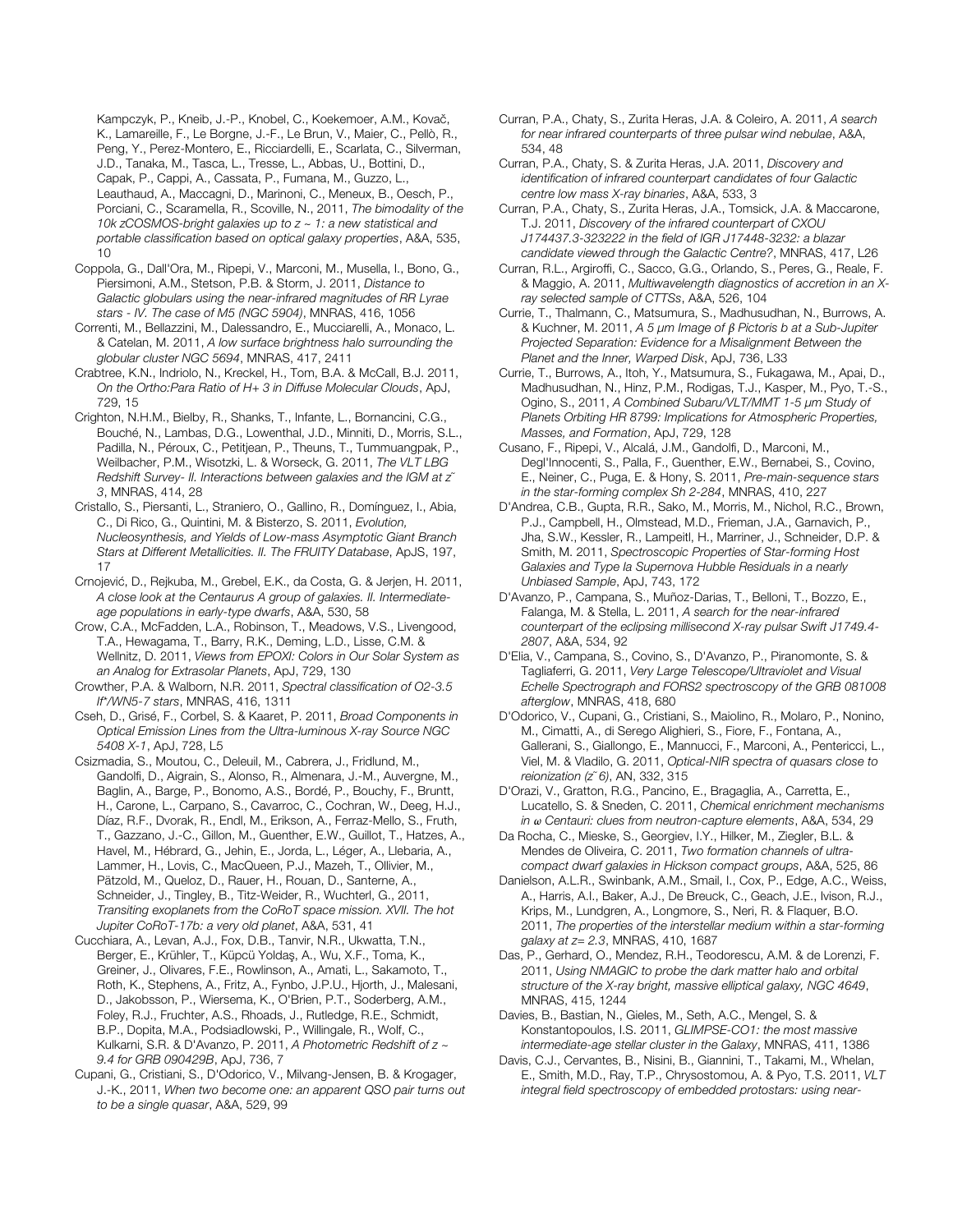Kampczyk, P., Kneib, J.-P., Knobel, C., Koekemoer, A.M., Kovač, K., Lamareille, F., Le Borgne, J.-F., Le Brun, V., Maier, C., Pellò, R., Peng, Y., Perez-Montero, E., Ricciardelli, E., Scarlata, C., Silverman, J.D., Tanaka, M., Tasca, L., Tresse, L., Abbas, U., Bottini, D., Capak, P., Cappi, A., Cassata, P., Fumana, M., Guzzo, L., Leauthaud, A., Maccagni, D., Marinoni, C., Meneux, B., Oesch, P., Porciani, C., Scaramella, R., Scoville, N., 2011, *The bimodality of the 10k zCOSMOS-bright galaxies up to z ~ 1: a new statistical and portable classification based on optical galaxy properties*, A&A, 535, 10

Coppola, G., Dall'Ora, M., Ripepi, V., Marconi, M., Musella, I., Bono, G., Piersimoni, A.M., Stetson, P.B. & Storm, J. 2011, *Distance to Galactic globulars using the near-infrared magnitudes of RR Lyrae stars - IV. The case of M5 (NGC 5904)*, MNRAS, 416, 1056

Correnti, M., Bellazzini, M., Dalessandro, E., Mucciarelli, A., Monaco, L. & Catelan, M. 2011, *A low surface brightness halo surrounding the globular cluster NGC 5694*, MNRAS, 417, 2411

Crabtree, K.N., Indriolo, N., Kreckel, H., Tom, B.A. & McCall, B.J. 2011, *On the Ortho:Para Ratio of H+ 3 in Diffuse Molecular Clouds*, ApJ, 729, 15

Crighton, N.H.M., Bielby, R., Shanks, T., Infante, L., Bornancini, C.G., Bouché, N., Lambas, D.G., Lowenthal, J.D., Minniti, D., Morris, S.L., Padilla, N., Péroux, C., Petitjean, P., Theuns, T., Tummuangpak, P., Weilbacher, P.M., Wisotzki, L. & Worseck, G. 2011, *The VLT LBG Redshift Survey- II. Interactions between galaxies and the IGM at z˜ 3*, MNRAS, 414, 28

Cristallo, S., Piersanti, L., Straniero, O., Gallino, R., Domínguez, I., Abia, C., Di Rico, G., Quintini, M. & Bisterzo, S. 2011, *Evolution, Nucleosynthesis, and Yields of Low-mass Asymptotic Giant Branch Stars at Different Metallicities. II. The FRUITY Database*, ApJS, 197, 17

Crnojević, D., Rejkuba, M., Grebel, E.K., da Costa, G. & Jerjen, H. 2011, *A close look at the Centaurus A group of galaxies. II. Intermediate-age populations in early-type dwarfs*, A&A, 530, 58

Crow, C.A., McFadden, L.A., Robinson, T., Meadows, V.S., Livengood, T.A., Hewagama, T., Barry, R.K., Deming, L.D., Lisse, C.M. & Wellnitz, D. 2011, *Views from EPOXI: Colors in Our Solar System as an Analog for Extrasolar Planets*, ApJ, 729, 130

Crowther, P.A. & Walborn, N.R. 2011, *Spectral classification of O2-3.5 If*/WN5-7 stars*, MNRAS, 416, 1311

Cseh, D., Grisé, F., Corbel, S. & Kaaret, P. 2011, *Broad Components in Optical Emission Lines from the Ultra-luminous X-ray Source NGC 5408 X-1*, ApJ, 728, L5

Csizmadia, S., Moutou, C., Deleuil, M., Cabrera, J., Fridlund, M., Gandolfi, D., Aigrain, S., Alonso, R., Almenara, J.-M., Auvergne, M., Baglin, A., Barge, P., Bonomo, A.S., Bordé, P., Bouchy, F., Bruntt, H., Carone, L., Carpano, S., Cavarroc, C., Cochran, W., Deeg, H.J., Díaz, R.F., Dvorak, R., Endl, M., Erikson, A., Ferraz-Mello, S., Fruth, T., Gazzano, J.-C., Gillon, M., Guenther, E.W., Guillot, T., Hatzes, A., Havel, M., Hébrard, G., Jehin, E., Jorda, L., Léger, A., Llebaria, A., Lammer, H., Lovis, C., MacQueen, P.J., Mazeh, T., Ollivier, M., Pätzold, M., Queloz, D., Rauer, H., Rouan, D., Santerne, A., Schneider, J., Tingley, B., Titz-Weider, R., Wuchterl, G., 2011, *Transiting exoplanets from the CoRoT space mission. XVII. The hot Jupiter CoRoT-17b: a very old planet*, A&A, 531, 41

Cucchiara, A., Levan, A.J., Fox, D.B., Tanvir, N.R., Ukwatta, T.N., Berger, E., Krühler, T., Küpcü Yoldaş, A., Wu, X.F., Toma, K., Greiner, J., Olivares, F.E., Rowlinson, A., Amati, L., Sakamoto, T., Roth, K., Stephens, A., Fritz, A., Fynbo, J.P.U., Hjorth, J., Malesani, D., Jakobsson, P., Wiersema, K., O'Brien, P.T., Soderberg, A.M., Foley, R.J., Fruchter, A.S., Rhoads, J., Rutledge, R.E., Schmidt, B.P., Dopita, M.A., Podsiadlowski, P., Willingale, R., Wolf, C., Kulkarni, S.R. & D'Avanzo, P. 2011, *A Photometric Redshift of z ~ 9.4 for GRB 090429B*, ApJ, 736, 7

Cupani, G., Cristiani, S., D'Odorico, V., Milvang-Jensen, B. & Krogager, J.-K., 2011, *When two become one: an apparent QSO pair turns out to be a single quasar*, A&A, 529, 99

Curran, P.A., Chaty, S., Zurita Heras, J.A. & Coleiro, A. 2011, *A search for near infrared counterparts of three pulsar wind nebulae*, A&A, 534, 48

Curran, P.A., Chaty, S. & Zurita Heras, J.A. 2011, *Discovery and identification of infrared counterpart candidates of four Galactic centre low mass X-ray binaries*, A&A, 533, 3

Curran, P.A., Chaty, S., Zurita Heras, J.A., Tomsick, J.A. & Maccarone, T.J. 2011, *Discovery of the infrared counterpart of CXOU J174437.3-323222 in the field of IGR J17448-3232: a blazar candidate viewed through the Galactic Centre?*, MNRAS, 417, L26

Curran, R.L., Argiroffi, C., Sacco, G.G., Orlando, S., Peres, G., Reale, F. & Maggio, A. 2011, *Multiwavelength diagnostics of accretion in an X-ray selected sample of CTTSs*, A&A, 526, 104

Currie, T., Thalmann, C., Matsumura, S., Madhusudhan, N., Burrows, A. & Kuchner, M. 2011, *A 5 μm Image of β Pictoris b at a Sub-Jupiter Projected Separation: Evidence for a Misalignment Between the Planet and the Inner, Warped Disk*, ApJ, 736, L33

Currie, T., Burrows, A., Itoh, Y., Matsumura, S., Fukagawa, M., Apai, D., Madhusudhan, N., Hinz, P.M., Rodigas, T.J., Kasper, M., Pyo, T.-S., Ogino, S., 2011, *A Combined Subaru/VLT/MMT 1-5 μm Study of Planets Orbiting HR 8799: Implications for Atmospheric Properties, Masses, and Formation*, ApJ, 729, 128

Cusano, F., Ripepi, V., Alcalá, J.M., Gandolfi, D., Marconi, M., Degl'Innocenti, S., Palla, F., Guenther, E.W., Bernabei, S., Covino, E., Neiner, C., Puga, E. & Hony, S. 2011, *Pre-main-sequence stars in the star-forming complex Sh 2-284*, MNRAS, 410, 227

D'Andrea, C.B., Gupta, R.R., Sako, M., Morris, M., Nichol, R.C., Brown, P.J., Campbell, H., Olmstead, M.D., Frieman, J.A., Garnavich, P., Jha, S.W., Kessler, R., Lampeitl, H., Marriner, J., Schneider, D.P. & Smith, M. 2011, *Spectroscopic Properties of Star-forming Host Galaxies and Type Ia Supernova Hubble Residuals in a nearly Unbiased Sample*, ApJ, 743, 172

D'Avanzo, P., Campana, S., Muñoz-Darias, T., Belloni, T., Bozzo, E., Falanga, M. & Stella, L. 2011, *A search for the near-infrared counterpart of the eclipsing millisecond X-ray pulsar Swift J1749.4-2807*, A&A, 534, 92

D'Elia, V., Campana, S., Covino, S., D'Avanzo, P., Piranomonte, S. & Tagliaferri, G. 2011, *Very Large Telescope/Ultraviolet and Visual Echelle Spectrograph and FORS2 spectroscopy of the GRB 081008 afterglow*, MNRAS, 418, 680

D'Odorico, V., Cupani, G., Cristiani, S., Maiolino, R., Molaro, P., Nonino, M., Cimatti, A., di Serego Alighieri, S., Fiore, F., Fontana, A., Gallerani, S., Giallongo, E., Mannucci, F., Marconi, A., Pentericci, L., Viel, M. & Vladilo, G. 2011, *Optical-NIR spectra of quasars close to reionization (z˜ 6)*, AN, 332, 315

D'Orazi, V., Gratton, R.G., Pancino, E., Bragaglia, A., Carretta, E., Lucatello, S. & Sneden, C. 2011, *Chemical enrichment mechanisms in ω Centauri: clues from neutron-capture elements*, A&A, 534, 29

Da Rocha, C., Mieske, S., Georgiev, I.Y., Hilker, M., Ziegler, B.L. & Mendes de Oliveira, C. 2011, *Two formation channels of ultra-compact dwarf galaxies in Hickson compact groups*, A&A, 525, 86

Danielson, A.L.R., Swinbank, A.M., Smail, I., Cox, P., Edge, A.C., Weiss, A., Harris, A.I., Baker, A.J., De Breuck, C., Geach, J.E., Ivison, R.J., Krips, M., Lundgren, A., Longmore, S., Neri, R. & Flaquer, B.O. 2011, *The properties of the interstellar medium within a star-forming galaxy at z= 2.3*, MNRAS, 410, 1687

Das, P., Gerhard, O., Mendez, R.H., Teodorescu, A.M. & de Lorenzi, F. 2011, *Using NMAGIC to probe the dark matter halo and orbital structure of the X-ray bright, massive elliptical galaxy, NGC 4649*, MNRAS, 415, 1244

Davies, B., Bastian, N., Gieles, M., Seth, A.C., Mengel, S. & Konstantopoulos, I.S. 2011, *GLIMPSE-CO1: the most massive intermediate-age stellar cluster in the Galaxy*, MNRAS, 411, 1386

Davis, C.J., Cervantes, B., Nisini, B., Giannini, T., Takami, M., Whelan, E., Smith, M.D., Ray, T.P., Chrysostomou, A. & Pyo, T.S. 2011, *VLT integral field spectroscopy of embedded protostars: using near-*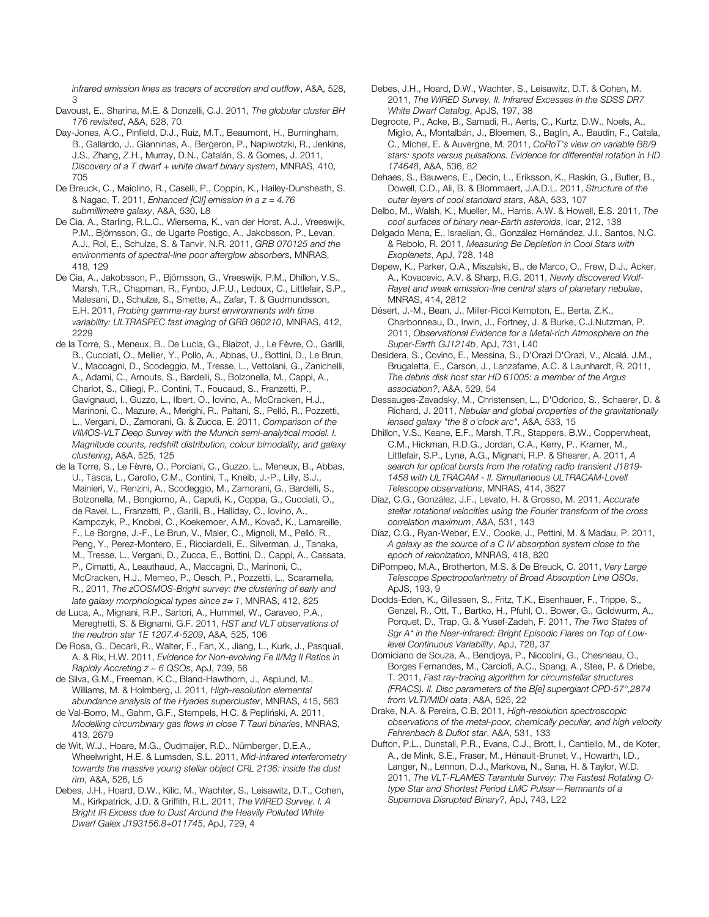*infrared emission lines as tracers of accretion and outflow*, A&A, 528, 3

Davoust, E., Sharina, M.E. & Donzelli, C.J. 2011, *The globular cluster BH 176 revisited*, A&A, 528, 70

Day-Jones, A.C., Pinfield, D.J., Ruiz, M.T., Beaumont, H., Burningham, B., Gallardo, J., Gianninas, A., Bergeron, P., Napiwotzki, R., Jenkins, J.S., Zhang, Z.H., Murray, D.N., Catalán, S. & Gomes, J. 2011, *Discovery of a T dwarf + white dwarf binary system*, MNRAS, 410, 705

De Breuck, C., Maiolino, R., Caselli, P., Coppin, K., Hailey-Dunsheath, S. & Nagao, T. 2011, *Enhanced [CII] emission in a z = 4.76 submillimetre galaxy*, A&A, 530, L8

De Cia, A., Starling, R.L.C., Wiersema, K., van der Horst, A.J., Vreeswijk, P.M., Björnsson, G., de Ugarte Postigo, A., Jakobsson, P., Levan, A.J., Rol, E., Schulze, S. & Tanvir, N.R. 2011, *GRB 070125 and the environments of spectral-line poor afterglow absorbers*, MNRAS, 418, 129

De Cia, A., Jakobsson, P., Björnsson, G., Vreeswijk, P.M., Dhillon, V.S., Marsh, T.R., Chapman, R., Fynbo, J.P.U., Ledoux, C., Littlefair, S.P., Malesani, D., Schulze, S., Smette, A., Zafar, T. & Gudmundsson, E.H. 2011, *Probing gamma-ray burst environments with time variability: ULTRASPEC fast imaging of GRB 080210*, MNRAS, 412, 2229

de la Torre, S., Meneux, B., De Lucia, G., Blaizot, J., Le Fèvre, O., Garilli, B., Cucciati, O., Mellier, Y., Pollo, A., Abbas, U., Bottini, D., Le Brun, V., Maccagni, D., Scodeggio, M., Tresse, L., Vettolani, G., Zanichelli, A., Adami, C., Arnouts, S., Bardelli, S., Bolzonella, M., Cappi, A., Charlot, S., Ciliegi, P., Contini, T., Foucaud, S., Franzetti, P., Gavignaud, I., Guzzo, L., Ilbert, O., Iovino, A., McCracken, H.J., Marinoni, C., Mazure, A., Merighi, R., Paltani, S., Pelló, R., Pozzetti, L., Vergani, D., Zamorani, G. & Zucca, E. 2011, *Comparison of the VIMOS-VLT Deep Survey with the Munich semi-analytical model. I. Magnitude counts, redshift distribution, colour bimodality, and galaxy clustering*, A&A, 525, 125

de la Torre, S., Le Fèvre, O., Porciani, C., Guzzo, L., Meneux, B., Abbas, U., Tasca, L., Carollo, C.M., Contini, T., Kneib, J.-P., Lilly, S.J., Mainieri, V., Renzini, A., Scodeggio, M., Zamorani, G., Bardelli, S., Bolzonella, M., Bongiorno, A., Caputi, K., Coppa, G., Cucciati, O., de Ravel, L., Franzetti, P., Garilli, B., Halliday, C., Iovino, A., Kampczyk, P., Knobel, C., Koekemoer, A.M., Kovač, K., Lamareille, F., Le Borgne, J.-F., Le Brun, V., Maier, C., Mignoli, M., Pelló, R., Peng, Y., Perez-Montero, E., Ricciardelli, E., Silverman, J., Tanaka, M., Tresse, L., Vergani, D., Zucca, E., Bottini, D., Cappi, A., Cassata, P., Cimatti, A., Leauthaud, A., Maccagni, D., Marinoni, C., McCracken, H.J., Memeo, P., Oesch, P., Pozzetti, L., Scaramella, R., 2011, *The zCOSMOS-Bright survey: the clustering of early and late galaxy morphological types since z≃1*, MNRAS, 412, 825

de Luca, A., Mignani, R.P., Sartori, A., Hummel, W., Caraveo, P.A., Mereghetti, S. & Bignami, G.F. 2011, *HST and VLT observations of the neutron star 1E 1207.4-5209*, A&A, 525, 106

De Rosa, G., Decarli, R., Walter, F., Fan, X., Jiang, L., Kurk, J., Pasquali, A. & Rix, H.W. 2011, *Evidence for Non-evolving Fe II/Mg II Ratios in Rapidly Accreting z ~ 6 QSOs*, ApJ, 739, 56

de Silva, G.M., Freeman, K.C., Bland-Hawthorn, J., Asplund, M., Williams, M. & Holmberg, J. 2011, *High-resolution elemental abundance analysis of the Hyades supercluster*, MNRAS, 415, 563

de Val-Borro, M., Gahm, G.F., Stempels, H.C. & Pepliński, A. 2011, *Modelling circumbinary gas flows in close T Tauri binaries*, MNRAS, 413, 2679

de Wit, W.J., Hoare, M.G., Oudmaijer, R.D., Nürnberger, D.E.A., Wheelwright, H.E. & Lumsden, S.L. 2011, *Mid-infrared interferometry towards the massive young stellar object CRL 2136: inside the dust rim*, A&A, 526, L5

Debes, J.H., Hoard, D.W., Kilic, M., Wachter, S., Leisawitz, D.T., Cohen, M., Kirkpatrick, J.D. & Griffith, R.L. 2011, *The WIRED Survey. I. A Bright IR Excess due to Dust Around the Heavily Polluted White Dwarf Galex J193156.8+011745*, ApJ, 729, 4

Debes, J.H., Hoard, D.W., Wachter, S., Leisawitz, D.T. & Cohen, M. 2011, *The WIRED Survey. II. Infrared Excesses in the SDSS DR7 White Dwarf Catalog*, ApJS, 197, 38

Degroote, P., Acke, B., Samadi, R., Aerts, C., Kurtz, D.W., Noels, A., Miglio, A., Montalbán, J., Bloemen, S., Baglin, A., Baudin, F., Catala, C., Michel, E. & Auvergne, M. 2011, *CoRoT's view on variable B8/9 stars: spots versus pulsations. Evidence for differential rotation in HD 174648*, A&A, 536, 82

Dehaes, S., Bauwens, E., Decin, L., Eriksson, K., Raskin, G., Butler, B., Dowell, C.D., Ali, B. & Blommaert, J.A.D.L. 2011, *Structure of the outer layers of cool standard stars*, A&A, 533, 107

Delbo, M., Walsh, K., Mueller, M., Harris, A.W. & Howell, E.S. 2011, *The cool surfaces of binary near-Earth asteroids*, Icar, 212, 138

Delgado Mena, E., Israelian, G., González Hernández, J.I., Santos, N.C. & Rebolo, R. 2011, *Measuring Be Depletion in Cool Stars with Exoplanets*, ApJ, 728, 148

Depew, K., Parker, Q.A., Miszalski, B., de Marco, O., Frew, D.J., Acker, A., Kovacevic, A.V. & Sharp, R.G. 2011, *Newly discovered Wolf-Rayet and weak emission-line central stars of planetary nebulae*, MNRAS, 414, 2812

Désert, J.-M., Bean, J., Miller-Ricci Kempton, E., Berta, Z.K., Charbonneau, D., Irwin, J., Fortney, J. & Burke, C.J.Nutzman, P. 2011, *Observational Evidence for a Metal-rich Atmosphere on the Super-Earth GJ1214b*, ApJ, 731, L40

Desidera, S., Covino, E., Messina, S., D'Orazi D'Orazi, V., Alcalá, J.M., Brugaletta, E., Carson, J., Lanzafame, A.C. & Launhardt, R. 2011, *The debris disk host star HD 61005: a member of the Argus association?*, A&A, 529, 54

Dessauges-Zavadsky, M., Christensen, L., D'Odorico, S., Schaerer, D. & Richard, J. 2011, *Nebular and global properties of the gravitationally lensed galaxy "the 8 o'clock arc"*, A&A, 533, 15

Dhillon, V.S., Keane, E.F., Marsh, T.R., Stappers, B.W., Copperwheat, C.M., Hickman, R.D.G., Jordan, C.A., Kerry, P., Kramer, M., Littlefair, S.P., Lyne, A.G., Mignani, R.P. & Shearer, A. 2011, *A search for optical bursts from the rotating radio transient J1819-1458 with ULTRACAM - II. Simultaneous ULTRACAM-Lovell Telescope observations*, MNRAS, 414, 3627

Díaz, C.G., González, J.F., Levato, H. & Grosso, M. 2011, *Accurate stellar rotational velocities using the Fourier transform of the cross correlation maximum*, A&A, 531, 143

Díaz, C.G., Ryan-Weber, E.V., Cooke, J., Pettini, M. & Madau, P. 2011, *A galaxy as the source of a C IV absorption system close to the epoch of reionization*, MNRAS, 418, 820

DiPompeo, M.A., Brotherton, M.S. & De Breuck, C. 2011, *Very Large Telescope Spectropolarimetry of Broad Absorption Line QSOs*, ApJS, 193, 9

Dodds-Eden, K., Gillessen, S., Fritz, T.K., Eisenhauer, F., Trippe, S., Genzel, R., Ott, T., Bartko, H., Pfuhl, O., Bower, G., Goldwurm, A., Porquet, D., Trap, G. & Yusef-Zadeh, F. 2011, *The Two States of Sgr A\* in the Near-infrared: Bright Episodic Flares on Top of Low-level Continuous Variability*, ApJ, 728, 37

Domiciano de Souza, A., Bendjoya, P., Niccolini, G., Chesneau, O., Borges Fernandes, M., Carciofi, A.C., Spang, A., Stee, P. & Driebe, T. 2011, *Fast ray-tracing algorithm for circumstellar structures (FRACS). II. Disc parameters of the B[e] supergiant CPD-57°,2874 from VLTI/MIDI data*, A&A, 525, 22

Drake, N.A. & Pereira, C.B. 2011, *High-resolution spectroscopic observations of the metal-poor, chemically peculiar, and high velocity Fehrenbach & Duflot star*, A&A, 531, 133

Dufton, P.L., Dunstall, P.R., Evans, C.J., Brott, I., Cantiello, M., de Koter, A., de Mink, S.E., Fraser, M., Hénault-Brunet, V., Howarth, I.D., Langer, N., Lennon, D.J., Markova, N., Sana, H. & Taylor, W.D. 2011, *The VLT-FLAMES Tarantula Survey: The Fastest Rotating O-type Star and Shortest Period LMC Pulsar—Remnants of a Supernova Disrupted Binary?*, ApJ, 743, L22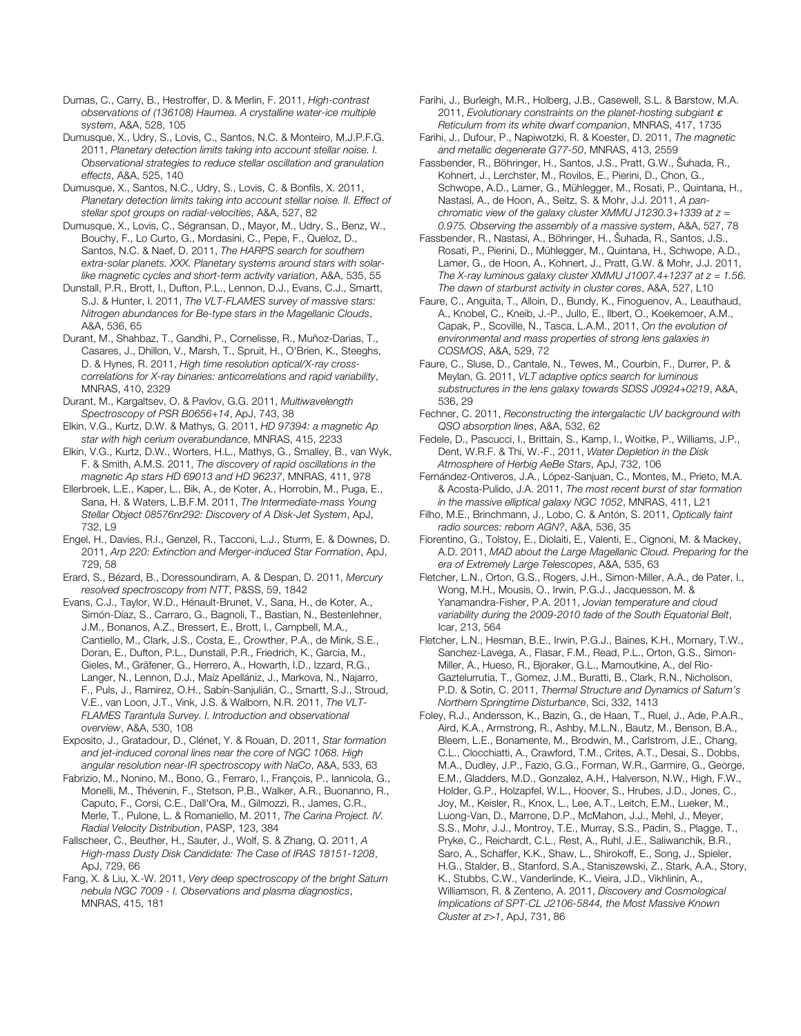Dumas, C., Carry, B., Hestroffer, D. & Merlin, F. 2011, *High-contrast observations of (136108) Haumea. A crystalline water-ice multiple system*, A&A, 528, 105

Dumusque, X., Udry, S., Lovis, C., Santos, N.C. & Monteiro, M.J.P.F.G. 2011, *Planetary detection limits taking into account stellar noise. I. Observational strategies to reduce stellar oscillation and granulation effects*, A&A, 525, 140

Dumusque, X., Santos, N.C., Udry, S., Lovis, C. & Bonfils, X. 2011, *Planetary detection limits taking into account stellar noise. II. Effect of stellar spot groups on radial-velocities*, A&A, 527, 82

Dumusque, X., Lovis, C., Ségransan, D., Mayor, M., Udry, S., Benz, W., Bouchy, F., Lo Curto, G., Mordasini, C., Pepe, F., Queloz, D., Santos, N.C. & Naef, D. 2011, *The HARPS search for southern extra-solar planets. XXX. Planetary systems around stars with solar-like magnetic cycles and short-term activity variation*, A&A, 535, 55

Dunstall, P.R., Brott, I., Dufton, P.L., Lennon, D.J., Evans, C.J., Smartt, S.J. & Hunter, I. 2011, *The VLT-FLAMES survey of massive stars: Nitrogen abundances for Be-type stars in the Magellanic Clouds*, A&A, 536, 65

Durant, M., Shahbaz, T., Gandhi, P., Cornelisse, R., Muñoz-Darias, T., Casares, J., Dhillon, V., Marsh, T., Spruit, H., O'Brien, K., Steeghs, D. & Hynes, R. 2011, *High time resolution optical/X-ray cross-correlations for X-ray binaries: anticorrelations and rapid variability*, MNRAS, 410, 2329

Durant, M., Kargaltsev, O. & Pavlov, G.G. 2011, *Multiwavelength Spectroscopy of PSR B0656+14*, ApJ, 743, 38

Elkin, V.G., Kurtz, D.W. & Mathys, G. 2011, *HD 97394: a magnetic Ap star with high cerium overabundance*, MNRAS, 415, 2233

Elkin, V.G., Kurtz, D.W., Worters, H.L., Mathys, G., Smalley, B., van Wyk, F. & Smith, A.M.S. 2011, *The discovery of rapid oscillations in the magnetic Ap stars HD 69013 and HD 96237*, MNRAS, 411, 978

Ellerbroek, L.E., Kaper, L., Bik, A., de Koter, A., Horrobin, M., Puga, E., Sana, H. & Waters, L.B.F.M. 2011, *The Intermediate-mass Young Stellar Object 08576nr292: Discovery of A Disk-Jet System*, ApJ, 732, L9

Engel, H., Davies, R.I., Genzel, R., Tacconi, L.J., Sturm, E. & Downes, D. 2011, *Arp 220: Extinction and Merger-induced Star Formation*, ApJ, 729, 58

Erard, S., Bézard, B., Doressoundiram, A. & Despan, D. 2011, *Mercury resolved spectroscopy from NTT*, P&SS, 59, 1842

Evans, C.J., Taylor, W.D., Hénault-Brunet, V., Sana, H., de Koter, A., Simón-Díaz, S., Carraro, G., Bagnoli, T., Bastian, N., Bestenlehner, J.M., Bonanos, A.Z., Bressert, E., Brott, I., Campbell, M.A., Cantiello, M., Clark, J.S., Costa, E., Crowther, P.A., de Mink, S.E., Doran, E., Dufton, P.L., Dunstall, P.R., Friedrich, K., Garcia, M., Gieles, M., Gräfener, G., Herrero, A., Howarth, I.D., Izzard, R.G., Langer, N., Lennon, D.J., Maíz Apellániz, J., Markova, N., Najarro, F., Puls, J., Ramirez, O.H., Sabín-Sanjulián, C., Smartt, S.J., Stroud, V.E., van Loon, J.T., Vink, J.S. & Walborn, N.R. 2011, *The VLT-FLAMES Tarantula Survey. I. Introduction and observational overview*, A&A, 530, 108

Exposito, J., Gratadour, D., Clénet, Y. & Rouan, D. 2011, *Star formation and jet-induced coronal lines near the core of NGC 1068. High angular resolution near-IR spectroscopy with NaCo*, A&A, 533, 63

Fabrizio, M., Nonino, M., Bono, G., Ferraro, I., François, P., Iannicola, G., Monelli, M., Thévenin, F., Stetson, P.B., Walker, A.R., Buonanno, R., Caputo, F., Corsi, C.E., Dall'Ora, M., Gilmozzi, R., James, C.R., Merle, T., Pulone, L. & Romaniello, M. 2011, *The Carina Project. IV. Radial Velocity Distribution*, PASP, 123, 384

Fallscheer, C., Beuther, H., Sauter, J., Wolf, S. & Zhang, Q. 2011, *A High-mass Dusty Disk Candidate: The Case of IRAS 18151-1208*, ApJ, 729, 66

Fang, X. & Liu, X.-W. 2011, *Very deep spectroscopy of the bright Saturn nebula NGC 7009 - I. Observations and plasma diagnostics*, MNRAS, 415, 181

Farihi, J., Burleigh, M.R., Holberg, J.B., Casewell, S.L. & Barstow, M.A. 2011, *Evolutionary constraints on the planet-hosting subgiant $\epsilon$ Reticulum from its white dwarf companion*, MNRAS, 417, 1735

Farihi, J., Dufour, P., Napiwotzki, R. & Koester, D. 2011, *The magnetic and metallic degenerate G77-50*, MNRAS, 413, 2559

Fassbender, R., Böhringer, H., Santos, J.S., Pratt, G.W., Šuhada, R., Kohnert, J., Lerchster, M., Rovilos, E., Pierini, D., Chon, G., Schwope, A.D., Lamer, G., Mühlegger, M., Rosati, P., Quintana, H., Nastasi, A., de Hoon, A., Seitz, S. & Mohr, J.J. 2011, *A pan-chromatic view of the galaxy cluster XMMU J1230.3+1339 at z = 0.975. Observing the assembly of a massive system*, A&A, 527, 78

Fassbender, R., Nastasi, A., Böhringer, H., Šuhada, R., Santos, J.S., Rosati, P., Pierini, D., Mühlegger, M., Quintana, H., Schwope, A.D., Lamer, G., de Hoon, A., Kohnert, J., Pratt, G.W. & Mohr, J.J. 2011, *The X-ray luminous galaxy cluster XMMU J1007.4+1237 at z = 1.56. The dawn of starburst activity in cluster cores*, A&A, 527, L10

Faure, C., Anguita, T., Alloin, D., Bundy, K., Finoguenov, A., Leauthaud, A., Knobel, C., Kneib, J.-P., Jullo, E., Ilbert, O., Koekemoer, A.M., Capak, P., Scoville, N., Tasca, L.A.M., 2011, *On the evolution of environmental and mass properties of strong lens galaxies in COSMOS*, A&A, 529, 72

Faure, C., Sluse, D., Cantale, N., Tewes, M., Courbin, F., Durrer, P. & Meylan, G. 2011, *VLT adaptive optics search for luminous substructures in the lens galaxy towards SDSS J0924+0219*, A&A, 536, 29

Fechner, C. 2011, *Reconstructing the intergalactic UV background with QSO absorption lines*, A&A, 532, 62

Fedele, D., Pascucci, I., Brittain, S., Kamp, I., Woitke, P., Williams, J.P., Dent, W.R.F. & Thi, W.-F., 2011, *Water Depletion in the Disk Atmosphere of Herbig AeBe Stars*, ApJ, 732, 106

Fernández-Ontiveros, J.A., López-Sanjuan, C., Montes, M., Prieto, M.A. & Acosta-Pulido, J.A. 2011, *The most recent burst of star formation in the massive elliptical galaxy NGC 1052*, MNRAS, 411, L21

Filho, M.E., Brinchmann, J., Lobo, C. & Antón, S. 2011, *Optically faint radio sources: reborn AGN?*, A&A, 536, 35

Fiorentino, G., Tolstoy, E., Diolaiti, E., Valenti, E., Cignoni, M. & Mackey, A.D. 2011, *MAD about the Large Magellanic Cloud. Preparing for the era of Extremely Large Telescopes*, A&A, 535, 63

Fletcher, L.N., Orton, G.S., Rogers, J.H., Simon-Miller, A.A., de Pater, I., Wong, M.H., Mousis, O., Irwin, P.G.J., Jacquesson, M. & Yanamandra-Fisher, P.A. 2011, *Jovian temperature and cloud variability during the 2009-2010 fade of the South Equatorial Belt*, Icar, 213, 564

Fletcher, L.N., Hesman, B.E., Irwin, P.G.J., Baines, K.H., Momary, T.W., Sanchez-Lavega, A., Flasar, F.M., Read, P.L., Orton, G.S., Simon-Miller, A., Hueso, R., Bjoraker, G.L., Mamoutkine, A., del Rio-Gaztelurrutia, T., Gomez, J.M., Buratti, B., Clark, R.N., Nicholson, P.D. & Sotin, C. 2011, *Thermal Structure and Dynamics of Saturn's Northern Springtime Disturbance*, Sci, 332, 1413

Foley, R.J., Andersson, K., Bazin, G., de Haan, T., Ruel, J., Ade, P.A.R., Aird, K.A., Armstrong, R., Ashby, M.L.N., Bautz, M., Benson, B.A., Bleem, L.E., Bonamente, M., Brodwin, M., Carlstrom, J.E., Chang, C.L., Clocchiatti, A., Crawford, T.M., Crites, A.T., Desai, S., Dobbs, M.A., Dudley, J.P., Fazio, G.G., Forman, W.R., Garmire, G., George, E.M., Gladders, M.D., Gonzalez, A.H., Halverson, N.W., High, F.W., Holder, G.P., Holzapfel, W.L., Hoover, S., Hrubes, J.D., Jones, C., Joy, M., Keisler, R., Knox, L., Lee, A.T., Leitch, E.M., Lueker, M., Luong-Van, D., Marrone, D.P., McMahon, J.J., Mehl, J., Meyer, S.S., Mohr, J.J., Montroy, T.E., Murray, S.S., Padin, S., Plagge, T., Pryke, C., Reichardt, C.L., Rest, A., Ruhl, J.E., Saliwanchik, B.R., Saro, A., Schaffer, K.K., Shaw, L., Shirokoff, E., Song, J., Spieler, H.G., Stalder, B., Stanford, S.A., Staniszewski, Z., Stark, A.A., Story, K., Stubbs, C.W., Vanderlinde, K., Vieira, J.D., Vikhlinin, A., Williamson, R. & Zenteno, A. 2011, *Discovery and Cosmological Implications of SPT-CL J2106-5844, the Most Massive Known Cluster at z>1*, ApJ, 731, 86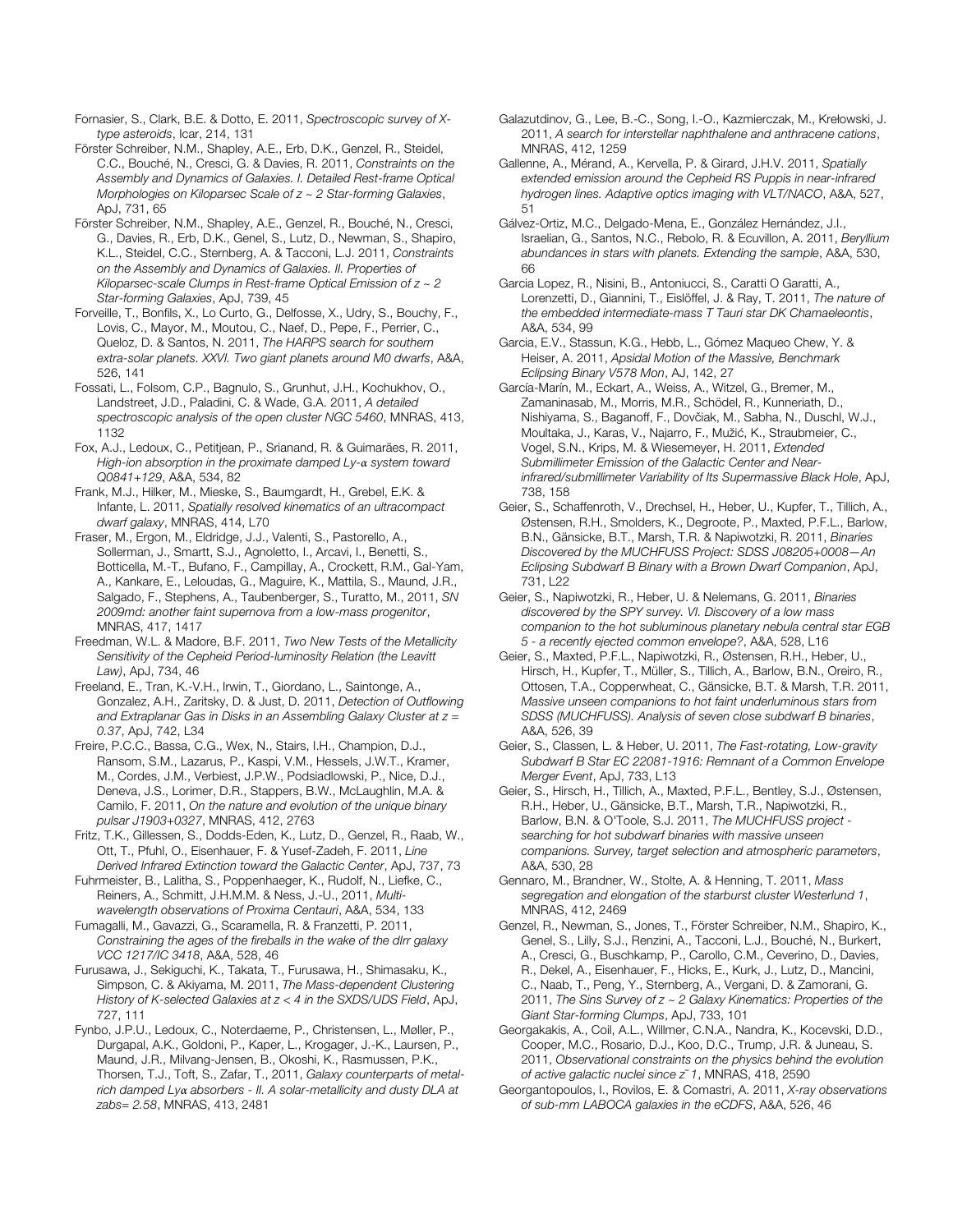Fornasier, S., Clark, B.E. & Dotto, E. 2011, *Spectroscopic survey of X-type asteroids*, Icar, 214, 131

Förster Schreiber, N.M., Shapley, A.E., Erb, D.K., Genzel, R., Steidel, C.C., Bouché, N., Cresci, G. & Davies, R. 2011, *Constraints on the Assembly and Dynamics of Galaxies. I. Detailed Rest-frame Optical Morphologies on Kiloparsec Scale of z ~ 2 Star-forming Galaxies*, ApJ, 731, 65

Förster Schreiber, N.M., Shapley, A.E., Genzel, R., Bouché, N., Cresci, G., Davies, R., Erb, D.K., Genel, S., Lutz, D., Newman, S., Shapiro, K.L., Steidel, C.C., Sternberg, A. & Tacconi, L.J. 2011, *Constraints on the Assembly and Dynamics of Galaxies. II. Properties of Kiloparsec-scale Clumps in Rest-frame Optical Emission of z ~ 2 Star-forming Galaxies*, ApJ, 739, 45

Forveille, T., Bonfils, X., Lo Curto, G., Delfosse, X., Udry, S., Bouchy, F., Lovis, C., Mayor, M., Moutou, C., Naef, D., Pepe, F., Perrier, C., Queloz, D. & Santos, N. 2011, *The HARPS search for southern extra-solar planets. XXVI. Two giant planets around M0 dwarfs*, A&A, 526, 141

Fossati, L., Folsom, C.P., Bagnulo, S., Grunhut, J.H., Kochukhov, O., Landstreet, J.D., Paladini, C. & Wade, G.A. 2011, *A detailed spectroscopic analysis of the open cluster NGC 5460*, MNRAS, 413, 1132

Fox, A.J., Ledoux, C., Petitjean, P., Srianand, R. & Guimarães, R. 2011, *High-ion absorption in the proximate damped Ly-α system toward Q0841+129*, A&A, 534, 82

Frank, M.J., Hilker, M., Mieske, S., Baumgardt, H., Grebel, E.K. & Infante, L. 2011, *Spatially resolved kinematics of an ultracompact dwarf galaxy*, MNRAS, 414, L70

Fraser, M., Ergon, M., Eldridge, J.J., Valenti, S., Pastorello, A., Sollerman, J., Smartt, S.J., Agnoletto, I., Arcavi, I., Benetti, S., Botticella, M.-T., Bufano, F., Campillay, A., Crockett, R.M., Gal-Yam, A., Kankare, E., Leloudas, G., Maguire, K., Mattila, S., Maund, J.R., Salgado, F., Stephens, A., Taubenberger, S., Turatto, M., 2011, *SN 2009md: another faint supernova from a low-mass progenitor*, MNRAS, 417, 1417

Freedman, W.L. & Madore, B.F. 2011, *Two New Tests of the Metallicity Sensitivity of the Cepheid Period-luminosity Relation (the Leavitt Law)*, ApJ, 734, 46

Freeland, E., Tran, K.-V.H., Irwin, T., Giordano, L., Saintonge, A., Gonzalez, A.H., Zaritsky, D. & Just, D. 2011, *Detection of Outflowing and Extraplanar Gas in Disks in an Assembling Galaxy Cluster at z = 0.37*, ApJ, 742, L34

Freire, P.C.C., Bassa, C.G., Wex, N., Stairs, I.H., Champion, D.J., Ransom, S.M., Lazarus, P., Kaspi, V.M., Hessels, J.W.T., Kramer, M., Cordes, J.M., Verbiest, J.P.W., Podsiadlowski, P., Nice, D.J., Deneva, J.S., Lorimer, D.R., Stappers, B.W., McLaughlin, M.A. & Camilo, F. 2011, *On the nature and evolution of the unique binary pulsar J1903+0327*, MNRAS, 412, 2763

Fritz, T.K., Gillessen, S., Dodds-Eden, K., Lutz, D., Genzel, R., Raab, W., Ott, T., Pfuhl, O., Eisenhauer, F. & Yusef-Zadeh, F. 2011, *Line Derived Infrared Extinction toward the Galactic Center*, ApJ, 737, 73

Fuhrmeister, B., Lalitha, S., Poppenhaeger, K., Rudolf, N., Liefke, C., Reiners, A., Schmitt, J.H.M.M. & Ness, J.-U., 2011, *Multi-wavelength observations of Proxima Centauri*, A&A, 534, 133

Fumagalli, M., Gavazzi, G., Scaramella, R. & Franzetti, P. 2011, *Constraining the ages of the fireballs in the wake of the dIrr galaxy VCC 1217/IC 3418*, A&A, 528, 46

Furusawa, J., Sekiguchi, K., Takata, T., Furusawa, H., Shimasaku, K., Simpson, C. & Akiyama, M. 2011, *The Mass-dependent Clustering History of K-selected Galaxies at z < 4 in the SXDS/UDS Field*, ApJ, 727, 111

Fynbo, J.P.U., Ledoux, C., Noterdaeme, P., Christensen, L., Møller, P., Durgapal, A.K., Goldoni, P., Kaper, L., Krogager, J.-K., Laursen, P., Maund, J.R., Milvang-Jensen, B., Okoshi, K., Rasmussen, P.K., Thorsen, T.J., Toft, S., Zafar, T., 2011, *Galaxy counterparts of metal-rich damped Lyα absorbers - II. A solar-metallicity and dusty DLA at zabs= 2.58*, MNRAS, 413, 2481

Galazutdinov, G., Lee, B.-C., Song, I.-O., Kazmierczak, M., Krełowski, J. 2011, *A search for interstellar naphthalene and anthracene cations*, MNRAS, 412, 1259

Gallenne, A., Mérand, A., Kervella, P. & Girard, J.H.V. 2011, *Spatially extended emission around the Cepheid RS Puppis in near-infrared hydrogen lines. Adaptive optics imaging with VLT/NACO*, A&A, 527, 51

Gálvez-Ortiz, M.C., Delgado-Mena, E., González Hernández, J.I., Israelian, G., Santos, N.C., Rebolo, R. & Ecuvillon, A. 2011, *Beryllium abundances in stars with planets. Extending the sample*, A&A, 530, 66

Garcia Lopez, R., Nisini, B., Antoniucci, S., Caratti O Garatti, A., Lorenzetti, D., Giannini, T., Eislöffel, J. & Ray, T. 2011, *The nature of the embedded intermediate-mass T Tauri star DK Chamaeleontis*, A&A, 534, 99

Garcia, E.V., Stassun, K.G., Hebb, L., Gómez Maqueo Chew, Y. & Heiser, A. 2011, *Apsidal Motion of the Massive, Benchmark Eclipsing Binary V578 Mon*, AJ, 142, 27

García-Marín, M., Eckart, A., Weiss, A., Witzel, G., Bremer, M., Zamaninasab, M., Morris, M.R., Schödel, R., Kunneriath, D., Nishiyama, S., Baganoff, F., Dovčiak, M., Sabha, N., Duschl, W.J., Moultaka, J., Karas, V., Najarro, F., Mužić, K., Straubmeier, C., Vogel, S.N., Krips, M. & Wiesemeyer, H. 2011, *Extended Submillimeter Emission of the Galactic Center and Near-infrared/submillimeter Variability of Its Supermassive Black Hole*, ApJ, 738, 158

Geier, S., Schaffenroth, V., Drechsel, H., Heber, U., Kupfer, T., Tillich, A., Østensen, R.H., Smolders, K., Degroote, P., Maxted, P.F.L., Barlow, B.N., Gänsicke, B.T., Marsh, T.R. & Napiwotzki, R. 2011, *Binaries Discovered by the MUCHFUSS Project: SDSS J08205+0008—An Eclipsing Subdwarf B Binary with a Brown Dwarf Companion*, ApJ, 731, L22

Geier, S., Napiwotzki, R., Heber, U. & Nelemans, G. 2011, *Binaries discovered by the SPY survey. VI. Discovery of a low mass companion to the hot subluminous planetary nebula central star EGB 5 - a recently ejected common envelope?*, A&A, 528, L16

Geier, S., Maxted, P.F.L., Napiwotzki, R., Østensen, R.H., Heber, U., Hirsch, H., Kupfer, T., Müller, S., Tillich, A., Barlow, B.N., Oreiro, R., Ottosen, T.A., Copperwheat, C., Gänsicke, B.T. & Marsh, T.R. 2011, *Massive unseen companions to hot faint underluminous stars from SDSS (MUCHFUSS). Analysis of seven close subdwarf B binaries*, A&A, 526, 39

Geier, S., Classen, L. & Heber, U. 2011, *The Fast-rotating, Low-gravity Subdwarf B Star EC 22081-1916: Remnant of a Common Envelope Merger Event*, ApJ, 733, L13

Geier, S., Hirsch, H., Tillich, A., Maxted, P.F.L., Bentley, S.J., Østensen, R.H., Heber, U., Gänsicke, B.T., Marsh, T.R., Napiwotzki, R., Barlow, B.N. & O'Toole, S.J. 2011, *The MUCHFUSS project - searching for hot subdwarf binaries with massive unseen companions. Survey, target selection and atmospheric parameters*, A&A, 530, 28

Gennaro, M., Brandner, W., Stolte, A. & Henning, T. 2011, *Mass segregation and elongation of the starburst cluster Westerlund 1*, MNRAS, 412, 2469

Genzel, R., Newman, S., Jones, T., Förster Schreiber, N.M., Shapiro, K., Genel, S., Lilly, S.J., Renzini, A., Tacconi, L.J., Bouché, N., Burkert, A., Cresci, G., Buschkamp, P., Carollo, C.M., Ceverino, D., Davies, R., Dekel, A., Eisenhauer, F., Hicks, E., Kurk, J., Lutz, D., Mancini, C., Naab, T., Peng, Y., Sternberg, A., Vergani, D. & Zamorani, G. 2011, *The Sins Survey of z ~ 2 Galaxy Kinematics: Properties of the Giant Star-forming Clumps*, ApJ, 733, 101

Georgakakis, A., Coil, A.L., Willmer, C.N.A., Nandra, K., Kocevski, D.D., Cooper, M.C., Rosario, D.J., Koo, D.C., Trump, J.R. & Juneau, S. 2011, *Observational constraints on the physics behind the evolution of active galactic nuclei since z̃ 1*, MNRAS, 418, 2590

Georgantopoulos, I., Rovilos, E. & Comastri, A. 2011, *X-ray observations of sub-mm LABOCA galaxies in the eCDFS*, A&A, 526, 46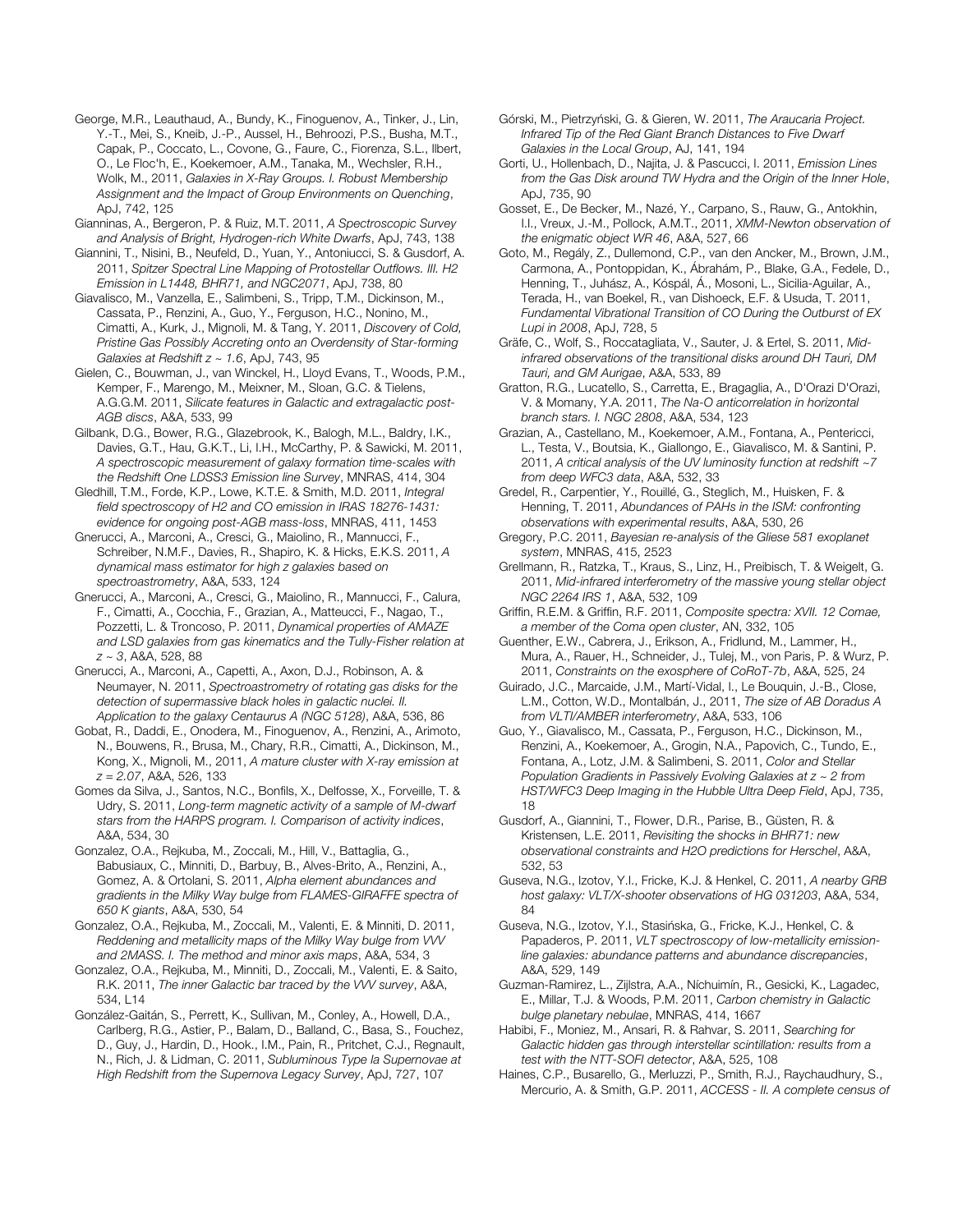George, M.R., Leauthaud, A., Bundy, K., Finoguenov, A., Tinker, J., Lin, Y.-T., Mei, S., Kneib, J.-P., Aussel, H., Behroozi, P.S., Busha, M.T., Capak, P., Coccato, L., Covone, G., Faure, C., Fiorenza, S.L., Ilbert, O., Le Floc'h, E., Koekemoer, A.M., Tanaka, M., Wechsler, R.H., Wolk, M., 2011, *Galaxies in X-Ray Groups. I. Robust Membership Assignment and the Impact of Group Environments on Quenching*, ApJ, 742, 125

Gianninas, A., Bergeron, P. & Ruiz, M.T. 2011, *A Spectroscopic Survey and Analysis of Bright, Hydrogen-rich White Dwarfs*, ApJ, 743, 138

Giannini, T., Nisini, B., Neufeld, D., Yuan, Y., Antoniucci, S. & Gusdorf, A. 2011, *Spitzer Spectral Line Mapping of Protostellar Outflows. III. H2 Emission in L1448, BHR71, and NGC2071*, ApJ, 738, 80

Giavalisco, M., Vanzella, E., Salimbeni, S., Tripp, T.M., Dickinson, M., Cassata, P., Renzini, A., Guo, Y., Ferguson, H.C., Nonino, M., Cimatti, A., Kurk, J., Mignoli, M. & Tang, Y. 2011, *Discovery of Cold, Pristine Gas Possibly Accreting onto an Overdensity of Star-forming Galaxies at Redshift z ~ 1.6*, ApJ, 743, 95

Gielen, C., Bouwman, J., van Winckel, H., Lloyd Evans, T., Woods, P.M., Kemper, F., Marengo, M., Meixner, M., Sloan, G.C. & Tielens, A.G.G.M. 2011, *Silicate features in Galactic and extragalactic post-AGB discs*, A&A, 533, 99

Gilbank, D.G., Bower, R.G., Glazebrook, K., Balogh, M.L., Baldry, I.K., Davies, G.T., Hau, G.K.T., Li, I.H., McCarthy, P. & Sawicki, M. 2011, *A spectroscopic measurement of galaxy formation time-scales with the Redshift One LDSS3 Emission line Survey*, MNRAS, 414, 304

Gledhill, T.M., Forde, K.P., Lowe, K.T.E. & Smith, M.D. 2011, *Integral field spectroscopy of H2 and CO emission in IRAS 18276-1431: evidence for ongoing post-AGB mass-loss*, MNRAS, 411, 1453

Gnerucci, A., Marconi, A., Cresci, G., Maiolino, R., Mannucci, F., Schreiber, N.M.F., Davies, R., Shapiro, K. & Hicks, E.K.S. 2011, *A dynamical mass estimator for high z galaxies based on spectroastrometry*, A&A, 533, 124

Gnerucci, A., Marconi, A., Cresci, G., Maiolino, R., Mannucci, F., Calura, F., Cimatti, A., Cocchia, F., Grazian, A., Matteucci, F., Nagao, T., Pozzetti, L. & Troncoso, P. 2011, *Dynamical properties of AMAZE and LSD galaxies from gas kinematics and the Tully-Fisher relation at z ~ 3*, A&A, 528, 88

Gnerucci, A., Marconi, A., Capetti, A., Axon, D.J., Robinson, A. & Neumayer, N. 2011, *Spectroastrometry of rotating gas disks for the detection of supermassive black holes in galactic nuclei. II. Application to the galaxy Centaurus A (NGC 5128)*, A&A, 536, 86

Gobat, R., Daddi, E., Onodera, M., Finoguenov, A., Renzini, A., Arimoto, N., Bouwens, R., Brusa, M., Chary, R.R., Cimatti, A., Dickinson, M., Kong, X., Mignoli, M., 2011, *A mature cluster with X-ray emission at z = 2.07*, A&A, 526, 133

Gomes da Silva, J., Santos, N.C., Bonfils, X., Delfosse, X., Forveille, T. & Udry, S. 2011, *Long-term magnetic activity of a sample of M-dwarf stars from the HARPS program. I. Comparison of activity indices*, A&A, 534, 30

Gonzalez, O.A., Rejkuba, M., Zoccali, M., Hill, V., Battaglia, G., Babusiaux, C., Minniti, D., Barbuy, B., Alves-Brito, A., Renzini, A., Gomez, A. & Ortolani, S. 2011, *Alpha element abundances and gradients in the Milky Way bulge from FLAMES-GIRAFFE spectra of 650 K giants*, A&A, 530, 54

Gonzalez, O.A., Rejkuba, M., Zoccali, M., Valenti, E. & Minniti, D. 2011, *Reddening and metallicity maps of the Milky Way bulge from VVV and 2MASS. I. The method and minor axis maps*, A&A, 534, 3

Gonzalez, O.A., Rejkuba, M., Minniti, D., Zoccali, M., Valenti, E. & Saito, R.K. 2011, *The inner Galactic bar traced by the VVV survey*, A&A, 534, L14

González-Gaitán, S., Perrett, K., Sullivan, M., Conley, A., Howell, D.A., Carlberg, R.G., Astier, P., Balam, D., Balland, C., Basa, S., Fouchez, D., Guy, J., Hardin, D., Hook., I.M., Pain, R., Pritchet, C.J., Regnault, N., Rich, J. & Lidman, C. 2011, *Subluminous Type Ia Supernovae at High Redshift from the Supernova Legacy Survey*, ApJ, 727, 107

Górski, M., Pietrzyński, G. & Gieren, W. 2011, *The Araucaria Project. Infrared Tip of the Red Giant Branch Distances to Five Dwarf Galaxies in the Local Group*, AJ, 141, 194

Gorti, U., Hollenbach, D., Najita, J. & Pascucci, I. 2011, *Emission Lines from the Gas Disk around TW Hydra and the Origin of the Inner Hole*, ApJ, 735, 90

Gosset, E., De Becker, M., Nazé, Y., Carpano, S., Rauw, G., Antokhin, I.I., Vreux, J.-M., Pollock, A.M.T., 2011, *XMM-Newton observation of the enigmatic object WR 46*, A&A, 527, 66

Goto, M., Regály, Z., Dullemond, C.P., van den Ancker, M., Brown, J.M., Carmona, A., Pontoppidan, K., Ábrahám, P., Blake, G.A., Fedele, D., Henning, T., Juhász, A., Kóspál, Á., Mosoni, L., Sicilia-Aguilar, A., Terada, H., van Boekel, R., van Dishoeck, E.F. & Usuda, T. 2011, *Fundamental Vibrational Transition of CO During the Outburst of EX Lupi in 2008*, ApJ, 728, 5

Gräfe, C., Wolf, S., Roccatagliata, V., Sauter, J. & Ertel, S. 2011, *Mid-infrared observations of the transitional disks around DH Tauri, DM Tauri, and GM Aurigae*, A&A, 533, 89

Gratton, R.G., Lucatello, S., Carretta, E., Bragaglia, A., D'Orazi D'Orazi, V. & Momany, Y.A. 2011, *The Na-O anticorrelation in horizontal branch stars. I. NGC 2808*, A&A, 534, 123

Grazian, A., Castellano, M., Koekemoer, A.M., Fontana, A., Pentericci, L., Testa, V., Boutsia, K., Giallongo, E., Giavalisco, M. & Santini, P. 2011, *A critical analysis of the UV luminosity function at redshift ~7 from deep WFC3 data*, A&A, 532, 33

Gredel, R., Carpentier, Y., Rouillé, G., Steglich, M., Huisken, F. & Henning, T. 2011, *Abundances of PAHs in the ISM: confronting observations with experimental results*, A&A, 530, 26

Gregory, P.C. 2011, *Bayesian re-analysis of the Gliese 581 exoplanet system*, MNRAS, 415, 2523

Grellmann, R., Ratzka, T., Kraus, S., Linz, H., Preibisch, T. & Weigelt, G. 2011, *Mid-infrared interferometry of the massive young stellar object NGC 2264 IRS 1*, A&A, 532, 109

Griffin, R.E.M. & Griffin, R.F. 2011, *Composite spectra: XVII. 12 Comae, a member of the Coma open cluster*, AN, 332, 105

Guenther, E.W., Cabrera, J., Erikson, A., Fridlund, M., Lammer, H., Mura, A., Rauer, H., Schneider, J., Tulej, M., von Paris, P. & Wurz, P. 2011, *Constraints on the exosphere of CoRoT-7b*, A&A, 525, 24

Guirado, J.C., Marcaide, J.M., Martí-Vidal, I., Le Bouquin, J.-B., Close, L.M., Cotton, W.D., Montalbán, J., 2011, *The size of AB Doradus A from VLTI/AMBER interferometry*, A&A, 533, 106

Guo, Y., Giavalisco, M., Cassata, P., Ferguson, H.C., Dickinson, M., Renzini, A., Koekemoer, A., Grogin, N.A., Papovich, C., Tundo, E., Fontana, A., Lotz, J.M. & Salimbeni, S. 2011, *Color and Stellar Population Gradients in Passively Evolving Galaxies at z ~ 2 from HST/WFC3 Deep Imaging in the Hubble Ultra Deep Field*, ApJ, 735, 18

Gusdorf, A., Giannini, T., Flower, D.R., Parise, B., Güsten, R. & Kristensen, L.E. 2011, *Revisiting the shocks in BHR71: new observational constraints and H2O predictions for Herschel*, A&A, 532, 53

Guseva, N.G., Izotov, Y.I., Fricke, K.J. & Henkel, C. 2011, *A nearby GRB host galaxy: VLT/X-shooter observations of HG 031203*, A&A, 534, 84

Guseva, N.G., Izotov, Y.I., Stasińska, G., Fricke, K.J., Henkel, C. & Papaderos, P. 2011, *VLT spectroscopy of low-metallicity emission-line galaxies: abundance patterns and abundance discrepancies*, A&A, 529, 149

Guzman-Ramirez, L., Zijlstra, A.A., Níchuimín, R., Gesicki, K., Lagadec, E., Millar, T.J. & Woods, P.M. 2011, *Carbon chemistry in Galactic bulge planetary nebulae*, MNRAS, 414, 1667

Habibi, F., Moniez, M., Ansari, R. & Rahvar, S. 2011, *Searching for Galactic hidden gas through interstellar scintillation: results from a test with the NTT-SOFI detector*, A&A, 525, 108

Haines, C.P., Busarello, G., Merluzzi, P., Smith, R.J., Raychaudhury, S., Mercurio, A. & Smith, G.P. 2011, *ACCESS - II. A complete census of*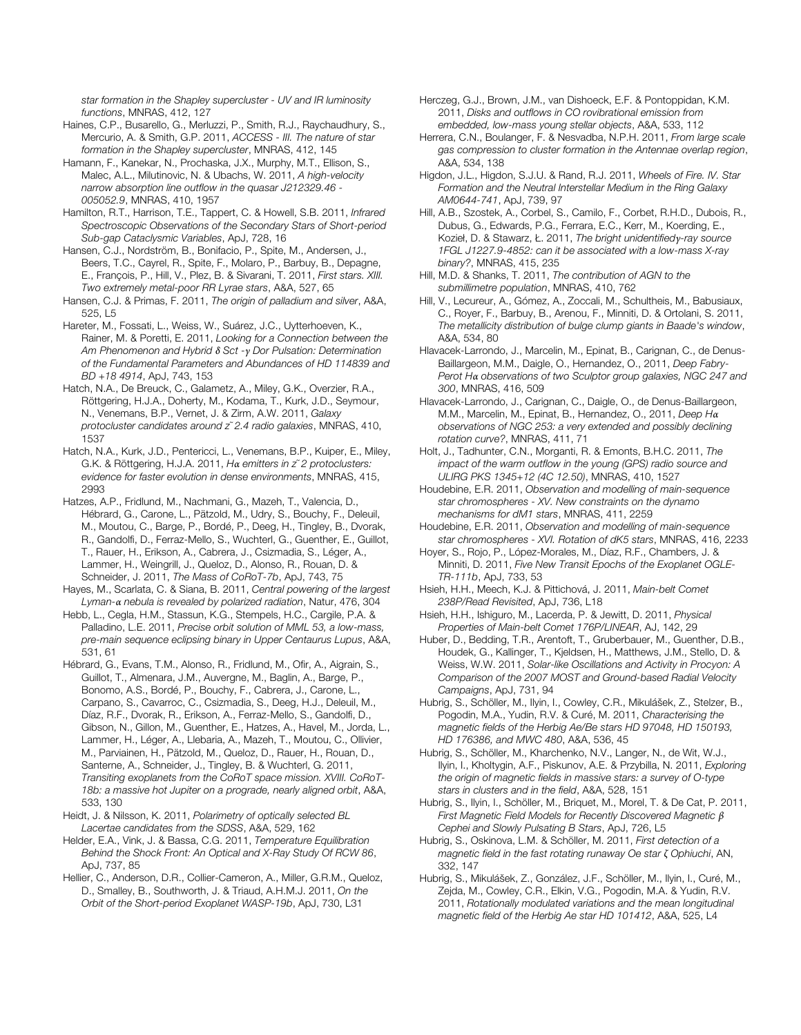*star formation in the Shapley supercluster - UV and IR luminosity functions*, MNRAS, 412, 127

Haines, C.P., Busarello, G., Merluzzi, P., Smith, R.J., Raychaudhury, S., Mercurio, A. & Smith, G.P. 2011, *ACCESS - III. The nature of star formation in the Shapley supercluster*, MNRAS, 412, 145

Hamann, F., Kanekar, N., Prochaska, J.X., Murphy, M.T., Ellison, S., Malec, A.L., Milutinovic, N. & Ubachs, W. 2011, *A high-velocity narrow absorption line outflow in the quasar J212329.46 - 005052.9*, MNRAS, 410, 1957

Hamilton, R.T., Harrison, T.E., Tappert, C. & Howell, S.B. 2011, *Infrared Spectroscopic Observations of the Secondary Stars of Short-period Sub-gap Cataclysmic Variables*, ApJ, 728, 16

Hansen, C.J., Nordström, B., Bonifacio, P., Spite, M., Andersen, J., Beers, T.C., Cayrel, R., Spite, F., Molaro, P., Barbuy, B., Depagne, E., François, P., Hill, V., Plez, B. & Sivarani, T. 2011, *First stars. XIII. Two extremely metal-poor RR Lyrae stars*, A&A, 527, 65

Hansen, C.J. & Primas, F. 2011, *The origin of palladium and silver*, A&A, 525, L5

Hareter, M., Fossati, L., Weiss, W., Suárez, J.C., Uytterhoeven, K., Rainer, M. & Poretti, E. 2011, *Looking for a Connection between the Am Phenomenon and Hybrid $\delta$ Sct -$\gamma$ Dor Pulsation: Determination of the Fundamental Parameters and Abundances of HD 114839 and BD +18 4914*, ApJ, 743, 153

Hatch, N.A., De Breuck, C., Galametz, A., Miley, G.K., Overzier, R.A., Röttgering, H.J.A., Doherty, M., Kodama, T., Kurk, J.D., Seymour, N., Venemans, B.P., Vernet, J. & Zirm, A.W. 2011, *Galaxy protocluster candidates around z˜2.4 radio galaxies*, MNRAS, 410, 1537

Hatch, N.A., Kurk, J.D., Pentericci, L., Venemans, B.P., Kuiper, E., Miley, G.K. & Röttgering, H.J.A. 2011, *H$\alpha$ emitters in z˜2 protoclusters: evidence for faster evolution in dense environments*, MNRAS, 415, 2993

Hatzes, A.P., Fridlund, M., Nachmani, G., Mazeh, T., Valencia, D., Hébrard, G., Carone, L., Pätzold, M., Udry, S., Bouchy, F., Deleuil, M., Moutou, C., Barge, P., Bordé, P., Deeg, H., Tingley, B., Dvorak, R., Gandolfi, D., Ferraz-Mello, S., Wuchterl, G., Guenther, E., Guillot, T., Rauer, H., Erikson, A., Cabrera, J., Csizmadia, S., Léger, A., Lammer, H., Weingrill, J., Queloz, D., Alonso, R., Rouan, D. & Schneider, J. 2011, *The Mass of CoRoT-7b*, ApJ, 743, 75

Hayes, M., Scarlata, C. & Siana, B. 2011, *Central powering of the largest Lyman-$\alpha$ nebula is revealed by polarized radiation*, Natur, 476, 304

Hebb, L., Cegla, H.M., Stassun, K.G., Stempels, H.C., Cargile, P.A. & Palladino, L.E. 2011, *Precise orbit solution of MML 53, a low-mass, pre-main sequence eclipsing binary in Upper Centaurus Lupus*, A&A, 531, 61

Hébrard, G., Evans, T.M., Alonso, R., Fridlund, M., Ofir, A., Aigrain, S., Guillot, T., Almenara, J.M., Auvergne, M., Baglin, A., Barge, P., Bonomo, A.S., Bordé, P., Bouchy, F., Cabrera, J., Carone, L., Carpano, S., Cavarroc, C., Csizmadia, S., Deeg, H.J., Deleuil, M., Díaz, R.F., Dvorak, R., Erikson, A., Ferraz-Mello, S., Gandolfi, D., Gibson, N., Gillon, M., Guenther, E., Hatzes, A., Havel, M., Jorda, L., Lammer, H., Léger, A., Llebaria, A., Mazeh, T., Moutou, C., Ollivier, M., Parviainen, H., Pätzold, M., Queloz, D., Rauer, H., Rouan, D., Santerne, A., Schneider, J., Tingley, B. & Wuchterl, G. 2011, *Transiting exoplanets from the CoRoT space mission. XVIII. CoRoT-18b: a massive hot Jupiter on a prograde, nearly aligned orbit*, A&A, 533, 130

Heidt, J. & Nilsson, K. 2011, *Polarimetry of optically selected BL Lacertae candidates from the SDSS*, A&A, 529, 162

Helder, E.A., Vink, J. & Bassa, C.G. 2011, *Temperature Equilibration Behind the Shock Front: An Optical and X-Ray Study Of RCW 86*, ApJ, 737, 85

Hellier, C., Anderson, D.R., Collier-Cameron, A., Miller, G.R.M., Queloz, D., Smalley, B., Southworth, J. & Triaud, A.H.M.J. 2011, *On the Orbit of the Short-period Exoplanet WASP-19b*, ApJ, 730, L31

Herczeg, G.J., Brown, J.M., van Dishoeck, E.F. & Pontoppidan, K.M. 2011, *Disks and outflows in CO rovibrational emission from embedded, low-mass young stellar objects*, A&A, 533, 112

Herrera, C.N., Boulanger, F. & Nesvadba, N.P.H. 2011, *From large scale gas compression to cluster formation in the Antennae overlap region*, A&A, 534, 138

Higdon, J.L., Higdon, S.J.U. & Rand, R.J. 2011, *Wheels of Fire. IV. Star Formation and the Neutral Interstellar Medium in the Ring Galaxy AM0644-741*, ApJ, 739, 97

Hill, A.B., Szostek, A., Corbel, S., Camilo, F., Corbet, R.H.D., Dubois, R., Dubus, G., Edwards, P.G., Ferrara, E.C., Kerr, M., Koerding, E., Kozieł, D. & Stawarz, Ł. 2011, *The bright unidentified$\gamma$-ray source 1FGL J1227.9-4852: can it be associated with a low-mass X-ray binary?*, MNRAS, 415, 235

Hill, M.D. & Shanks, T. 2011, *The contribution of AGN to the submillimetre population*, MNRAS, 410, 762

Hill, V., Lecureur, A., Gómez, A., Zoccali, M., Schultheis, M., Babusiaux, C., Royer, F., Barbuy, B., Arenou, F., Minniti, D. & Ortolani, S. 2011, *The metallicity distribution of bulge clump giants in Baade's window*, A&A, 534, 80

Hlavacek-Larrondo, J., Marcelin, M., Epinat, B., Carignan, C., de Denus-Baillargeon, M.M., Daigle, O., Hernandez, O., 2011, *Deep Fabry-Perot H$\alpha$ observations of two Sculptor group galaxies, NGC 247 and 300*, MNRAS, 416, 509

Hlavacek-Larrondo, J., Carignan, C., Daigle, O., de Denus-Baillargeon, M.M., Marcelin, M., Epinat, B., Hernandez, O., 2011, *Deep H$\alpha$ observations of NGC 253: a very extended and possibly declining rotation curve?*, MNRAS, 411, 71

Holt, J., Tadhunter, C.N., Morganti, R. & Emonts, B.H.C. 2011, *The impact of the warm outflow in the young (GPS) radio source and ULIRG PKS 1345+12 (4C 12.50)*, MNRAS, 410, 1527

Houdebine, E.R. 2011, *Observation and modelling of main-sequence star chromospheres - XV. New constraints on the dynamo mechanisms for dM1 stars*, MNRAS, 411, 2259

Houdebine, E.R. 2011, *Observation and modelling of main-sequence star chromospheres - XVI. Rotation of dK5 stars*, MNRAS, 416, 2233

Hoyer, S., Rojo, P., López-Morales, M., Díaz, R.F., Chambers, J. & Minniti, D. 2011, *Five New Transit Epochs of the Exoplanet OGLE-TR-111b*, ApJ, 733, 53

Hsieh, H.H., Meech, K.J. & Pittichová, J. 2011, *Main-belt Comet 238P/Read Revisited*, ApJ, 736, L18

Hsieh, H.H., Ishiguro, M., Lacerda, P. & Jewitt, D. 2011, *Physical Properties of Main-belt Comet 176P/LINEAR*, AJ, 142, 29

Huber, D., Bedding, T.R., Arentoft, T., Gruberbauer, M., Guenther, D.B., Houdek, G., Kallinger, T., Kjeldsen, H., Matthews, J.M., Stello, D. & Weiss, W.W. 2011, *Solar-like Oscillations and Activity in Procyon: A Comparison of the 2007 MOST and Ground-based Radial Velocity Campaigns*, ApJ, 731, 94

Hubrig, S., Schöller, M., Ilyin, I., Cowley, C.R., Mikulášek, Z., Stelzer, B., Pogodin, M.A., Yudin, R.V. & Curé, M. 2011, *Characterising the magnetic fields of the Herbig Ae/Be stars HD 97048, HD 150193, HD 176386, and MWC 480*, A&A, 536, 45

Hubrig, S., Schöller, M., Kharchenko, N.V., Langer, N., de Wit, W.J., Ilyin, I., Kholtygin, A.F., Piskunov, A.E. & Przybilla, N. 2011, *Exploring the origin of magnetic fields in massive stars: a survey of O-type stars in clusters and in the field*, A&A, 528, 151

Hubrig, S., Ilyin, I., Schöller, M., Briquet, M., Morel, T. & De Cat, P. 2011, *First Magnetic Field Models for Recently Discovered Magnetic $\beta$ Cephei and Slowly Pulsating B Stars*, ApJ, 726, L5

Hubrig, S., Oskinova, L.M. & Schöller, M. 2011, *First detection of a magnetic field in the fast rotating runaway Oe star $\zeta$ Ophiuchi*, AN, 332, 147

Hubrig, S., Mikulášek, Z., González, J.F., Schöller, M., Ilyin, I., Curé, M., Zejda, M., Cowley, C.R., Elkin, V.G., Pogodin, M.A. & Yudin, R.V. 2011, *Rotationally modulated variations and the mean longitudinal magnetic field of the Herbig Ae star HD 101412*, A&A, 525, L4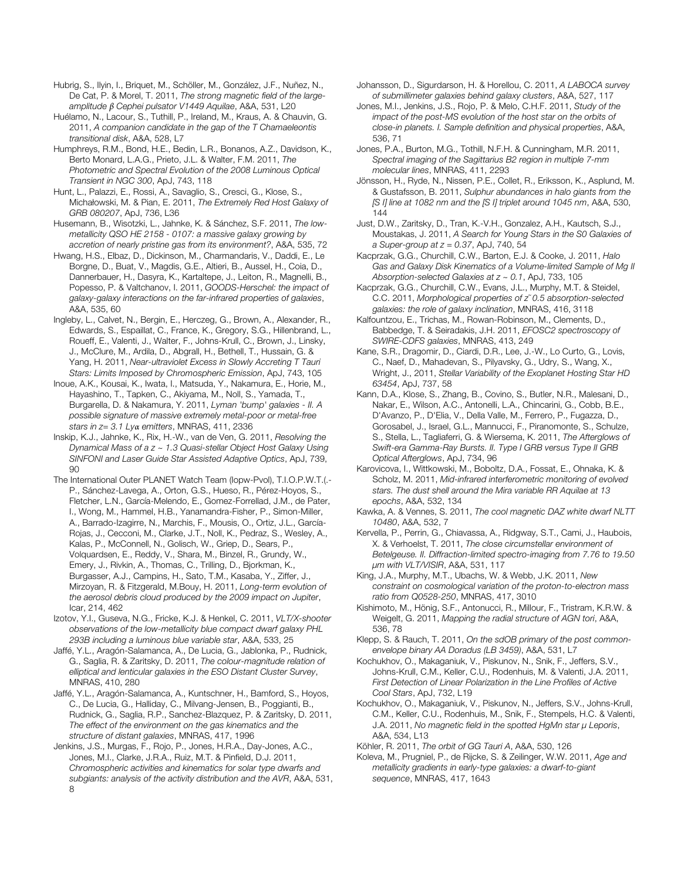Hubrig, S., Ilyin, I., Briquet, M., Schöller, M., González, J.F., Nuñez, N., De Cat, P. & Morel, T. 2011, *The strong magnetic field of the large-amplitude β Cephei pulsator V1449 Aquilae*, A&A, 531, L20

Huélamo, N., Lacour, S., Tuthill, P., Ireland, M., Kraus, A. & Chauvin, G. 2011, *A companion candidate in the gap of the T Chamaeleontis transitional disk*, A&A, 528, L7

Humphreys, R.M., Bond, H.E., Bedin, L.R., Bonanos, A.Z., Davidson, K., Berto Monard, L.A.G., Prieto, J.L. & Walter, F.M. 2011, *The Photometric and Spectral Evolution of the 2008 Luminous Optical Transient in NGC 300*, ApJ, 743, 118

Hunt, L., Palazzi, E., Rossi, A., Savaglio, S., Cresci, G., Klose, S., Michałowski, M. & Pian, E. 2011, *The Extremely Red Host Galaxy of GRB 080207*, ApJ, 736, L36

Husemann, B., Wisotzki, L., Jahnke, K. & Sánchez, S.F. 2011, *The low-metallicity QSO HE 2158 - 0107: a massive galaxy growing by accretion of nearly pristine gas from its environment?*, A&A, 535, 72

Hwang, H.S., Elbaz, D., Dickinson, M., Charmandaris, V., Daddi, E., Le Borgne, D., Buat, V., Magdis, G.E., Altieri, B., Aussel, H., Coia, D., Dannerbauer, H., Dasyra, K., Kartaltepe, J., Leiton, R., Magnelli, B., Popesso, P. & Valtchanov, I. 2011, *GOODS-Herschel: the impact of galaxy-galaxy interactions on the far-infrared properties of galaxies*, A&A, 535, 60

Ingleby, L., Calvet, N., Bergin, E., Herczeg, G., Brown, A., Alexander, R., Edwards, S., Espaillat, C., France, K., Gregory, S.G., Hillenbrand, L., Roueff, E., Valenti, J., Walter, F., Johns-Krull, C., Brown, J., Linsky, J., McClure, M., Ardila, D., Abgrall, H., Bethell, T., Hussain, G. & Yang, H. 2011, *Near-ultraviolet Excess in Slowly Accreting T Tauri Stars: Limits Imposed by Chromospheric Emission*, ApJ, 743, 105

Inoue, A.K., Kousai, K., Iwata, I., Matsuda, Y., Nakamura, E., Horie, M., Hayashino, T., Tapken, C., Akiyama, M., Noll, S., Yamada, T., Burgarella, D. & Nakamura, Y. 2011, *Lyman 'bump' galaxies - II. A possible signature of massive extremely metal-poor or metal-free stars in z= 3.1 Lyα emitters*, MNRAS, 411, 2336

Inskip, K.J., Jahnke, K., Rix, H.-W., van de Ven, G. 2011, *Resolving the Dynamical Mass of a z ~ 1.3 Quasi-stellar Object Host Galaxy Using SINFONI and Laser Guide Star Assisted Adaptive Optics*, ApJ, 739, 90

The International Outer PLANET Watch Team (Iopw-Pvol), T.I.O.P.W.T.(.-P., Sánchez-Lavega, A., Orton, G.S., Hueso, R., Pérez-Hoyos, S., Fletcher, L.N., García-Melendo, E., Gomez-Forrellad, J.M., de Pater, I., Wong, M., Hammel, H.B., Yanamandra-Fisher, P., Simon-Miller, A., Barrado-Izagirre, N., Marchis, F., Mousis, O., Ortiz, J.L., García-Rojas, J., Cecconi, M., Clarke, J.T., Noll, K., Pedraz, S., Wesley, A., Kalas, P., McConnell, N., Golisch, W., Griep, D., Sears, P., Volquardsen, E., Reddy, V., Shara, M., Binzel, R., Grundy, W., Emery, J., Rivkin, A., Thomas, C., Trilling, D., Bjorkman, K., Burgasser, A.J., Campins, H., Sato, T.M., Kasaba, Y., Ziffer, J., Mirzoyan, R. & Fitzgerald, M.Bouy, H. 2011, *Long-term evolution of the aerosol debris cloud produced by the 2009 impact on Jupiter*, Icar, 214, 462

Izotov, Y.I., Guseva, N.G., Fricke, K.J. & Henkel, C. 2011, *VLT/X-shooter observations of the low-metallicity blue compact dwarf galaxy PHL 293B including a luminous blue variable star*, A&A, 533, 25

Jaffé, Y.L., Aragón-Salamanca, A., De Lucia, G., Jablonka, P., Rudnick, G., Saglia, R. & Zaritsky, D. 2011, *The colour-magnitude relation of elliptical and lenticular galaxies in the ESO Distant Cluster Survey*, MNRAS, 410, 280

Jaffé, Y.L., Aragón-Salamanca, A., Kuntschner, H., Bamford, S., Hoyos, C., De Lucia, G., Halliday, C., Milvang-Jensen, B., Poggianti, B., Rudnick, G., Saglia, R.P., Sanchez-Blazquez, P. & Zaritsky, D. 2011, *The effect of the environment on the gas kinematics and the structure of distant galaxies*, MNRAS, 417, 1996

Jenkins, J.S., Murgas, F., Rojo, P., Jones, H.R.A., Day-Jones, A.C., Jones, M.I., Clarke, J.R.A., Ruiz, M.T. & Pinfield, D.J. 2011, *Chromospheric activities and kinematics for solar type dwarfs and subgiants: analysis of the activity distribution and the AVR*, A&A, 531, 8

Johansson, D., Sigurdarson, H. & Horellou, C. 2011, *A LABOCA survey of submillimeter galaxies behind galaxy clusters*, A&A, 527, 117

Jones, M.I., Jenkins, J.S., Rojo, P. & Melo, C.H.F. 2011, *Study of the impact of the post-MS evolution of the host star on the orbits of close-in planets. I. Sample definition and physical properties*, A&A, 536, 71

Jones, P.A., Burton, M.G., Tothill, N.F.H. & Cunningham, M.R. 2011, *Spectral imaging of the Sagittarius B2 region in multiple 7-mm molecular lines*, MNRAS, 411, 2293

Jönsson, H., Ryde, N., Nissen, P.E., Collet, R., Eriksson, K., Asplund, M. & Gustafsson, B. 2011, *Sulphur abundances in halo giants from the [S I] line at 1082 nm and the [S I] triplet around 1045 nm*, A&A, 530, 144

Just, D.W., Zaritsky, D., Tran, K.-V.H., Gonzalez, A.H., Kautsch, S.J., Moustakas, J. 2011, *A Search for Young Stars in the S0 Galaxies of a Super-group at z = 0.37*, ApJ, 740, 54

Kacprzak, G.G., Churchill, C.W., Barton, E.J. & Cooke, J. 2011, *Halo Gas and Galaxy Disk Kinematics of a Volume-limited Sample of Mg II Absorption-selected Galaxies at z ~ 0.1*, ApJ, 733, 105

Kacprzak, G.G., Churchill, C.W., Evans, J.L., Murphy, M.T. & Steidel, C.C. 2011, *Morphological properties of z˜ 0.5 absorption-selected galaxies: the role of galaxy inclination*, MNRAS, 416, 3118

Kalfountzou, E., Trichas, M., Rowan-Robinson, M., Clements, D., Babbedge, T. & Seiradakis, J.H. 2011, *EFOSC2 spectroscopy of SWIRE-CDFS galaxies*, MNRAS, 413, 249

Kane, S.R., Dragomir, D., Ciardi, D.R., Lee, J.-W., Lo Curto, G., Lovis, C., Naef, D., Mahadevan, S., Pilyavsky, G., Udry, S., Wang, X., Wright, J., 2011, *Stellar Variability of the Exoplanet Hosting Star HD 63454*, ApJ, 737, 58

Kann, D.A., Klose, S., Zhang, B., Covino, S., Butler, N.R., Malesani, D., Nakar, E., Wilson, A.C., Antonelli, L.A., Chincarini, G., Cobb, B.E., D'Avanzo, P., D'Elia, V., Della Valle, M., Ferrero, P., Fugazza, D., Gorosabel, J., Israel, G.L., Mannucci, F., Piranomonte, S., Schulze, S., Stella, L., Tagliaferri, G. & Wiersema, K. 2011, *The Afterglows of Swift-era Gamma-Ray Bursts. II. Type I GRB versus Type II GRB Optical Afterglows*, ApJ, 734, 96

Karovicova, I., Wittkowski, M., Boboltz, D.A., Fossat, E., Ohnaka, K. & Scholz, M. 2011, *Mid-infrared interferometric monitoring of evolved stars. The dust shell around the Mira variable RR Aquilae at 13 epochs*, A&A, 532, 134

Kawka, A. & Vennes, S. 2011, *The cool magnetic DAZ white dwarf NLTT 10480*, A&A, 532, 7

Kervella, P., Perrin, G., Chiavassa, A., Ridgway, S.T., Cami, J., Haubois, X. & Verhoelst, T. 2011, *The close circumstellar environment of Betelgeuse. II. Diffraction-limited spectro-imaging from 7.76 to 19.50 μm with VLT/VISIR*, A&A, 531, 117

King, J.A., Murphy, M.T., Ubachs, W. & Webb, J.K. 2011, *New constraint on cosmological variation of the proton-to-electron mass ratio from Q0528-250*, MNRAS, 417, 3010

Kishimoto, M., Hönig, S.F., Antonucci, R., Millour, F., Tristram, K.R.W. & Weigelt, G. 2011, *Mapping the radial structure of AGN tori*, A&A, 536, 78

Klepp, S. & Rauch, T. 2011, *On the sdOB primary of the post common-envelope binary AA Doradus (LB 3459)*, A&A, 531, L7

Kochukhov, O., Makaganiuk, V., Piskunov, N., Snik, F., Jeffers, S.V., Johns-Krull, C.M., Keller, C.U., Rodenhuis, M. & Valenti, J.A. 2011, *First Detection of Linear Polarization in the Line Profiles of Active Cool Stars*, ApJ, 732, L19

Kochukhov, O., Makaganiuk, V., Piskunov, N., Jeffers, S.V., Johns-Krull, C.M., Keller, C.U., Rodenhuis, M., Snik, F., Stempels, H.C. & Valenti, J.A. 2011, *No magnetic field in the spotted HgMn star μ Leporis*, A&A, 534, L13

Köhler, R. 2011, *The orbit of GG Tauri A*, A&A, 530, 126

Koleva, M., Prugniel, P., de Rijcke, S. & Zeilinger, W.W. 2011, *Age and metallicity gradients in early-type galaxies: a dwarf-to-giant sequence*, MNRAS, 417, 1643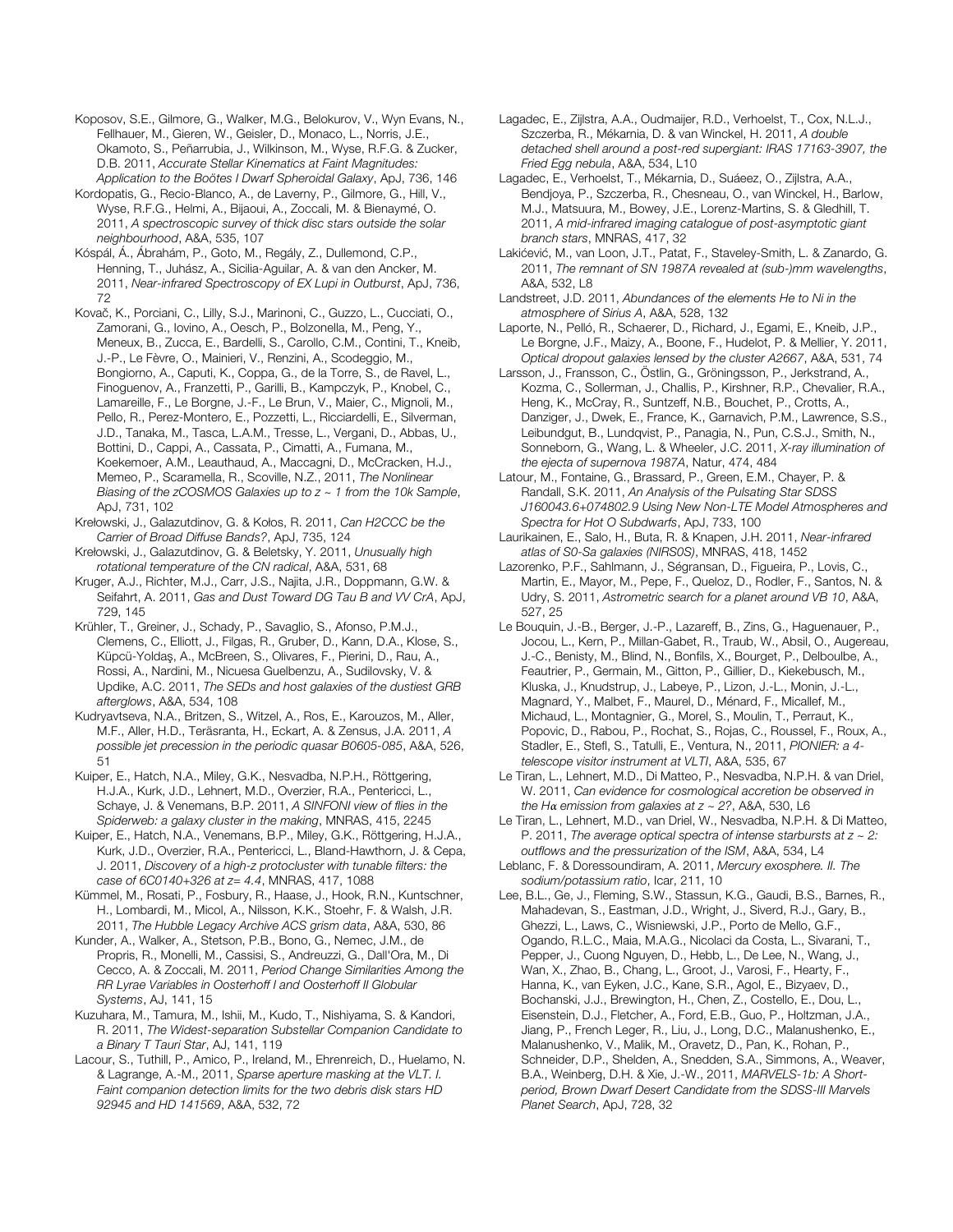Koposov, S.E., Gilmore, G., Walker, M.G., Belokurov, V., Wyn Evans, N., Fellhauer, M., Gieren, W., Geisler, D., Monaco, L., Norris, J.E., Okamoto, S., Peñarrubia, J., Wilkinson, M., Wyse, R.F.G. & Zucker, D.B. 2011, *Accurate Stellar Kinematics at Faint Magnitudes: Application to the Boötes I Dwarf Spheroidal Galaxy*, ApJ, 736, 146

Kordopatis, G., Recio-Blanco, A., de Laverny, P., Gilmore, G., Hill, V., Wyse, R.F.G., Helmi, A., Bijaoui, A., Zoccali, M. & Bienaymé, O. 2011, *A spectroscopic survey of thick disc stars outside the solar neighbourhood*, A&A, 535, 107

Kóspál, Á., Ábrahám, P., Goto, M., Regály, Z., Dullemond, C.P., Henning, T., Juhász, A., Sicilia-Aguilar, A. & van den Ancker, M. 2011, *Near-infrared Spectroscopy of EX Lupi in Outburst*, ApJ, 736, 72

Kovač, K., Porciani, C., Lilly, S.J., Marinoni, C., Guzzo, L., Cucciati, O., Zamorani, G., Iovino, A., Oesch, P., Bolzonella, M., Peng, Y., Meneux, B., Zucca, E., Bardelli, S., Carollo, C.M., Contini, T., Kneib, J.-P., Le Fèvre, O., Mainieri, V., Renzini, A., Scodeggio, M., Bongiorno, A., Caputi, K., Coppa, G., de la Torre, S., de Ravel, L., Finoguenov, A., Franzetti, P., Garilli, B., Kampczyk, P., Knobel, C., Lamareille, F., Le Borgne, J.-F., Le Brun, V., Maier, C., Mignoli, M., Pello, R., Perez-Montero, E., Pozzetti, L., Ricciardelli, E., Silverman, J.D., Tanaka, M., Tasca, L.A.M., Tresse, L., Vergani, D., Abbas, U., Bottini, D., Cappi, A., Cassata, P., Cimatti, A., Fumana, M., Koekemoer, A.M., Leauthaud, A., Maccagni, D., McCracken, H.J., Memeo, P., Scaramella, R., Scoville, N.Z., 2011, *The Nonlinear Biasing of the zCOSMOS Galaxies up to z ~ 1 from the 10k Sample*, ApJ, 731, 102

Krełowski, J., Galazutdinov, G. & Kołos, R. 2011, *Can H2CCC be the Carrier of Broad Diffuse Bands?*, ApJ, 735, 124

Krełowski, J., Galazutdinov, G. & Beletsky, Y. 2011, *Unusually high rotational temperature of the CN radical*, A&A, 531, 68

Kruger, A.J., Richter, M.J., Carr, J.S., Najita, J.R., Doppmann, G.W. & Seifahrt, A. 2011, *Gas and Dust Toward DG Tau B and VV CrA*, ApJ, 729, 145

Krühler, T., Greiner, J., Schady, P., Savaglio, S., Afonso, P.M.J., Clemens, C., Elliott, J., Filgas, R., Gruber, D., Kann, D.A., Klose, S., Küpcü-Yoldaş, A., McBreen, S., Olivares, F., Pierini, D., Rau, A., Rossi, A., Nardini, M., Nicuesa Guelbenzu, A., Sudilovsky, V. & Updike, A.C. 2011, *The SEDs and host galaxies of the dustiest GRB afterglows*, A&A, 534, 108

Kudryavtseva, N.A., Britzen, S., Witzel, A., Ros, E., Karouzos, M., Aller, M.F., Aller, H.D., Teräsranta, H., Eckart, A. & Zensus, J.A. 2011, *A possible jet precession in the periodic quasar B0605-085*, A&A, 526, 51

Kuiper, E., Hatch, N.A., Miley, G.K., Nesvadba, N.P.H., Röttgering, H.J.A., Kurk, J.D., Lehnert, M.D., Overzier, R.A., Pentericci, L., Schaye, J. & Venemans, B.P. 2011, *A SINFONI view of flies in the Spiderweb: a galaxy cluster in the making*, MNRAS, 415, 2245

Kuiper, E., Hatch, N.A., Venemans, B.P., Miley, G.K., Röttgering, H.J.A., Kurk, J.D., Overzier, R.A., Pentericci, L., Bland-Hawthorn, J. & Cepa, J. 2011, *Discovery of a high-z protocluster with tunable filters: the case of 6C0140+326 at z= 4.4*, MNRAS, 417, 1088

Kümmel, M., Rosati, P., Fosbury, R., Haase, J., Hook, R.N., Kuntschner, H., Lombardi, M., Micol, A., Nilsson, K.K., Stoehr, F. & Walsh, J.R. 2011, *The Hubble Legacy Archive ACS grism data*, A&A, 530, 86

Kunder, A., Walker, A., Stetson, P.B., Bono, G., Nemec, J.M., de Propris, R., Monelli, M., Cassisi, S., Andreuzzi, G., Dall'Ora, M., Di Cecco, A. & Zoccali, M. 2011, *Period Change Similarities Among the RR Lyrae Variables in Oosterhoff I and Oosterhoff II Globular Systems*, AJ, 141, 15

Kuzuhara, M., Tamura, M., Ishii, M., Kudo, T., Nishiyama, S. & Kandori, R. 2011, *The Widest-separation Substellar Companion Candidate to a Binary T Tauri Star*, AJ, 141, 119

Lacour, S., Tuthill, P., Amico, P., Ireland, M., Ehrenreich, D., Huelamo, N. & Lagrange, A.-M., 2011, *Sparse aperture masking at the VLT. I. Faint companion detection limits for the two debris disk stars HD 92945 and HD 141569*, A&A, 532, 72

Lagadec, E., Zijlstra, A.A., Oudmaijer, R.D., Verhoelst, T., Cox, N.L.J., Szczerba, R., Mékarnia, D. & van Winckel, H. 2011, *A double detached shell around a post-red supergiant: IRAS 17163-3907, the Fried Egg nebula*, A&A, 534, L10

Lagadec, E., Verhoelst, T., Mékarnia, D., Suáeez, O., Zijlstra, A.A., Bendjoya, P., Szczerba, R., Chesneau, O., van Winckel, H., Barlow, M.J., Matsuura, M., Bowey, J.E., Lorenz-Martins, S. & Gledhill, T. 2011, *A mid-infrared imaging catalogue of post-asymptotic giant branch stars*, MNRAS, 417, 32

Lakićević, M., van Loon, J.T., Patat, F., Staveley-Smith, L. & Zanardo, G. 2011, *The remnant of SN 1987A revealed at (sub-)mm wavelengths*, A&A, 532, L8

Landstreet, J.D. 2011, *Abundances of the elements He to Ni in the atmosphere of Sirius A*, A&A, 528, 132

Laporte, N., Pelló, R., Schaerer, D., Richard, J., Egami, E., Kneib, J.P., Le Borgne, J.F., Maizy, A., Boone, F., Hudelot, P. & Mellier, Y. 2011, *Optical dropout galaxies lensed by the cluster A2667*, A&A, 531, 74

Larsson, J., Fransson, C., Östlin, G., Gröningsson, P., Jerkstrand, A., Kozma, C., Sollerman, J., Challis, P., Kirshner, R.P., Chevalier, R.A., Heng, K., McCray, R., Suntzeff, N.B., Bouchet, P., Crotts, A., Danziger, J., Dwek, E., France, K., Garnavich, P.M., Lawrence, S.S., Leibundgut, B., Lundqvist, P., Panagia, N., Pun, C.S.J., Smith, N., Sonneborn, G., Wang, L. & Wheeler, J.C. 2011, *X-ray illumination of the ejecta of supernova 1987A*, Natur, 474, 484

Latour, M., Fontaine, G., Brassard, P., Green, E.M., Chayer, P. & Randall, S.K. 2011, *An Analysis of the Pulsating Star SDSS J160043.6+074802.9 Using New Non-LTE Model Atmospheres and Spectra for Hot O Subdwarfs*, ApJ, 733, 100

Laurikainen, E., Salo, H., Buta, R. & Knapen, J.H. 2011, *Near-infrared atlas of S0-Sa galaxies (NIRS0S)*, MNRAS, 418, 1452

Lazorenko, P.F., Sahlmann, J., Ségransan, D., Figueira, P., Lovis, C., Martin, E., Mayor, M., Pepe, F., Queloz, D., Rodler, F., Santos, N. & Udry, S. 2011, *Astrometric search for a planet around VB 10*, A&A, 527, 25

Le Bouquin, J.-B., Berger, J.-P., Lazareff, B., Zins, G., Haguenauer, P., Jocou, L., Kern, P., Millan-Gabet, R., Traub, W., Absil, O., Augereau, J.-C., Benisty, M., Blind, N., Bonfils, X., Bourget, P., Delboulbe, A., Feautrier, P., Germain, M., Gitton, P., Gillier, D., Kiekebusch, M., Kluska, J., Knudstrup, J., Labeye, P., Lizon, J.-L., Monin, J.-L., Magnard, Y., Malbet, F., Maurel, D., Ménard, F., Micallef, M., Michaud, L., Montagnier, G., Morel, S., Moulin, T., Perraut, K., Popovic, D., Rabou, P., Rochat, S., Rojas, C., Roussel, F., Roux, A., Stadler, E., Stefl, S., Tatulli, E., Ventura, N., 2011, *PIONIER: a 4-telescope visitor instrument at VLTI*, A&A, 535, 67

Le Tiran, L., Lehnert, M.D., Di Matteo, P., Nesvadba, N.P.H. & van Driel, W. 2011, *Can evidence for cosmological accretion be observed in the Hα emission from galaxies at z ~ 2?*, A&A, 530, L6

Le Tiran, L., Lehnert, M.D., van Driel, W., Nesvadba, N.P.H. & Di Matteo, P. 2011, *The average optical spectra of intense starbursts at z ~ 2: outflows and the pressurization of the ISM*, A&A, 534, L4

Leblanc, F. & Doressoundiram, A. 2011, *Mercury exosphere. II. The sodium/potassium ratio*, Icar, 211, 10

Lee, B.L., Ge, J., Fleming, S.W., Stassun, K.G., Gaudi, B.S., Barnes, R., Mahadevan, S., Eastman, J.D., Wright, J., Siverd, R.J., Gary, B., Ghezzi, L., Laws, C., Wisniewski, J.P., Porto de Mello, G.F., Ogando, R.L.C., Maia, M.A.G., Nicolaci da Costa, L., Sivarani, T., Pepper, J., Cuong Nguyen, D., Hebb, L., De Lee, N., Wang, J., Wan, X., Zhao, B., Chang, L., Groot, J., Varosi, F., Hearty, F., Hanna, K., van Eyken, J.C., Kane, S.R., Agol, E., Bizyaev, D., Bochanski, J.J., Brewington, H., Chen, Z., Costello, E., Dou, L., Eisenstein, D.J., Fletcher, A., Ford, E.B., Guo, P., Holtzman, J.A., Jiang, P., French Leger, R., Liu, J., Long, D.C., Malanushenko, E., Malanushenko, V., Malik, M., Oravetz, D., Pan, K., Rohan, P., Schneider, D.P., Shelden, A., Snedden, S.A., Simmons, A., Weaver, B.A., Weinberg, D.H. & Xie, J.-W., 2011, *MARVELS-1b: A Short-period, Brown Dwarf Desert Candidate from the SDSS-III Marvels Planet Search*, ApJ, 728, 32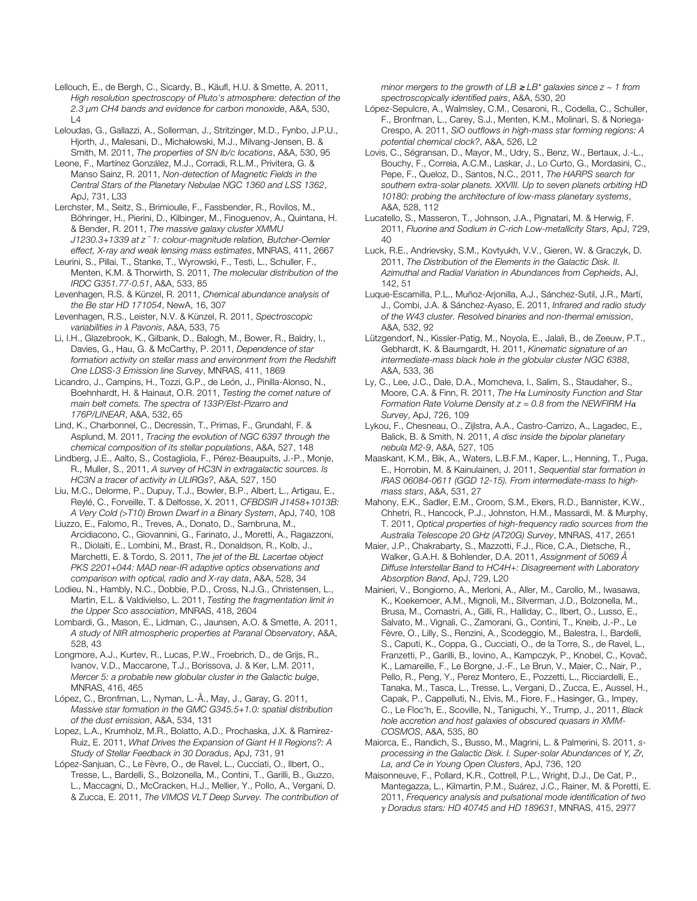Lellouch, E., de Bergh, C., Sicardy, B., Käufl, H.U. & Smette, A. 2011, *High resolution spectroscopy of Pluto's atmosphere: detection of the 2.3 μm CH4 bands and evidence for carbon monoxide*, A&A, 530, L4

Leloudas, G., Gallazzi, A., Sollerman, J., Stritzinger, M.D., Fynbo, J.P.U., Hjorth, J., Malesani, D., Michałowski, M.J., Milvang-Jensen, B. & Smith, M. 2011, *The properties of SN Ib/c locations*, A&A, 530, 95

Leone, F., Martínez González, M.J., Corradi, R.L.M., Privitera, G. & Manso Sainz, R. 2011, *Non-detection of Magnetic Fields in the Central Stars of the Planetary Nebulae NGC 1360 and LSS 1362*, ApJ, 731, L33

Lerchster, M., Seitz, S., Brimioulle, F., Fassbender, R., Rovilos, M., Böhringer, H., Pierini, D., Kilbinger, M., Finoguenov, A., Quintana, H. & Bender, R. 2011, *The massive galaxy cluster XMMU J1230.3+1339 at z ~ 1: colour-magnitude relation, Butcher-Oemler effect, X-ray and weak lensing mass estimates*, MNRAS, 411, 2667

Leurini, S., Pillai, T., Stanke, T., Wyrowski, F., Testi, L., Schuller, F., Menten, K.M. & Thorwirth, S. 2011, *The molecular distribution of the IRDC G351.77-0.51*, A&A, 533, 85

Levenhagen, R.S. & Künzel, R. 2011, *Chemical abundance analysis of the Be star HD 171054*, NewA, 16, 307

Levenhagen, R.S., Leister, N.V. & Künzel, R. 2011, *Spectroscopic variabilities in λ Pavonis*, A&A, 533, 75

Li, I.H., Glazebrook, K., Gilbank, D., Balogh, M., Bower, R., Baldry, I., Davies, G., Hau, G. & McCarthy, P. 2011, *Dependence of star formation activity on stellar mass and environment from the Redshift One LDSS-3 Emission line Survey*, MNRAS, 411, 1869

Licandro, J., Campins, H., Tozzi, G.P., de León, J., Pinilla-Alonso, N., Boehnhardt, H. & Hainaut, O.R. 2011, *Testing the comet nature of main belt comets. The spectra of 133P/Elst-Pizarro and 176P/LINEAR*, A&A, 532, 65

Lind, K., Charbonnel, C., Decressin, T., Primas, F., Grundahl, F. & Asplund, M. 2011, *Tracing the evolution of NGC 6397 through the chemical composition of its stellar populations*, A&A, 527, 148

Lindberg, J.E., Aalto, S., Costagliola, F., Pérez-Beaupuits, J.-P., Monje, R., Muller, S., 2011, *A survey of HC3N in extragalactic sources. Is HC3N a tracer of activity in ULIRGs?*, A&A, 527, 150

Liu, M.C., Delorme, P., Dupuy, T.J., Bowler, B.P., Albert, L., Artigau, E., Reylé, C., Forveille, T. & Delfosse, X. 2011, *CFBDSIR J1458+1013B: A Very Cold (>T10) Brown Dwarf in a Binary System*, ApJ, 740, 108

Liuzzo, E., Falomo, R., Treves, A., Donato, D., Sambruna, M., Arcidiacono, C., Giovannini, G., Farinato, J., Moretti, A., Ragazzoni, R., Diolaiti, E., Lombini, M., Brast, R., Donaldson, R., Kolb, J., Marchetti, E. & Tordo, S. 2011, *The jet of the BL Lacertae object PKS 2201+044: MAD near-IR adaptive optics observations and comparison with optical, radio and X-ray data*, A&A, 528, 34

Lodieu, N., Hambly, N.C., Dobbie, P.D., Cross, N.J.G., Christensen, L., Martin, E.L. & Valdivielso, L. 2011, *Testing the fragmentation limit in the Upper Sco association*, MNRAS, 418, 2604

Lombardi, G., Mason, E., Lidman, C., Jaunsen, A.O. & Smette, A. 2011, *A study of NIR atmospheric properties at Paranal Observatory*, A&A, 528, 43

Longmore, A.J., Kurtev, R., Lucas, P.W., Froebrich, D., de Grijs, R., Ivanov, V.D., Maccarone, T.J., Borissova, J. & Ker, L.M. 2011, *Mercer 5: a probable new globular cluster in the Galactic bulge*, MNRAS, 416, 465

López, C., Bronfman, L., Nyman, L.-Å., May, J., Garay, G. 2011, *Massive star formation in the GMC G345.5+1.0: spatial distribution of the dust emission*, A&A, 534, 131

Lopez, L.A., Krumholz, M.R., Bolatto, A.D., Prochaska, J.X. & Ramirez-Ruiz, E. 2011, *What Drives the Expansion of Giant H II Regions?: A Study of Stellar Feedback in 30 Doradus*, ApJ, 731, 91

López-Sanjuan, C., Le Fèvre, O., de Ravel, L., Cucciati, O., Ilbert, O., Tresse, L., Bardelli, S., Bolzonella, M., Contini, T., Garilli, B., Guzzo, L., Maccagni, D., McCracken, H.J., Mellier, Y., Pollo, A., Vergani, D. & Zucca, E. 2011, *The VIMOS VLT Deep Survey. The contribution of minor mergers to the growth of LB ≳ LB\* galaxies since z ~ 1 from spectroscopically identified pairs*, A&A, 530, 20

López-Sepulcre, A., Walmsley, C.M., Cesaroni, R., Codella, C., Schuller, F., Bronfman, L., Carey, S.J., Menten, K.M., Molinari, S. & Noriega-Crespo, A. 2011, *SiO outflows in high-mass star forming regions: A potential chemical clock?*, A&A, 526, L2

Lovis, C., Ségransan, D., Mayor, M., Udry, S., Benz, W., Bertaux, J.-L., Bouchy, F., Correia, A.C.M., Laskar, J., Lo Curto, G., Mordasini, C., Pepe, F., Queloz, D., Santos, N.C., 2011, *The HARPS search for southern extra-solar planets. XXVIII. Up to seven planets orbiting HD 10180: probing the architecture of low-mass planetary systems*, A&A, 528, 112

Lucatello, S., Masseron, T., Johnson, J.A., Pignatari, M. & Herwig, F. 2011, *Fluorine and Sodium in C-rich Low-metallicity Stars*, ApJ, 729, 40

Luck, R.E., Andrievsky, S.M., Kovtyukh, V.V., Gieren, W. & Graczyk, D. 2011, *The Distribution of the Elements in the Galactic Disk. II. Azimuthal and Radial Variation in Abundances from Cepheids*, AJ, 142, 51

Luque-Escamilla, P.L., Muñoz-Arjonilla, A.J., Sánchez-Sutil, J.R., Martí, J., Combi, J.A. & Sánchez-Ayaso, E. 2011, *Infrared and radio study of the W43 cluster. Resolved binaries and non-thermal emission*, A&A, 532, 92

Lützgendorf, N., Kissler-Patig, M., Noyola, E., Jalali, B., de Zeeuw, P.T., Gebhardt, K. & Baumgardt, H. 2011, *Kinematic signature of an intermediate-mass black hole in the globular cluster NGC 6388*, A&A, 533, 36

Ly, C., Lee, J.C., Dale, D.A., Momcheva, I., Salim, S., Staudaher, S., Moore, C.A. & Finn, R. 2011, *The Hα Luminosity Function and Star Formation Rate Volume Density at z = 0.8 from the NEWFIRM Hα Survey*, ApJ, 726, 109

Lykou, F., Chesneau, O., Zijlstra, A.A., Castro-Carrizo, A., Lagadec, E., Balick, B. & Smith, N. 2011, *A disc inside the bipolar planetary nebula M2-9*, A&A, 527, 105

Maaskant, K.M., Bik, A., Waters, L.B.F.M., Kaper, L., Henning, T., Puga, E., Horrobin, M. & Kainulainen, J. 2011, *Sequential star formation in IRAS 06084-0611 (GGD 12-15). From intermediate-mass to high-mass stars*, A&A, 531, 27

Mahony, E.K., Sadler, E.M., Croom, S.M., Ekers, R.D., Bannister, K.W., Chhetri, R., Hancock, P.J., Johnston, H.M., Massardi, M. & Murphy, T. 2011, *Optical properties of high-frequency radio sources from the Australia Telescope 20 GHz (AT20G) Survey*, MNRAS, 417, 2651

Maier, J.P., Chakrabarty, S., Mazzotti, F.J., Rice, C.A., Dietsche, R., Walker, G.A.H. & Bohlender, D.A. 2011, *Assignment of 5069 Å Diffuse Interstellar Band to HC4H+: Disagreement with Laboratory Absorption Band*, ApJ, 729, L20

Mainieri, V., Bongiorno, A., Merloni, A., Aller, M., Carollo, M., Iwasawa, K., Koekemoer, A.M., Mignoli, M., Silverman, J.D., Bolzonella, M., Brusa, M., Comastri, A., Gilli, R., Halliday, C., Ilbert, O., Lusso, E., Salvato, M., Vignali, C., Zamorani, G., Contini, T., Kneib, J.-P., Le Fèvre, O., Lilly, S., Renzini, A., Scodeggio, M., Balestra, I., Bardelli, S., Caputi, K., Coppa, G., Cucciati, O., de la Torre, S., de Ravel, L., Franzetti, P., Garilli, B., Iovino, A., Kampczyk, P., Knobel, C., Kovač, K., Lamareille, F., Le Borgne, J.-F., Le Brun, V., Maier, C., Nair, P., Pello, R., Peng, Y., Perez Montero, E., Pozzetti, L., Ricciardelli, E., Tanaka, M., Tasca, L., Tresse, L., Vergani, D., Zucca, E., Aussel, H., Capak, P., Cappelluti, N., Elvis, M., Fiore, F., Hasinger, G., Impey, C., Le Floc'h, E., Scoville, N., Taniguchi, Y., Trump, J., 2011, *Black hole accretion and host galaxies of obscured quasars in XMM-COSMOS*, A&A, 535, 80

Maiorca, E., Randich, S., Busso, M., Magrini, L. & Palmerini, S. 2011, *s-processing in the Galactic Disk. I. Super-solar Abundances of Y, Zr, La, and Ce in Young Open Clusters*, ApJ, 736, 120

Maisonneuve, F., Pollard, K.R., Cottrell, P.L., Wright, D.J., De Cat, P., Mantegazza, L., Kilmartin, P.M., Suárez, J.C., Rainer, M. & Poretti, E. 2011, *Frequency analysis and pulsational mode identification of two γ Doradus stars: HD 40745 and HD 189631*, MNRAS, 415, 2977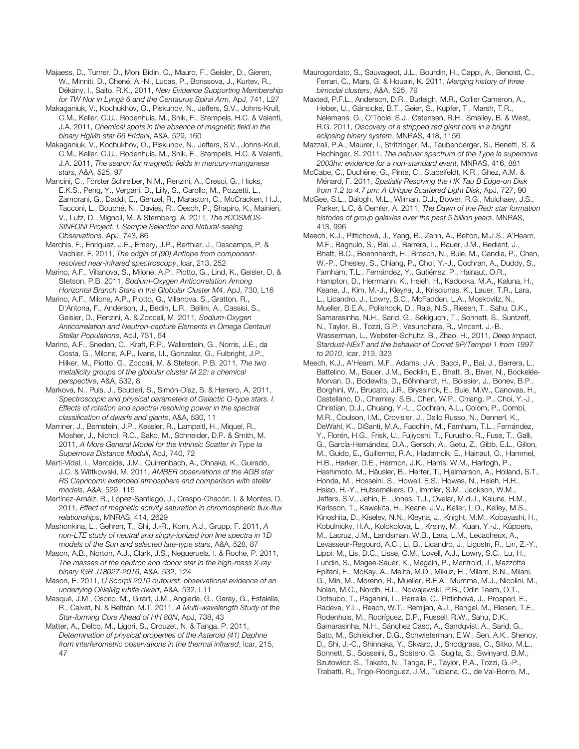Majaess, D., Turner, D., Moni Bidin, C., Mauro, F., Geisler, D., Gieren, W., Minniti, D., Chené, A.-N., Lucas, P., Borissova, J., Kurtev, R., Dékány, I., Saito, R.K., 2011, *New Evidence Supporting Membership for TW Nor in Lyngå 6 and the Centaurus Spiral Arm*, ApJ, 741, L27

Makaganiuk, V., Kochukhov, O., Piskunov, N., Jeffers, S.V., Johns-Krull, C.M., Keller, C.U., Rodenhuis, M., Snik, F., Stempels, H.C. & Valenti, J.A. 2011, *Chemical spots in the absence of magnetic field in the binary HgMn star 66 Eridani*, A&A, 529, 160

Makaganiuk, V., Kochukhov, O., Piskunov, N., Jeffers, S.V., Johns-Krull, C.M., Keller, C.U., Rodenhuis, M., Snik, F., Stempels, H.C. & Valenti, J.A. 2011, *The search for magnetic fields in mercury-manganese stars*, A&A, 525, 97

Mancini, C., Förster Schreiber, N.M., Renzini, A., Cresci, G., Hicks, E.K.S., Peng, Y., Vergani, D., Lilly, S., Carollo, M., Pozzetti, L., Zamorani, G., Daddi, E., Genzel, R., Maraston, C., McCracken, H.J., Tacconi, L., Bouché, N., Davies, R., Oesch, P., Shapiro, K., Mainieri, V., Lutz, D., Mignoli, M. & Sternberg, A. 2011, *The zCOSMOS-SINFONI Project. I. Sample Selection and Natural-seeing Observations*, ApJ, 743, 86

Marchis, F., Enriquez, J.E., Emery, J.P., Berthier, J., Descamps, P. & Vachier, F. 2011, *The origin of (90) Antiope from component-resolved near-infrared spectroscopy*, Icar, 213, 252

Marino, A.F., Villanova, S., Milone, A.P., Piotto, G., Lind, K., Geisler, D. & Stetson, P.B. 2011, *Sodium-Oxygen Anticorrelation Among Horizontal Branch Stars in the Globular Cluster M4*, ApJ, 730, L16

Marino, A.F., Milone, A.P., Piotto, G., Villanova, S., Gratton, R., D'Antona, F., Anderson, J., Bedin, L.R., Bellini, A., Cassisi, S., Geisler, D., Renzini, A. & Zoccali, M. 2011, *Sodium-Oxygen Anticorrelation and Neutron-capture Elements in Omega Centauri Stellar Populations*, ApJ, 731, 64

Marino, A.F., Sneden, C., Kraft, R.P., Wallerstein, G., Norris, J.E., da Costa, G., Milone, A.P., Ivans, I.I., Gonzalez, G., Fulbright, J.P., Hilker, M., Piotto, G., Zoccali, M. & Stetson, P.B. 2011, *The two metallicity groups of the globular cluster M 22: a chemical perspective*, A&A, 532, 8

Markova, N., Puls, J., Scuderi, S., Simón-Díaz, S. & Herrero, A. 2011, *Spectroscopic and physical parameters of Galactic O-type stars. I. Effects of rotation and spectral resolving power in the spectral classification of dwarfs and giants*, A&A, 530, 11

Marriner, J., Bernstein, J.P., Kessler, R., Lampeitl, H., Miquel, R., Mosher, J., Nichol, R.C., Sako, M., Schneider, D.P. & Smith, M. 2011, *A More General Model for the Intrinsic Scatter in Type Ia Supernova Distance Moduli*, ApJ, 740, 72

Martí-Vidal, I., Marcaide, J.M., Quirrenbach, A., Ohnaka, K., Guirado, J.C. & Wittkowski, M. 2011, *AMBER observations of the AGB star RS Capricorni: extended atmosphere and comparison with stellar models*, A&A, 529, 115

Martínez-Arnáiz, R., López-Santiago, J., Crespo-Chacón, I. & Montes, D. 2011, *Effect of magnetic activity saturation in chromospheric flux-flux relationships*, MNRAS, 414, 2629

Mashonkina, L., Gehren, T., Shi, J.-R., Korn, A.J., Grupp, F. 2011, *A non-LTE study of neutral and singly-ionized iron line spectra in 1D models of the Sun and selected late-type stars*, A&A, 528, 87

Mason, A.B., Norton, A.J., Clark, J.S., Negueruela, I. & Roche, P. 2011, *The masses of the neutron and donor star in the high-mass X-ray binary IGR J18027-2016*, A&A, 532, 124

Mason, E. 2011, *U Scorpii 2010 outburst: observational evidence of an underlying ONeMg white dwarf*, A&A, 532, L11

Masqué, J.M., Osorio, M., Girart, J.M., Anglada, G., Garay, G., Estalella, R., Calvet, N. & Beltrán, M.T. 2011, *A Multi-wavelength Study of the Star-forming Core Ahead of HH 80N*, ApJ, 738, 43

Matter, A., Delbo, M., Ligori, S., Crouzet, N. & Tanga, P. 2011, *Determination of physical properties of the Asteroid (41) Daphne from interferometric observations in the thermal infrared*, Icar, 215, 47

Maurogordato, S., Sauvageot, J.L., Bourdin, H., Cappi, A., Benoist, C., Ferrari, C., Mars, G. & Houairi, K. 2011, *Merging history of three bimodal clusters*, A&A, 525, 79

Maxted, P.F.L., Anderson, D.R., Burleigh, M.R., Collier Cameron, A., Heber, U., Gänsicke, B.T., Geier, S., Kupfer, T., Marsh, T.R., Nelemans, G., O'Toole, S.J., Østensen, R.H., Smalley, B. & West, R.G. 2011, *Discovery of a stripped red giant core in a bright eclipsing binary system*, MNRAS, 418, 1156

Mazzali, P.A., Maurer, I., Stritzinger, M., Taubenberger, S., Benetti, S. & Hachinger, S. 2011, *The nebular spectrum of the Type Ia supernova 2003hv: evidence for a non-standard event*, MNRAS, 416, 881

McCabe, C., Duchêne, G., Pinte, C., Stapelfeldt, K.R., Ghez, A.M. & Ménard, F. 2011, *Spatially Resolving the HK Tau B Edge-on Disk from 1.2 to 4.7 μm: A Unique Scattered Light Disk*, ApJ, 727, 90

McGee, S.L., Balogh, M.L., Wilman, D.J., Bower, R.G., Mulchaey, J.S., Parker, L.C. & Oemler, A. 2011, *The Dawn of the Red: star formation histories of group galaxies over the past 5 billion years*, MNRAS, 413, 996

Meech, K.J., Pittichová, J., Yang, B., Zenn, A., Belton, M.J.S., A'Hearn, M.F., Bagnulo, S., Bai, J., Barrera, L., Bauer, J.M., Bedient, J., Bhatt, B.C., Boehnhardt, H., Brosch, N., Buie, M., Candia, P., Chen, W.-P., Chesley, S., Chiang, P., Choi, Y.-J., Cochran, A., Duddy, S., Farnham, T.L., Fernández, Y., Gutiérrez, P., Hainaut, O.R., Hampton, D., Herrmann, K., Hsieh, H., Kadooka, M.A., Kaluna, H., Keane, J., Kim, M.-J., Kleyna, J., Krisciunas, K., Lauer, T.R., Lara, L., Licandro, J., Lowry, S.C., McFadden, L.A., Moskovitz, N., Mueller, B.E.A., Polishook, D., Raja, N.S., Riesen, T., Sahu, D.K., Samarasinha, N.H., Sarid, G., Sekiguchi, T., Sonnett, S., Suntzeff, N., Taylor, B., Tozzi, G.P., Vasundhara, R., Vincent, J.-B., Wasserman, L., Webster-Schultz, B., Zhao, H., 2011, *Deep Impact, Stardust-NExT and the behavior of Comet 9P/Tempel 1 from 1997 to 2010*, Icar, 213, 323

Meech, K.J., A'Hearn, M.F., Adams, J.A., Bacci, P., Bai, J., Barrera, L., Battelino, M., Bauer, J.M., Becklin, E., Bhatt, B., Biver, N., Bockelée-Morvan, D., Bodewits, D., Böhnhardt, H., Boissier, J., Bonev, B.P., Borghini, W., Brucato, J.R., Bryssinck, E., Buie, M.W., Canovas, H., Castellano, D., Charnley, S.B., Chen, W.P., Chiang, P., Choi, Y.-J., Christian, D.J., Chuang, Y.-L., Cochran, A.L., Colom, P., Combi, M.R., Coulson, I.M., Crovisier, J., Dello Russo, N., Dennerl, K., DeWahl, K., DiSanti, M.A., Facchini, M., Farnham, T.L., Fernández, Y., Florén, H.G., Frisk, U., Fujiyoshi, T., Furusho, R., Fuse, T., Galli, G., García-Hernández, D.A., Gersch, A., Getu, Z., Gibb, E.L., Gillon, M., Guido, E., Guillermo, R.A., Hadamcik, E., Hainaut, O., Hammel, H.B., Harker, D.E., Harmon, J.K., Harris, W.M., Hartogh, P., Hashimoto, M., Häusler, B., Herter, T., Hjalmarson, A., Holland, S.T., Honda, M., Hosseini, S., Howell, E.S., Howes, N., Hsieh, H.H., Hsiao, H.-Y., Hutsemékers, D., Immler, S.M., Jackson, W.M., Jeffers, S.V., Jehin, E., Jones, T.J., Ovelar, M.d.J., Kaluna, H.M., Karlsson, T., Kawakita, H., Keane, J.V., Keller, L.D., Kelley, M.S., Kinoshita, D., Kiselev, N.N., Kleyna, J., Knight, M.M., Kobayashi, H., Kobulnicky, H.A., Kolokolova, L., Kreiny, M., Kuan, Y.-J., Küppers, M., Lacruz, J.M., Landsman, W.B., Lara, L.M., Lecacheux, A., Levasseur-Regourd, A.C., Li, B., Licandro, J., Ligustri, R., Lin, Z.-Y., Lippi, M., Lis, D.C., Lisse, C.M., Lovell, A.J., Lowry, S.C., Lu, H., Lundin, S., Magee-Sauer, K., Magain, P., Manfroid, J., Mazzotta Epifani, E., McKay, A., Melita, M.D., Mikuz, H., Milam, S.N., Milani, G., Min, M., Moreno, R., Mueller, B.E.A., Mumma, M.J., Nicolini, M., Nolan, M.C., Nordh, H.L., Nowajewski, P.B., Odin Team, O.T., Ootsubo, T., Paganini, L., Perrella, C., Pittichová, J., Prosperi, E., Radeva, Y.L., Reach, W.T., Remijan, A.J., Rengel, M., Riesen, T.E., Rodenhuis, M., Rodríguez, D.P., Russell, R.W., Sahu, D.K., Samarasinha, N.H., Sánchez Caso, A., Sandqvist, A., Sarid, G., Sato, M., Schleicher, D.G., Schwieterman, E.W., Sen, A.K., Shenoy, D., Shi, J.-C., Shinnaka, Y., Skvarc, J., Snodgrass, C., Sitko, M.L., Sonnett, S., Sosseini, S., Sostero, G., Sugita, S., Swinyard, B.M., Szutowicz, S., Takato, N., Tanga, P., Taylor, P.A., Tozzi, G.-P., Trabatti, R., Trigo-Rodríguez, J.M., Tubiana, C., de Val-Borro, M.,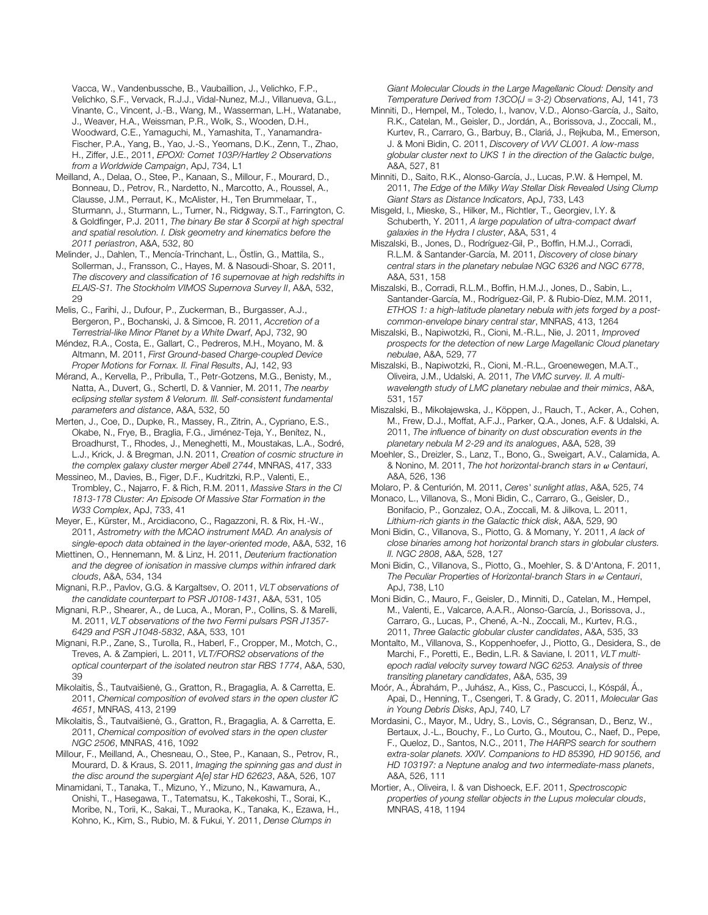Vacca, W., Vandenbussche, B., Vaubaillion, J., Velichko, F.P., Velichko, S.F., Vervack, R.J.J., Vidal-Nunez, M.J., Villanueva, G.L., Vinante, C., Vincent, J.-B., Wang, M., Wasserman, L.H., Watanabe, J., Weaver, H.A., Weissman, P.R., Wolk, S., Wooden, D.H., Woodward, C.E., Yamaguchi, M., Yamashita, T., Yanamandra-Fischer, P.A., Yang, B., Yao, J.-S., Yeomans, D.K., Zenn, T., Zhao, H., Ziffer, J.E., 2011, *EPOXI: Comet 103P/Hartley 2 Observations from a Worldwide Campaign*, ApJ, 734, L1

Meilland, A., Delaa, O., Stee, P., Kanaan, S., Millour, F., Mourard, D., Bonneau, D., Petrov, R., Nardetto, N., Marcotto, A., Roussel, A., Clausse, J.M., Perraut, K., McAlister, H., Ten Brummelaar, T., Sturmann, J., Sturmann, L., Turner, N., Ridgway, S.T., Farrington, C. & Goldfinger, P.J. 2011, *The binary Be star δ Scorpii at high spectral and spatial resolution. I. Disk geometry and kinematics before the 2011 periastron*, A&A, 532, 80

Melinder, J., Dahlen, T., Mencía-Trinchant, L., Östlin, G., Mattila, S., Sollerman, J., Fransson, C., Hayes, M. & Nasoudi-Shoar, S. 2011, *The discovery and classification of 16 supernovae at high redshifts in ELAIS-S1. The Stockholm VIMOS Supernova Survey II*, A&A, 532, 29

Melis, C., Farihi, J., Dufour, P., Zuckerman, B., Burgasser, A.J., Bergeron, P., Bochanski, J. & Simcoe, R. 2011, *Accretion of a Terrestrial-like Minor Planet by a White Dwarf*, ApJ, 732, 90

Méndez, R.A., Costa, E., Gallart, C., Pedreros, M.H., Moyano, M. & Altmann, M. 2011, *First Ground-based Charge-coupled Device Proper Motions for Fornax. II. Final Results*, AJ, 142, 93

Mérand, A., Kervella, P., Pribulla, T., Petr-Gotzens, M.G., Benisty, M., Natta, A., Duvert, G., Schertl, D. & Vannier, M. 2011, *The nearby eclipsing stellar system δ Velorum. III. Self-consistent fundamental parameters and distance*, A&A, 532, 50

Merten, J., Coe, D., Dupke, R., Massey, R., Zitrin, A., Cypriano, E.S., Okabe, N., Frye, B., Braglia, F.G., Jiménez-Teja, Y., Benítez, N., Broadhurst, T., Rhodes, J., Meneghetti, M., Moustakas, L.A., Sodré, L.J., Krick, J. & Bregman, J.N. 2011, *Creation of cosmic structure in the complex galaxy cluster merger Abell 2744*, MNRAS, 417, 333

Messineo, M., Davies, B., Figer, D.F., Kudritzki, R.P., Valenti, E., Trombley, C., Najarro, F. & Rich, R.M. 2011, *Massive Stars in the Cl 1813-178 Cluster: An Episode Of Massive Star Formation in the W33 Complex*, ApJ, 733, 41

Meyer, E., Kürster, M., Arcidiacono, C., Ragazzoni, R. & Rix, H.-W., 2011, *Astrometry with the MCAO instrument MAD. An analysis of single-epoch data obtained in the layer-oriented mode*, A&A, 532, 16

Miettinen, O., Hennemann, M. & Linz, H. 2011, *Deuterium fractionation and the degree of ionisation in massive clumps within infrared dark clouds*, A&A, 534, 134

Mignani, R.P., Pavlov, G.G. & Kargaltsev, O. 2011, *VLT observations of the candidate counterpart to PSR J0108-1431*, A&A, 531, 105

Mignani, R.P., Shearer, A., de Luca, A., Moran, P., Collins, S. & Marelli, M. 2011, *VLT observations of the two Fermi pulsars PSR J1357-6429 and PSR J1048-5832*, A&A, 533, 101

Mignani, R.P., Zane, S., Turolla, R., Haberl, F., Cropper, M., Motch, C., Treves, A. & Zampieri, L. 2011, *VLT/FORS2 observations of the optical counterpart of the isolated neutron star RBS 1774*, A&A, 530, 39

Mikolaitis, Š., Tautvaišienė, G., Gratton, R., Bragaglia, A. & Carretta, E. 2011, *Chemical composition of evolved stars in the open cluster IC 4651*, MNRAS, 413, 2199

Mikolaitis, Š., Tautvaišienė, G., Gratton, R., Bragaglia, A. & Carretta, E. 2011, *Chemical composition of evolved stars in the open cluster NGC 2506*, MNRAS, 416, 1092

Millour, F., Meilland, A., Chesneau, O., Stee, P., Kanaan, S., Petrov, R., Mourard, D. & Kraus, S. 2011, *Imaging the spinning gas and dust in the disc around the supergiant A[e] star HD 62623*, A&A, 526, 107

Minamidani, T., Tanaka, T., Mizuno, Y., Mizuno, N., Kawamura, A., Onishi, T., Hasegawa, T., Tatematsu, K., Takekoshi, T., Sorai, K., Moribe, N., Torii, K., Sakai, T., Muraoka, K., Tanaka, K., Ezawa, H., Kohno, K., Kim, S., Rubio, M. & Fukui, Y. 2011, *Dense Clumps in Giant Molecular Clouds in the Large Magellanic Cloud: Density and Temperature Derived from 13CO(J = 3-2) Observations*, AJ, 141, 73

Minniti, D., Hempel, M., Toledo, I., Ivanov, V.D., Alonso-García, J., Saito, R.K., Catelan, M., Geisler, D., Jordán, A., Borissova, J., Zoccali, M., Kurtev, R., Carraro, G., Barbuy, B., Clariá, J., Rejkuba, M., Emerson, J. & Moni Bidin, C. 2011, *Discovery of VVV CL001. A low-mass globular cluster next to UKS 1 in the direction of the Galactic bulge*, A&A, 527, 81

Minniti, D., Saito, R.K., Alonso-García, J., Lucas, P.W. & Hempel, M. 2011, *The Edge of the Milky Way Stellar Disk Revealed Using Clump Giant Stars as Distance Indicators*, ApJ, 733, L43

Misgeld, I., Mieske, S., Hilker, M., Richtler, T., Georgiev, I.Y. & Schuberth, Y. 2011, *A large population of ultra-compact dwarf galaxies in the Hydra I cluster*, A&A, 531, 4

Miszalski, B., Jones, D., Rodríguez-Gil, P., Boffin, H.M.J., Corradi, R.L.M. & Santander-García, M. 2011, *Discovery of close binary central stars in the planetary nebulae NGC 6326 and NGC 6778*, A&A, 531, 158

Miszalski, B., Corradi, R.L.M., Boffin, H.M.J., Jones, D., Sabin, L., Santander-García, M., Rodríguez-Gil, P. & Rubio-Díez, M.M. 2011, *ETHOS 1: a high-latitude planetary nebula with jets forged by a post-common-envelope binary central star*, MNRAS, 413, 1264

Miszalski, B., Napiwotzki, R., Cioni, M.-R.L., Nie, J. 2011, *Improved prospects for the detection of new Large Magellanic Cloud planetary nebulae*, A&A, 529, 77

Miszalski, B., Napiwotzki, R., Cioni, M.-R.L., Groenewegen, M.A.T., Oliveira, J.M., Udalski, A. 2011, *The VMC survey. II. A multi-wavelength study of LMC planetary nebulae and their mimics*, A&A, 531, 157

Miszalski, B., Mikołajewska, J., Köppen, J., Rauch, T., Acker, A., Cohen, M., Frew, D.J., Moffat, A.F.J., Parker, Q.A., Jones, A.F. & Udalski, A. 2011, *The influence of binarity on dust obscuration events in the planetary nebula M 2-29 and its analogues*, A&A, 528, 39

Moehler, S., Dreizler, S., Lanz, T., Bono, G., Sweigart, A.V., Calamida, A. & Nonino, M. 2011, *The hot horizontal-branch stars in ω Centauri*, A&A, 526, 136

Molaro, P. & Centurión, M. 2011, *Ceres' sunlight atlas*, A&A, 525, 74

Monaco, L., Villanova, S., Moni Bidin, C., Carraro, G., Geisler, D., Bonifacio, P., Gonzalez, O.A., Zoccali, M. & Jilkova, L. 2011, *Lithium-rich giants in the Galactic thick disk*, A&A, 529, 90

Moni Bidin, C., Villanova, S., Piotto, G. & Momany, Y. 2011, *A lack of close binaries among hot horizontal branch stars in globular clusters. II. NGC 2808*, A&A, 528, 127

Moni Bidin, C., Villanova, S., Piotto, G., Moehler, S. & D'Antona, F. 2011, *The Peculiar Properties of Horizontal-branch Stars in ω Centauri*, ApJ, 738, L10

Moni Bidin, C., Mauro, F., Geisler, D., Minniti, D., Catelan, M., Hempel, M., Valenti, E., Valcarce, A.A.R., Alonso-García, J., Borissova, J., Carraro, G., Lucas, P., Chené, A.-N., Zoccali, M., Kurtev, R.G., 2011, *Three Galactic globular cluster candidates*, A&A, 535, 33

Montalto, M., Villanova, S., Koppenhoefer, J., Piotto, G., Desidera, S., de Marchi, F., Poretti, E., Bedin, L.R. & Saviane, I. 2011, *VLT multi-epoch radial velocity survey toward NGC 6253. Analysis of three transiting planetary candidates*, A&A, 535, 39

Moór, A., Ábrahám, P., Juhász, A., Kiss, C., Pascucci, I., Kóspál, Á., Apai, D., Henning, T., Csengeri, T. & Grady, C. 2011, *Molecular Gas in Young Debris Disks*, ApJ, 740, L7

Mordasini, C., Mayor, M., Udry, S., Lovis, C., Ségransan, D., Benz, W., Bertaux, J.-L., Bouchy, F., Lo Curto, G., Moutou, C., Naef, D., Pepe, F., Queloz, D., Santos, N.C., 2011, *The HARPS search for southern extra-solar planets. XXIV. Companions to HD 85390, HD 90156, and HD 103197: a Neptune analog and two intermediate-mass planets*, A&A, 526, 111

Mortier, A., Oliveira, I. & van Dishoeck, E.F. 2011, *Spectroscopic properties of young stellar objects in the Lupus molecular clouds*, MNRAS, 418, 1194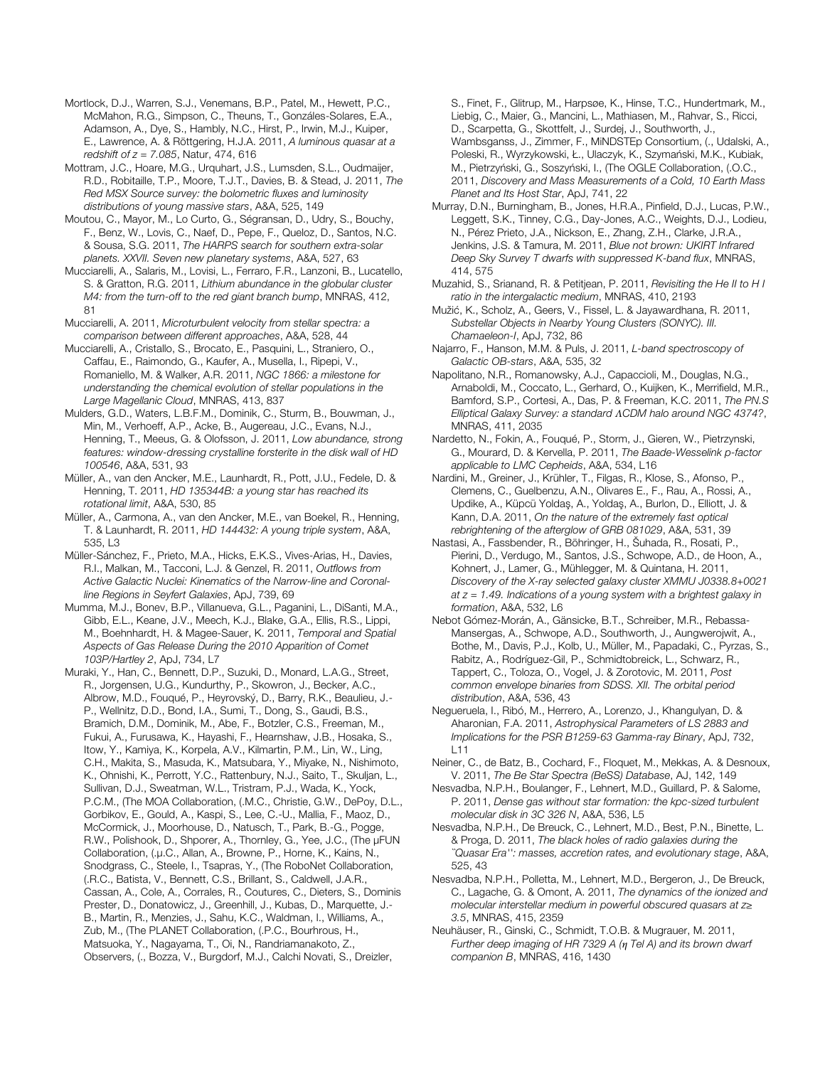Mortlock, D.J., Warren, S.J., Venemans, B.P., Patel, M., Hewett, P.C., McMahon, R.G., Simpson, C., Theuns, T., Gonzáles-Solares, E.A., Adamson, A., Dye, S., Hambly, N.C., Hirst, P., Irwin, M.J., Kuiper, E., Lawrence, A. & Röttgering, H.J.A. 2011, *A luminous quasar at a redshift of z = 7.085*, Natur, 474, 616

Mottram, J.C., Hoare, M.G., Urquhart, J.S., Lumsden, S.L., Oudmaijer, R.D., Robitaille, T.P., Moore, T.J.T., Davies, B. & Stead, J. 2011, *The Red MSX Source survey: the bolometric fluxes and luminosity distributions of young massive stars*, A&A, 525, 149

Moutou, C., Mayor, M., Lo Curto, G., Ségransan, D., Udry, S., Bouchy, F., Benz, W., Lovis, C., Naef, D., Pepe, F., Queloz, D., Santos, N.C. & Sousa, S.G. 2011, *The HARPS search for southern extra-solar planets. XXVII. Seven new planetary systems*, A&A, 527, 63

Mucciarelli, A., Salaris, M., Lovisi, L., Ferraro, F.R., Lanzoni, B., Lucatello, S. & Gratton, R.G. 2011, *Lithium abundance in the globular cluster M4: from the turn-off to the red giant branch bump*, MNRAS, 412, 81

Mucciarelli, A. 2011, *Microturbulent velocity from stellar spectra: a comparison between different approaches*, A&A, 528, 44

Mucciarelli, A., Cristallo, S., Brocato, E., Pasquini, L., Straniero, O., Caffau, E., Raimondo, G., Kaufer, A., Musella, I., Ripepi, V., Romaniello, M. & Walker, A.R. 2011, *NGC 1866: a milestone for understanding the chemical evolution of stellar populations in the Large Magellanic Cloud*, MNRAS, 413, 837

Mulders, G.D., Waters, L.B.F.M., Dominik, C., Sturm, B., Bouwman, J., Min, M., Verhoeff, A.P., Acke, B., Augereau, J.C., Evans, N.J., Henning, T., Meeus, G. & Olofsson, J. 2011, *Low abundance, strong features: window-dressing crystalline forsterite in the disk wall of HD 100546*, A&A, 531, 93

Müller, A., van den Ancker, M.E., Launhardt, R., Pott, J.U., Fedele, D. & Henning, T. 2011, *HD 135344B: a young star has reached its rotational limit*, A&A, 530, 85

Müller, A., Carmona, A., van den Ancker, M.E., van Boekel, R., Henning, T. & Launhardt, R. 2011, *HD 144432: A young triple system*, A&A, 535, L3

Müller-Sánchez, F., Prieto, M.A., Hicks, E.K.S., Vives-Arias, H., Davies, R.I., Malkan, M., Tacconi, L.J. & Genzel, R. 2011, *Outflows from Active Galactic Nuclei: Kinematics of the Narrow-line and Coronal-line Regions in Seyfert Galaxies*, ApJ, 739, 69

Mumma, M.J., Bonev, B.P., Villanueva, G.L., Paganini, L., DiSanti, M.A., Gibb, E.L., Keane, J.V., Meech, K.J., Blake, G.A., Ellis, R.S., Lippi, M., Boehnhardt, H. & Magee-Sauer, K. 2011, *Temporal and Spatial Aspects of Gas Release During the 2010 Apparition of Comet 103P/Hartley 2*, ApJ, 734, L7

Muraki, Y., Han, C., Bennett, D.P., Suzuki, D., Monard, L.A.G., Street, R., Jorgensen, U.G., Kundurthy, P., Skowron, J., Becker, A.C., Albrow, M.D., Fouqué, P., Heyrovský, D., Barry, R.K., Beaulieu, J.-P., Wellnitz, D.D., Bond, I.A., Sumi, T., Dong, S., Gaudi, B.S., Bramich, D.M., Dominik, M., Abe, F., Botzler, C.S., Freeman, M., Fukui, A., Furusawa, K., Hayashi, F., Hearnshaw, J.B., Hosaka, S., Itow, Y., Kamiya, K., Korpela, A.V., Kilmartin, P.M., Lin, W., Ling, C.H., Makita, S., Masuda, K., Matsubara, Y., Miyake, N., Nishimoto, K., Ohnishi, K., Perrott, Y.C., Rattenbury, N.J., Saito, T., Skuljan, L., Sullivan, D.J., Sweatman, W.L., Tristram, P.J., Wada, K., Yock, P.C.M., (The MOA Collaboration, (.M.C., Christie, G.W., DePoy, D.L., Gorbikov, E., Gould, A., Kaspi, S., Lee, C.-U., Mallia, F., Maoz, D., McCormick, J., Moorhouse, D., Natusch, T., Park, B.-G., Pogge, R.W., Polishook, D., Shporer, A., Thornley, G., Yee, J.C., (The μFUN Collaboration, (.μ.C., Allan, A., Browne, P., Horne, K., Kains, N., Snodgrass, C., Steele, I., Tsapras, Y., (The RoboNet Collaboration, (.R.C., Batista, V., Bennett, C.S., Brillant, S., Caldwell, J.A.R., Cassan, A., Cole, A., Corrales, R., Coutures, C., Dieters, S., Dominis Prester, D., Donatowicz, J., Greenhill, J., Kubas, D., Marquette, J.-B., Martin, R., Menzies, J., Sahu, K.C., Waldman, I., Williams, A., Zub, M., (The PLANET Collaboration, (.P.C., Bourhrous, H., Matsuoka, Y., Nagayama, T., Oi, N., Randriamanakoto, Z., Observers, (., Bozza, V., Burgdorf, M.J., Calchi Novati, S., Dreizler, S., Finet, F., Glitrup, M., Harpsøe, K., Hinse, T.C., Hundertmark, M., Liebig, C., Maier, G., Mancini, L., Mathiasen, M., Rahvar, S., Ricci, D., Scarpetta, G., Skottfelt, J., Surdej, J., Southworth, J., Wambsganss, J., Zimmer, F., MiNDSTEp Consortium, (., Udalski, A., Poleski, R., Wyrzykowski, Ł., Ulaczyk, K., Szymański, M.K., Kubiak, M., Pietrzyński, G., Soszyński, I., (The OGLE Collaboration, (.O.C., 2011, *Discovery and Mass Measurements of a Cold, 10 Earth Mass Planet and Its Host Star*, ApJ, 741, 22

Murray, D.N., Burningham, B., Jones, H.R.A., Pinfield, D.J., Lucas, P.W., Leggett, S.K., Tinney, C.G., Day-Jones, A.C., Weights, D.J., Lodieu, N., Pérez Prieto, J.A., Nickson, E., Zhang, Z.H., Clarke, J.R.A., Jenkins, J.S. & Tamura, M. 2011, *Blue not brown: UKIRT Infrared Deep Sky Survey T dwarfs with suppressed K-band flux*, MNRAS, 414, 575

Muzahid, S., Srianand, R. & Petitjean, P. 2011, *Revisiting the He II to H I ratio in the intergalactic medium*, MNRAS, 410, 2193

Mužić, K., Scholz, A., Geers, V., Fissel, L. & Jayawardhana, R. 2011, *Substellar Objects in Nearby Young Clusters (SONYC). III. Chamaeleon-I*, ApJ, 732, 86

Najarro, F., Hanson, M.M. & Puls, J. 2011, *L-band spectroscopy of Galactic OB-stars*, A&A, 535, 32

Napolitano, N.R., Romanowsky, A.J., Capaccioli, M., Douglas, N.G., Arnaboldi, M., Coccato, L., Gerhard, O., Kuijken, K., Merrifield, M.R., Bamford, S.P., Cortesi, A., Das, P. & Freeman, K.C. 2011, *The PN.S Elliptical Galaxy Survey: a standard ΛCDM halo around NGC 4374?*, MNRAS, 411, 2035

Nardetto, N., Fokin, A., Fouqué, P., Storm, J., Gieren, W., Pietrzynski, G., Mourard, D. & Kervella, P. 2011, *The Baade-Wesselink p-factor applicable to LMC Cepheids*, A&A, 534, L16

Nardini, M., Greiner, J., Krühler, T., Filgas, R., Klose, S., Afonso, P., Clemens, C., Guelbenzu, A.N., Olivares E., F., Rau, A., Rossi, A., Updike, A., Küpcü Yoldaş, A., Yoldaş, A., Burlon, D., Elliott, J. & Kann, D.A. 2011, *On the nature of the extremely fast optical rebrightening of the afterglow of GRB 081029*, A&A, 531, 39

Nastasi, A., Fassbender, R., Böhringer, H., Šuhada, R., Rosati, P., Pierini, D., Verdugo, M., Santos, J.S., Schwope, A.D., de Hoon, A., Kohnert, J., Lamer, G., Mühlegger, M. & Quintana, H. 2011, *Discovery of the X-ray selected galaxy cluster XMMU J0338.8+0021 at z = 1.49. Indications of a young system with a brightest galaxy in formation*, A&A, 532, L6

Nebot Gómez-Morán, A., Gänsicke, B.T., Schreiber, M.R., Rebassa-Mansergas, A., Schwope, A.D., Southworth, J., Aungwerojwit, A., Bothe, M., Davis, P.J., Kolb, U., Müller, M., Papadaki, C., Pyrzas, S., Rabitz, A., Rodríguez-Gil, P., Schmidtobreick, L., Schwarz, R., Tappert, C., Toloza, O., Vogel, J. & Zorotovic, M. 2011, *Post common envelope binaries from SDSS. XII. The orbital period distribution*, A&A, 536, 43

Negueruela, I., Ribó, M., Herrero, A., Lorenzo, J., Khangulyan, D. & Aharonian, F.A. 2011, *Astrophysical Parameters of LS 2883 and Implications for the PSR B1259-63 Gamma-ray Binary*, ApJ, 732, L11

Neiner, C., de Batz, B., Cochard, F., Floquet, M., Mekkas, A. & Desnoux, V. 2011, *The Be Star Spectra (BeSS) Database*, AJ, 142, 149

Nesvadba, N.P.H., Boulanger, F., Lehnert, M.D., Guillard, P. & Salome, P. 2011, *Dense gas without star formation: the kpc-sized turbulent molecular disk in 3C 326 N*, A&A, 536, L5

Nesvadba, N.P.H., De Breuck, C., Lehnert, M.D., Best, P.N., Binette, L. & Proga, D. 2011, *The black holes of radio galaxies during the "Quasar Era": masses, accretion rates, and evolutionary stage*, A&A, 525, 43

Nesvadba, N.P.H., Polletta, M., Lehnert, M.D., Bergeron, J., De Breuck, C., Lagache, G. & Omont, A. 2011, *The dynamics of the ionized and molecular interstellar medium in powerful obscured quasars at z≥ 3.5*, MNRAS, 415, 2359

Neuhäuser, R., Ginski, C., Schmidt, T.O.B. & Mugrauer, M. 2011, *Further deep imaging of HR 7329 A (η Tel A) and its brown dwarf companion B*, MNRAS, 416, 1430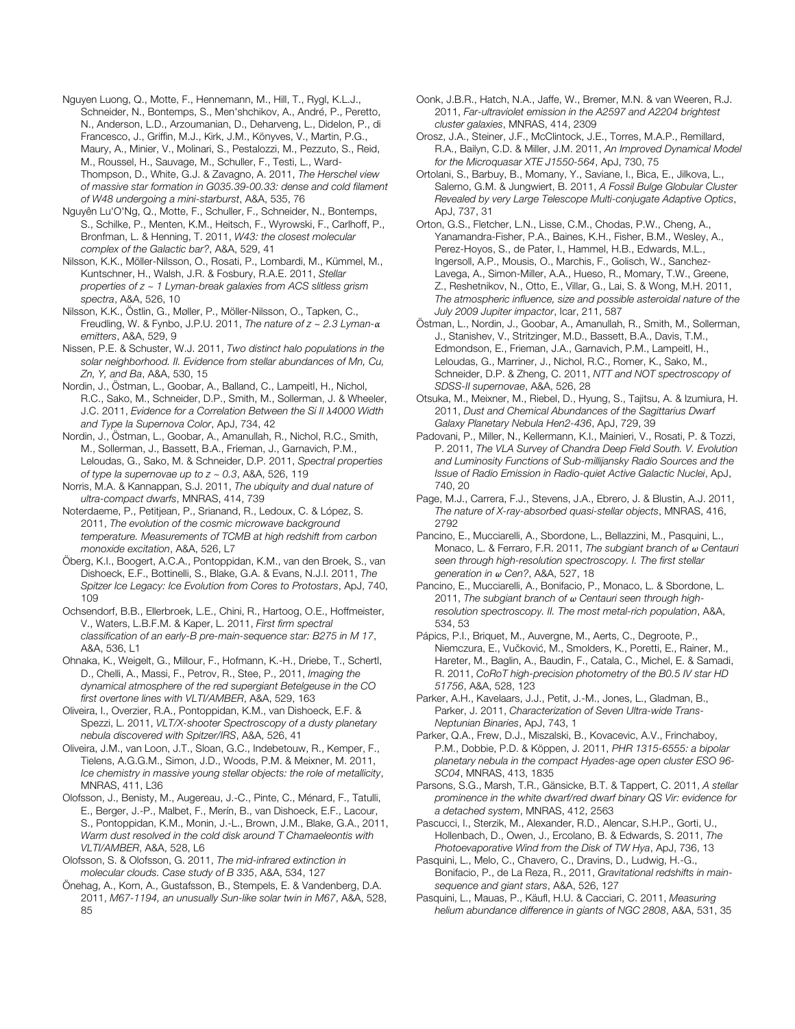Nguyen Luong, Q., Motte, F., Hennemann, M., Hill, T., Rygl, K.L.J., Schneider, N., Bontemps, S., Men'shchikov, A., André, P., Peretto, N., Anderson, L.D., Arzoumanian, D., Deharveng, L., Didelon, P., di Francesco, J., Griffin, M.J., Kirk, J.M., Könyves, V., Martin, P.G., Maury, A., Minier, V., Molinari, S., Pestalozzi, M., Pezzuto, S., Reid, M., Roussel, H., Sauvage, M., Schuller, F., Testi, L., Ward-Thompson, D., White, G.J. & Zavagno, A. 2011, *The Herschel view of massive star formation in G035.39-00.33: dense and cold filament of W48 undergoing a mini-starburst*, A&A, 535, 76

Nguyên Lu'O'Ng, Q., Motte, F., Schuller, F., Schneider, N., Bontemps, S., Schilke, P., Menten, K.M., Heitsch, F., Wyrowski, F., Carlhoff, P., Bronfman, L. & Henning, T. 2011, *W43: the closest molecular complex of the Galactic bar?*, A&A, 529, 41

Nilsson, K.K., Möller-Nilsson, O., Rosati, P., Lombardi, M., Kümmel, M., Kuntschner, H., Walsh, J.R. & Fosbury, R.A.E. 2011, *Stellar properties of z ~ 1 Lyman-break galaxies from ACS slitless grism spectra*, A&A, 526, 10

Nilsson, K.K., Östlin, G., Møller, P., Möller-Nilsson, O., Tapken, C., Freudling, W. & Fynbo, J.P.U. 2011, *The nature of z ~ 2.3 Lyman-α emitters*, A&A, 529, 9

Nissen, P.E. & Schuster, W.J. 2011, *Two distinct halo populations in the solar neighborhood. II. Evidence from stellar abundances of Mn, Cu, Zn, Y, and Ba*, A&A, 530, 15

Nordin, J., Östman, L., Goobar, A., Balland, C., Lampeitl, H., Nichol, R.C., Sako, M., Schneider, D.P., Smith, M., Sollerman, J. & Wheeler, J.C. 2011, *Evidence for a Correlation Between the Si II λ4000 Width and Type Ia Supernova Color*, ApJ, 734, 42

Nordin, J., Östman, L., Goobar, A., Amanullah, R., Nichol, R.C., Smith, M., Sollerman, J., Bassett, B.A., Frieman, J., Garnavich, P.M., Leloudas, G., Sako, M. & Schneider, D.P. 2011, *Spectral properties of type Ia supernovae up to z ~ 0.3*, A&A, 526, 119

Norris, M.A. & Kannappan, S.J. 2011, *The ubiquity and dual nature of ultra-compact dwarfs*, MNRAS, 414, 739

Noterdaeme, P., Petitjean, P., Srianand, R., Ledoux, C. & López, S. 2011, *The evolution of the cosmic microwave background temperature. Measurements of TCMB at high redshift from carbon monoxide excitation*, A&A, 526, L7

Öberg, K.I., Boogert, A.C.A., Pontoppidan, K.M., van den Broek, S., van Dishoeck, E.F., Bottinelli, S., Blake, G.A. & Evans, N.J.I. 2011, *The Spitzer Ice Legacy: Ice Evolution from Cores to Protostars*, ApJ, 740, 109

Ochsendorf, B.B., Ellerbroek, L.E., Chini, R., Hartoog, O.E., Hoffmeister, V., Waters, L.B.F.M. & Kaper, L. 2011, *First firm spectral classification of an early-B pre-main-sequence star: B275 in M 17*, A&A, 536, L1

Ohnaka, K., Weigelt, G., Millour, F., Hofmann, K.-H., Driebe, T., Schertl, D., Chelli, A., Massi, F., Petrov, R., Stee, P., 2011, *Imaging the dynamical atmosphere of the red supergiant Betelgeuse in the CO first overtone lines with VLTI/AMBER*, A&A, 529, 163

Oliveira, I., Overzier, R.A., Pontoppidan, K.M., van Dishoeck, E.F. & Spezzi, L. 2011, *VLT/X-shooter Spectroscopy of a dusty planetary nebula discovered with Spitzer/IRS*, A&A, 526, 41

Oliveira, J.M., van Loon, J.T., Sloan, G.C., Indebetouw, R., Kemper, F., Tielens, A.G.G.M., Simon, J.D., Woods, P.M. & Meixner, M. 2011, *Ice chemistry in massive young stellar objects: the role of metallicity*, MNRAS, 411, L36

Olofsson, J., Benisty, M., Augereau, J.-C., Pinte, C., Ménard, F., Tatulli, E., Berger, J.-P., Malbet, F., Merín, B., van Dishoeck, E.F., Lacour, S., Pontoppidan, K.M., Monin, J.-L., Brown, J.M., Blake, G.A., 2011, *Warm dust resolved in the cold disk around T Chamaeleontis with VLTI/AMBER*, A&A, 528, L6

Olofsson, S. & Olofsson, G. 2011, *The mid-infrared extinction in molecular clouds. Case study of B 335*, A&A, 534, 127

Önehag, A., Korn, A., Gustafsson, B., Stempels, E. & Vandenberg, D.A. 2011, *M67-1194, an unusually Sun-like solar twin in M67*, A&A, 528, 85

Oonk, J.B.R., Hatch, N.A., Jaffe, W., Bremer, M.N. & van Weeren, R.J. 2011, *Far-ultraviolet emission in the A2597 and A2204 brightest cluster galaxies*, MNRAS, 414, 2309

Orosz, J.A., Steiner, J.F., McClintock, J.E., Torres, M.A.P., Remillard, R.A., Bailyn, C.D. & Miller, J.M. 2011, *An Improved Dynamical Model for the Microquasar XTE J1550-564*, ApJ, 730, 75

Ortolani, S., Barbuy, B., Momany, Y., Saviane, I., Bica, E., Jilkova, L., Salerno, G.M. & Jungwiert, B. 2011, *A Fossil Bulge Globular Cluster Revealed by very Large Telescope Multi-conjugate Adaptive Optics*, ApJ, 737, 31

Orton, G.S., Fletcher, L.N., Lisse, C.M., Chodas, P.W., Cheng, A., Yanamandra-Fisher, P.A., Baines, K.H., Fisher, B.M., Wesley, A., Perez-Hoyos, S., de Pater, I., Hammel, H.B., Edwards, M.L., Ingersoll, A.P., Mousis, O., Marchis, F., Golisch, W., Sanchez-Lavega, A., Simon-Miller, A.A., Hueso, R., Momary, T.W., Greene, Z., Reshetnikov, N., Otto, E., Villar, G., Lai, S. & Wong, M.H. 2011, *The atmospheric influence, size and possible asteroidal nature of the July 2009 Jupiter impactor*, Icar, 211, 587

Östman, L., Nordin, J., Goobar, A., Amanullah, R., Smith, M., Sollerman, J., Stanishev, V., Stritzinger, M.D., Bassett, B.A., Davis, T.M., Edmondson, E., Frieman, J.A., Garnavich, P.M., Lampeitl, H., Leloudas, G., Marriner, J., Nichol, R.C., Romer, K., Sako, M., Schneider, D.P. & Zheng, C. 2011, *NTT and NOT spectroscopy of SDSS-II supernovae*, A&A, 526, 28

Otsuka, M., Meixner, M., Riebel, D., Hyung, S., Tajitsu, A. & Izumiura, H. 2011, *Dust and Chemical Abundances of the Sagittarius Dwarf Galaxy Planetary Nebula Hen2-436*, ApJ, 729, 39

Padovani, P., Miller, N., Kellermann, K.I., Mainieri, V., Rosati, P. & Tozzi, P. 2011, *The VLA Survey of Chandra Deep Field South. V. Evolution and Luminosity Functions of Sub-millijansky Radio Sources and the Issue of Radio Emission in Radio-quiet Active Galactic Nuclei*, ApJ, 740, 20

Page, M.J., Carrera, F.J., Stevens, J.A., Ebrero, J. & Blustin, A.J. 2011, *The nature of X-ray-absorbed quasi-stellar objects*, MNRAS, 416, 2792

Pancino, E., Mucciarelli, A., Sbordone, L., Bellazzini, M., Pasquini, L., Monaco, L. & Ferraro, F.R. 2011, *The subgiant branch of ω Centauri seen through high-resolution spectroscopy. I. The first stellar generation in ω Cen?*, A&A, 527, 18

Pancino, E., Mucciarelli, A., Bonifacio, P., Monaco, L. & Sbordone, L. 2011, *The subgiant branch of ω Centauri seen through high-resolution spectroscopy. II. The most metal-rich population*, A&A, 534, 53

Pápics, P.I., Briquet, M., Auvergne, M., Aerts, C., Degroote, P., Niemczura, E., Vučković, M., Smolders, K., Poretti, E., Rainer, M., Hareter, M., Baglin, A., Baudin, F., Catala, C., Michel, E. & Samadi, R. 2011, *CoRoT high-precision photometry of the B0.5 IV star HD 51756*, A&A, 528, 123

Parker, A.H., Kavelaars, J.J., Petit, J.-M., Jones, L., Gladman, B., Parker, J. 2011, *Characterization of Seven Ultra-wide Trans-Neptunian Binaries*, ApJ, 743, 1

Parker, Q.A., Frew, D.J., Miszalski, B., Kovacevic, A.V., Frinchaboy, P.M., Dobbie, P.D. & Köppen, J. 2011, *PHR 1315-6555: a bipolar planetary nebula in the compact Hyades-age open cluster ESO 96-SC04*, MNRAS, 413, 1835

Parsons, S.G., Marsh, T.R., Gänsicke, B.T. & Tappert, C. 2011, *A stellar prominence in the white dwarf/red dwarf binary QS Vir: evidence for a detached system*, MNRAS, 412, 2563

Pascucci, I., Sterzik, M., Alexander, R.D., Alencar, S.H.P., Gorti, U., Hollenbach, D., Owen, J., Ercolano, B. & Edwards, S. 2011, *The Photoevaporative Wind from the Disk of TW Hya*, ApJ, 736, 13

Pasquini, L., Melo, C., Chavero, C., Dravins, D., Ludwig, H.-G., Bonifacio, P., de La Reza, R., 2011, *Gravitational redshifts in main-sequence and giant stars*, A&A, 526, 127

Pasquini, L., Mauas, P., Käufl, H.U. & Cacciari, C. 2011, *Measuring helium abundance difference in giants of NGC 2808*, A&A, 531, 35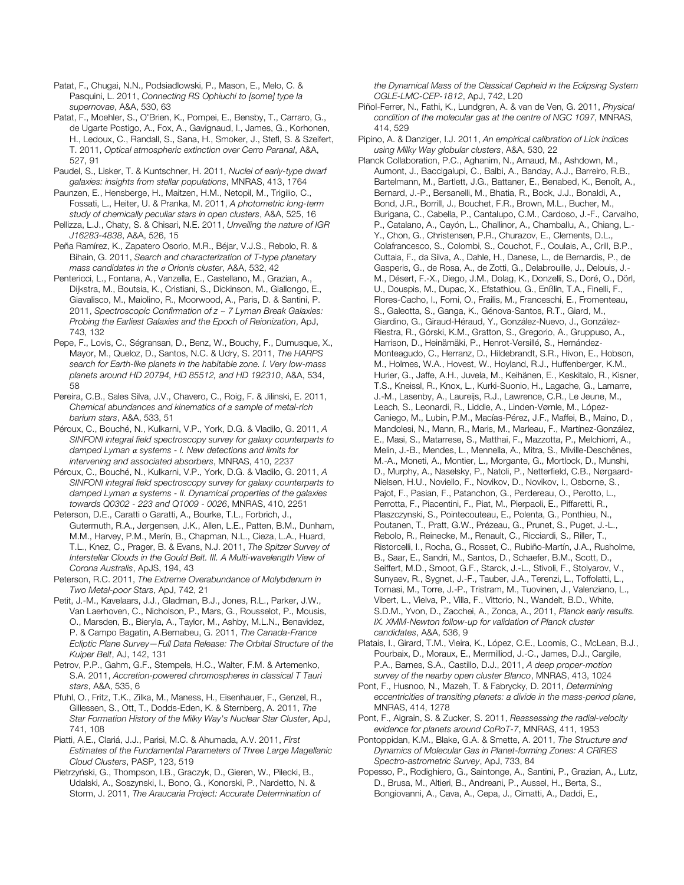Patat, F., Chugai, N.N., Podsiadlowski, P., Mason, E., Melo, C. & Pasquini, L. 2011, *Connecting RS Ophiuchi to [some] type Ia supernovae*, A&A, 530, 63

Patat, F., Moehler, S., O'Brien, K., Pompei, E., Bensby, T., Carraro, G., de Ugarte Postigo, A., Fox, A., Gavignaud, I., James, G., Korhonen, H., Ledoux, C., Randall, S., Sana, H., Smoker, J., Stefl, S. & Szeifert, T. 2011, *Optical atmospheric extinction over Cerro Paranal*, A&A, 527, 91

Paudel, S., Lisker, T. & Kuntschner, H. 2011, *Nuclei of early-type dwarf galaxies: insights from stellar populations*, MNRAS, 413, 1764

Paunzen, E., Hensberge, H., Maitzen, H.M., Netopil, M., Trigilio, C., Fossati, L., Heiter, U. & Pranka, M. 2011, *A photometric long-term study of chemically peculiar stars in open clusters*, A&A, 525, 16

Pellizza, L.J., Chaty, S. & Chisari, N.E. 2011, *Unveiling the nature of IGR J16283-4838*, A&A, 526, 15

Peña Ramírez, K., Zapatero Osorio, M.R., Béjar, V.J.S., Rebolo, R. & Bihain, G. 2011, *Search and characterization of T-type planetary mass candidates in the σ Orionis cluster*, A&A, 532, 42

Pentericci, L., Fontana, A., Vanzella, E., Castellano, M., Grazian, A., Dijkstra, M., Boutsia, K., Cristiani, S., Dickinson, M., Giallongo, E., Giavalisco, M., Maiolino, R., Moorwood, A., Paris, D. & Santini, P. 2011, *Spectroscopic Confirmation of z ~ 7 Lyman Break Galaxies: Probing the Earliest Galaxies and the Epoch of Reionization*, ApJ, 743, 132

Pepe, F., Lovis, C., Ségransan, D., Benz, W., Bouchy, F., Dumusque, X., Mayor, M., Queloz, D., Santos, N.C. & Udry, S. 2011, *The HARPS search for Earth-like planets in the habitable zone. I. Very low-mass planets around HD 20794, HD 85512, and HD 192310*, A&A, 534, 58

Pereira, C.B., Sales Silva, J.V., Chavero, C., Roig, F. & Jilinski, E. 2011, *Chemical abundances and kinematics of a sample of metal-rich barium stars*, A&A, 533, 51

Péroux, C., Bouché, N., Kulkarni, V.P., York, D.G. & Vladilo, G. 2011, *A SINFONI integral field spectroscopy survey for galaxy counterparts to damped Lyman α systems - I. New detections and limits for intervening and associated absorbers*, MNRAS, 410, 2237

Péroux, C., Bouché, N., Kulkarni, V.P., York, D.G. & Vladilo, G. 2011, *A SINFONI integral field spectroscopy survey for galaxy counterparts to damped Lyman α systems - II. Dynamical properties of the galaxies towards Q0302 - 223 and Q1009 - 0026*, MNRAS, 410, 2251

Peterson, D.E., Caratti o Garatti, A., Bourke, T.L., Forbrich, J., Gutermuth, R.A., Jørgensen, J.K., Allen, L.E., Patten, B.M., Dunham, M.M., Harvey, P.M., Merín, B., Chapman, N.L., Cieza, L.A., Huard, T.L., Knez, C., Prager, B. & Evans, N.J. 2011, *The Spitzer Survey of Interstellar Clouds in the Gould Belt. III. A Multi-wavelength View of Corona Australis*, ApJS, 194, 43

Peterson, R.C. 2011, *The Extreme Overabundance of Molybdenum in Two Metal-poor Stars*, ApJ, 742, 21

Petit, J.-M., Kavelaars, J.J., Gladman, B.J., Jones, R.L., Parker, J.W., Van Laerhoven, C., Nicholson, P., Mars, G., Rousselot, P., Mousis, O., Marsden, B., Bieryla, A., Taylor, M., Ashby, M.L.N., Benavidez, P. & Campo Bagatin, A.Bernabeu, G. 2011, *The Canada-France Ecliptic Plane Survey—Full Data Release: The Orbital Structure of the Kuiper Belt*, AJ, 142, 131

Petrov, P.P., Gahm, G.F., Stempels, H.C., Walter, F.M. & Artemenko, S.A. 2011, *Accretion-powered chromospheres in classical T Tauri stars*, A&A, 535, 6

Pfuhl, O., Fritz, T.K., Zilka, M., Maness, H., Eisenhauer, F., Genzel, R., Gillessen, S., Ott, T., Dodds-Eden, K. & Sternberg, A. 2011, *The Star Formation History of the Milky Way's Nuclear Star Cluster*, ApJ, 741, 108

Piatti, A.E., Clariá, J.J., Parisi, M.C. & Ahumada, A.V. 2011, *First Estimates of the Fundamental Parameters of Three Large Magellanic Cloud Clusters*, PASP, 123, 519

Pietrzyński, G., Thompson, I.B., Graczyk, D., Gieren, W., Pilecki, B., Udalski, A., Soszynski, I., Bono, G., Konorski, P., Nardetto, N. & Storm, J. 2011, *The Araucaria Project: Accurate Determination of the Dynamical Mass of the Classical Cepheid in the Eclipsing System OGLE-LMC-CEP-1812*, ApJ, 742, L20

Piñol-Ferrer, N., Fathi, K., Lundgren, A. & van de Ven, G. 2011, *Physical condition of the molecular gas at the centre of NGC 1097*, MNRAS, 414, 529

Pipino, A. & Danziger, I.J. 2011, *An empirical calibration of Lick indices using Milky Way globular clusters*, A&A, 530, 22

Planck Collaboration, P.C., Aghanim, N., Arnaud, M., Ashdown, M., Aumont, J., Baccigalupi, C., Balbi, A., Banday, A.J., Barreiro, R.B., Bartelmann, M., Bartlett, J.G., Battaner, E., Benabed, K., Benoît, A., Bernard, J.-P., Bersanelli, M., Bhatia, R., Bock, J.J., Bonaldi, A., Bond, J.R., Borrill, J., Bouchet, F.R., Brown, M.L., Bucher, M., Burigana, C., Cabella, P., Cantalupo, C.M., Cardoso, J.-F., Carvalho, P., Catalano, A., Cayón, L., Challinor, A., Chamballu, A., Chiang, L.-Y., Chon, G., Christensen, P.R., Churazov, E., Clements, D.L., Colafrancesco, S., Colombi, S., Couchot, F., Coulais, A., Crill, B.P., Cuttaia, F., da Silva, A., Dahle, H., Danese, L., de Bernardis, P., de Gasperis, G., de Rosa, A., de Zotti, G., Delabrouille, J., Delouis, J.-M., Désert, F.-X., Diego, J.M., Dolag, K., Donzelli, S., Doré, O., Dörl, U., Douspis, M., Dupac, X., Efstathiou, G., Enßlin, T.A., Finelli, F., Flores-Cacho, I., Forni, O., Frailis, M., Franceschi, E., Fromenteau, S., Galeotta, S., Ganga, K., Génova-Santos, R.T., Giard, M., Giardino, G., Giraud-Héraud, Y., González-Nuevo, J., González-Riestra, R., Górski, K.M., Gratton, S., Gregorio, A., Gruppuso, A., Harrison, D., Heinämäki, P., Henrot-Versillé, S., Hernández-Monteagudo, C., Herranz, D., Hildebrandt, S.R., Hivon, E., Hobson, M., Holmes, W.A., Hovest, W., Hoyland, R.J., Huffenberger, K.M., Hurier, G., Jaffe, A.H., Juvela, M., Keihänen, E., Keskitalo, R., Kisner, T.S., Kneissl, R., Knox, L., Kurki-Suonio, H., Lagache, G., Lamarre, J.-M., Lasenby, A., Laureijs, R.J., Lawrence, C.R., Le Jeune, M., Leach, S., Leonardi, R., Liddle, A., Linden-Vørnle, M., López-Caniego, M., Lubin, P.M., Macías-Pérez, J.F., Maffei, B., Maino, D., Mandolesi, N., Mann, R., Maris, M., Marleau, F., Martínez-González, E., Masi, S., Matarrese, S., Matthai, F., Mazzotta, P., Melchiorri, A., Melin, J.-B., Mendes, L., Mennella, A., Mitra, S., Miville-Deschênes, M.-A., Moneti, A., Montier, L., Morgante, G., Mortlock, D., Munshi, D., Murphy, A., Naselsky, P., Natoli, P., Netterfield, C.B., Nørgaard-Nielsen, H.U., Noviello, F., Novikov, D., Novikov, I., Osborne, S., Pajot, F., Pasian, F., Patanchon, G., Perdereau, O., Perotto, L., Perrotta, F., Piacentini, F., Piat, M., Pierpaoli, E., Piffaretti, R., Plaszczynski, S., Pointecouteau, E., Polenta, G., Ponthieu, N., Poutanen, T., Pratt, G.W., Prézeau, G., Prunet, S., Puget, J.-L., Rebolo, R., Reinecke, M., Renault, C., Ricciardi, S., Riller, T., Ristorcelli, I., Rocha, G., Rosset, C., Rubiño-Martín, J.A., Rusholme, B., Saar, E., Sandri, M., Santos, D., Schaefer, B.M., Scott, D., Seiffert, M.D., Smoot, G.F., Starck, J.-L., Stivoli, F., Stolyarov, V., Sunyaev, R., Sygnet, J.-F., Tauber, J.A., Terenzi, L., Toffolatti, L., Tomasi, M., Torre, J.-P., Tristram, M., Tuovinen, J., Valenziano, L., Vibert, L., Vielva, P., Villa, F., Vittorio, N., Wandelt, B.D., White, S.D.M., Yvon, D., Zacchei, A., Zonca, A., 2011, *Planck early results. IX. XMM-Newton follow-up for validation of Planck cluster candidates*, A&A, 536, 9

Platais, I., Girard, T.M., Vieira, K., López, C.E., Loomis, C., McLean, B.J., Pourbaix, D., Moraux, E., Mermilliod, J.-C., James, D.J., Cargile, P.A., Barnes, S.A., Castillo, D.J., 2011, *A deep proper-motion survey of the nearby open cluster Blanco*, MNRAS, 413, 1024

Pont, F., Husnoo, N., Mazeh, T. & Fabrycky, D. 2011, *Determining eccentricities of transiting planets: a divide in the mass-period plane*, MNRAS, 414, 1278

Pont, F., Aigrain, S. & Zucker, S. 2011, *Reassessing the radial-velocity evidence for planets around CoRoT-7*, MNRAS, 411, 1953

Pontoppidan, K.M., Blake, G.A. & Smette, A. 2011, *The Structure and Dynamics of Molecular Gas in Planet-forming Zones: A CRIRES Spectro-astrometric Survey*, ApJ, 733, 84

Popesso, P., Rodighiero, G., Saintonge, A., Santini, P., Grazian, A., Lutz, D., Brusa, M., Altieri, B., Andreani, P., Aussel, H., Berta, S., Bongiovanni, A., Cava, A., Cepa, J., Cimatti, A., Daddi, E.,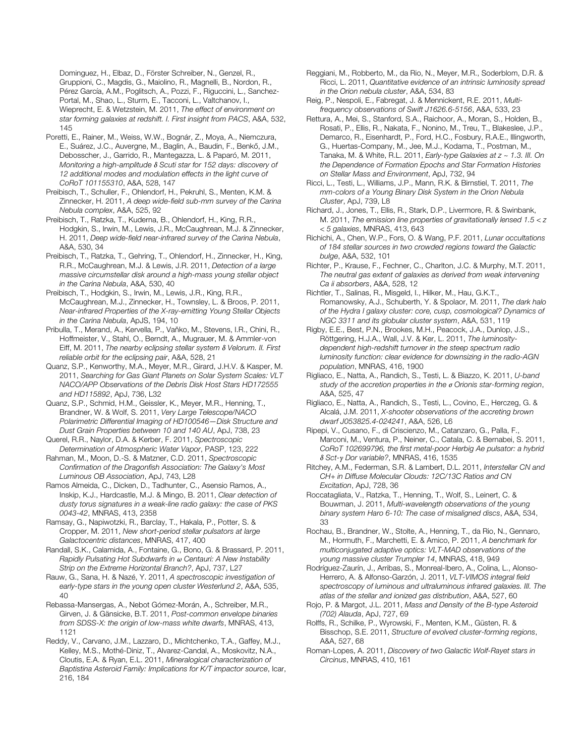Dominguez, H., Elbaz, D., Förster Schreiber, N., Genzel, R., Gruppioni, C., Magdis, G., Maiolino, R., Magnelli, B., Nordon, R., Pérez García, A.M., Poglitsch, A., Pozzi, F., Riguccini, L., Sanchez-Portal, M., Shao, L., Sturm, E., Tacconi, L., Valtchanov, I., Wieprecht, E. & Wetzstein, M. 2011, *The effect of environment on star forming galaxies at redshift. I. First insight from PACS*, A&A, 532, 145

Poretti, E., Rainer, M., Weiss, W.W., Bognár, Z., Moya, A., Niemczura, E., Suárez, J.C., Auvergne, M., Baglin, A., Baudin, F., Benkő, J.M., Debosscher, J., Garrido, R., Mantegazza, L. & Paparó, M. 2011, *Monitoring a high-amplitude δ Scuti star for 152 days: discovery of 12 additional modes and modulation effects in the light curve of CoRoT 101155310*, A&A, 528, 147

Preibisch, T., Schuller, F., Ohlendorf, H., Pekruhl, S., Menten, K.M. & Zinnecker, H. 2011, *A deep wide-field sub-mm survey of the Carina Nebula complex*, A&A, 525, 92

Preibisch, T., Ratzka, T., Kuderna, B., Ohlendorf, H., King, R.R., Hodgkin, S., Irwin, M., Lewis, J.R., McCaughrean, M.J. & Zinnecker, H. 2011, *Deep wide-field near-infrared survey of the Carina Nebula*, A&A, 530, 34

Preibisch, T., Ratzka, T., Gehring, T., Ohlendorf, H., Zinnecker, H., King, R.R., McCaughrean, M.J. & Lewis, J.R. 2011, *Detection of a large massive circumstellar disk around a high-mass young stellar object in the Carina Nebula*, A&A, 530, 40

Preibisch, T., Hodgkin, S., Irwin, M., Lewis, J.R., King, R.R., McCaughrean, M.J., Zinnecker, H., Townsley, L. & Broos, P. 2011, *Near-infrared Properties of the X-ray-emitting Young Stellar Objects in the Carina Nebula*, ApJS, 194, 10

Pribulla, T., Merand, A., Kervella, P., Vaňko, M., Stevens, I.R., Chini, R., Hoffmeister, V., Stahl, O., Berndt, A., Mugrauer, M. & Ammler-von Eiff, M. 2011, *The nearby eclipsing stellar system δ Velorum. II. First reliable orbit for the eclipsing pair*, A&A, 528, 21

Quanz, S.P., Kenworthy, M.A., Meyer, M.R., Girard, J.H.V. & Kasper, M. 2011, *Searching for Gas Giant Planets on Solar System Scales: VLT NACO/APP Observations of the Debris Disk Host Stars HD172555 and HD115892*, ApJ, 736, L32

Quanz, S.P., Schmid, H.M., Geissler, K., Meyer, M.R., Henning, T., Brandner, W. & Wolf, S. 2011, *Very Large Telescope/NACO Polarimetric Differential Imaging of HD100546—Disk Structure and Dust Grain Properties between 10 and 140 AU*, ApJ, 738, 23

Querel, R.R., Naylor, D.A. & Kerber, F. 2011, *Spectroscopic Determination of Atmospheric Water Vapor*, PASP, 123, 222

Rahman, M., Moon, D.-S. & Matzner, C.D. 2011, *Spectroscopic Confirmation of the Dragonfish Association: The Galaxy's Most Luminous OB Association*, ApJ, 743, L28

Ramos Almeida, C., Dicken, D., Tadhunter, C., Asensio Ramos, A., Inskip, K.J., Hardcastle, M.J. & Mingo, B. 2011, *Clear detection of dusty torus signatures in a weak-line radio galaxy: the case of PKS 0043-42*, MNRAS, 413, 2358

Ramsay, G., Napiwotzki, R., Barclay, T., Hakala, P., Potter, S. & Cropper, M. 2011, *New short-period stellar pulsators at large Galactocentric distances*, MNRAS, 417, 400

Randall, S.K., Calamida, A., Fontaine, G., Bono, G. & Brassard, P. 2011, *Rapidly Pulsating Hot Subdwarfs in ω Centauri: A New Instability Strip on the Extreme Horizontal Branch?*, ApJ, 737, L27

Rauw, G., Sana, H. & Nazé, Y. 2011, *A spectroscopic investigation of early-type stars in the young open cluster Westerlund 2*, A&A, 535, 40

Rebassa-Mansergas, A., Nebot Gómez-Morán, A., Schreiber, M.R., Girven, J. & Gänsicke, B.T. 2011, *Post-common envelope binaries from SDSS-X: the origin of low-mass white dwarfs*, MNRAS, 413, 1121

Reddy, V., Carvano, J.M., Lazzaro, D., Michtchenko, T.A., Gaffey, M.J., Kelley, M.S., Mothé-Diniz, T., Alvarez-Candal, A., Moskovitz, N.A., Cloutis, E.A. & Ryan, E.L. 2011, *Mineralogical characterization of Baptistina Asteroid Family: Implications for K/T impactor source*, Icar, 216, 184

Reggiani, M., Robberto, M., da Rio, N., Meyer, M.R., Soderblom, D.R. & Ricci, L. 2011, *Quantitative evidence of an intrinsic luminosity spread in the Orion nebula cluster*, A&A, 534, 83

Reig, P., Nespoli, E., Fabregat, J. & Mennickent, R.E. 2011, *Multi-frequency observations of Swift J1626.6-5156*, A&A, 533, 23

Rettura, A., Mei, S., Stanford, S.A., Raichoor, A., Moran, S., Holden, B., Rosati, P., Ellis, R., Nakata, F., Nonino, M., Treu, T., Blakeslee, J.P., Demarco, R., Eisenhardt, P., Ford, H.C., Fosbury, R.A.E., Illingworth, G., Huertas-Company, M., Jee, M.J., Kodama, T., Postman, M., Tanaka, M. & White, R.L. 2011, *Early-type Galaxies at z ~ 1.3. III. On the Dependence of Formation Epochs and Star Formation Histories on Stellar Mass and Environment*, ApJ, 732, 94

Ricci, L., Testi, L., Williams, J.P., Mann, R.K. & Birnstiel, T. 2011, *The mm-colors of a Young Binary Disk System in the Orion Nebula Cluster*, ApJ, 739, L8

Richard, J., Jones, T., Ellis, R., Stark, D.P., Livermore, R. & Swinbank, M. 2011, *The emission line properties of gravitationally lensed 1.5 < z < 5 galaxies*, MNRAS, 413, 643

Richichi, A., Chen, W.P., Fors, O. & Wang, P.F. 2011, *Lunar occultations of 184 stellar sources in two crowded regions toward the Galactic bulge*, A&A, 532, 101

Richter, P., Krause, F., Fechner, C., Charlton, J.C. & Murphy, M.T. 2011, *The neutral gas extent of galaxies as derived from weak intervening Ca ii absorbers*, A&A, 528, 12

Richtler, T., Salinas, R., Misgeld, I., Hilker, M., Hau, G.K.T., Romanowsky, A.J., Schuberth, Y. & Spolaor, M. 2011, *The dark halo of the Hydra I galaxy cluster: core, cusp, cosmological? Dynamics of NGC 3311 and its globular cluster system*, A&A, 531, 119

Rigby, E.E., Best, P.N., Brookes, M.H., Peacock, J.A., Dunlop, J.S., Röttgering, H.J.A., Wall, J.V. & Ker, L. 2011, *The luminosity-dependent high-redshift turnover in the steep spectrum radio luminosity function: clear evidence for downsizing in the radio-AGN population*, MNRAS, 416, 1900

Rigliaco, E., Natta, A., Randich, S., Testi, L. & Biazzo, K. 2011, *U-band study of the accretion properties in the σ Orionis star-forming region*, A&A, 525, 47

Rigliaco, E., Natta, A., Randich, S., Testi, L., Covino, E., Herczeg, G. & Alcalá, J.M. 2011, *X-shooter observations of the accreting brown dwarf J053825.4-024241*, A&A, 526, L6

Ripepi, V., Cusano, F., di Criscienzo, M., Catanzaro, G., Palla, F., Marconi, M., Ventura, P., Neiner, C., Catala, C. & Bernabei, S. 2011, *CoRoT 102699796, the first metal-poor Herbig Ae pulsator: a hybrid δ Sct-γ Dor variable?*, MNRAS, 416, 1535

Ritchey, A.M., Federman, S.R. & Lambert, D.L. 2011, *Interstellar CN and CH+ in Diffuse Molecular Clouds: 12C/13C Ratios and CN Excitation*, ApJ, 728, 36

Roccatagliata, V., Ratzka, T., Henning, T., Wolf, S., Leinert, C. & Bouwman, J. 2011, *Multi-wavelength observations of the young binary system Haro 6-10: The case of misaligned discs*, A&A, 534, 33

Rochau, B., Brandner, W., Stolte, A., Henning, T., da Rio, N., Gennaro, M., Hormuth, F., Marchetti, E. & Amico, P. 2011, *A benchmark for multiconjugated adaptive optics: VLT-MAD observations of the young massive cluster Trumpler 14*, MNRAS, 418, 949

Rodríguez-Zaurín, J., Arribas, S., Monreal-Ibero, A., Colina, L., Alonso-Herrero, A. & Alfonso-Garzón, J. 2011, *VLT-VIMOS integral field spectroscopy of luminous and ultraluminous infrared galaxies. III. The atlas of the stellar and ionized gas distribution*, A&A, 527, 60

Rojo, P. & Margot, J.L. 2011, *Mass and Density of the B-type Asteroid (702) Alauda*, ApJ, 727, 69

Rolffs, R., Schilke, P., Wyrowski, F., Menten, K.M., Güsten, R. & Bisschop, S.E. 2011, *Structure of evolved cluster-forming regions*, A&A, 527, 68

Roman-Lopes, A. 2011, *Discovery of two Galactic Wolf-Rayet stars in Circinus*, MNRAS, 410, 161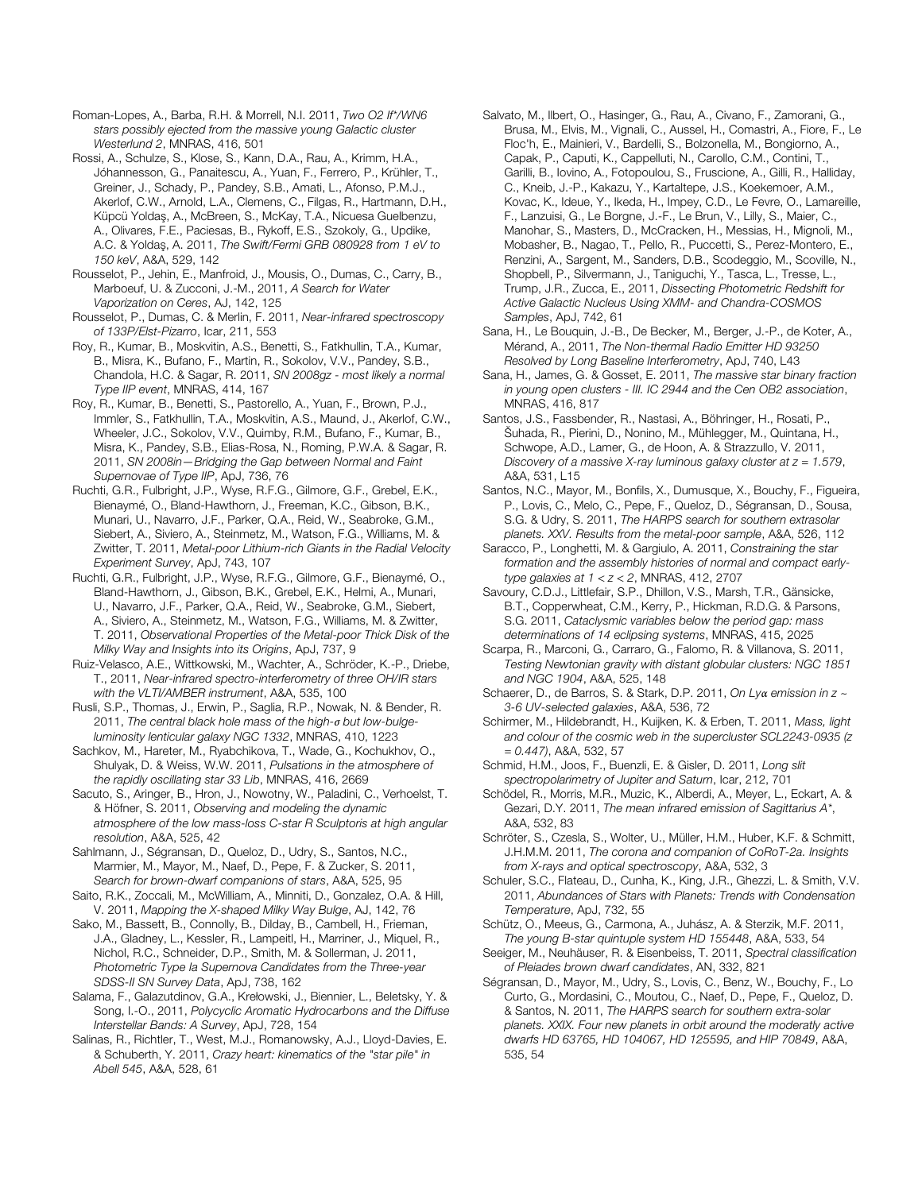Roman-Lopes, A., Barba, R.H. & Morrell, N.I. 2011, *Two O2 If*/WN6 stars possibly ejected from the massive young Galactic cluster Westerlund 2*, MNRAS, 416, 501

Rossi, A., Schulze, S., Klose, S., Kann, D.A., Rau, A., Krimm, H.A., Jóhannesson, G., Panaitescu, A., Yuan, F., Ferrero, P., Krühler, T., Greiner, J., Schady, P., Pandey, S.B., Amati, L., Afonso, P.M.J., Akerlof, C.W., Arnold, L.A., Clemens, C., Filgas, R., Hartmann, D.H., Küpcü Yoldaş, A., McBreen, S., McKay, T.A., Nicuesa Guelbenzu, A., Olivares, F.E., Paciesas, B., Rykoff, E.S., Szokoly, G., Updike, A.C. & Yoldaş, A. 2011, *The Swift/Fermi GRB 080928 from 1 eV to 150 keV*, A&A, 529, 142

Rousselot, P., Jehin, E., Manfroid, J., Mousis, O., Dumas, C., Carry, B., Marboeuf, U. & Zucconi, J.-M., 2011, *A Search for Water Vaporization on Ceres*, AJ, 142, 125

Rousselot, P., Dumas, C. & Merlin, F. 2011, *Near-infrared spectroscopy of 133P/Elst-Pizarro*, Icar, 211, 553

Roy, R., Kumar, B., Moskvitin, A.S., Benetti, S., Fatkhullin, T.A., Kumar, B., Misra, K., Bufano, F., Martin, R., Sokolov, V.V., Pandey, S.B., Chandola, H.C. & Sagar, R. 2011, *SN 2008gz - most likely a normal Type IIP event*, MNRAS, 414, 167

Roy, R., Kumar, B., Benetti, S., Pastorello, A., Yuan, F., Brown, P.J., Immler, S., Fatkhullin, T.A., Moskvitin, A.S., Maund, J., Akerlof, C.W., Wheeler, J.C., Sokolov, V.V., Quimby, R.M., Bufano, F., Kumar, B., Misra, K., Pandey, S.B., Elias-Rosa, N., Roming, P.W.A. & Sagar, R. 2011, *SN 2008in—Bridging the Gap between Normal and Faint Supernovae of Type IIP*, ApJ, 736, 76

Ruchti, G.R., Fulbright, J.P., Wyse, R.F.G., Gilmore, G.F., Grebel, E.K., Bienaymé, O., Bland-Hawthorn, J., Freeman, K.C., Gibson, B.K., Munari, U., Navarro, J.F., Parker, Q.A., Reid, W., Seabroke, G.M., Siebert, A., Siviero, A., Steinmetz, M., Watson, F.G., Williams, M. & Zwitter, T. 2011, *Metal-poor Lithium-rich Giants in the Radial Velocity Experiment Survey*, ApJ, 743, 107

Ruchti, G.R., Fulbright, J.P., Wyse, R.F.G., Gilmore, G.F., Bienaymé, O., Bland-Hawthorn, J., Gibson, B.K., Grebel, E.K., Helmi, A., Munari, U., Navarro, J.F., Parker, Q.A., Reid, W., Seabroke, G.M., Siebert, A., Siviero, A., Steinmetz, M., Watson, F.G., Williams, M. & Zwitter, T. 2011, *Observational Properties of the Metal-poor Thick Disk of the Milky Way and Insights into its Origins*, ApJ, 737, 9

Ruiz-Velasco, A.E., Wittkowski, M., Wachter, A., Schröder, K.-P., Driebe, T., 2011, *Near-infrared spectro-interferometry of three OH/IR stars with the VLTI/AMBER instrument*, A&A, 535, 100

Rusli, S.P., Thomas, J., Erwin, P., Saglia, R.P., Nowak, N. & Bender, R. 2011, *The central black hole mass of the high-σ but low-bulge-luminosity lenticular galaxy NGC 1332*, MNRAS, 410, 1223

Sachkov, M., Hareter, M., Ryabchikova, T., Wade, G., Kochukhov, O., Shulyak, D. & Weiss, W.W. 2011, *Pulsations in the atmosphere of the rapidly oscillating star 33 Lib*, MNRAS, 416, 2669

Sacuto, S., Aringer, B., Hron, J., Nowotny, W., Paladini, C., Verhoelst, T. & Höfner, S. 2011, *Observing and modeling the dynamic atmosphere of the low mass-loss C-star R Sculptoris at high angular resolution*, A&A, 525, 42

Sahlmann, J., Ségransan, D., Queloz, D., Udry, S., Santos, N.C., Marmier, M., Mayor, M., Naef, D., Pepe, F. & Zucker, S. 2011, *Search for brown-dwarf companions of stars*, A&A, 525, 95

Saito, R.K., Zoccali, M., McWilliam, A., Minniti, D., Gonzalez, O.A. & Hill, V. 2011, *Mapping the X-shaped Milky Way Bulge*, AJ, 142, 76

Sako, M., Bassett, B., Connolly, B., Dilday, B., Cambell, H., Frieman, J.A., Gladney, L., Kessler, R., Lampeitl, H., Marriner, J., Miquel, R., Nichol, R.C., Schneider, D.P., Smith, M. & Sollerman, J. 2011, *Photometric Type Ia Supernova Candidates from the Three-year SDSS-II SN Survey Data*, ApJ, 738, 162

Salama, F., Galazutdinov, G.A., Krełowski, J., Biennier, L., Beletsky, Y. & Song, I.-O., 2011, *Polycyclic Aromatic Hydrocarbons and the Diffuse Interstellar Bands: A Survey*, ApJ, 728, 154

Salinas, R., Richtler, T., West, M.J., Romanowsky, A.J., Lloyd-Davies, E. & Schuberth, Y. 2011, *Crazy heart: kinematics of the "star pile" in Abell 545*, A&A, 528, 61

Salvato, M., Ilbert, O., Hasinger, G., Rau, A., Civano, F., Zamorani, G., Brusa, M., Elvis, M., Vignali, C., Aussel, H., Comastri, A., Fiore, F., Le Floc'h, E., Mainieri, V., Bardelli, S., Bolzonella, M., Bongiorno, A., Capak, P., Caputi, K., Cappelluti, N., Carollo, C.M., Contini, T., Garilli, B., Iovino, A., Fotopoulou, S., Fruscione, A., Gilli, R., Halliday, C., Kneib, J.-P., Kakazu, Y., Kartaltepe, J.S., Koekemoer, A.M., Kovac, K., Ideue, Y., Ikeda, H., Impey, C.D., Le Fevre, O., Lamareille, F., Lanzuisi, G., Le Borgne, J.-F., Le Brun, V., Lilly, S., Maier, C., Manohar, S., Masters, D., McCracken, H., Messias, H., Mignoli, M., Mobasher, B., Nagao, T., Pello, R., Puccetti, S., Perez-Montero, E., Renzini, A., Sargent, M., Sanders, D.B., Scodeggio, M., Scoville, N., Shopbell, P., Silvermann, J., Taniguchi, Y., Tasca, L., Tresse, L., Trump, J.R., Zucca, E., 2011, *Dissecting Photometric Redshift for Active Galactic Nucleus Using XMM- and Chandra-COSMOS Samples*, ApJ, 742, 61

Sana, H., Le Bouquin, J.-B., De Becker, M., Berger, J.-P., de Koter, A., Mérand, A., 2011, *The Non-thermal Radio Emitter HD 93250 Resolved by Long Baseline Interferometry*, ApJ, 740, L43

Sana, H., James, G. & Gosset, E. 2011, *The massive star binary fraction in young open clusters - III. IC 2944 and the Cen OB2 association*, MNRAS, 416, 817

Santos, J.S., Fassbender, R., Nastasi, A., Böhringer, H., Rosati, P., Šuhada, R., Pierini, D., Nonino, M., Mühlegger, M., Quintana, H., Schwope, A.D., Lamer, G., de Hoon, A. & Strazzullo, V. 2011, *Discovery of a massive X-ray luminous galaxy cluster at z = 1.579*, A&A, 531, L15

Santos, N.C., Mayor, M., Bonfils, X., Dumusque, X., Bouchy, F., Figueira, P., Lovis, C., Melo, C., Pepe, F., Queloz, D., Ségransan, D., Sousa, S.G. & Udry, S. 2011, *The HARPS search for southern extrasolar planets. XXV. Results from the metal-poor sample*, A&A, 526, 112

Saracco, P., Longhetti, M. & Gargiulo, A. 2011, *Constraining the star formation and the assembly histories of normal and compact early-type galaxies at 1 < z < 2*, MNRAS, 412, 2707

Savoury, C.D.J., Littlefair, S.P., Dhillon, V.S., Marsh, T.R., Gänsicke, B.T., Copperwheat, C.M., Kerry, P., Hickman, R.D.G. & Parsons, S.G. 2011, *Cataclysmic variables below the period gap: mass determinations of 14 eclipsing systems*, MNRAS, 415, 2025

Scarpa, R., Marconi, G., Carraro, G., Falomo, R. & Villanova, S. 2011, *Testing Newtonian gravity with distant globular clusters: NGC 1851 and NGC 1904*, A&A, 525, 148

Schaerer, D., de Barros, S. & Stark, D.P. 2011, *On Lyα emission in z ~ 3-6 UV-selected galaxies*, A&A, 536, 72

Schirmer, M., Hildebrandt, H., Kuijken, K. & Erben, T. 2011, *Mass, light and colour of the cosmic web in the supercluster SCL2243-0935 (z = 0.447)*, A&A, 532, 57

Schmid, H.M., Joos, F., Buenzli, E. & Gisler, D. 2011, *Long slit spectropolarimetry of Jupiter and Saturn*, Icar, 212, 701

Schödel, R., Morris, M.R., Muzic, K., Alberdi, A., Meyer, L., Eckart, A. & Gezari, D.Y. 2011, *The mean infrared emission of Sagittarius A**, A&A, 532, 83

Schröter, S., Czesla, S., Wolter, U., Müller, H.M., Huber, K.F. & Schmitt, J.H.M.M. 2011, *The corona and companion of CoRoT-2a. Insights from X-rays and optical spectroscopy*, A&A, 532, 3

Schuler, S.C., Flateau, D., Cunha, K., King, J.R., Ghezzi, L. & Smith, V.V. 2011, *Abundances of Stars with Planets: Trends with Condensation Temperature*, ApJ, 732, 55

Schütz, O., Meeus, G., Carmona, A., Juhász, A. & Sterzik, M.F. 2011, *The young B-star quintuple system HD 155448*, A&A, 533, 54

Seeiger, M., Neuhäuser, R. & Eisenbeiss, T. 2011, *Spectral classification of Pleiades brown dwarf candidates*, AN, 332, 821

Ségransan, D., Mayor, M., Udry, S., Lovis, C., Benz, W., Bouchy, F., Lo Curto, G., Mordasini, C., Moutou, C., Naef, D., Pepe, F., Queloz, D. & Santos, N. 2011, *The HARPS search for southern extra-solar planets. XXIX. Four new planets in orbit around the moderatly active dwarfs HD 63765, HD 104067, HD 125595, and HIP 70849*, A&A, 535, 54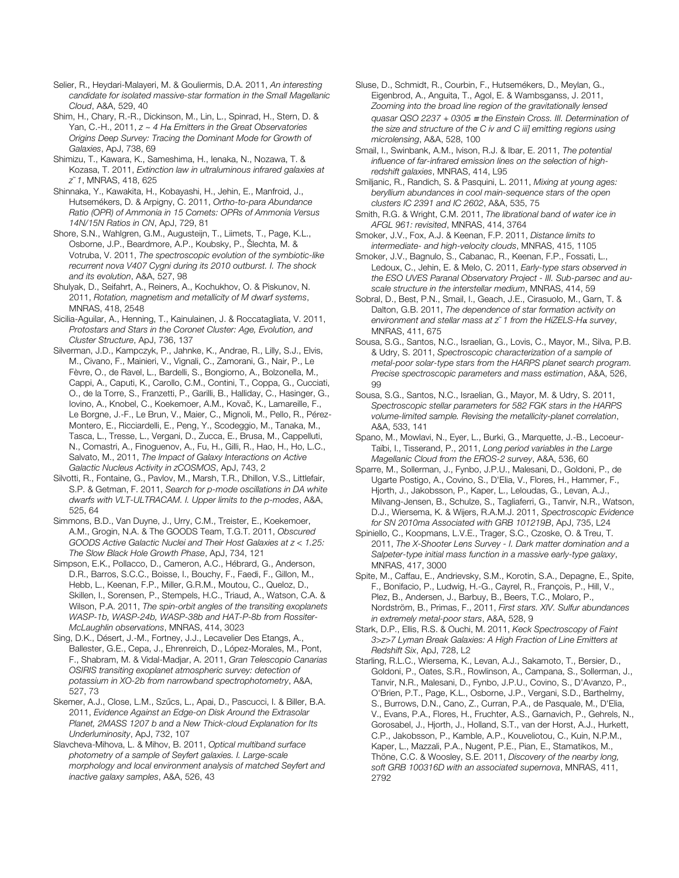Selier, R., Heydari-Malayeri, M. & Gouliermis, D.A. 2011, *An interesting candidate for isolated massive-star formation in the Small Magellanic Cloud*, A&A, 529, 40

Shim, H., Chary, R.-R., Dickinson, M., Lin, L., Spinrad, H., Stern, D. & Yan, C.-H., 2011, *z ~ 4 Hα Emitters in the Great Observatories Origins Deep Survey: Tracing the Dominant Mode for Growth of Galaxies*, ApJ, 738, 69

Shimizu, T., Kawara, K., Sameshima, H., Ienaka, N., Nozawa, T. & Kozasa, T. 2011, *Extinction law in ultraluminous infrared galaxies at z˜1*, MNRAS, 418, 625

Shinnaka, Y., Kawakita, H., Kobayashi, H., Jehin, E., Manfroid, J., Hutsemékers, D. & Arpigny, C. 2011, *Ortho-to-para Abundance Ratio (OPR) of Ammonia in 15 Comets: OPRs of Ammonia Versus 14N/15N Ratios in CN*, ApJ, 729, 81

Shore, S.N., Wahlgren, G.M., Augusteijn, T., Liimets, T., Page, K.L., Osborne, J.P., Beardmore, A.P., Koubsky, P., Šlechta, M. & Votruba, V. 2011, *The spectroscopic evolution of the symbiotic-like recurrent nova V407 Cygni during its 2010 outburst. I. The shock and its evolution*, A&A, 527, 98

Shulyak, D., Seifahrt, A., Reiners, A., Kochukhov, O. & Piskunov, N. 2011, *Rotation, magnetism and metallicity of M dwarf systems*, MNRAS, 418, 2548

Sicilia-Aguilar, A., Henning, T., Kainulainen, J. & Roccatagliata, V. 2011, *Protostars and Stars in the Coronet Cluster: Age, Evolution, and Cluster Structure*, ApJ, 736, 137

Silverman, J.D., Kampczyk, P., Jahnke, K., Andrae, R., Lilly, S.J., Elvis, M., Civano, F., Mainieri, V., Vignali, C., Zamorani, G., Nair, P., Le Fèvre, O., de Ravel, L., Bardelli, S., Bongiorno, A., Bolzonella, M., Cappi, A., Caputi, K., Carollo, C.M., Contini, T., Coppa, G., Cucciati, O., de la Torre, S., Franzetti, P., Garilli, B., Halliday, C., Hasinger, G., Iovino, A., Knobel, C., Koekemoer, A.M., Kovač, K., Lamareille, F., Le Borgne, J.-F., Le Brun, V., Maier, C., Mignoli, M., Pello, R., Pérez-Montero, E., Ricciardelli, E., Peng, Y., Scodeggio, M., Tanaka, M., Tasca, L., Tresse, L., Vergani, D., Zucca, E., Brusa, M., Cappelluti, N., Comastri, A., Finoguenov, A., Fu, H., Gilli, R., Hao, H., Ho, L.C., Salvato, M., 2011, *The Impact of Galaxy Interactions on Active Galactic Nucleus Activity in zCOSMOS*, ApJ, 743, 2

Silvotti, R., Fontaine, G., Pavlov, M., Marsh, T.R., Dhillon, V.S., Littlefair, S.P. & Getman, F. 2011, *Search for p-mode oscillations in DA white dwarfs with VLT-ULTRACAM. I. Upper limits to the p-modes*, A&A, 525, 64

Simmons, B.D., Van Duyne, J., Urry, C.M., Treister, E., Koekemoer, A.M., Grogin, N.A. & The GOODS Team, T.G.T. 2011, *Obscured GOODS Active Galactic Nuclei and Their Host Galaxies at z < 1.25: The Slow Black Hole Growth Phase*, ApJ, 734, 121

Simpson, E.K., Pollacco, D., Cameron, A.C., Hébrard, G., Anderson, D.R., Barros, S.C.C., Boisse, I., Bouchy, F., Faedi, F., Gillon, M., Hebb, L., Keenan, F.P., Miller, G.R.M., Moutou, C., Queloz, D., Skillen, I., Sorensen, P., Stempels, H.C., Triaud, A., Watson, C.A. & Wilson, P.A. 2011, *The spin-orbit angles of the transiting exoplanets WASP-1b, WASP-24b, WASP-38b and HAT-P-8b from Rossiter-McLaughlin observations*, MNRAS, 414, 3023

Sing, D.K., Désert, J.-M., Fortney, J.J., Lecavelier Des Etangs, A., Ballester, G.E., Cepa, J., Ehrenreich, D., López-Morales, M., Pont, F., Shabram, M. & Vidal-Madjar, A. 2011, *Gran Telescopio Canarias OSIRIS transiting exoplanet atmospheric survey: detection of potassium in XO-2b from narrowband spectrophotometry*, A&A, 527, 73

Skemer, A.J., Close, L.M., Szűcs, L., Apai, D., Pascucci, I. & Biller, B.A. 2011, *Evidence Against an Edge-on Disk Around the Extrasolar Planet, 2MASS 1207 b and a New Thick-cloud Explanation for Its Underluminosity*, ApJ, 732, 107

Slavcheva-Mihova, L. & Mihov, B. 2011, *Optical multiband surface photometry of a sample of Seyfert galaxies. I. Large-scale morphology and local environment analysis of matched Seyfert and inactive galaxy samples*, A&A, 526, 43

Sluse, D., Schmidt, R., Courbin, F., Hutsemékers, D., Meylan, G., Eigenbrod, A., Anguita, T., Agol, E. & Wambsganss, J. 2011, *Zooming into the broad line region of the gravitationally lensed quasar QSO 2237 + 0305 ≡ the Einstein Cross. III. Determination of the size and structure of the C iv and C iii] emitting regions using microlensing*, A&A, 528, 100

Smail, I., Swinbank, A.M., Ivison, R.J. & Ibar, E. 2011, *The potential influence of far-infrared emission lines on the selection of high-redshift galaxies*, MNRAS, 414, L95

Smiljanic, R., Randich, S. & Pasquini, L. 2011, *Mixing at young ages: beryllium abundances in cool main-sequence stars of the open clusters IC 2391 and IC 2602*, A&A, 535, 75

Smith, R.G. & Wright, C.M. 2011, *The librational band of water ice in AFGL 961: revisited*, MNRAS, 414, 3764

Smoker, J.V., Fox, A.J. & Keenan, F.P. 2011, *Distance limits to intermediate- and high-velocity clouds*, MNRAS, 415, 1105

Smoker, J.V., Bagnulo, S., Cabanac, R., Keenan, F.P., Fossati, L., Ledoux, C., Jehin, E. & Melo, C. 2011, *Early-type stars observed in the ESO UVES Paranal Observatory Project - III. Sub-parsec and au-scale structure in the interstellar medium*, MNRAS, 414, 59

Sobral, D., Best, P.N., Smail, I., Geach, J.E., Cirasuolo, M., Garn, T. & Dalton, G.B. 2011, *The dependence of star formation activity on environment and stellar mass at z˜1 from the HiZELS-Hα survey*, MNRAS, 411, 675

Sousa, S.G., Santos, N.C., Israelian, G., Lovis, C., Mayor, M., Silva, P.B. & Udry, S. 2011, *Spectroscopic characterization of a sample of metal-poor solar-type stars from the HARPS planet search program. Precise spectroscopic parameters and mass estimation*, A&A, 526, 99

Sousa, S.G., Santos, N.C., Israelian, G., Mayor, M. & Udry, S. 2011, *Spectroscopic stellar parameters for 582 FGK stars in the HARPS volume-limited sample. Revising the metallicity-planet correlation*, A&A, 533, 141

Spano, M., Mowlavi, N., Eyer, L., Burki, G., Marquette, J.-B., Lecoeur-Taïbi, I., Tisserand, P., 2011, *Long period variables in the Large Magellanic Cloud from the EROS-2 survey*, A&A, 536, 60

Sparre, M., Sollerman, J., Fynbo, J.P.U., Malesani, D., Goldoni, P., de Ugarte Postigo, A., Covino, S., D'Elia, V., Flores, H., Hammer, F., Hjorth, J., Jakobsson, P., Kaper, L., Leloudas, G., Levan, A.J., Milvang-Jensen, B., Schulze, S., Tagliaferri, G., Tanvir, N.R., Watson, D.J., Wiersema, K. & Wijers, R.A.M.J. 2011, *Spectroscopic Evidence for SN 2010ma Associated with GRB 101219B*, ApJ, 735, L24

Spiniello, C., Koopmans, L.V.E., Trager, S.C., Czoske, O. & Treu, T. 2011, *The X-Shooter Lens Survey - I. Dark matter domination and a Salpeter-type initial mass function in a massive early-type galaxy*, MNRAS, 417, 3000

Spite, M., Caffau, E., Andrievsky, S.M., Korotin, S.A., Depagne, E., Spite, F., Bonifacio, P., Ludwig, H.-G., Cayrel, R., François, P., Hill, V., Plez, B., Andersen, J., Barbuy, B., Beers, T.C., Molaro, P., Nordström, B., Primas, F., 2011, *First stars. XIV. Sulfur abundances in extremely metal-poor stars*, A&A, 528, 9

Stark, D.P., Ellis, R.S. & Ouchi, M. 2011, *Keck Spectroscopy of Faint 3>z>7 Lyman Break Galaxies: A High Fraction of Line Emitters at Redshift Six*, ApJ, 728, L2

Starling, R.L.C., Wiersema, K., Levan, A.J., Sakamoto, T., Bersier, D., Goldoni, P., Oates, S.R., Rowlinson, A., Campana, S., Sollerman, J., Tanvir, N.R., Malesani, D., Fynbo, J.P.U., Covino, S., D'Avanzo, P., O'Brien, P.T., Page, K.L., Osborne, J.P., Vergani, S.D., Barthelmy, S., Burrows, D.N., Cano, Z., Curran, P.A., de Pasquale, M., D'Elia, V., Evans, P.A., Flores, H., Fruchter, A.S., Garnavich, P., Gehrels, N., Gorosabel, J., Hjorth, J., Holland, S.T., van der Horst, A.J., Hurkett, C.P., Jakobsson, P., Kamble, A.P., Kouveliotou, C., Kuin, N.P.M., Kaper, L., Mazzali, P.A., Nugent, P.E., Pian, E., Stamatikos, M., Thöne, C.C. & Woosley, S.E. 2011, *Discovery of the nearby long, soft GRB 100316D with an associated supernova*, MNRAS, 411, 2792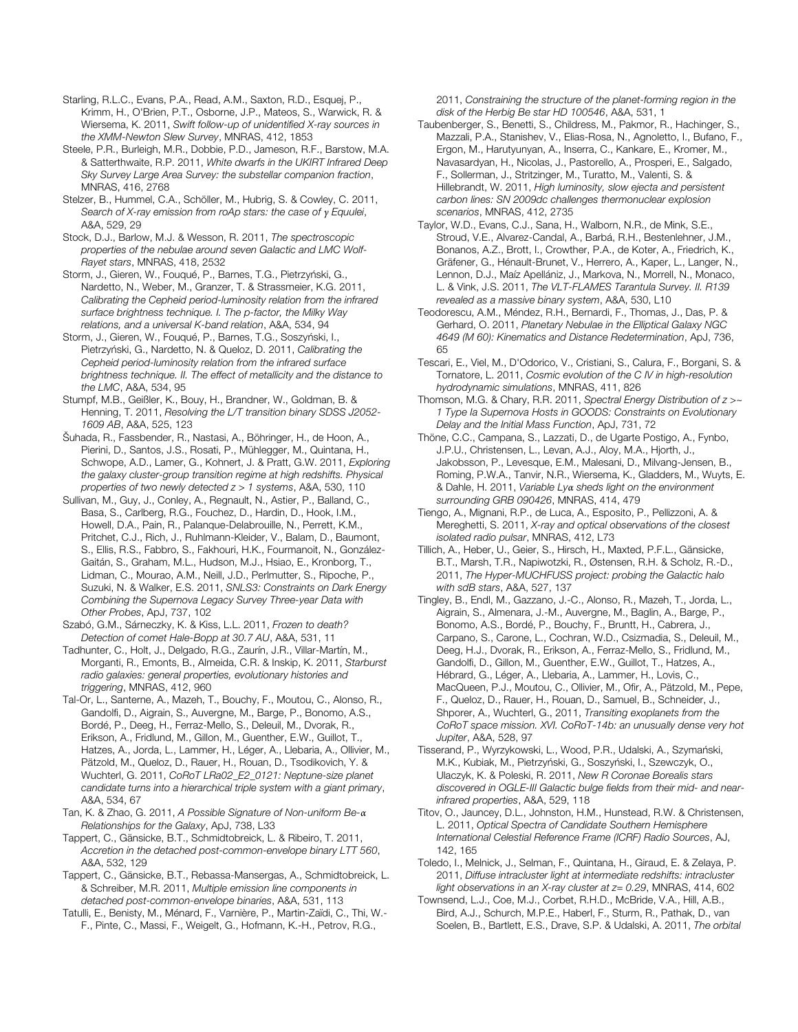Starling, R.L.C., Evans, P.A., Read, A.M., Saxton, R.D., Esquej, P., Krimm, H., O'Brien, P.T., Osborne, J.P., Mateos, S., Warwick, R. & Wiersema, K. 2011, *Swift follow-up of unidentified X-ray sources in the XMM-Newton Slew Survey*, MNRAS, 412, 1853

Steele, P.R., Burleigh, M.R., Dobbie, P.D., Jameson, R.F., Barstow, M.A. & Satterthwaite, R.P. 2011, *White dwarfs in the UKIRT Infrared Deep Sky Survey Large Area Survey: the substellar companion fraction*, MNRAS, 416, 2768

Stelzer, B., Hummel, C.A., Schöller, M., Hubrig, S. & Cowley, C. 2011, *Search of X-ray emission from roAp stars: the case of γ Equulei*, A&A, 529, 29

Stock, D.J., Barlow, M.J. & Wesson, R. 2011, *The spectroscopic properties of the nebulae around seven Galactic and LMC Wolf-Rayet stars*, MNRAS, 418, 2532

Storm, J., Gieren, W., Fouqué, P., Barnes, T.G., Pietrzyński, G., Nardetto, N., Weber, M., Granzer, T. & Strassmeier, K.G. 2011, *Calibrating the Cepheid period-luminosity relation from the infrared surface brightness technique. I. The p-factor, the Milky Way relations, and a universal K-band relation*, A&A, 534, 94

Storm, J., Gieren, W., Fouqué, P., Barnes, T.G., Soszyński, I., Pietrzyński, G., Nardetto, N. & Queloz, D. 2011, *Calibrating the Cepheid period-luminosity relation from the infrared surface brightness technique. II. The effect of metallicity and the distance to the LMC*, A&A, 534, 95

Stumpf, M.B., Geißler, K., Bouy, H., Brandner, W., Goldman, B. & Henning, T. 2011, *Resolving the L/T transition binary SDSS J2052-1609 AB*, A&A, 525, 123

Šuhada, R., Fassbender, R., Nastasi, A., Böhringer, H., de Hoon, A., Pierini, D., Santos, J.S., Rosati, P., Mühlegger, M., Quintana, H., Schwope, A.D., Lamer, G., Kohnert, J. & Pratt, G.W. 2011, *Exploring the galaxy cluster-group transition regime at high redshifts. Physical properties of two newly detected z > 1 systems*, A&A, 530, 110

Sullivan, M., Guy, J., Conley, A., Regnault, N., Astier, P., Balland, C., Basa, S., Carlberg, R.G., Fouchez, D., Hardin, D., Hook, I.M., Howell, D.A., Pain, R., Palanque-Delabrouille, N., Perrett, K.M., Pritchet, C.J., Rich, J., Ruhlmann-Kleider, V., Balam, D., Baumont, S., Ellis, R.S., Fabbro, S., Fakhouri, H.K., Fourmanoit, N., González-Gaitán, S., Graham, M.L., Hudson, M.J., Hsiao, E., Kronberg, T., Lidman, C., Mourao, A.M., Neill, J.D., Perlmutter, S., Ripoche, P., Suzuki, N. & Walker, E.S. 2011, *SNLS3: Constraints on Dark Energy Combining the Supernova Legacy Survey Three-year Data with Other Probes*, ApJ, 737, 102

Szabó, G.M., Sárneczky, K. & Kiss, L.L. 2011, *Frozen to death? Detection of comet Hale-Bopp at 30.7 AU*, A&A, 531, 11

Tadhunter, C., Holt, J., Delgado, R.G., Zaurín, J.R., Villar-Martín, M., Morganti, R., Emonts, B., Almeida, C.R. & Inskip, K. 2011, *Starburst radio galaxies: general properties, evolutionary histories and triggering*, MNRAS, 412, 960

Tal-Or, L., Santerne, A., Mazeh, T., Bouchy, F., Moutou, C., Alonso, R., Gandolfi, D., Aigrain, S., Auvergne, M., Barge, P., Bonomo, A.S., Bordé, P., Deeg, H., Ferraz-Mello, S., Deleuil, M., Dvorak, R., Erikson, A., Fridlund, M., Gillon, M., Guenther, E.W., Guillot, T., Hatzes, A., Jorda, L., Lammer, H., Léger, A., Llebaria, A., Ollivier, M., Pätzold, M., Queloz, D., Rauer, H., Rouan, D., Tsodikovich, Y. & Wuchterl, G. 2011, *CoRoT LRa02_E2_0121: Neptune-size planet candidate turns into a hierarchical triple system with a giant primary*, A&A, 534, 67

Tan, K. & Zhao, G. 2011, *A Possible Signature of Non-uniform Be-α Relationships for the Galaxy*, ApJ, 738, L33

Tappert, C., Gänsicke, B.T., Schmidtobreick, L. & Ribeiro, T. 2011, *Accretion in the detached post-common-envelope binary LTT 560*, A&A, 532, 129

Tappert, C., Gänsicke, B.T., Rebassa-Mansergas, A., Schmidtobreick, L. & Schreiber, M.R. 2011, *Multiple emission line components in detached post-common-envelope binaries*, A&A, 531, 113

Tatulli, E., Benisty, M., Ménard, F., Varnière, P., Martin-Zaïdi, C., Thi, W.-F., Pinte, C., Massi, F., Weigelt, G., Hofmann, K.-H., Petrov, R.G., 2011, *Constraining the structure of the planet-forming region in the disk of the Herbig Be star HD 100546*, A&A, 531, 1

Taubenberger, S., Benetti, S., Childress, M., Pakmor, R., Hachinger, S., Mazzali, P.A., Stanishev, V., Elias-Rosa, N., Agnoletto, I., Bufano, F., Ergon, M., Harutyunyan, A., Inserra, C., Kankare, E., Kromer, M., Navasardyan, H., Nicolas, J., Pastorello, A., Prosperi, E., Salgado, F., Sollerman, J., Stritzinger, M., Turatto, M., Valenti, S. & Hillebrandt, W. 2011, *High luminosity, slow ejecta and persistent carbon lines: SN 2009dc challenges thermonuclear explosion scenarios*, MNRAS, 412, 2735

Taylor, W.D., Evans, C.J., Sana, H., Walborn, N.R., de Mink, S.E., Stroud, V.E., Alvarez-Candal, A., Barbá, R.H., Bestenlehner, J.M., Bonanos, A.Z., Brott, I., Crowther, P.A., de Koter, A., Friedrich, K., Gräfener, G., Hénault-Brunet, V., Herrero, A., Kaper, L., Langer, N., Lennon, D.J., Maíz Apellániz, J., Markova, N., Morrell, N., Monaco, L. & Vink, J.S. 2011, *The VLT-FLAMES Tarantula Survey. II. R139 revealed as a massive binary system*, A&A, 530, L10

Teodorescu, A.M., Méndez, R.H., Bernardi, F., Thomas, J., Das, P. & Gerhard, O. 2011, *Planetary Nebulae in the Elliptical Galaxy NGC 4649 (M 60): Kinematics and Distance Redetermination*, ApJ, 736, 65

Tescari, E., Viel, M., D'Odorico, V., Cristiani, S., Calura, F., Borgani, S. & Tornatore, L. 2011, *Cosmic evolution of the C IV in high-resolution hydrodynamic simulations*, MNRAS, 411, 826

Thomson, M.G. & Chary, R.R. 2011, *Spectral Energy Distribution of z >~ 1 Type Ia Supernova Hosts in GOODS: Constraints on Evolutionary Delay and the Initial Mass Function*, ApJ, 731, 72

Thöne, C.C., Campana, S., Lazzati, D., de Ugarte Postigo, A., Fynbo, J.P.U., Christensen, L., Levan, A.J., Aloy, M.A., Hjorth, J., Jakobsson, P., Levesque, E.M., Malesani, D., Milvang-Jensen, B., Roming, P.W.A., Tanvir, N.R., Wiersema, K., Gladders, M., Wuyts, E. & Dahle, H. 2011, *Variable Lyα sheds light on the environment surrounding GRB 090426*, MNRAS, 414, 479

Tiengo, A., Mignani, R.P., de Luca, A., Esposito, P., Pellizzoni, A. & Mereghetti, S. 2011, *X-ray and optical observations of the closest isolated radio pulsar*, MNRAS, 412, L73

Tillich, A., Heber, U., Geier, S., Hirsch, H., Maxted, P.F.L., Gänsicke, B.T., Marsh, T.R., Napiwotzki, R., Østensen, R.H. & Scholz, R.-D., 2011, *The Hyper-MUCHFUSS project: probing the Galactic halo with sdB stars*, A&A, 527, 137

Tingley, B., Endl, M., Gazzano, J.-C., Alonso, R., Mazeh, T., Jorda, L., Aigrain, S., Almenara, J.-M., Auvergne, M., Baglin, A., Barge, P., Bonomo, A.S., Bordé, P., Bouchy, F., Bruntt, H., Cabrera, J., Carpano, S., Carone, L., Cochran, W.D., Csizmadia, S., Deleuil, M., Deeg, H.J., Dvorak, R., Erikson, A., Ferraz-Mello, S., Fridlund, M., Gandolfi, D., Gillon, M., Guenther, E.W., Guillot, T., Hatzes, A., Hébrard, G., Léger, A., Llebaria, A., Lammer, H., Lovis, C., MacQueen, P.J., Moutou, C., Ollivier, M., Ofir, A., Pätzold, M., Pepe, F., Queloz, D., Rauer, H., Rouan, D., Samuel, B., Schneider, J., Shporer, A., Wuchterl, G., 2011, *Transiting exoplanets from the CoRoT space mission. XVI. CoRoT-14b: an unusually dense very hot Jupiter*, A&A, 528, 97

Tisserand, P., Wyrzykowski, L., Wood, P.R., Udalski, A., Szymański, M.K., Kubiak, M., Pietrzyński, G., Soszyński, I., Szewczyk, O., Ulaczyk, K. & Poleski, R. 2011, *New R Coronae Borealis stars discovered in OGLE-III Galactic bulge fields from their mid- and near-infrared properties*, A&A, 529, 118

Titov, O., Jauncey, D.L., Johnston, H.M., Hunstead, R.W. & Christensen, L. 2011, *Optical Spectra of Candidate Southern Hemisphere International Celestial Reference Frame (ICRF) Radio Sources*, AJ, 142, 165

Toledo, I., Melnick, J., Selman, F., Quintana, H., Giraud, E. & Zelaya, P. 2011, *Diffuse intracluster light at intermediate redshifts: intracluster light observations in an X-ray cluster at z= 0.29*, MNRAS, 414, 602

Townsend, L.J., Coe, M.J., Corbet, R.H.D., McBride, V.A., Hill, A.B., Bird, A.J., Schurch, M.P.E., Haberl, F., Sturm, R., Pathak, D., van Soelen, B., Bartlett, E.S., Drave, S.P. & Udalski, A. 2011, *The orbital*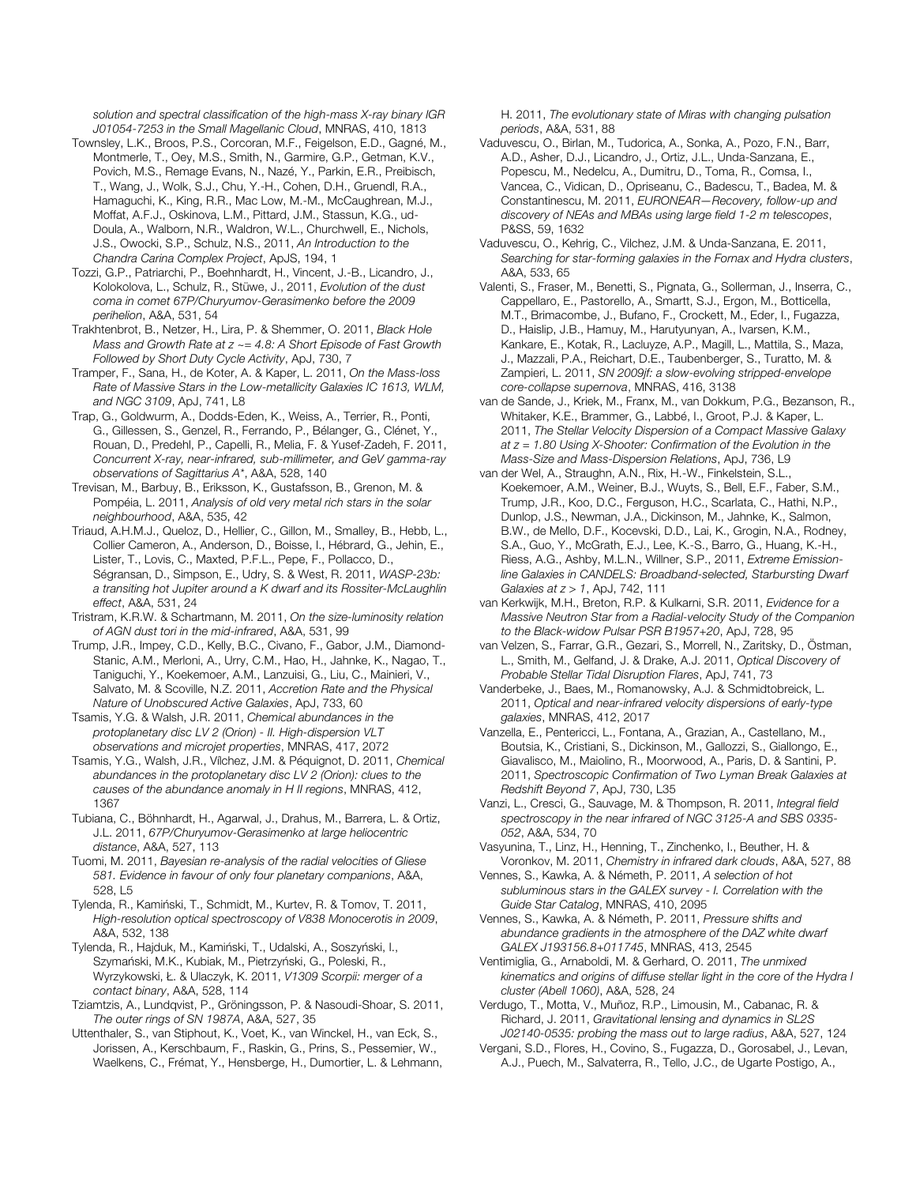*solution and spectral classification of the high-mass X-ray binary IGR J01054-7253 in the Small Magellanic Cloud*, MNRAS, 410, 1813

Townsley, L.K., Broos, P.S., Corcoran, M.F., Feigelson, E.D., Gagné, M., Montmerle, T., Oey, M.S., Smith, N., Garmire, G.P., Getman, K.V., Povich, M.S., Remage Evans, N., Nazé, Y., Parkin, E.R., Preibisch, T., Wang, J., Wolk, S.J., Chu, Y.-H., Cohen, D.H., Gruendl, R.A., Hamaguchi, K., King, R.R., Mac Low, M.-M., McCaughrean, M.J., Moffat, A.F.J., Oskinova, L.M., Pittard, J.M., Stassun, K.G., ud-Doula, A., Walborn, N.R., Waldron, W.L., Churchwell, E., Nichols, J.S., Owocki, S.P., Schulz, N.S., 2011, *An Introduction to the Chandra Carina Complex Project*, ApJS, 194, 1

Tozzi, G.P., Patriarchi, P., Boehnhardt, H., Vincent, J.-B., Licandro, J., Kolokolova, L., Schulz, R., Stüwe, J., 2011, *Evolution of the dust coma in comet 67P/Churyumov-Gerasimenko before the 2009 perihelion*, A&A, 531, 54

Trakhtenbrot, B., Netzer, H., Lira, P. & Shemmer, O. 2011, *Black Hole Mass and Growth Rate at z ~= 4.8: A Short Episode of Fast Growth Followed by Short Duty Cycle Activity*, ApJ, 730, 7

Tramper, F., Sana, H., de Koter, A. & Kaper, L. 2011, *On the Mass-loss Rate of Massive Stars in the Low-metallicity Galaxies IC 1613, WLM, and NGC 3109*, ApJ, 741, L8

Trap, G., Goldwurm, A., Dodds-Eden, K., Weiss, A., Terrier, R., Ponti, G., Gillessen, S., Genzel, R., Ferrando, P., Bélanger, G., Clénet, Y., Rouan, D., Predehl, P., Capelli, R., Melia, F. & Yusef-Zadeh, F. 2011, *Concurrent X-ray, near-infrared, sub-millimeter, and GeV gamma-ray observations of Sagittarius A\**, A&A, 528, 140

Trevisan, M., Barbuy, B., Eriksson, K., Gustafsson, B., Grenon, M. & Pompéia, L. 2011, *Analysis of old very metal rich stars in the solar neighbourhood*, A&A, 535, 42

Triaud, A.H.M.J., Queloz, D., Hellier, C., Gillon, M., Smalley, B., Hebb, L., Collier Cameron, A., Anderson, D., Boisse, I., Hébrard, G., Jehin, E., Lister, T., Lovis, C., Maxted, P.F.L., Pepe, F., Pollacco, D., Ségransan, D., Simpson, E., Udry, S. & West, R. 2011, *WASP-23b: a transiting hot Jupiter around a K dwarf and its Rossiter-McLaughlin effect*, A&A, 531, 24

Tristram, K.R.W. & Schartmann, M. 2011, *On the size-luminosity relation of AGN dust tori in the mid-infrared*, A&A, 531, 99

Trump, J.R., Impey, C.D., Kelly, B.C., Civano, F., Gabor, J.M., Diamond-Stanic, A.M., Merloni, A., Urry, C.M., Hao, H., Jahnke, K., Nagao, T., Taniguchi, Y., Koekemoer, A.M., Lanzuisi, G., Liu, C., Mainieri, V., Salvato, M. & Scoville, N.Z. 2011, *Accretion Rate and the Physical Nature of Unobscured Active Galaxies*, ApJ, 733, 60

Tsamis, Y.G. & Walsh, J.R. 2011, *Chemical abundances in the protoplanetary disc LV 2 (Orion) - II. High-dispersion VLT observations and microjet properties*, MNRAS, 417, 2072

Tsamis, Y.G., Walsh, J.R., Vílchez, J.M. & Péquignot, D. 2011, *Chemical abundances in the protoplanetary disc LV 2 (Orion): clues to the causes of the abundance anomaly in H II regions*, MNRAS, 412, 1367

Tubiana, C., Böhnhardt, H., Agarwal, J., Drahus, M., Barrera, L. & Ortiz, J.L. 2011, *67P/Churyumov-Gerasimenko at large heliocentric distance*, A&A, 527, 113

Tuomi, M. 2011, *Bayesian re-analysis of the radial velocities of Gliese 581. Evidence in favour of only four planetary companions*, A&A, 528, L5

Tylenda, R., Kamiński, T., Schmidt, M., Kurtev, R. & Tomov, T. 2011, *High-resolution optical spectroscopy of V838 Monocerotis in 2009*, A&A, 532, 138

Tylenda, R., Hajduk, M., Kamiński, T., Udalski, A., Soszyński, I., Szymański, M.K., Kubiak, M., Pietrzyński, G., Poleski, R., Wyrzykowski, Ł. & Ulaczyk, K. 2011, *V1309 Scorpii: merger of a contact binary*, A&A, 528, 114

Tziamtzis, A., Lundqvist, P., Gröningsson, P. & Nasoudi-Shoar, S. 2011, *The outer rings of SN 1987A*, A&A, 527, 35

Uttenthaler, S., van Stiphout, K., Voet, K., van Winckel, H., van Eck, S., Jorissen, A., Kerschbaum, F., Raskin, G., Prins, S., Pessemier, W., Waelkens, C., Frémat, Y., Hensberge, H., Dumortier, L. & Lehmann, H. 2011, *The evolutionary state of Miras with changing pulsation periods*, A&A, 531, 88

Vaduvescu, O., Birlan, M., Tudorica, A., Sonka, A., Pozo, F.N., Barr, A.D., Asher, D.J., Licandro, J., Ortiz, J.L., Unda-Sanzana, E., Popescu, M., Nedelcu, A., Dumitru, D., Toma, R., Comsa, I., Vancea, C., Vidican, D., Opriseanu, C., Badescu, T., Badea, M. & Constantinescu, M. 2011, *EURONEAR—Recovery, follow-up and discovery of NEAs and MBAs using large field 1-2 m telescopes*, P&SS, 59, 1632

Vaduvescu, O., Kehrig, C., Vilchez, J.M. & Unda-Sanzana, E. 2011, *Searching for star-forming galaxies in the Fornax and Hydra clusters*, A&A, 533, 65

Valenti, S., Fraser, M., Benetti, S., Pignata, G., Sollerman, J., Inserra, C., Cappellaro, E., Pastorello, A., Smartt, S.J., Ergon, M., Botticella, M.T., Brimacombe, J., Bufano, F., Crockett, M., Eder, I., Fugazza, D., Haislip, J.B., Hamuy, M., Harutyunyan, A., Ivarsen, K.M., Kankare, E., Kotak, R., Lacluyze, A.P., Magill, L., Mattila, S., Maza, J., Mazzali, P.A., Reichart, D.E., Taubenberger, S., Turatto, M. & Zampieri, L. 2011, *SN 2009jf: a slow-evolving stripped-envelope core-collapse supernova*, MNRAS, 416, 3138

van de Sande, J., Kriek, M., Franx, M., van Dokkum, P.G., Bezanson, R., Whitaker, K.E., Brammer, G., Labbé, I., Groot, P.J. & Kaper, L. 2011, *The Stellar Velocity Dispersion of a Compact Massive Galaxy at z = 1.80 Using X-Shooter: Confirmation of the Evolution in the Mass-Size and Mass-Dispersion Relations*, ApJ, 736, L9

van der Wel, A., Straughn, A.N., Rix, H.-W., Finkelstein, S.L., Koekemoer, A.M., Weiner, B.J., Wuyts, S., Bell, E.F., Faber, S.M., Trump, J.R., Koo, D.C., Ferguson, H.C., Scarlata, C., Hathi, N.P., Dunlop, J.S., Newman, J.A., Dickinson, M., Jahnke, K., Salmon, B.W., de Mello, D.F., Kocevski, D.D., Lai, K., Grogin, N.A., Rodney, S.A., Guo, Y., McGrath, E.J., Lee, K.-S., Barro, G., Huang, K.-H., Riess, A.G., Ashby, M.L.N., Willner, S.P., 2011, *Extreme Emission-line Galaxies in CANDELS: Broadband-selected, Starbursting Dwarf Galaxies at z > 1*, ApJ, 742, 111

van Kerkwijk, M.H., Breton, R.P. & Kulkarni, S.R. 2011, *Evidence for a Massive Neutron Star from a Radial-velocity Study of the Companion to the Black-widow Pulsar PSR B1957+20*, ApJ, 728, 95

van Velzen, S., Farrar, G.R., Gezari, S., Morrell, N., Zaritsky, D., Östman, L., Smith, M., Gelfand, J. & Drake, A.J. 2011, *Optical Discovery of Probable Stellar Tidal Disruption Flares*, ApJ, 741, 73

Vanderbeke, J., Baes, M., Romanowsky, A.J. & Schmidtobreick, L. 2011, *Optical and near-infrared velocity dispersions of early-type galaxies*, MNRAS, 412, 2017

Vanzella, E., Pentericci, L., Fontana, A., Grazian, A., Castellano, M., Boutsia, K., Cristiani, S., Dickinson, M., Gallozzi, S., Giallongo, E., Giavalisco, M., Maiolino, R., Moorwood, A., Paris, D. & Santini, P. 2011, *Spectroscopic Confirmation of Two Lyman Break Galaxies at Redshift Beyond 7*, ApJ, 730, L35

Vanzi, L., Cresci, G., Sauvage, M. & Thompson, R. 2011, *Integral field spectroscopy in the near infrared of NGC 3125-A and SBS 0335-052*, A&A, 534, 70

Vasyunina, T., Linz, H., Henning, T., Zinchenko, I., Beuther, H. & Voronkov, M. 2011, *Chemistry in infrared dark clouds*, A&A, 527, 88

Vennes, S., Kawka, A. & Németh, P. 2011, *A selection of hot subluminous stars in the GALEX survey - I. Correlation with the Guide Star Catalog*, MNRAS, 410, 2095

Vennes, S., Kawka, A. & Németh, P. 2011, *Pressure shifts and abundance gradients in the atmosphere of the DAZ white dwarf GALEX J193156.8+011745*, MNRAS, 413, 2545

Ventimiglia, G., Arnaboldi, M. & Gerhard, O. 2011, *The unmixed kinematics and origins of diffuse stellar light in the core of the Hydra I cluster (Abell 1060)*, A&A, 528, 24

Verdugo, T., Motta, V., Muñoz, R.P., Limousin, M., Cabanac, R. & Richard, J. 2011, *Gravitational lensing and dynamics in SL2S J02140-0535: probing the mass out to large radius*, A&A, 527, 124

Vergani, S.D., Flores, H., Covino, S., Fugazza, D., Gorosabel, J., Levan, A.J., Puech, M., Salvaterra, R., Tello, J.C., de Ugarte Postigo, A.,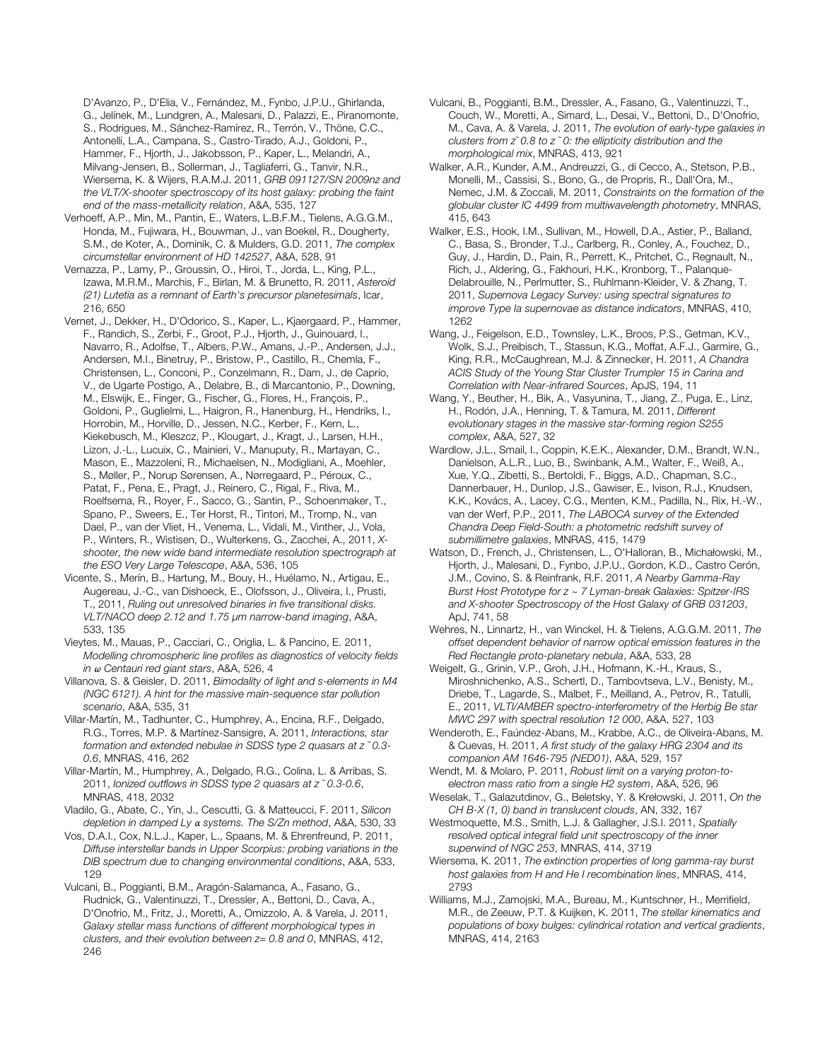D'Avanzo, P., D'Elia, V., Fernández, M., Fynbo, J.P.U., Ghirlanda, G., Jelínek, M., Lundgren, A., Malesani, D., Palazzi, E., Piranomonte, S., Rodrigues, M., Sánchez-Ramírez, R., Terrón, V., Thöne, C.C., Antonelli, L.A., Campana, S., Castro-Tirado, A.J., Goldoni, P., Hammer, F., Hjorth, J., Jakobsson, P., Kaper, L., Melandri, A., Milvang-Jensen, B., Sollerman, J., Tagliaferri, G., Tanvir, N.R., Wiersema, K. & Wijers, R.A.M.J. 2011, *GRB 091127/SN 2009nz and the VLT/X-shooter spectroscopy of its host galaxy: probing the faint end of the mass-metallicity relation*, A&A, 535, 127

Verhoeff, A.P., Min, M., Pantin, E., Waters, L.B.F.M., Tielens, A.G.G.M., Honda, M., Fujiwara, H., Bouwman, J., van Boekel, R., Dougherty, S.M., de Koter, A., Dominik, C. & Mulders, G.D. 2011, *The complex circumstellar environment of HD 142527*, A&A, 528, 91

Vernazza, P., Lamy, P., Groussin, O., Hiroi, T., Jorda, L., King, P.L., Izawa, M.R.M., Marchis, F., Birlan, M. & Brunetto, R. 2011, *Asteroid (21) Lutetia as a remnant of Earth's precursor planetesimals*, Icar, 216, 650

Vernet, J., Dekker, H., D'Odorico, S., Kaper, L., Kjaergaard, P., Hammer, F., Randich, S., Zerbi, F., Groot, P.J., Hjorth, J., Guinouard, I., Navarro, R., Adolfse, T., Albers, P.W., Amans, J.-P., Andersen, J.J., Andersen, M.I., Binetruy, P., Bristow, P., Castillo, R., Chemla, F., Christensen, L., Conconi, P., Conzelmann, R., Dam, J., de Caprio, V., de Ugarte Postigo, A., Delabre, B., di Marcantonio, P., Downing, M., Elswijk, E., Finger, G., Fischer, G., Flores, H., François, P., Goldoni, P., Guglielmi, L., Haigron, R., Hanenburg, H., Hendriks, I., Horrobin, M., Horville, D., Jessen, N.C., Kerber, F., Kern, L., Kiekebusch, M., Kleszcz, P., Klougart, J., Kragt, J., Larsen, H.H., Lizon, J.-L., Lucuix, C., Mainieri, V., Manuputy, R., Martayan, C., Mason, E., Mazzoleni, R., Michaelsen, N., Modigliani, A., Moehler, S., Møller, P., Norup Sørensen, A., Nørregaard, P., Péroux, C., Patat, F., Pena, E., Pragt, J., Reinero, C., Rigal, F., Riva, M., Roelfsema, R., Royer, F., Sacco, G., Santin, P., Schoenmaker, T., Spano, P., Sweers, E., Ter Horst, R., Tintori, M., Tromp, N., van Dael, P., van der Vliet, H., Venema, L., Vidali, M., Vinther, J., Vola, P., Winters, R., Wistisen, D., Wulterkens, G., Zacchei, A., 2011, *X-shooter, the new wide band intermediate resolution spectrograph at the ESO Very Large Telescope*, A&A, 536, 105

Vicente, S., Merín, B., Hartung, M., Bouy, H., Huélamo, N., Artigau, E., Augereau, J.-C., van Dishoeck, E., Olofsson, J., Oliveira, I., Prusti, T., 2011, *Ruling out unresolved binaries in five transitional disks. VLT/NACO deep 2.12 and 1.75 μm narrow-band imaging*, A&A, 533, 135

Vieytes, M., Mauas, P., Cacciari, C., Origlia, L. & Pancino, E. 2011, *Modelling chromospheric line profiles as diagnostics of velocity fields in ω Centauri red giant stars*, A&A, 526, 4

Villanova, S. & Geisler, D. 2011, *Bimodality of light and s-elements in M4 (NGC 6121). A hint for the massive main-sequence star pollution scenario*, A&A, 535, 31

Villar-Martín, M., Tadhunter, C., Humphrey, A., Encina, R.F., Delgado, R.G., Torres, M.P. & Martínez-Sansigre, A. 2011, *Interactions, star formation and extended nebulae in SDSS type 2 quasars at z ˜ 0.3-0.6*, MNRAS, 416, 262

Villar-Martín, M., Humphrey, A., Delgado, R.G., Colina, L. & Arribas, S. 2011, *Ionized outflows in SDSS type 2 quasars at z ˜ 0.3-0.6*, MNRAS, 418, 2032

Vladilo, G., Abate, C., Yin, J., Cescutti, G. & Matteucci, F. 2011, *Silicon depletion in damped Ly α systems. The S/Zn method*, A&A, 530, 33

Vos, D.A.I., Cox, N.L.J., Kaper, L., Spaans, M. & Ehrenfreund, P. 2011, *Diffuse interstellar bands in Upper Scorpius: probing variations in the DIB spectrum due to changing environmental conditions*, A&A, 533, 129

Vulcani, B., Poggianti, B.M., Aragón-Salamanca, A., Fasano, G., Rudnick, G., Valentinuzzi, T., Dressler, A., Bettoni, D., Cava, A., D'Onofrio, M., Fritz, J., Moretti, A., Omizzolo, A. & Varela, J. 2011, *Galaxy stellar mass functions of different morphological types in clusters, and their evolution between z= 0.8 and 0*, MNRAS, 412, 246

Vulcani, B., Poggianti, B.M., Dressler, A., Fasano, G., Valentinuzzi, T., Couch, W., Moretti, A., Simard, L., Desai, V., Bettoni, D., D'Onofrio, M., Cava, A. & Varela, J. 2011, *The evolution of early-type galaxies in clusters from z ˜ 0.8 to z ˜ 0: the ellipticity distribution and the morphological mix*, MNRAS, 413, 921

Walker, A.R., Kunder, A.M., Andreuzzi, G., di Cecco, A., Stetson, P.B., Monelli, M., Cassisi, S., Bono, G., de Propris, R., Dall'Ora, M., Nemec, J.M. & Zoccali, M. 2011, *Constraints on the formation of the globular cluster IC 4499 from multiwavelength photometry*, MNRAS, 415, 643

Walker, E.S., Hook, I.M., Sullivan, M., Howell, D.A., Astier, P., Balland, C., Basa, S., Bronder, T.J., Carlberg, R., Conley, A., Fouchez, D., Guy, J., Hardin, D., Pain, R., Perrett, K., Pritchet, C., Regnault, N., Rich, J., Aldering, G., Fakhouri, H.K., Kronborg, T., Palanque-Delabrouille, N., Perlmutter, S., Ruhlmann-Kleider, V. & Zhang, T. 2011, *Supernova Legacy Survey: using spectral signatures to improve Type Ia supernovae as distance indicators*, MNRAS, 410, 1262

Wang, J., Feigelson, E.D., Townsley, L.K., Broos, P.S., Getman, K.V., Wolk, S.J., Preibisch, T., Stassun, K.G., Moffat, A.F.J., Garmire, G., King, R.R., McCaughrean, M.J. & Zinnecker, H. 2011, *A Chandra ACIS Study of the Young Star Cluster Trumpler 15 in Carina and Correlation with Near-infrared Sources*, ApJS, 194, 11

Wang, Y., Beuther, H., Bik, A., Vasyunina, T., Jiang, Z., Puga, E., Linz, H., Rodón, J.A., Henning, T. & Tamura, M. 2011, *Different evolutionary stages in the massive star-forming region S255 complex*, A&A, 527, 32

Wardlow, J.L., Smail, I., Coppin, K.E.K., Alexander, D.M., Brandt, W.N., Danielson, A.L.R., Luo, B., Swinbank, A.M., Walter, F., Weiß, A., Xue, Y.Q., Zibetti, S., Bertoldi, F., Biggs, A.D., Chapman, S.C., Dannerbauer, H., Dunlop, J.S., Gawiser, E., Ivison, R.J., Knudsen, K.K., Kovács, A., Lacey, C.G., Menten, K.M., Padilla, N., Rix, H.-W., van der Werf, P.P., 2011, *The LABOCA survey of the Extended Chandra Deep Field-South: a photometric redshift survey of submillimetre galaxies*, MNRAS, 415, 1479

Watson, D., French, J., Christensen, L., O'Halloran, B., Michałowski, M., Hjorth, J., Malesani, D., Fynbo, J.P.U., Gordon, K.D., Castro Cerón, J.M., Covino, S. & Reinfrank, R.F. 2011, *A Nearby Gamma-Ray Burst Host Prototype for z ~ 7 Lyman-break Galaxies: Spitzer-IRS and X-shooter Spectroscopy of the Host Galaxy of GRB 031203*, ApJ, 741, 58

Wehres, N., Linnartz, H., van Winckel, H. & Tielens, A.G.G.M. 2011, *The offset dependent behavior of narrow optical emission features in the Red Rectangle proto-planetary nebula*, A&A, 533, 28

Weigelt, G., Grinin, V.P., Groh, J.H., Hofmann, K.-H., Kraus, S., Miroshnichenko, A.S., Schertl, D., Tambovtseva, L.V., Benisty, M., Driebe, T., Lagarde, S., Malbet, F., Meilland, A., Petrov, R., Tatulli, E., 2011, *VLTI/AMBER spectro-interferometry of the Herbig Be star MWC 297 with spectral resolution 12 000*, A&A, 527, 103

Wenderoth, E., Faúndez-Abans, M., Krabbe, A.C., de Oliveira-Abans, M. & Cuevas, H. 2011, *A first study of the galaxy HRG 2304 and its companion AM 1646-795 (NED01)*, A&A, 529, 157

Wendt, M. & Molaro, P. 2011, *Robust limit on a varying proton-to-electron mass ratio from a single H2 system*, A&A, 526, 96

Weselak, T., Galazutdinov, G., Beletsky, Y. & Krełowski, J. 2011, *On the CH B-X (1, 0) band in translucent clouds*, AN, 332, 167

Westmoquette, M.S., Smith, L.J. & Gallagher, J.S.I. 2011, *Spatially resolved optical integral field unit spectroscopy of the inner superwind of NGC 253*, MNRAS, 414, 3719

Wiersema, K. 2011, *The extinction properties of long gamma-ray burst host galaxies from H and He I recombination lines*, MNRAS, 414, 2793

Williams, M.J., Zamojski, M.A., Bureau, M., Kuntschner, H., Merrifield, M.R., de Zeeuw, P.T. & Kuijken, K. 2011, *The stellar kinematics and populations of boxy bulges: cylindrical rotation and vertical gradients*, MNRAS, 414, 2163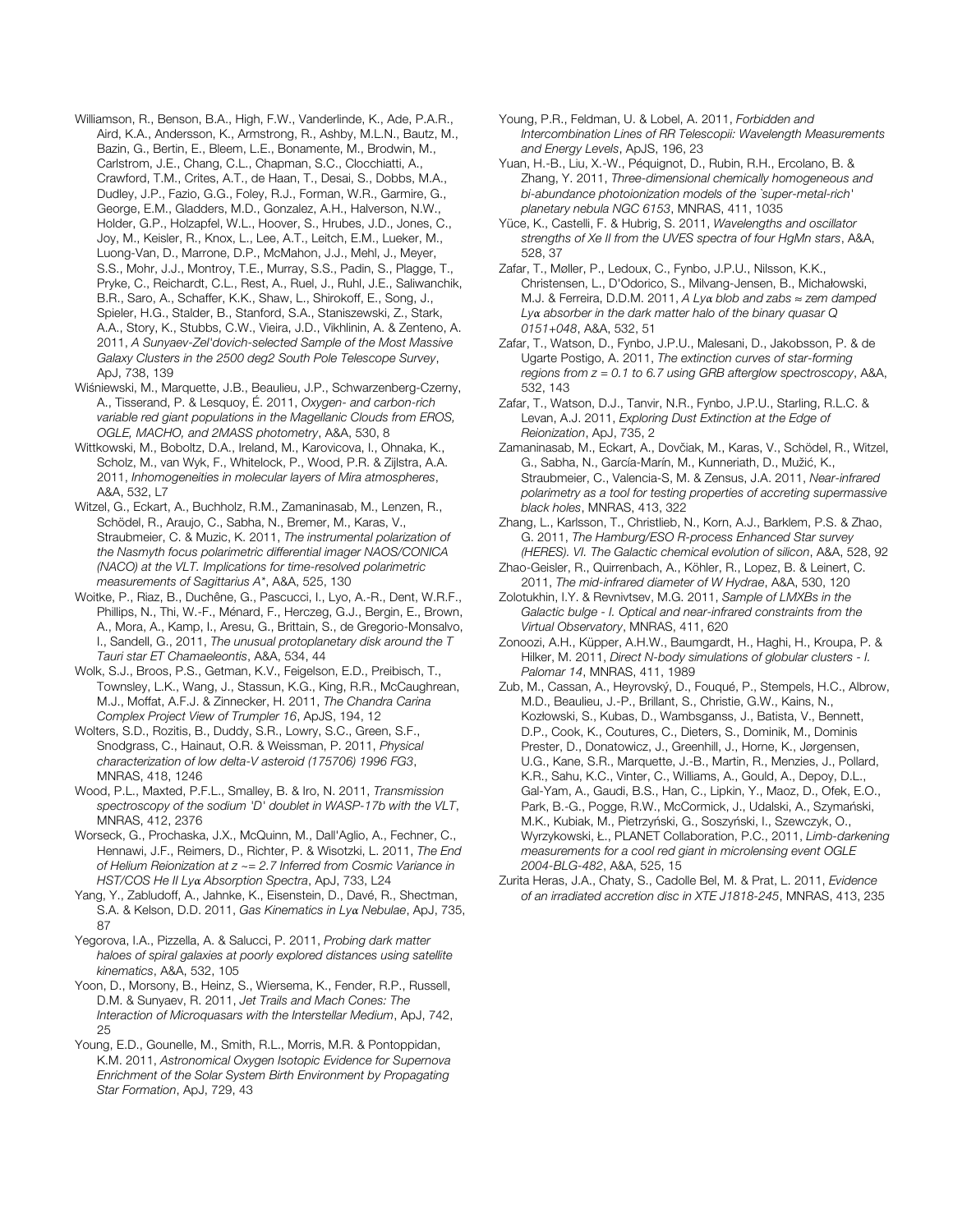Williamson, R., Benson, B.A., High, F.W., Vanderlinde, K., Ade, P.A.R., Aird, K.A., Andersson, K., Armstrong, R., Ashby, M.L.N., Bautz, M., Bazin, G., Bertin, E., Bleem, L.E., Bonamente, M., Brodwin, M., Carlstrom, J.E., Chang, C.L., Chapman, S.C., Clocchiatti, A., Crawford, T.M., Crites, A.T., de Haan, T., Desai, S., Dobbs, M.A., Dudley, J.P., Fazio, G.G., Foley, R.J., Forman, W.R., Garmire, G., George, E.M., Gladders, M.D., Gonzalez, A.H., Halverson, N.W., Holder, G.P., Holzapfel, W.L., Hoover, S., Hrubes, J.D., Jones, C., Joy, M., Keisler, R., Knox, L., Lee, A.T., Leitch, E.M., Lueker, M., Luong-Van, D., Marrone, D.P., McMahon, J.J., Mehl, J., Meyer, S.S., Mohr, J.J., Montroy, T.E., Murray, S.S., Padin, S., Plagge, T., Pryke, C., Reichardt, C.L., Rest, A., Ruel, J., Ruhl, J.E., Saliwanchik, B.R., Saro, A., Schaffer, K.K., Shaw, L., Shirokoff, E., Song, J., Spieler, H.G., Stalder, B., Stanford, S.A., Staniszewski, Z., Stark, A.A., Story, K., Stubbs, C.W., Vieira, J.D., Vikhlinin, A. & Zenteno, A. 2011, *A Sunyaev-Zel'dovich-selected Sample of the Most Massive Galaxy Clusters in the 2500 deg2 South Pole Telescope Survey*, ApJ, 738, 139

Wiśniewski, M., Marquette, J.B., Beaulieu, J.P., Schwarzenberg-Czerny, A., Tisserand, P. & Lesquoy, É. 2011, *Oxygen- and carbon-rich variable red giant populations in the Magellanic Clouds from EROS, OGLE, MACHO, and 2MASS photometry*, A&A, 530, 8

Wittkowski, M., Boboltz, D.A., Ireland, M., Karovicova, I., Ohnaka, K., Scholz, M., van Wyk, F., Whitelock, P., Wood, P.R. & Zijlstra, A.A. 2011, *Inhomogeneities in molecular layers of Mira atmospheres*, A&A, 532, L7

Witzel, G., Eckart, A., Buchholz, R.M., Zamaninasab, M., Lenzen, R., Schödel, R., Araujo, C., Sabha, N., Bremer, M., Karas, V., Straubmeier, C. & Muzic, K. 2011, *The instrumental polarization of the Nasmyth focus polarimetric differential imager NAOS/CONICA (NACO) at the VLT. Implications for time-resolved polarimetric measurements of Sagittarius A\**, A&A, 525, 130

Woitke, P., Riaz, B., Duchêne, G., Pascucci, I., Lyo, A.-R., Dent, W.R.F., Phillips, N., Thi, W.-F., Ménard, F., Herczeg, G.J., Bergin, E., Brown, A., Mora, A., Kamp, I., Aresu, G., Brittain, S., de Gregorio-Monsalvo, I., Sandell, G., 2011, *The unusual protoplanetary disk around the T Tauri star ET Chamaeleontis*, A&A, 534, 44

Wolk, S.J., Broos, P.S., Getman, K.V., Feigelson, E.D., Preibisch, T., Townsley, L.K., Wang, J., Stassun, K.G., King, R.R., McCaughrean, M.J., Moffat, A.F.J. & Zinnecker, H. 2011, *The Chandra Carina Complex Project View of Trumpler 16*, ApJS, 194, 12

Wolters, S.D., Rozitis, B., Duddy, S.R., Lowry, S.C., Green, S.F., Snodgrass, C., Hainaut, O.R. & Weissman, P. 2011, *Physical characterization of low delta-V asteroid (175706) 1996 FG3*, MNRAS, 418, 1246

Wood, P.L., Maxted, P.F.L., Smalley, B. & Iro, N. 2011, *Transmission spectroscopy of the sodium 'D' doublet in WASP-17b with the VLT*, MNRAS, 412, 2376

Worseck, G., Prochaska, J.X., McQuinn, M., Dall'Aglio, A., Fechner, C., Hennawi, J.F., Reimers, D., Richter, P. & Wisotzki, L. 2011, *The End of Helium Reionization at z ~= 2.7 Inferred from Cosmic Variance in HST/COS He II Lyα Absorption Spectra*, ApJ, 733, L24

Yang, Y., Zabludoff, A., Jahnke, K., Eisenstein, D., Davé, R., Shectman, S.A. & Kelson, D.D. 2011, *Gas Kinematics in Lyα Nebulae*, ApJ, 735, 87

Yegorova, I.A., Pizzella, A. & Salucci, P. 2011, *Probing dark matter haloes of spiral galaxies at poorly explored distances using satellite kinematics*, A&A, 532, 105

Yoon, D., Morsony, B., Heinz, S., Wiersema, K., Fender, R.P., Russell, D.M. & Sunyaev, R. 2011, *Jet Trails and Mach Cones: The Interaction of Microquasars with the Interstellar Medium*, ApJ, 742, 25

Young, E.D., Gounelle, M., Smith, R.L., Morris, M.R. & Pontoppidan, K.M. 2011, *Astronomical Oxygen Isotopic Evidence for Supernova Enrichment of the Solar System Birth Environment by Propagating Star Formation*, ApJ, 729, 43

Young, P.R., Feldman, U. & Lobel, A. 2011, *Forbidden and Intercombination Lines of RR Telescopii: Wavelength Measurements and Energy Levels*, ApJS, 196, 23

Yuan, H.-B., Liu, X.-W., Péquignot, D., Rubin, R.H., Ercolano, B. & Zhang, Y. 2011, *Three-dimensional chemically homogeneous and bi-abundance photoionization models of the 'super-metal-rich' planetary nebula NGC 6153*, MNRAS, 411, 1035

Yüce, K., Castelli, F. & Hubrig, S. 2011, *Wavelengths and oscillator strengths of Xe II from the UVES spectra of four HgMn stars*, A&A, 528, 37

Zafar, T., Møller, P., Ledoux, C., Fynbo, J.P.U., Nilsson, K.K., Christensen, L., D'Odorico, S., Milvang-Jensen, B., Michałowski, M.J. & Ferreira, D.D.M. 2011, *A Lyα blob and zabs ≈ zem damped Lyα absorber in the dark matter halo of the binary quasar Q 0151+048*, A&A, 532, 51

Zafar, T., Watson, D., Fynbo, J.P.U., Malesani, D., Jakobsson, P. & de Ugarte Postigo, A. 2011, *The extinction curves of star-forming regions from z = 0.1 to 6.7 using GRB afterglow spectroscopy*, A&A, 532, 143

Zafar, T., Watson, D.J., Tanvir, N.R., Fynbo, J.P.U., Starling, R.L.C. & Levan, A.J. 2011, *Exploring Dust Extinction at the Edge of Reionization*, ApJ, 735, 2

Zamaninasab, M., Eckart, A., Dovčiak, M., Karas, V., Schödel, R., Witzel, G., Sabha, N., García-Marín, M., Kunneriath, D., Mužić, K., Straubmeier, C., Valencia-S, M. & Zensus, J.A. 2011, *Near-infrared polarimetry as a tool for testing properties of accreting supermassive black holes*, MNRAS, 413, 322

Zhang, L., Karlsson, T., Christlieb, N., Korn, A.J., Barklem, P.S. & Zhao, G. 2011, *The Hamburg/ESO R-process Enhanced Star survey (HERES). VI. The Galactic chemical evolution of silicon*, A&A, 528, 92

Zhao-Geisler, R., Quirrenbach, A., Köhler, R., Lopez, B. & Leinert, C. 2011, *The mid-infrared diameter of W Hydrae*, A&A, 530, 120

Zolotukhin, I.Y. & Revnivtsev, M.G. 2011, *Sample of LMXBs in the Galactic bulge - I. Optical and near-infrared constraints from the Virtual Observatory*, MNRAS, 411, 620

Zonoozi, A.H., Küpper, A.H.W., Baumgardt, H., Haghi, H., Kroupa, P. & Hilker, M. 2011, *Direct N-body simulations of globular clusters - I. Palomar 14*, MNRAS, 411, 1989

Zub, M., Cassan, A., Heyrovský, D., Fouqué, P., Stempels, H.C., Albrow, M.D., Beaulieu, J.-P., Brillant, S., Christie, G.W., Kains, N., Kozłowski, S., Kubas, D., Wambsganss, J., Batista, V., Bennett, D.P., Cook, K., Coutures, C., Dieters, S., Dominik, M., Dominis Prester, D., Donatowicz, J., Greenhill, J., Horne, K., Jørgensen, U.G., Kane, S.R., Marquette, J.-B., Martin, R., Menzies, J., Pollard, K.R., Sahu, K.C., Vinter, C., Williams, A., Gould, A., Depoy, D.L., Gal-Yam, A., Gaudi, B.S., Han, C., Lipkin, Y., Maoz, D., Ofek, E.O., Park, B.-G., Pogge, R.W., McCormick, J., Udalski, A., Szymański, M.K., Kubiak, M., Pietrzyński, G., Soszyński, I., Szewczyk, O., Wyrzykowski, Ł., PLANET Collaboration, P.C., 2011, *Limb-darkening measurements for a cool red giant in microlensing event OGLE 2004-BLG-482*, A&A, 525, 15

Zurita Heras, J.A., Chaty, S., Cadolle Bel, M. & Prat, L. 2011, *Evidence of an irradiated accretion disc in XTE J1818-245*, MNRAS, 413, 235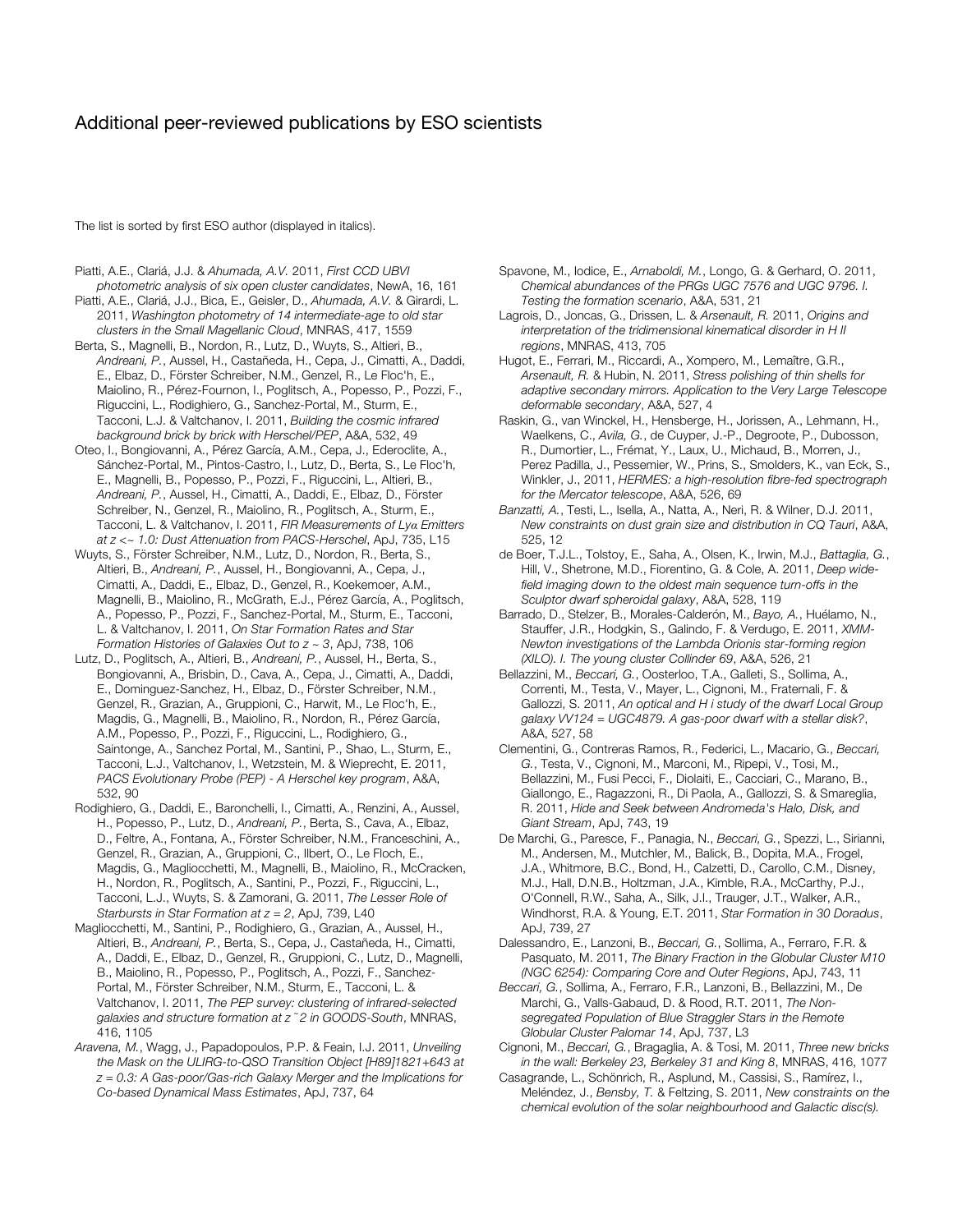# Additional peer-reviewed publications by ESO scientists

The list is sorted by first ESO author (displayed in italics).

Piatti, A.E., Clariá, J.J. & *Ahumada, A.V.* 2011, *First CCD UBVI photometric analysis of six open cluster candidates*, NewA, 16, 161

Piatti, A.E., Clariá, J.J., Bica, E., Geisler, D., *Ahumada, A.V.* & Girardi, L. 2011, *Washington photometry of 14 intermediate-age to old star clusters in the Small Magellanic Cloud*, MNRAS, 417, 1559

Berta, S., Magnelli, B., Nordon, R., Lutz, D., Wuyts, S., Altieri, B., *Andreani, P.*, Aussel, H., Castañeda, H., Cepa, J., Cimatti, A., Daddi, E., Elbaz, D., Förster Schreiber, N.M., Genzel, R., Le Floc'h, E., Maiolino, R., Pérez-Fournon, I., Poglitsch, A., Popesso, P., Pozzi, F., Riguccini, L., Rodighiero, G., Sanchez-Portal, M., Sturm, E., Tacconi, L.J. & Valtchanov, I. 2011, *Building the cosmic infrared background brick by brick with Herschel/PEP*, A&A, 532, 49

Oteo, I., Bongiovanni, A., Pérez García, A.M., Cepa, J., Ederoclite, A., Sánchez-Portal, M., Pintos-Castro, I., Lutz, D., Berta, S., Le Floc'h, E., Magnelli, B., Popesso, P., Pozzi, F., Riguccini, L., Altieri, B., *Andreani, P.*, Aussel, H., Cimatti, A., Daddi, E., Elbaz, D., Förster Schreiber, N., Genzel, R., Maiolino, R., Poglitsch, A., Sturm, E., Tacconi, L. & Valtchanov, I. 2011, *FIR Measurements of Lyα Emitters at z <~ 1.0: Dust Attenuation from PACS-Herschel*, ApJ, 735, L15

Wuyts, S., Förster Schreiber, N.M., Lutz, D., Nordon, R., Berta, S., Altieri, B., *Andreani, P.*, Aussel, H., Bongiovanni, A., Cepa, J., Cimatti, A., Daddi, E., Elbaz, D., Genzel, R., Koekemoer, A.M., Magnelli, B., Maiolino, R., McGrath, E.J., Pérez García, A., Poglitsch, A., Popesso, P., Pozzi, F., Sanchez-Portal, M., Sturm, E., Tacconi, L. & Valtchanov, I. 2011, *On Star Formation Rates and Star Formation Histories of Galaxies Out to z ~ 3*, ApJ, 738, 106

Lutz, D., Poglitsch, A., Altieri, B., *Andreani, P.*, Aussel, H., Berta, S., Bongiovanni, A., Brisbin, D., Cava, A., Cepa, J., Cimatti, A., Daddi, E., Dominguez-Sanchez, H., Elbaz, D., Förster Schreiber, N.M., Genzel, R., Grazian, A., Gruppioni, C., Harwit, M., Le Floc'h, E., Magdis, G., Magnelli, B., Maiolino, R., Nordon, R., Pérez García, A.M., Popesso, P., Pozzi, F., Riguccini, L., Rodighiero, G., Saintonge, A., Sanchez Portal, M., Santini, P., Shao, L., Sturm, E., Tacconi, L.J., Valtchanov, I., Wetzstein, M. & Wieprecht, E. 2011, *PACS Evolutionary Probe (PEP) - A Herschel key program*, A&A, 532, 90

Rodighiero, G., Daddi, E., Baronchelli, I., Cimatti, A., Renzini, A., Aussel, H., Popesso, P., Lutz, D., *Andreani, P.*, Berta, S., Cava, A., Elbaz, D., Feltre, A., Fontana, A., Förster Schreiber, N.M., Franceschini, A., Genzel, R., Grazian, A., Gruppioni, C., Ilbert, O., Le Floch, E., Magdis, G., Magliocchetti, M., Magnelli, B., Maiolino, R., McCracken, H., Nordon, R., Poglitsch, A., Santini, P., Pozzi, F., Riguccini, L., Tacconi, L.J., Wuyts, S. & Zamorani, G. 2011, *The Lesser Role of Starbursts in Star Formation at z = 2*, ApJ, 739, L40

Magliocchetti, M., Santini, P., Rodighiero, G., Grazian, A., Aussel, H., Altieri, B., *Andreani, P.*, Berta, S., Cepa, J., Castañeda, H., Cimatti, A., Daddi, E., Elbaz, D., Genzel, R., Gruppioni, C., Lutz, D., Magnelli, B., Maiolino, R., Popesso, P., Poglitsch, A., Pozzi, F., Sanchez-Portal, M., Förster Schreiber, N.M., Sturm, E., Tacconi, L. & Valtchanov, I. 2011, *The PEP survey: clustering of infrared-selected galaxies and structure formation at z ˜ 2 in GOODS-South*, MNRAS, 416, 1105

*Aravena, M.*, Wagg, J., Papadopoulos, P.P. & Feain, I.J. 2011, *Unveiling the Mask on the ULIRG-to-QSO Transition Object [H89]1821+643 at z = 0.3: A Gas-poor/Gas-rich Galaxy Merger and the Implications for Co-based Dynamical Mass Estimates*, ApJ, 737, 64

Spavone, M., Iodice, E., *Arnaboldi, M.*, Longo, G. & Gerhard, O. 2011, *Chemical abundances of the PRGs UGC 7576 and UGC 9796. I. Testing the formation scenario*, A&A, 531, 21

Lagrois, D., Joncas, G., Drissen, L. & *Arsenault, R.* 2011, *Origins and interpretation of the tridimensional kinematical disorder in H II regions*, MNRAS, 413, 705

Hugot, E., Ferrari, M., Riccardi, A., Xompero, M., Lemaître, G.R., *Arsenault, R.* & Hubin, N. 2011, *Stress polishing of thin shells for adaptive secondary mirrors. Application to the Very Large Telescope deformable secondary*, A&A, 527, 4

Raskin, G., van Winckel, H., Hensberge, H., Jorissen, A., Lehmann, H., Waelkens, C., *Avila, G.*, de Cuyper, J.-P., Degroote, P., Dubosson, R., Dumortier, L., Frémat, Y., Laux, U., Michaud, B., Morren, J., Perez Padilla, J., Pessemier, W., Prins, S., Smolders, K., van Eck, S., Winkler, J., 2011, *HERMES: a high-resolution fibre-fed spectrograph for the Mercator telescope*, A&A, 526, 69

*Banzatti, A.*, Testi, L., Isella, A., Natta, A., Neri, R. & Wilner, D.J. 2011, *New constraints on dust grain size and distribution in CQ Tauri*, A&A, 525, 12

de Boer, T.J.L., Tolstoy, E., Saha, A., Olsen, K., Irwin, M.J., *Battaglia, G.*, Hill, V., Shetrone, M.D., Fiorentino, G. & Cole, A. 2011, *Deep wide-field imaging down to the oldest main sequence turn-offs in the Sculptor dwarf spheroidal galaxy*, A&A, 528, 119

Barrado, D., Stelzer, B., Morales-Calderón, M., *Bayo, A.*, Huélamo, N., Stauffer, J.R., Hodgkin, S., Galindo, F. & Verdugo, E. 2011, *XMM-Newton investigations of the Lambda Orionis star-forming region (XILO). I. The young cluster Collinder 69*, A&A, 526, 21

Bellazzini, M., *Beccari, G.*, Oosterloo, T.A., Galleti, S., Sollima, A., Correnti, M., Testa, V., Mayer, L., Cignoni, M., Fraternali, F. & Gallozzi, S. 2011, *An optical and H i study of the dwarf Local Group galaxy VV124 = UGC4879. A gas-poor dwarf with a stellar disk?*, A&A, 527, 58

Clementini, G., Contreras Ramos, R., Federici, L., Macario, G., *Beccari, G.*, Testa, V., Cignoni, M., Marconi, M., Ripepi, V., Tosi, M., Bellazzini, M., Fusi Pecci, F., Diolaiti, E., Cacciari, C., Marano, B., Giallongo, E., Ragazzoni, R., Di Paola, A., Gallozzi, S. & Smareglia, R. 2011, *Hide and Seek between Andromeda's Halo, Disk, and Giant Stream*, ApJ, 743, 19

De Marchi, G., Paresce, F., Panagia, N., *Beccari, G.*, Spezzi, L., Sirianni, M., Andersen, M., Mutchler, M., Balick, B., Dopita, M.A., Frogel, J.A., Whitmore, B.C., Bond, H., Calzetti, D., Carollo, C.M., Disney, M.J., Hall, D.N.B., Holtzman, J.A., Kimble, R.A., McCarthy, P.J., O'Connell, R.W., Saha, A., Silk, J.I., Trauger, J.T., Walker, A.R., Windhorst, R.A. & Young, E.T. 2011, *Star Formation in 30 Doradus*, ApJ, 739, 27

Dalessandro, E., Lanzoni, B., *Beccari, G.*, Sollima, A., Ferraro, F.R. & Pasquato, M. 2011, *The Binary Fraction in the Globular Cluster M10 (NGC 6254): Comparing Core and Outer Regions*, ApJ, 743, 11

*Beccari, G.*, Sollima, A., Ferraro, F.R., Lanzoni, B., Bellazzini, M., De Marchi, G., Valls-Gabaud, D. & Rood, R.T. 2011, *The Non-segregated Population of Blue Straggler Stars in the Remote Globular Cluster Palomar 14*, ApJ, 737, L3

Cignoni, M., *Beccari, G.*, Bragaglia, A. & Tosi, M. 2011, *Three new bricks in the wall: Berkeley 23, Berkeley 31 and King 8*, MNRAS, 416, 1077

Casagrande, L., Schönrich, R., Asplund, M., Cassisi, S., Ramírez, I., Meléndez, J., *Bensby, T.* & Feltzing, S. 2011, *New constraints on the chemical evolution of the solar neighbourhood and Galactic disc(s).*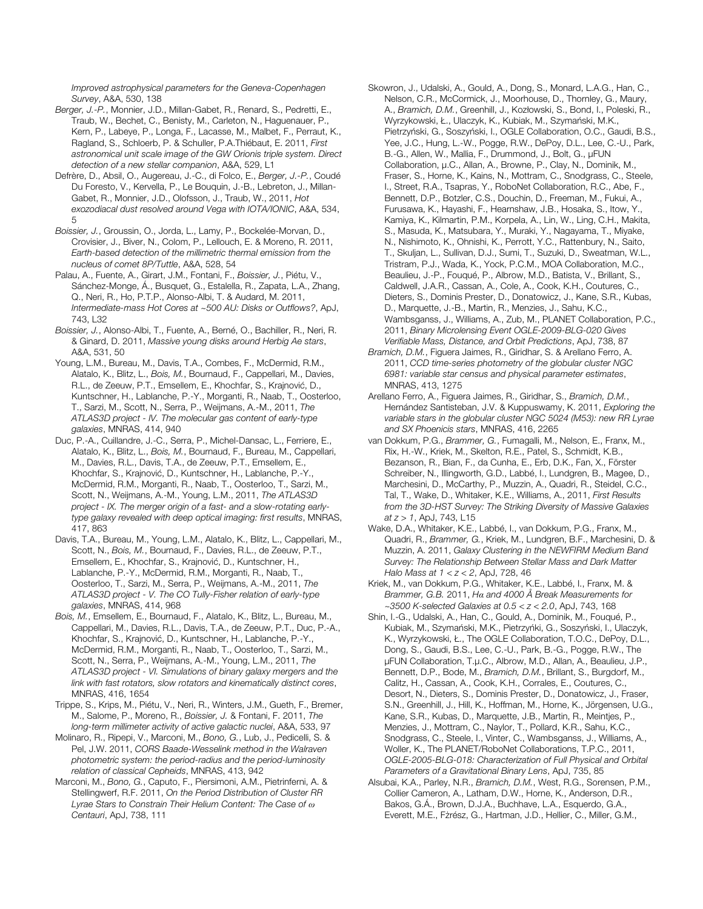*Improved astrophysical parameters for the Geneva-Copenhagen Survey*, A&A, 530, 138

*Berger, J.-P.*, Monnier, J.D., Millan-Gabet, R., Renard, S., Pedretti, E., Traub, W., Bechet, C., Benisty, M., Carleton, N., Haguenauer, P., Kern, P., Labeye, P., Longa, F., Lacasse, M., Malbet, F., Perraut, K., Ragland, S., Schloerb, P. & Schuller, P.A.Thiébaut, E. 2011, *First astronomical unit scale image of the GW Orionis triple system. Direct detection of a new stellar companion*, A&A, 529, L1

Defrère, D., Absil, O., Augereau, J.-C., di Folco, E., *Berger, J.-P.*, Coudé Du Foresto, V., Kervella, P., Le Bouquin, J.-B., Lebreton, J., Millan-Gabet, R., Monnier, J.D., Olofsson, J., Traub, W., 2011, *Hot exozodiacal dust resolved around Vega with IOTA/IONIC*, A&A, 534, 5

*Boissier, J.*, Groussin, O., Jorda, L., Lamy, P., Bockelée-Morvan, D., Crovisier, J., Biver, N., Colom, P., Lellouch, E. & Moreno, R. 2011, *Earth-based detection of the millimetric thermal emission from the nucleus of comet 8P/Tuttle*, A&A, 528, 54

Palau, A., Fuente, A., Girart, J.M., Fontani, F., *Boissier, J.*, Piétu, V., Sánchez-Monge, Á., Busquet, G., Estalella, R., Zapata, L.A., Zhang, Q., Neri, R., Ho, P.T.P., Alonso-Albi, T. & Audard, M. 2011, *Intermediate-mass Hot Cores at ~500 AU: Disks or Outflows?*, ApJ, 743, L32

*Boissier, J.*, Alonso-Albi, T., Fuente, A., Berné, O., Bachiller, R., Neri, R. & Ginard, D. 2011, *Massive young disks around Herbig Ae stars*, A&A, 531, 50

Young, L.M., Bureau, M., Davis, T.A., Combes, F., McDermid, R.M., Alatalo, K., Blitz, L., *Bois, M.*, Bournaud, F., Cappellari, M., Davies, R.L., de Zeeuw, P.T., Emsellem, E., Khochfar, S., Krajnović, D., Kuntschner, H., Lablanche, P.-Y., Morganti, R., Naab, T., Oosterloo, T., Sarzi, M., Scott, N., Serra, P., Weijmans, A.-M., 2011, *The ATLAS3D project - IV. The molecular gas content of early-type galaxies*, MNRAS, 414, 940

Duc, P.-A., Cuillandre, J.-C., Serra, P., Michel-Dansac, L., Ferriere, E., Alatalo, K., Blitz, L., *Bois, M.*, Bournaud, F., Bureau, M., Cappellari, M., Davies, R.L., Davis, T.A., de Zeeuw, P.T., Emsellem, E., Khochfar, S., Krajnović, D., Kuntschner, H., Lablanche, P.-Y., McDermid, R.M., Morganti, R., Naab, T., Oosterloo, T., Sarzi, M., Scott, N., Weijmans, A.-M., Young, L.M., 2011, *The ATLAS3D project - IX. The merger origin of a fast- and a slow-rotating early-type galaxy revealed with deep optical imaging: first results*, MNRAS, 417, 863

Davis, T.A., Bureau, M., Young, L.M., Alatalo, K., Blitz, L., Cappellari, M., Scott, N., *Bois, M.*, Bournaud, F., Davies, R.L., de Zeeuw, P.T., Emsellem, E., Khochfar, S., Krajnović, D., Kuntschner, H., Lablanche, P.-Y., McDermid, R.M., Morganti, R., Naab, T., Oosterloo, T., Sarzi, M., Serra, P., Weijmans, A.-M., 2011, *The ATLAS3D project - V. The CO Tully-Fisher relation of early-type galaxies*, MNRAS, 414, 968

*Bois, M.*, Emsellem, E., Bournaud, F., Alatalo, K., Blitz, L., Bureau, M., Cappellari, M., Davies, R.L., Davis, T.A., de Zeeuw, P.T., Duc, P.-A., Khochfar, S., Krajnović, D., Kuntschner, H., Lablanche, P.-Y., McDermid, R.M., Morganti, R., Naab, T., Oosterloo, T., Sarzi, M., Scott, N., Serra, P., Weijmans, A.-M., Young, L.M., 2011, *The ATLAS3D project - VI. Simulations of binary galaxy mergers and the link with fast rotators, slow rotators and kinematically distinct cores*, MNRAS, 416, 1654

Trippe, S., Krips, M., Piétu, V., Neri, R., Winters, J.M., Gueth, F., Bremer, M., Salome, P., Moreno, R., *Boissier, J.* & Fontani, F. 2011, *The long-term millimeter activity of active galactic nuclei*, A&A, 533, 97

Molinaro, R., Ripepi, V., Marconi, M., *Bono, G.*, Lub, J., Pedicelli, S. & Pel, J.W. 2011, *CORS Baade-Wesselink method in the Walraven photometric system: the period-radius and the period-luminosity relation of classical Cepheids*, MNRAS, 413, 942

Marconi, M., *Bono, G.*, Caputo, F., Piersimoni, A.M., Pietrinferni, A. & Stellingwerf, R.F. 2011, *On the Period Distribution of Cluster RR Lyrae Stars to Constrain Their Helium Content: The Case of ω Centauri*, ApJ, 738, 111

Skowron, J., Udalski, A., Gould, A., Dong, S., Monard, L.A.G., Han, C., Nelson, C.R., McCormick, J., Moorhouse, D., Thornley, G., Maury, A., *Bramich, D.M.*, Greenhill, J., Kozłowski, S., Bond, I., Poleski, R., Wyrzykowski, Ł., Ulaczyk, K., Kubiak, M., Szymański, M.K., Pietrzyński, G., Soszyński, I., OGLE Collaboration, O.C., Gaudi, B.S., Yee, J.C., Hung, L.-W., Pogge, R.W., DePoy, D.L., Lee, C.-U., Park, B.-G., Allen, W., Mallia, F., Drummond, J., Bolt, G., μFUN Collaboration, μ.C., Allan, A., Browne, P., Clay, N., Dominik, M., Fraser, S., Horne, K., Kains, N., Mottram, C., Snodgrass, C., Steele, I., Street, R.A., Tsapras, Y., RoboNet Collaboration, R.C., Abe, F., Bennett, D.P., Botzler, C.S., Douchin, D., Freeman, M., Fukui, A., Furusawa, K., Hayashi, F., Hearnshaw, J.B., Hosaka, S., Itow, Y., Kamiya, K., Kilmartin, P.M., Korpela, A., Lin, W., Ling, C.H., Makita, S., Masuda, K., Matsubara, Y., Muraki, Y., Nagayama, T., Miyake, N., Nishimoto, K., Ohnishi, K., Perrott, Y.C., Rattenbury, N., Saito, T., Skuljan, L., Sullivan, D.J., Sumi, T., Suzuki, D., Sweatman, W.L., Tristram, P.J., Wada, K., Yock, P.C.M., MOA Collaboration, M.C., Beaulieu, J.-P., Fouqué, P., Albrow, M.D., Batista, V., Brillant, S., Caldwell, J.A.R., Cassan, A., Cole, A., Cook, K.H., Coutures, C., Dieters, S., Dominis Prester, D., Donatowicz, J., Kane, S.R., Kubas, D., Marquette, J.-B., Martin, R., Menzies, J., Sahu, K.C., Wambsganss, J., Williams, A., Zub, M., PLANET Collaboration, P.C., 2011, *Binary Microlensing Event OGLE-2009-BLG-020 Gives Verifiable Mass, Distance, and Orbit Predictions*, ApJ, 738, 87

*Bramich, D.M.*, Figuera Jaimes, R., Giridhar, S. & Arellano Ferro, A. 2011, *CCD time-series photometry of the globular cluster NGC 6981: variable star census and physical parameter estimates*, MNRAS, 413, 1275

Arellano Ferro, A., Figuera Jaimes, R., Giridhar, S., *Bramich, D.M.*, Hernández Santisteban, J.V. & Kuppuswamy, K. 2011, *Exploring the variable stars in the globular cluster NGC 5024 (M53): new RR Lyrae and SX Phoenicis stars*, MNRAS, 416, 2265

van Dokkum, P.G., *Brammer, G.*, Fumagalli, M., Nelson, E., Franx, M., Rix, H.-W., Kriek, M., Skelton, R.E., Patel, S., Schmidt, K.B., Bezanson, R., Bian, F., da Cunha, E., Erb, D.K., Fan, X., Förster Schreiber, N., Illingworth, G.D., Labbé, I., Lundgren, B., Magee, D., Marchesini, D., McCarthy, P., Muzzin, A., Quadri, R., Steidel, C.C., Tal, T., Wake, D., Whitaker, K.E., Williams, A., 2011, *First Results from the 3D-HST Survey: The Striking Diversity of Massive Galaxies at z > 1*, ApJ, 743, L15

Wake, D.A., Whitaker, K.E., Labbé, I., van Dokkum, P.G., Franx, M., Quadri, R., *Brammer, G.*, Kriek, M., Lundgren, B.F., Marchesini, D. & Muzzin, A. 2011, *Galaxy Clustering in the NEWFIRM Medium Band Survey: The Relationship Between Stellar Mass and Dark Matter Halo Mass at 1 < z < 2*, ApJ, 728, 46

Kriek, M., van Dokkum, P.G., Whitaker, K.E., Labbé, I., Franx, M. & *Brammer, G.B.* 2011, *Hα and 4000 Å Break Measurements for ~3500 K-selected Galaxies at 0.5 < z < 2.0*, ApJ, 743, 168

Shin, I.-G., Udalski, A., Han, C., Gould, A., Dominik, M., Fouqué, P., Kubiak, M., Szymański, M.K., Pietrzyńki, G., Soszyński, I., Ulaczyk, K., Wyrzykowski, Ł., The OGLE Collaboration, T.O.C., DePoy, D.L., Dong, S., Gaudi, B.S., Lee, C.-U., Park, B.-G., Pogge, R.W., The μFUN Collaboration, T.μ.C., Albrow, M.D., Allan, A., Beaulieu, J.P., Bennett, D.P., Bode, M., *Bramich, D.M.*, Brillant, S., Burgdorf, M., Calitz, H., Cassan, A., Cook, K.H., Corrales, E., Coutures, C., Desort, N., Dieters, S., Dominis Prester, D., Donatowicz, J., Fraser, S.N., Greenhill, J., Hill, K., Hoffman, M., Horne, K., Jörgensen, U.G., Kane, S.R., Kubas, D., Marquette, J.B., Martin, R., Meintjes, P., Menzies, J., Mottram, C., Naylor, T., Pollard, K.R., Sahu, K.C., Snodgrass, C., Steele, I., Vinter, C., Wambsganss, J., Williams, A., Woller, K., The PLANET/RoboNet Collaborations, T.P.C., 2011, *OGLE-2005-BLG-018: Characterization of Full Physical and Orbital Parameters of a Gravitational Binary Lens*, ApJ, 735, 85

Alsubai, K.A., Parley, N.R., *Bramich, D.M.*, West, R.G., Sorensen, P.M., Collier Cameron, A., Latham, D.W., Horne, K., Anderson, D.R., Bakos, G.Á., Brown, D.J.A., Buchhave, L.A., Esquerdo, G.A., Everett, M.E., Fżrész, G., Hartman, J.D., Hellier, C., Miller, G.M.,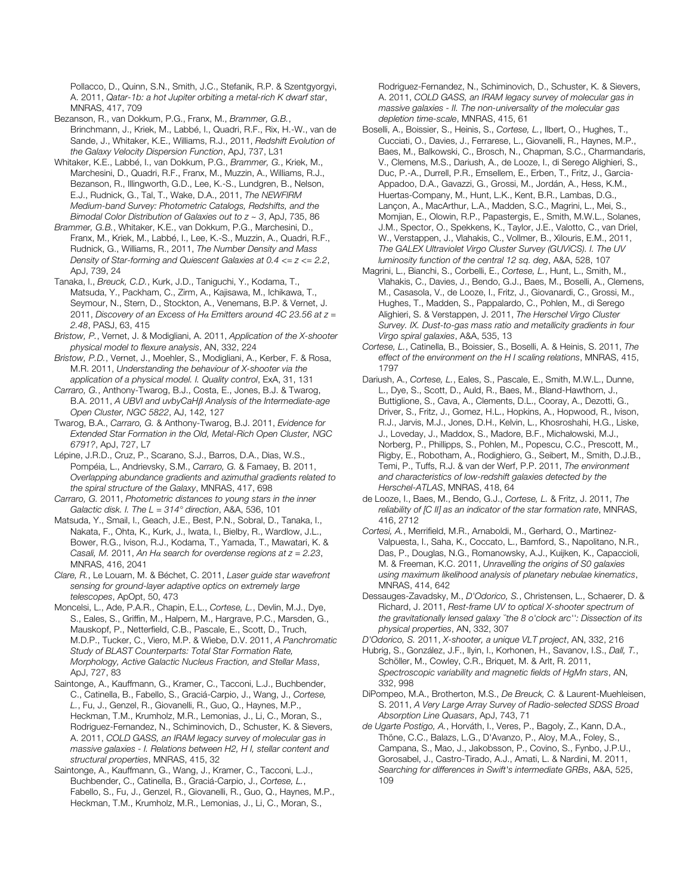Pollacco, D., Quinn, S.N., Smith, J.C., Stefanik, R.P. & Szentgyorgyi, A. 2011, *Qatar-1b: a hot Jupiter orbiting a metal-rich K dwarf star*, MNRAS, 417, 709

Bezanson, R., van Dokkum, P.G., Franx, M., *Brammer, G.B.*, Brinchmann, J., Kriek, M., Labbé, I., Quadri, R.F., Rix, H.-W., van de Sande, J., Whitaker, K.E., Williams, R.J., 2011, *Redshift Evolution of the Galaxy Velocity Dispersion Function*, ApJ, 737, L31

Whitaker, K.E., Labbé, I., van Dokkum, P.G., *Brammer, G.*, Kriek, M., Marchesini, D., Quadri, R.F., Franx, M., Muzzin, A., Williams, R.J., Bezanson, R., Illingworth, G.D., Lee, K.-S., Lundgren, B., Nelson, E.J., Rudnick, G., Tal, T., Wake, D.A., 2011, *The NEWFIRM Medium-band Survey: Photometric Catalogs, Redshifts, and the Bimodal Color Distribution of Galaxies out to z ~ 3*, ApJ, 735, 86

*Brammer, G.B.*, Whitaker, K.E., van Dokkum, P.G., Marchesini, D., Franx, M., Kriek, M., Labbé, I., Lee, K.-S., Muzzin, A., Quadri, R.F., Rudnick, G., Williams, R., 2011, *The Number Density and Mass Density of Star-forming and Quiescent Galaxies at 0.4 <= z <= 2.2*, ApJ, 739, 24

Tanaka, I., *Breuck, C.D.*, Kurk, J.D., Taniguchi, Y., Kodama, T., Matsuda, Y., Packham, C., Zirm, A., Kajisawa, M., Ichikawa, T., Seymour, N., Stern, D., Stockton, A., Venemans, B.P. & Vernet, J. 2011, *Discovery of an Excess of Hα Emitters around 4C 23.56 at z = 2.48*, PASJ, 63, 415

*Bristow, P.*, Vernet, J. & Modigliani, A. 2011, *Application of the X-shooter physical model to flexure analysis*, AN, 332, 224

*Bristow, P.D.*, Vernet, J., Moehler, S., Modigliani, A., Kerber, F. & Rosa, M.R. 2011, *Understanding the behaviour of X-shooter via the application of a physical model. I. Quality control*, ExA, 31, 131

*Carraro, G.*, Anthony-Twarog, B.J., Costa, E., Jones, B.J. & Twarog, B.A. 2011, *A UBVI and uvbyCaHβ Analysis of the Intermediate-age Open Cluster, NGC 5822*, AJ, 142, 127

Twarog, B.A., *Carraro, G.* & Anthony-Twarog, B.J. 2011, *Evidence for Extended Star Formation in the Old, Metal-Rich Open Cluster, NGC 6791?*, ApJ, 727, L7

Lépine, J.R.D., Cruz, P., Scarano, S.J., Barros, D.A., Dias, W.S., Pompéia, L., Andrievsky, S.M., *Carraro, G.* & Famaey, B. 2011, *Overlapping abundance gradients and azimuthal gradients related to the spiral structure of the Galaxy*, MNRAS, 417, 698

*Carraro, G.* 2011, *Photometric distances to young stars in the inner Galactic disk. I. The L = 314° direction*, A&A, 536, 101

Matsuda, Y., Smail, I., Geach, J.E., Best, P.N., Sobral, D., Tanaka, I., Nakata, F., Ohta, K., Kurk, J., Iwata, I., Bielby, R., Wardlow, J.L., Bower, R.G., Ivison, R.J., Kodama, T., Yamada, T., Mawatari, K. & *Casali, M.* 2011, *An Hα search for overdense regions at z = 2.23*, MNRAS, 416, 2041

*Clare, R.*, Le Louarn, M. & Béchet, C. 2011, *Laser guide star wavefront sensing for ground-layer adaptive optics on extremely large telescopes*, ApOpt, 50, 473

Moncelsi, L., Ade, P.A.R., Chapin, E.L., *Cortese, L.*, Devlin, M.J., Dye, S., Eales, S., Griffin, M., Halpern, M., Hargrave, P.C., Marsden, G., Mauskopf, P., Netterfield, C.B., Pascale, E., Scott, D., Truch, M.D.P., Tucker, C., Viero, M.P. & Wiebe, D.V. 2011, *A Panchromatic Study of BLAST Counterparts: Total Star Formation Rate, Morphology, Active Galactic Nucleus Fraction, and Stellar Mass*, ApJ, 727, 83

Saintonge, A., Kauffmann, G., Kramer, C., Tacconi, L.J., Buchbender, C., Catinella, B., Fabello, S., Graciá-Carpio, J., Wang, J., *Cortese, L.*, Fu, J., Genzel, R., Giovanelli, R., Guo, Q., Haynes, M.P., Heckman, T.M., Krumholz, M.R., Lemonias, J., Li, C., Moran, S., Rodriguez-Fernandez, N., Schiminovich, D., Schuster, K. & Sievers, A. 2011, *COLD GASS, an IRAM legacy survey of molecular gas in massive galaxies - I. Relations between H2, H I, stellar content and structural properties*, MNRAS, 415, 32

Saintonge, A., Kauffmann, G., Wang, J., Kramer, C., Tacconi, L.J., Buchbender, C., Catinella, B., Graciá-Carpio, J., *Cortese, L.*, Fabello, S., Fu, J., Genzel, R., Giovanelli, R., Guo, Q., Haynes, M.P., Heckman, T.M., Krumholz, M.R., Lemonias, J., Li, C., Moran, S., Rodriguez-Fernandez, N., Schiminovich, D., Schuster, K. & Sievers, A. 2011, *COLD GASS, an IRAM legacy survey of molecular gas in massive galaxies - II. The non-universality of the molecular gas depletion time-scale*, MNRAS, 415, 61

Boselli, A., Boissier, S., Heinis, S., *Cortese, L.*, Ilbert, O., Hughes, T., Cucciati, O., Davies, J., Ferrarese, L., Giovanelli, R., Haynes, M.P., Baes, M., Balkowski, C., Brosch, N., Chapman, S.C., Charmandaris, V., Clemens, M.S., Dariush, A., de Looze, I., di Serego Alighieri, S., Duc, P.-A., Durrell, P.R., Emsellem, E., Erben, T., Fritz, J., Garcia-Appadoo, D.A., Gavazzi, G., Grossi, M., Jordán, A., Hess, K.M., Huertas-Company, M., Hunt, L.K., Kent, B.R., Lambas, D.G., Lançon, A., MacArthur, L.A., Madden, S.C., Magrini, L., Mei, S., Momjian, E., Olowin, R.P., Papastergis, E., Smith, M.W.L., Solanes, J.M., Spector, O., Spekkens, K., Taylor, J.E., Valotto, C., van Driel, W., Verstappen, J., Vlahakis, C., Vollmer, B., Xilouris, E.M., 2011, *The GALEX Ultraviolet Virgo Cluster Survey (GUViCS). I. The UV luminosity function of the central 12 sq. deg*, A&A, 528, 107

Magrini, L., Bianchi, S., Corbelli, E., *Cortese, L.*, Hunt, L.K., Smith, M., Vlahakis, C., Davies, J., Bendo, G.J., Baes, M., Boselli, A., Clemens, M., Casasola, V., de Looze, I., Fritz, J., Giovanardi, C., Grossi, M., Hughes, T., Madden, S., Pappalardo, C., Pohlen, M., di Serego Alighieri, S. & Verstappen, J. 2011, *The Herschel Virgo Cluster Survey. IX. Dust-to-gas mass ratio and metallicity gradients in four Virgo spiral galaxies*, A&A, 535, 13

*Cortese, L.*, Catinella, B., Boissier, S., Boselli, A. & Heinis, S. 2011, *The effect of the environment on the H I scaling relations*, MNRAS, 415, 1797

Dariush, A., *Cortese, L.*, Eales, S., Pascale, E., Smith, M.W.L., Dunne, L., Dye, S., Scott, D., Auld, R., Baes, M., Bland-Hawthorn, J., Buttiglione, S., Cava, A., Clements, D.L., Cooray, A., Dezotti, G., Driver, S., Fritz, J., Gomez, H.L., Hopkins, A., Hopwood, R., Ivison, R.J., Jarvis, M.J., Jones, D.H., Kelvin, L., Khosroshahi, H.G., Liske, J., Loveday, J., Maddox, S., Madore, B.F., Michałowski, M.J., Norberg, P., Phillipps, S., Pohlen, M., Popescu, C.C., Prescott, M., Rigby, E., Robotham, A., Rodighiero, G., Seibert, M., Smith, D.J.B., Temi, P., Tuffs, R.J. & van der Werf, P.P. 2011, *The environment and characteristics of low-redshift galaxies detected by the Herschel-ATLAS*, MNRAS, 418, 64

de Looze, I., Baes, M., Bendo, G.J., *Cortese, L.* & Fritz, J. 2011, *The reliability of [C II] as an indicator of the star formation rate*, MNRAS, 416, 2712

*Cortesi, A.*, Merrifield, M.R., Arnaboldi, M., Gerhard, O., Martinez-Valpuesta, I., Saha, K., Coccato, L., Bamford, S., Napolitano, N.R., Das, P., Douglas, N.G., Romanowsky, A.J., Kuijken, K., Capaccioli, M. & Freeman, K.C. 2011, *Unravelling the origins of S0 galaxies using maximum likelihood analysis of planetary nebulae kinematics*, MNRAS, 414, 642

Dessauges-Zavadsky, M., *D'Odorico, S.*, Christensen, L., Schaerer, D. & Richard, J. 2011, *Rest-frame UV to optical X-shooter spectrum of the gravitationally lensed galaxy "the 8 o'clock arc": Dissection of its physical properties*, AN, 332, 307

*D'Odorico, S.* 2011, *X-shooter, a unique VLT project*, AN, 332, 216

Hubrig, S., González, J.F., Ilyin, I., Korhonen, H., Savanov, I.S., *Dall, T.*, Schöller, M., Cowley, C.R., Briquet, M. & Arlt, R. 2011, *Spectroscopic variability and magnetic fields of HgMn stars*, AN, 332, 998

DiPompeo, M.A., Brotherton, M.S., *De Breuck, C.* & Laurent-Muehleisen, S. 2011, *A Very Large Array Survey of Radio-selected SDSS Broad Absorption Line Quasars*, ApJ, 743, 71

*de Ugarte Postigo, A.*, Horváth, I., Veres, P., Bagoly, Z., Kann, D.A., Thöne, C.C., Balazs, L.G., D'Avanzo, P., Aloy, M.A., Foley, S., Campana, S., Mao, J., Jakobsson, P., Covino, S., Fynbo, J.P.U., Gorosabel, J., Castro-Tirado, A.J., Amati, L. & Nardini, M. 2011, *Searching for differences in Swift's intermediate GRBs*, A&A, 525, 109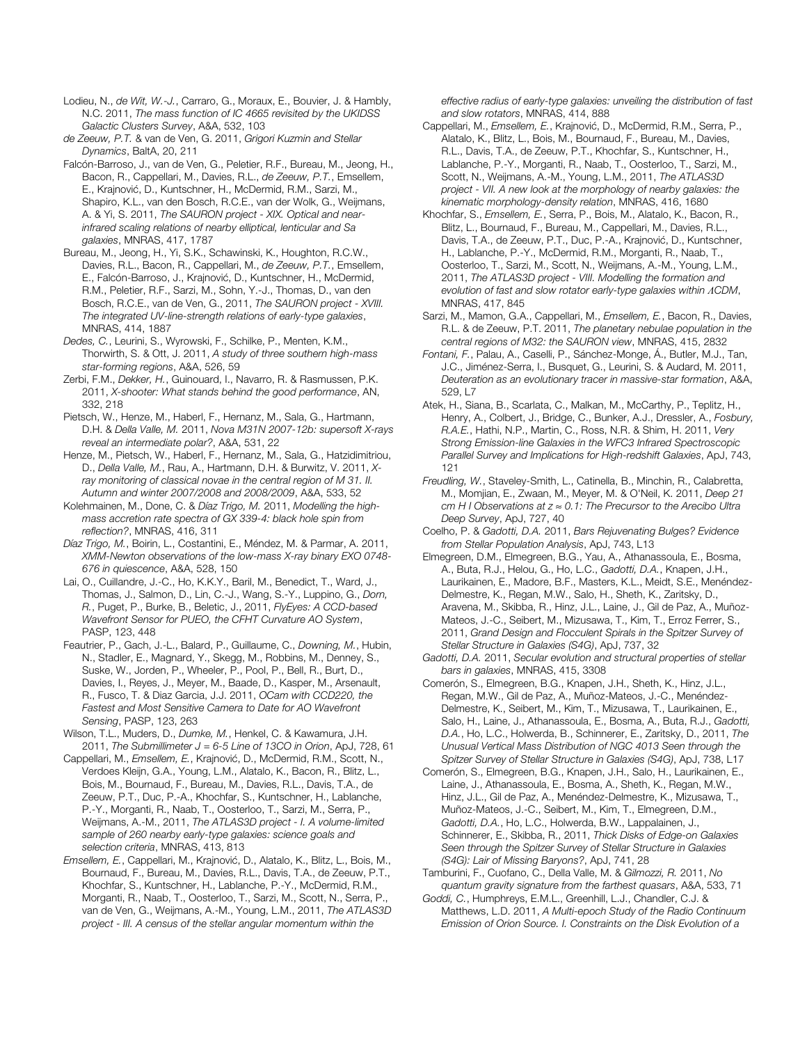Lodieu, N., *de Wit, W.-J.*, Carraro, G., Moraux, E., Bouvier, J. & Hambly, N.C. 2011, *The mass function of IC 4665 revisited by the UKIDSS Galactic Clusters Survey*, A&A, 532, 103

*de Zeeuw, P.T.* & van de Ven, G. 2011, *Grigori Kuzmin and Stellar Dynamics*, BaltA, 20, 211

Falcón-Barroso, J., van de Ven, G., Peletier, R.F., Bureau, M., Jeong, H., Bacon, R., Cappellari, M., Davies, R.L., *de Zeeuw, P.T.*, Emsellem, E., Krajnović, D., Kuntschner, H., McDermid, R.M., Sarzi, M., Shapiro, K.L., van den Bosch, R.C.E., van der Wolk, G., Weijmans, A. & Yi, S. 2011, *The SAURON project - XIX. Optical and near-infrared scaling relations of nearby elliptical, lenticular and Sa galaxies*, MNRAS, 417, 1787

Bureau, M., Jeong, H., Yi, S.K., Schawinski, K., Houghton, R.C.W., Davies, R.L., Bacon, R., Cappellari, M., *de Zeeuw, P.T.*, Emsellem, E., Falcón-Barroso, J., Krajnović, D., Kuntschner, H., McDermid, R.M., Peletier, R.F., Sarzi, M., Sohn, Y.-J., Thomas, D., van den Bosch, R.C.E., van de Ven, G., 2011, *The SAURON project - XVIII. The integrated UV-line-strength relations of early-type galaxies*, MNRAS, 414, 1887

*Dedes, C.*, Leurini, S., Wyrowski, F., Schilke, P., Menten, K.M., Thorwirth, S. & Ott, J. 2011, *A study of three southern high-mass star-forming regions*, A&A, 526, 59

Zerbi, F.M., *Dekker, H.*, Guinouard, I., Navarro, R. & Rasmussen, P.K. 2011, *X-shooter: What stands behind the good performance*, AN, 332, 218

Pietsch, W., Henze, M., Haberl, F., Hernanz, M., Sala, G., Hartmann, D.H. & *Della Valle, M.* 2011, *Nova M31N 2007-12b: supersoft X-rays reveal an intermediate polar?*, A&A, 531, 22

Henze, M., Pietsch, W., Haberl, F., Hernanz, M., Sala, G., Hatzidimitriou, D., *Della Valle, M.*, Rau, A., Hartmann, D.H. & Burwitz, V. 2011, *X-ray monitoring of classical novae in the central region of M 31. II. Autumn and winter 2007/2008 and 2008/2009*, A&A, 533, 52

Kolehmainen, M., Done, C. & *Díaz Trigo, M.* 2011, *Modelling the high-mass accretion rate spectra of GX 339-4: black hole spin from reflection?*, MNRAS, 416, 311

*Díaz Trigo, M.*, Boirin, L., Costantini, E., Méndez, M. & Parmar, A. 2011, *XMM-Newton observations of the low-mass X-ray binary EXO 0748-676 in quiescence*, A&A, 528, 150

Lai, O., Cuillandre, J.-C., Ho, K.K.Y., Baril, M., Benedict, T., Ward, J., Thomas, J., Salmon, D., Lin, C.-J., Wang, S.-Y., Luppino, G., *Dorn, R.*, Puget, P., Burke, B., Beletic, J., 2011, *FlyEyes: A CCD-based Wavefront Sensor for PUEO, the CFHT Curvature AO System*, PASP, 123, 448

Feautrier, P., Gach, J.-L., Balard, P., Guillaume, C., *Downing, M.*, Hubin, N., Stadler, E., Magnard, Y., Skegg, M., Robbins, M., Denney, S., Suske, W., Jorden, P., Wheeler, P., Pool, P., Bell, R., Burt, D., Davies, I., Reyes, J., Meyer, M., Baade, D., Kasper, M., Arsenault, R., Fusco, T. & Diaz Garcia, J.J. 2011, *OCam with CCD220, the Fastest and Most Sensitive Camera to Date for AO Wavefront Sensing*, PASP, 123, 263

Wilson, T.L., Muders, D., *Dumke, M.*, Henkel, C. & Kawamura, J.H. 2011, *The Submillimeter J = 6-5 Line of 13CO in Orion*, ApJ, 728, 61

Cappellari, M., *Emsellem, E.*, Krajnović, D., McDermid, R.M., Scott, N., Verdoes Kleijn, G.A., Young, L.M., Alatalo, K., Bacon, R., Blitz, L., Bois, M., Bournaud, F., Bureau, M., Davies, R.L., Davis, T.A., de Zeeuw, P.T., Duc, P.-A., Khochfar, S., Kuntschner, H., Lablanche, P.-Y., Morganti, R., Naab, T., Oosterloo, T., Sarzi, M., Serra, P., Weijmans, A.-M., 2011, *The ATLAS3D project - I. A volume-limited sample of 260 nearby early-type galaxies: science goals and selection criteria*, MNRAS, 413, 813

*Emsellem, E.*, Cappellari, M., Krajnović, D., Alatalo, K., Blitz, L., Bois, M., Bournaud, F., Bureau, M., Davies, R.L., Davis, T.A., de Zeeuw, P.T., Khochfar, S., Kuntschner, H., Lablanche, P.-Y., McDermid, R.M., Morganti, R., Naab, T., Oosterloo, T., Sarzi, M., Scott, N., Serra, P., van de Ven, G., Weijmans, A.-M., Young, L.M., 2011, *The ATLAS3D project - III. A census of the stellar angular momentum within the effective radius of early-type galaxies: unveiling the distribution of fast and slow rotators*, MNRAS, 414, 888

Cappellari, M., *Emsellem, E.*, Krajnović, D., McDermid, R.M., Serra, P., Alatalo, K., Blitz, L., Bois, M., Bournaud, F., Bureau, M., Davies, R.L., Davis, T.A., de Zeeuw, P.T., Khochfar, S., Kuntschner, H., Lablanche, P.-Y., Morganti, R., Naab, T., Oosterloo, T., Sarzi, M., Scott, N., Weijmans, A.-M., Young, L.M., 2011, *The ATLAS3D project - VII. A new look at the morphology of nearby galaxies: the kinematic morphology-density relation*, MNRAS, 416, 1680

Khochfar, S., *Emsellem, E.*, Serra, P., Bois, M., Alatalo, K., Bacon, R., Blitz, L., Bournaud, F., Bureau, M., Cappellari, M., Davies, R.L., Davis, T.A., de Zeeuw, P.T., Duc, P.-A., Krajnović, D., Kuntschner, H., Lablanche, P.-Y., McDermid, R.M., Morganti, R., Naab, T., Oosterloo, T., Sarzi, M., Scott, N., Weijmans, A.-M., Young, L.M., 2011, *The ATLAS3D project - VIII. Modelling the formation and evolution of fast and slow rotator early-type galaxies within ΛCDM*, MNRAS, 417, 845

Sarzi, M., Mamon, G.A., Cappellari, M., *Emsellem, E.*, Bacon, R., Davies, R.L. & de Zeeuw, P.T. 2011, *The planetary nebulae population in the central regions of M32: the SAURON view*, MNRAS, 415, 2832

*Fontani, F.*, Palau, A., Caselli, P., Sánchez-Monge, Á., Butler, M.J., Tan, J.C., Jiménez-Serra, I., Busquet, G., Leurini, S. & Audard, M. 2011, *Deuteration as an evolutionary tracer in massive-star formation*, A&A, 529, L7

Atek, H., Siana, B., Scarlata, C., Malkan, M., McCarthy, P., Teplitz, H., Henry, A., Colbert, J., Bridge, C., Bunker, A.J., Dressler, A., *Fosbury, R.A.E.*, Hathi, N.P., Martin, C., Ross, N.R. & Shim, H. 2011, *Very Strong Emission-line Galaxies in the WFC3 Infrared Spectroscopic Parallel Survey and Implications for High-redshift Galaxies*, ApJ, 743, 121

*Freudling, W.*, Staveley-Smith, L., Catinella, B., Minchin, R., Calabretta, M., Momjian, E., Zwaan, M., Meyer, M. & O'Neil, K. 2011, *Deep 21 cm H I Observations at z ≈ 0.1: The Precursor to the Arecibo Ultra Deep Survey*, ApJ, 727, 40

Coelho, P. & *Gadotti, D.A.* 2011, *Bars Rejuvenating Bulges? Evidence from Stellar Population Analysis*, ApJ, 743, L13

Elmegreen, D.M., Elmegreen, B.G., Yau, A., Athanassoula, E., Bosma, A., Buta, R.J., Helou, G., Ho, L.C., *Gadotti, D.A.*, Knapen, J.H., Laurikainen, E., Madore, B.F., Masters, K.L., Meidt, S.E., Menéndez-Delmestre, K., Regan, M.W., Salo, H., Sheth, K., Zaritsky, D., Aravena, M., Skibba, R., Hinz, J.L., Laine, J., Gil de Paz, A., Muñoz-Mateos, J.-C., Seibert, M., Mizusawa, T., Kim, T., Erroz Ferrer, S., 2011, *Grand Design and Flocculent Spirals in the Spitzer Survey of Stellar Structure in Galaxies (S4G)*, ApJ, 737, 32

*Gadotti, D.A.* 2011, *Secular evolution and structural properties of stellar bars in galaxies*, MNRAS, 415, 3308

Comerón, S., Elmegreen, B.G., Knapen, J.H., Sheth, K., Hinz, J.L., Regan, M.W., Gil de Paz, A., Muñoz-Mateos, J.-C., Menéndez-Delmestre, K., Seibert, M., Kim, T., Mizusawa, T., Laurikainen, E., Salo, H., Laine, J., Athanassoula, E., Bosma, A., Buta, R.J., *Gadotti, D.A.*, Ho, L.C., Holwerda, B., Schinnerer, E., Zaritsky, D., 2011, *The Unusual Vertical Mass Distribution of NGC 4013 Seen through the Spitzer Survey of Stellar Structure in Galaxies (S4G)*, ApJ, 738, L17

Comerón, S., Elmegreen, B.G., Knapen, J.H., Salo, H., Laurikainen, E., Laine, J., Athanassoula, E., Bosma, A., Sheth, K., Regan, M.W., Hinz, J.L., Gil de Paz, A., Menéndez-Delmestre, K., Mizusawa, T., Muñoz-Mateos, J.-C., Seibert, M., Kim, T., Elmegreen, D.M., *Gadotti, D.A.*, Ho, L.C., Holwerda, B.W., Lappalainen, J., Schinnerer, E., Skibba, R., 2011, *Thick Disks of Edge-on Galaxies Seen through the Spitzer Survey of Stellar Structure in Galaxies (S4G): Lair of Missing Baryons?*, ApJ, 741, 28

Tamburini, F., Cuofano, C., Della Valle, M. & *Gilmozzi, R.* 2011, *No quantum gravity signature from the farthest quasars*, A&A, 533, 71

*Goddi, C.*, Humphreys, E.M.L., Greenhill, L.J., Chandler, C.J. & Matthews, L.D. 2011, *A Multi-epoch Study of the Radio Continuum Emission of Orion Source. I. Constraints on the Disk Evolution of a*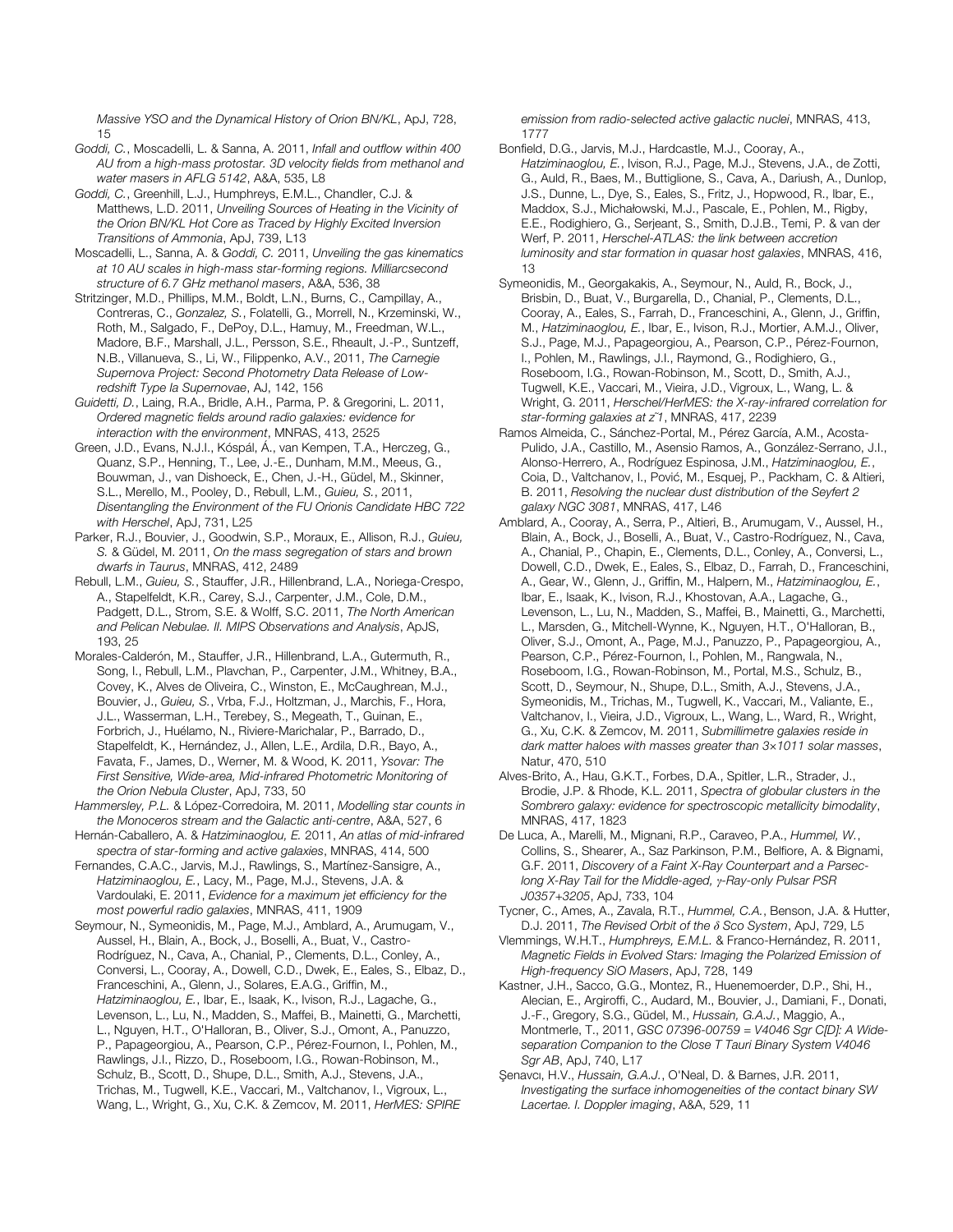*Massive YSO and the Dynamical History of Orion BN/KL*, ApJ, 728, 15

*Goddi, C.*, Moscadelli, L. & Sanna, A. 2011, *Infall and outflow within 400 AU from a high-mass protostar. 3D velocity fields from methanol and water masers in AFLG 5142*, A&A, 535, L8

*Goddi, C.*, Greenhill, L.J., Humphreys, E.M.L., Chandler, C.J. & Matthews, L.D. 2011, *Unveiling Sources of Heating in the Vicinity of the Orion BN/KL Hot Core as Traced by Highly Excited Inversion Transitions of Ammonia*, ApJ, 739, L13

Moscadelli, L., Sanna, A. & *Goddi, C.* 2011, *Unveiling the gas kinematics at 10 AU scales in high-mass star-forming regions. Milliarcsecond structure of 6.7 GHz methanol masers*, A&A, 536, 38

Stritzinger, M.D., Phillips, M.M., Boldt, L.N., Burns, C., Campillay, A., Contreras, C., *Gonzalez, S.*, Folatelli, G., Morrell, N., Krzeminski, W., Roth, M., Salgado, F., DePoy, D.L., Hamuy, M., Freedman, W.L., Madore, B.F., Marshall, J.L., Persson, S.E., Rheault, J.-P., Suntzeff, N.B., Villanueva, S., Li, W., Filippenko, A.V., 2011, *The Carnegie Supernova Project: Second Photometry Data Release of Low-redshift Type Ia Supernovae*, AJ, 142, 156

*Guidetti, D.*, Laing, R.A., Bridle, A.H., Parma, P. & Gregorini, L. 2011, *Ordered magnetic fields around radio galaxies: evidence for interaction with the environment*, MNRAS, 413, 2525

Green, J.D., Evans, N.J.I., Kóspál, Á., van Kempen, T.A., Herczeg, G., Quanz, S.P., Henning, T., Lee, J.-E., Dunham, M.M., Meeus, G., Bouwman, J., van Dishoeck, E., Chen, J.-H., Güdel, M., Skinner, S.L., Merello, M., Pooley, D., Rebull, L.M., *Guieu, S.*, 2011, *Disentangling the Environment of the FU Orionis Candidate HBC 722 with Herschel*, ApJ, 731, L25

Parker, R.J., Bouvier, J., Goodwin, S.P., Moraux, E., Allison, R.J., *Guieu, S.* & Güdel, M. 2011, *On the mass segregation of stars and brown dwarfs in Taurus*, MNRAS, 412, 2489

Rebull, L.M., *Guieu, S.*, Stauffer, J.R., Hillenbrand, L.A., Noriega-Crespo, A., Stapelfeldt, K.R., Carey, S.J., Carpenter, J.M., Cole, D.M., Padgett, D.L., Strom, S.E. & Wolff, S.C. 2011, *The North American and Pelican Nebulae. II. MIPS Observations and Analysis*, ApJS, 193, 25

Morales-Calderón, M., Stauffer, J.R., Hillenbrand, L.A., Gutermuth, R., Song, I., Rebull, L.M., Plavchan, P., Carpenter, J.M., Whitney, B.A., Covey, K., Alves de Oliveira, C., Winston, E., McCaughrean, M.J., Bouvier, J., *Guieu, S.*, Vrba, F.J., Holtzman, J., Marchis, F., Hora, J.L., Wasserman, L.H., Terebey, S., Megeath, T., Guinan, E., Forbrich, J., Huélamo, N., Riviere-Marichalar, P., Barrado, D., Stapelfeldt, K., Hernández, J., Allen, L.E., Ardila, D.R., Bayo, A., Favata, F., James, D., Werner, M. & Wood, K. 2011, *Ysovar: The First Sensitive, Wide-area, Mid-infrared Photometric Monitoring of the Orion Nebula Cluster*, ApJ, 733, 50

*Hammersley, P.L.* & López-Corredoira, M. 2011, *Modelling star counts in the Monoceros stream and the Galactic anti-centre*, A&A, 527, 6

Hernán-Caballero, A. & *Hatziminaoglou, E.* 2011, *An atlas of mid-infrared spectra of star-forming and active galaxies*, MNRAS, 414, 500

Fernandes, C.A.C., Jarvis, M.J., Rawlings, S., Martínez-Sansigre, A., *Hatziminaoglou, E.*, Lacy, M., Page, M.J., Stevens, J.A. & Vardoulaki, E. 2011, *Evidence for a maximum jet efficiency for the most powerful radio galaxies*, MNRAS, 411, 1909

Seymour, N., Symeonidis, M., Page, M.J., Amblard, A., Arumugam, V., Aussel, H., Blain, A., Bock, J., Boselli, A., Buat, V., Castro-Rodríguez, N., Cava, A., Chanial, P., Clements, D.L., Conley, A., Conversi, L., Cooray, A., Dowell, C.D., Dwek, E., Eales, S., Elbaz, D., Franceschini, A., Glenn, J., Solares, E.A.G., Griffin, M., *Hatziminaoglou, E.*, Ibar, E., Isaak, K., Ivison, R.J., Lagache, G., Levenson, L., Lu, N., Madden, S., Maffei, B., Mainetti, G., Marchetti, L., Nguyen, H.T., O'Halloran, B., Oliver, S.J., Omont, A., Panuzzo, P., Papageorgiou, A., Pearson, C.P., Pérez-Fournon, I., Pohlen, M., Rawlings, J.I., Rizzo, D., Roseboom, I.G., Rowan-Robinson, M., Schulz, B., Scott, D., Shupe, D.L., Smith, A.J., Stevens, J.A., Trichas, M., Tugwell, K.E., Vaccari, M., Valtchanov, I., Vigroux, L., Wang, L., Wright, G., Xu, C.K. & Zemcov, M. 2011, *HerMES: SPIRE emission from radio-selected active galactic nuclei*, MNRAS, 413, 1777

Bonfield, D.G., Jarvis, M.J., Hardcastle, M.J., Cooray, A., *Hatziminaoglou, E.*, Ivison, R.J., Page, M.J., Stevens, J.A., de Zotti, G., Auld, R., Baes, M., Buttiglione, S., Cava, A., Dariush, A., Dunlop, J.S., Dunne, L., Dye, S., Eales, S., Fritz, J., Hopwood, R., Ibar, E., Maddox, S.J., Michałowski, M.J., Pascale, E., Pohlen, M., Rigby, E.E., Rodighiero, G., Serjeant, S., Smith, D.J.B., Temi, P. & van der Werf, P. 2011, *Herschel-ATLAS: the link between accretion luminosity and star formation in quasar host galaxies*, MNRAS, 416, 13

Symeonidis, M., Georgakakis, A., Seymour, N., Auld, R., Bock, J., Brisbin, D., Buat, V., Burgarella, D., Chanial, P., Clements, D.L., Cooray, A., Eales, S., Farrah, D., Franceschini, A., Glenn, J., Griffin, M., *Hatziminaoglou, E.*, Ibar, E., Ivison, R.J., Mortier, A.M.J., Oliver, S.J., Page, M.J., Papageorgiou, A., Pearson, C.P., Pérez-Fournon, I., Pohlen, M., Rawlings, J.I., Raymond, G., Rodighiero, G., Roseboom, I.G., Rowan-Robinson, M., Scott, D., Smith, A.J., Tugwell, K.E., Vaccari, M., Vieira, J.D., Vigroux, L., Wang, L. & Wright, G. 2011, *Herschel/HerMES: the X-ray-infrared correlation for star-forming galaxies at z˜1*, MNRAS, 417, 2239

Ramos Almeida, C., Sánchez-Portal, M., Pérez García, A.M., Acosta-Pulido, J.A., Castillo, M., Asensio Ramos, A., González-Serrano, J.I., Alonso-Herrero, A., Rodríguez Espinosa, J.M., *Hatziminaoglou, E.*, Coia, D., Valtchanov, I., Pović, M., Esquej, P., Packham, C. & Altieri, B. 2011, *Resolving the nuclear dust distribution of the Seyfert 2 galaxy NGC 3081*, MNRAS, 417, L46

Amblard, A., Cooray, A., Serra, P., Altieri, B., Arumugam, V., Aussel, H., Blain, A., Bock, J., Boselli, A., Buat, V., Castro-Rodríguez, N., Cava, A., Chanial, P., Chapin, E., Clements, D.L., Conley, A., Conversi, L., Dowell, C.D., Dwek, E., Eales, S., Elbaz, D., Farrah, D., Franceschini, A., Gear, W., Glenn, J., Griffin, M., Halpern, M., *Hatziminaoglou, E.*, Ibar, E., Isaak, K., Ivison, R.J., Khostovan, A.A., Lagache, G., Levenson, L., Lu, N., Madden, S., Maffei, B., Mainetti, G., Marchetti, L., Marsden, G., Mitchell-Wynne, K., Nguyen, H.T., O'Halloran, B., Oliver, S.J., Omont, A., Page, M.J., Panuzzo, P., Papageorgiou, A., Pearson, C.P., Pérez-Fournon, I., Pohlen, M., Rangwala, N., Roseboom, I.G., Rowan-Robinson, M., Portal, M.S., Schulz, B., Scott, D., Seymour, N., Shupe, D.L., Smith, A.J., Stevens, J.A., Symeonidis, M., Trichas, M., Tugwell, K., Vaccari, M., Valiante, E., Valtchanov, I., Vieira, J.D., Vigroux, L., Wang, L., Ward, R., Wright, G., Xu, C.K. & Zemcov, M. 2011, *Submillimetre galaxies reside in dark matter haloes with masses greater than 3×1011 solar masses*, Natur, 470, 510

Alves-Brito, A., Hau, G.K.T., Forbes, D.A., Spitler, L.R., Strader, J., Brodie, J.P. & Rhode, K.L. 2011, *Spectra of globular clusters in the Sombrero galaxy: evidence for spectroscopic metallicity bimodality*, MNRAS, 417, 1823

De Luca, A., Marelli, M., Mignani, R.P., Caraveo, P.A., *Hummel, W.*, Collins, S., Shearer, A., Saz Parkinson, P.M., Belfiore, A. & Bignami, G.F. 2011, *Discovery of a Faint X-Ray Counterpart and a Parsec-long X-Ray Tail for the Middle-aged, γ-Ray-only Pulsar PSR J0357+3205*, ApJ, 733, 104

Tycner, C., Ames, A., Zavala, R.T., *Hummel, C.A.*, Benson, J.A. & Hutter, D.J. 2011, *The Revised Orbit of the δ Sco System*, ApJ, 729, L5

Vlemmings, W.H.T., *Humphreys, E.M.L.* & Franco-Hernández, R. 2011, *Magnetic Fields in Evolved Stars: Imaging the Polarized Emission of High-frequency SiO Masers*, ApJ, 728, 149

Kastner, J.H., Sacco, G.G., Montez, R., Huenemoerder, D.P., Shi, H., Alecian, E., Argiroffi, C., Audard, M., Bouvier, J., Damiani, F., Donati, J.-F., Gregory, S.G., Güdel, M., *Hussain, G.A.J.*, Maggio, A., Montmerle, T., 2011, *GSC 07396-00759 = V4046 Sgr C[D]: A Wide-separation Companion to the Close T Tauri Binary System V4046 Sgr AB*, ApJ, 740, L17

Şenavcı, H.V., *Hussain, G.A.J.*, O'Neal, D. & Barnes, J.R. 2011, *Investigating the surface inhomogeneities of the contact binary SW Lacertae. I. Doppler imaging*, A&A, 529, 11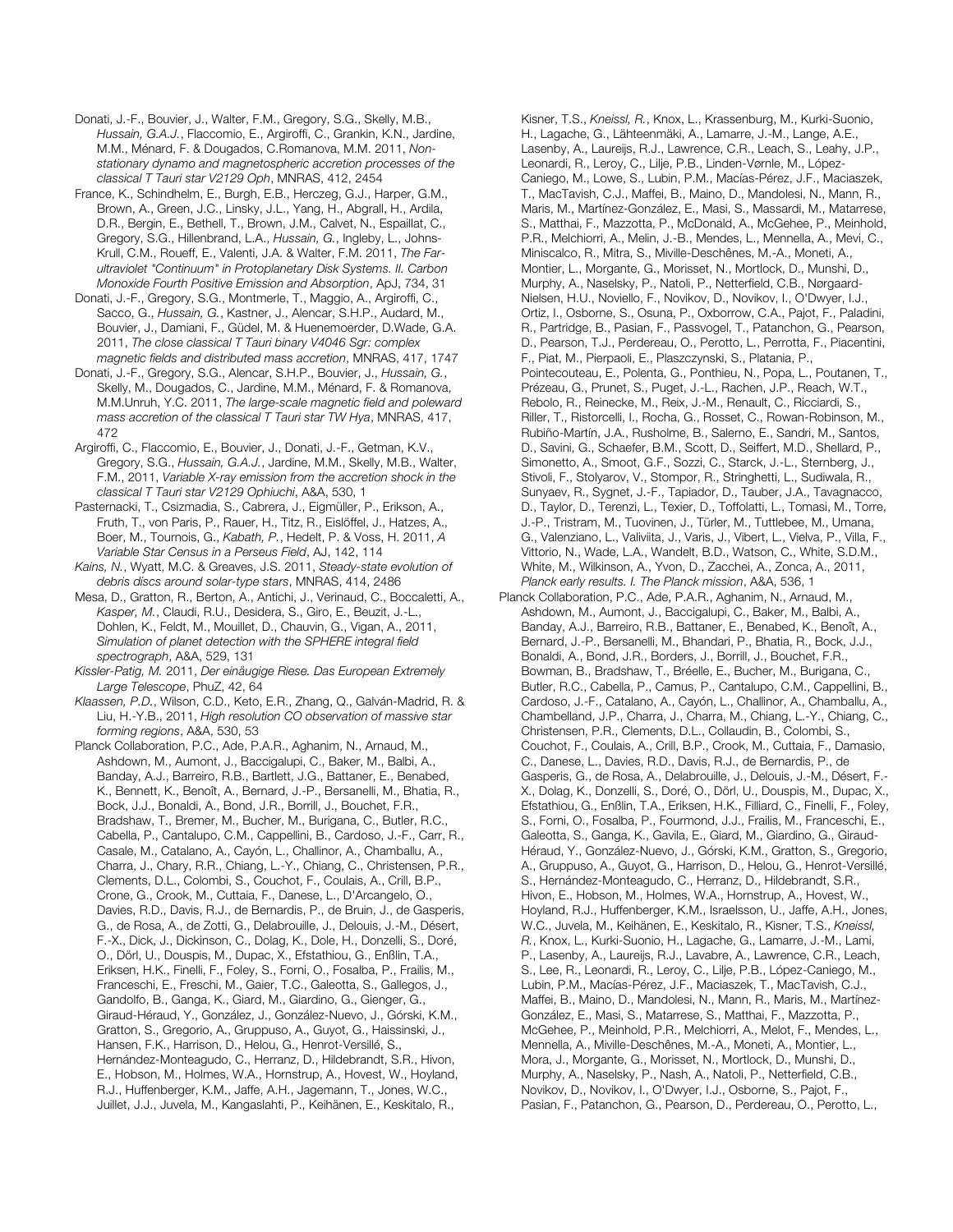Donati, J.-F., Bouvier, J., Walter, F.M., Gregory, S.G., Skelly, M.B., *Hussain, G.A.J.*, Flaccomio, E., Argiroffi, C., Grankin, K.N., Jardine, M.M., Ménard, F. & Dougados, C.Romanova, M.M. 2011, *Non-stationary dynamo and magnetospheric accretion processes of the classical T Tauri star V2129 Oph*, MNRAS, 412, 2454

France, K., Schindhelm, E., Burgh, E.B., Herczeg, G.J., Harper, G.M., Brown, A., Green, J.C., Linsky, J.L., Yang, H., Abgrall, H., Ardila, D.R., Bergin, E., Bethell, T., Brown, J.M., Calvet, N., Espaillat, C., Gregory, S.G., Hillenbrand, L.A., *Hussain, G.*, Ingleby, L., Johns-Krull, C.M., Roueff, E., Valenti, J.A. & Walter, F.M. 2011, *The Far-ultraviolet "Continuum" in Protoplanetary Disk Systems. II. Carbon Monoxide Fourth Positive Emission and Absorption*, ApJ, 734, 31

Donati, J.-F., Gregory, S.G., Montmerle, T., Maggio, A., Argiroffi, C., Sacco, G., *Hussain, G.*, Kastner, J., Alencar, S.H.P., Audard, M., Bouvier, J., Damiani, F., Güdel, M. & Huenemoerder, D.Wade, G.A. 2011, *The close classical T Tauri binary V4046 Sgr: complex magnetic fields and distributed mass accretion*, MNRAS, 417, 1747

Donati, J.-F., Gregory, S.G., Alencar, S.H.P., Bouvier, J., *Hussain, G.*, Skelly, M., Dougados, C., Jardine, M.M., Ménard, F. & Romanova, M.M.Unruh, Y.C. 2011, *The large-scale magnetic field and poleward mass accretion of the classical T Tauri star TW Hya*, MNRAS, 417, 472

Argiroffi, C., Flaccomio, E., Bouvier, J., Donati, J.-F., Getman, K.V., Gregory, S.G., *Hussain, G.A.J.*, Jardine, M.M., Skelly, M.B., Walter, F.M., 2011, *Variable X-ray emission from the accretion shock in the classical T Tauri star V2129 Ophiuchi*, A&A, 530, 1

Pasternacki, T., Csizmadia, S., Cabrera, J., Eigmüller, P., Erikson, A., Fruth, T., von Paris, P., Rauer, H., Titz, R., Eislöffel, J., Hatzes, A., Boer, M., Tournois, G., *Kabath, P.*, Hedelt, P. & Voss, H. 2011, *A Variable Star Census in a Perseus Field*, AJ, 142, 114

*Kains, N.*, Wyatt, M.C. & Greaves, J.S. 2011, *Steady-state evolution of debris discs around solar-type stars*, MNRAS, 414, 2486

Mesa, D., Gratton, R., Berton, A., Antichi, J., Verinaud, C., Boccaletti, A., *Kasper, M.*, Claudi, R.U., Desidera, S., Giro, E., Beuzit, J.-L., Dohlen, K., Feldt, M., Mouillet, D., Chauvin, G., Vigan, A., 2011, *Simulation of planet detection with the SPHERE integral field spectrograph*, A&A, 529, 131

*Kissler-Patig, M.* 2011, *Der einäugige Riese. Das European Extremely Large Telescope*, PhuZ, 42, 64

*Klaassen, P.D.*, Wilson, C.D., Keto, E.R., Zhang, Q., Galván-Madrid, R. & Liu, H.-Y.B., 2011, *High resolution CO observation of massive star forming regions*, A&A, 530, 53

Planck Collaboration, P.C., Ade, P.A.R., Aghanim, N., Arnaud, M., Ashdown, M., Aumont, J., Baccigalupi, C., Baker, M., Balbi, A., Banday, A.J., Barreiro, R.B., Bartlett, J.G., Battaner, E., Benabed, K., Bennett, K., Benoît, A., Bernard, J.-P., Bersanelli, M., Bhatia, R., Bock, J.J., Bonaldi, A., Bond, J.R., Borrill, J., Bouchet, F.R., Bradshaw, T., Bremer, M., Bucher, M., Burigana, C., Butler, R.C., Cabella, P., Cantalupo, C.M., Cappellini, B., Cardoso, J.-F., Carr, R., Casale, M., Catalano, A., Cayón, L., Challinor, A., Chamballu, A., Charra, J., Chary, R.R., Chiang, L.-Y., Chiang, C., Christensen, P.R., Clements, D.L., Colombi, S., Couchot, F., Coulais, A., Crill, B.P., Crone, G., Crook, M., Cuttaia, F., Danese, L., D'Arcangelo, O., Davies, R.D., Davis, R.J., de Bernardis, P., de Bruin, J., de Gasperis, G., de Rosa, A., de Zotti, G., Delabrouille, J., Delouis, J.-M., Désert, F.-X., Dick, J., Dickinson, C., Dolag, K., Dole, H., Donzelli, S., Doré, O., Dörl, U., Douspis, M., Dupac, X., Efstathiou, G., Enßlin, T.A., Eriksen, H.K., Finelli, F., Foley, S., Forni, O., Fosalba, P., Frailis, M., Franceschi, E., Freschi, M., Gaier, T.C., Galeotta, S., Gallegos, J., Gandolfo, B., Ganga, K., Giard, M., Giardino, G., Gienger, G., Giraud-Héraud, Y., González, J., González-Nuevo, J., Górski, K.M., Gratton, S., Gregorio, A., Gruppuso, A., Guyot, G., Haissinski, J., Hansen, F.K., Harrison, D., Helou, G., Henrot-Versillé, S., Hernández-Monteagudo, C., Herranz, D., Hildebrandt, S.R., Hivon, E., Hobson, M., Holmes, W.A., Hornstrup, A., Hovest, W., Hoyland, R.J., Huffenberger, K.M., Jaffe, A.H., Jagemann, T., Jones, W.C., Juillet, J.J., Juvela, M., Kangaslahti, P., Keihänen, E., Keskitalo, R., Kisner, T.S., *Kneissl, R.*, Knox, L., Krassenburg, M., Kurki-Suonio, H., Lagache, G., Lähteenmäki, A., Lamarre, J.-M., Lange, A.E., Lasenby, A., Laureijs, R.J., Lawrence, C.R., Leach, S., Leahy, J.P., Leonardi, R., Leroy, C., Lilje, P.B., Linden-Vørnle, M., López-Caniego, M., Lowe, S., Lubin, P.M., Macías-Pérez, J.F., Maciaszek, T., MacTavish, C.J., Maffei, B., Maino, D., Mandolesi, N., Mann, R., Maris, M., Martínez-González, E., Masi, S., Massardi, M., Matarrese, S., Matthai, F., Mazzotta, P., McDonald, A., McGehee, P., Meinhold, P.R., Melchiorri, A., Melin, J.-B., Mendes, L., Mennella, A., Mevi, C., Miniscalco, R., Mitra, S., Miville-Deschênes, M.-A., Moneti, A., Montier, L., Morgante, G., Morisset, N., Mortlock, D., Munshi, D., Murphy, A., Naselsky, P., Natoli, P., Netterfield, C.B., Nørgaard-Nielsen, H.U., Noviello, F., Novikov, D., Novikov, I., O'Dwyer, I.J., Ortiz, I., Osborne, S., Osuna, P., Oxborrow, C.A., Pajot, F., Paladini, R., Partridge, B., Pasian, F., Passvogel, T., Patanchon, G., Pearson, D., Pearson, T.J., Perdereau, O., Perotto, L., Perrotta, F., Piacentini, F., Piat, M., Pierpaoli, E., Plaszczynski, S., Platania, P., Pointecouteau, E., Polenta, G., Ponthieu, N., Popa, L., Poutanen, T., Prézeau, G., Prunet, S., Puget, J.-L., Rachen, J.P., Reach, W.T., Rebolo, R., Reinecke, M., Reix, J.-M., Renault, C., Ricciardi, S., Riller, T., Ristorcelli, I., Rocha, G., Rosset, C., Rowan-Robinson, M., Rubiño-Martín, J.A., Rusholme, B., Salerno, E., Sandri, M., Santos, D., Savini, G., Schaefer, B.M., Scott, D., Seiffert, M.D., Shellard, P., Simonetto, A., Smoot, G.F., Sozzi, C., Starck, J.-L., Sternberg, J., Stivoli, F., Stolyarov, V., Stompor, R., Stringhetti, L., Sudiwala, R., Sunyaev, R., Sygnet, J.-F., Tapiador, D., Tauber, J.A., Tavagnacco, D., Taylor, D., Terenzi, L., Texier, D., Toffolatti, L., Tomasi, M., Torre, J.-P., Tristram, M., Tuovinen, J., Türler, M., Tuttlebee, M., Umana, G., Valenziano, L., Valiviita, J., Varis, J., Vibert, L., Vielva, P., Villa, F., Vittorio, N., Wade, L.A., Wandelt, B.D., Watson, C., White, S.D.M., White, M., Wilkinson, A., Yvon, D., Zacchei, A., Zonca, A., 2011, *Planck early results. I. The Planck mission*, A&A, 536, 1

Planck Collaboration, P.C., Ade, P.A.R., Aghanim, N., Arnaud, M., Ashdown, M., Aumont, J., Baccigalupi, C., Baker, M., Balbi, A., Banday, A.J., Barreiro, R.B., Battaner, E., Benabed, K., Benoît, A., Bernard, J.-P., Bersanelli, M., Bhandari, P., Bhatia, R., Bock, J.J., Bonaldi, A., Bond, J.R., Borders, J., Borrill, J., Bouchet, F.R., Bowman, B., Bradshaw, T., Bréelle, E., Bucher, M., Burigana, C., Butler, R.C., Cabella, P., Camus, P., Cantalupo, C.M., Cappellini, B., Cardoso, J.-F., Catalano, A., Cayón, L., Challinor, A., Chamballu, A., Chambelland, J.P., Charra, J., Charra, M., Chiang, L.-Y., Chiang, C., Christensen, P.R., Clements, D.L., Collaudin, B., Colombi, S., Couchot, F., Coulais, A., Crill, B.P., Crook, M., Cuttaia, F., Damasio, C., Danese, L., Davies, R.D., Davis, R.J., de Bernardis, P., de Gasperis, G., de Rosa, A., Delabrouille, J., Delouis, J.-M., Désert, F.-X., Dolag, K., Donzelli, S., Doré, O., Dörl, U., Douspis, M., Dupac, X., Efstathiou, G., Enßlin, T.A., Eriksen, H.K., Filliard, C., Finelli, F., Foley, S., Forni, O., Fosalba, P., Fourmond, J.J., Frailis, M., Franceschi, E., Galeotta, S., Ganga, K., Gavila, E., Giard, M., Giardino, G., Giraud-Héraud, Y., González-Nuevo, J., Górski, K.M., Gratton, S., Gregorio, A., Gruppuso, A., Guyot, G., Harrison, D., Helou, G., Henrot-Versillé, S., Hernández-Monteagudo, C., Herranz, D., Hildebrandt, S.R., Hivon, E., Hobson, M., Holmes, W.A., Hornstrup, A., Hovest, W., Hoyland, R.J., Huffenberger, K.M., Israelsson, U., Jaffe, A.H., Jones, W.C., Juvela, M., Keihänen, E., Keskitalo, R., Kisner, T.S., *Kneissl, R.*, Knox, L., Kurki-Suonio, H., Lagache, G., Lamarre, J.-M., Lami, P., Lasenby, A., Laureijs, R.J., Lavabre, A., Lawrence, C.R., Leach, S., Lee, R., Leonardi, R., Leroy, C., Lilje, P.B., López-Caniego, M., Lubin, P.M., Macías-Pérez, J.F., Maciaszek, T., MacTavish, C.J., Maffei, B., Maino, D., Mandolesi, N., Mann, R., Maris, M., Martínez-González, E., Masi, S., Matarrese, S., Matthai, F., Mazzotta, P., McGehee, P., Meinhold, P.R., Melchiorri, A., Melot, F., Mendes, L., Mennella, A., Miville-Deschênes, M.-A., Moneti, A., Montier, L., Mora, J., Morgante, G., Morisset, N., Mortlock, D., Munshi, D., Murphy, A., Naselsky, P., Nash, A., Natoli, P., Netterfield, C.B., Novikov, D., Novikov, I., O'Dwyer, I.J., Osborne, S., Pajot, F., Pasian, F., Patanchon, G., Pearson, D., Perdereau, O., Perotto, L.,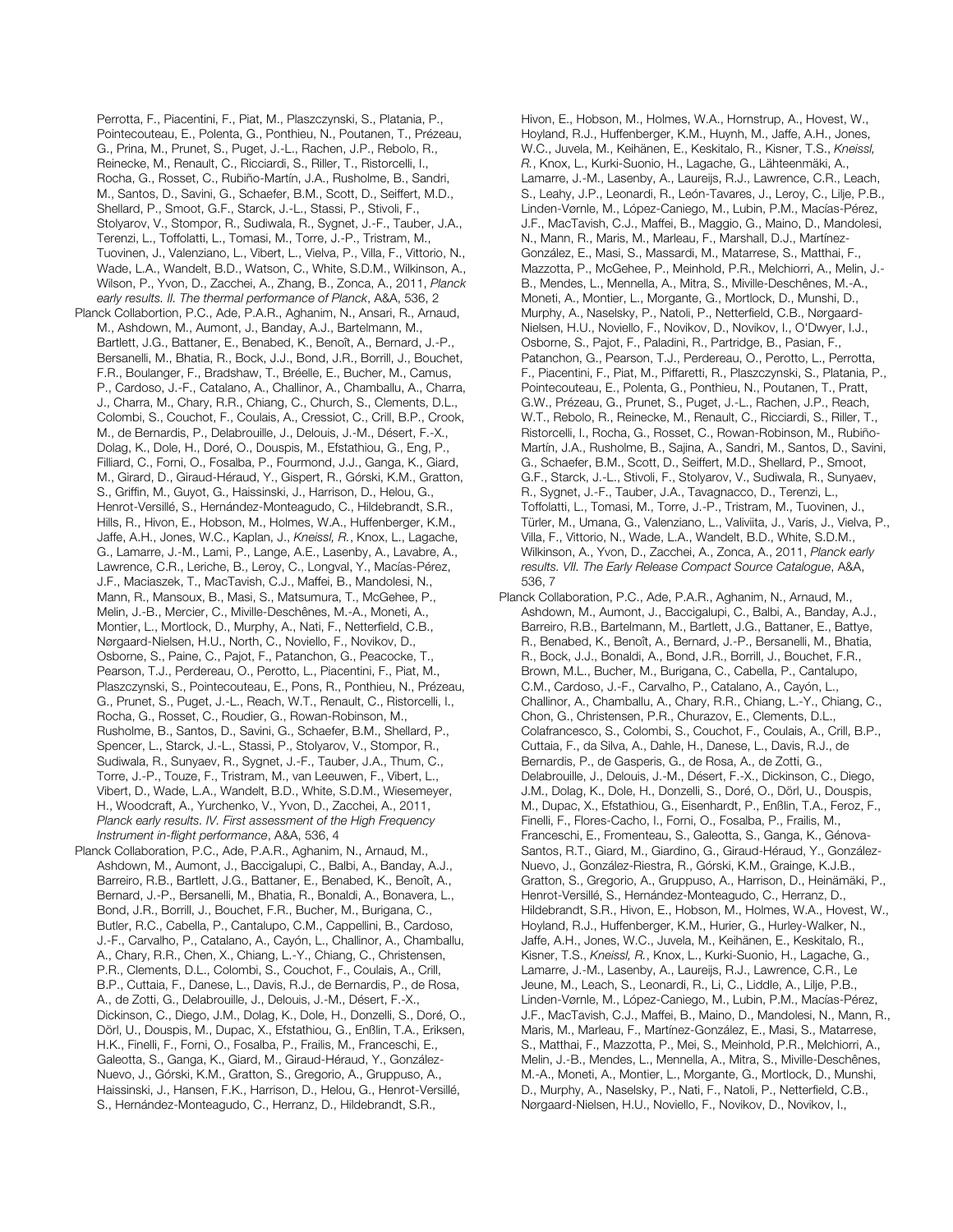Perrotta, F., Piacentini, F., Piat, M., Plaszczynski, S., Platania, P., Pointecouteau, E., Polenta, G., Ponthieu, N., Poutanen, T., Prézeau, G., Prina, M., Prunet, S., Puget, J.-L., Rachen, J.P., Rebolo, R., Reinecke, M., Renault, C., Ricciardi, S., Riller, T., Ristorcelli, I., Rocha, G., Rosset, C., Rubiño-Martín, J.A., Rusholme, B., Sandri, M., Santos, D., Savini, G., Schaefer, B.M., Scott, D., Seiffert, M.D., Shellard, P., Smoot, G.F., Starck, J.-L., Stassi, P., Stivoli, F., Stolyarov, V., Stompor, R., Sudiwala, R., Sygnet, J.-F., Tauber, J.A., Terenzi, L., Toffolatti, L., Tomasi, M., Torre, J.-P., Tristram, M., Tuovinen, J., Valenziano, L., Vibert, L., Vielva, P., Villa, F., Vittorio, N., Wade, L.A., Wandelt, B.D., Watson, C., White, S.D.M., Wilkinson, A., Wilson, P., Yvon, D., Zacchei, A., Zhang, B., Zonca, A., 2011, *Planck early results. II. The thermal performance of Planck*, A&A, 536, 2

Planck Collabortion, P.C., Ade, P.A.R., Aghanim, N., Ansari, R., Arnaud, M., Ashdown, M., Aumont, J., Banday, A.J., Bartelmann, M., Bartlett, J.G., Battaner, E., Benabed, K., Benoît, A., Bernard, J.-P., Bersanelli, M., Bhatia, R., Bock, J.J., Bond, J.R., Borrill, J., Bouchet, F.R., Boulanger, F., Bradshaw, T., Bréelle, E., Bucher, M., Camus, P., Cardoso, J.-F., Catalano, A., Challinor, A., Chamballu, A., Charra, J., Charra, M., Chary, R.R., Chiang, C., Church, S., Clements, D.L., Colombi, S., Couchot, F., Coulais, A., Cressiot, C., Crill, B.P., Crook, M., de Bernardis, P., Delabrouille, J., Delouis, J.-M., Désert, F.-X., Dolag, K., Dole, H., Doré, O., Douspis, M., Efstathiou, G., Eng, P., Filliard, C., Forni, O., Fosalba, P., Fourmond, J.J., Ganga, K., Giard, M., Girard, D., Giraud-Héraud, Y., Gispert, R., Górski, K.M., Gratton, S., Griffin, M., Guyot, G., Haissinski, J., Harrison, D., Helou, G., Henrot-Versillé, S., Hernández-Monteagudo, C., Hildebrandt, S.R., Hills, R., Hivon, E., Hobson, M., Holmes, W.A., Huffenberger, K.M., Jaffe, A.H., Jones, W.C., Kaplan, J., *Kneissl, R.*, Knox, L., Lagache, G., Lamarre, J.-M., Lami, P., Lange, A.E., Lasenby, A., Lavabre, A., Lawrence, C.R., Leriche, B., Leroy, C., Longval, Y., Macías-Pérez, J.F., Maciaszek, T., MacTavish, C.J., Maffei, B., Mandolesi, N., Mann, R., Mansoux, B., Masi, S., Matsumura, T., McGehee, P., Melin, J.-B., Mercier, C., Miville-Deschênes, M.-A., Moneti, A., Montier, L., Mortlock, D., Murphy, A., Nati, F., Netterfield, C.B., Nørgaard-Nielsen, H.U., North, C., Noviello, F., Novikov, D., Osborne, S., Paine, C., Pajot, F., Patanchon, G., Peacocke, T., Pearson, T.J., Perdereau, O., Perotto, L., Piacentini, F., Piat, M., Plaszczynski, S., Pointecouteau, E., Pons, R., Ponthieu, N., Prézeau, G., Prunet, S., Puget, J.-L., Reach, W.T., Renault, C., Ristorcelli, I., Rocha, G., Rosset, C., Roudier, G., Rowan-Robinson, M., Rusholme, B., Santos, D., Savini, G., Schaefer, B.M., Shellard, P., Spencer, L., Starck, J.-L., Stassi, P., Stolyarov, V., Stompor, R., Sudiwala, R., Sunyaev, R., Sygnet, J.-F., Tauber, J.A., Thum, C., Torre, J.-P., Touze, F., Tristram, M., van Leeuwen, F., Vibert, L., Vibert, D., Wade, L.A., Wandelt, B.D., White, S.D.M., Wiesemeyer, H., Woodcraft, A., Yurchenko, V., Yvon, D., Zacchei, A., 2011, *Planck early results. IV. First assessment of the High Frequency Instrument in-flight performance*, A&A, 536, 4

Planck Collaboration, P.C., Ade, P.A.R., Aghanim, N., Arnaud, M., Ashdown, M., Aumont, J., Baccigalupi, C., Balbi, A., Banday, A.J., Barreiro, R.B., Bartlett, J.G., Battaner, E., Benabed, K., Benoît, A., Bernard, J.-P., Bersanelli, M., Bhatia, R., Bonaldi, A., Bonavera, L., Bond, J.R., Borrill, J., Bouchet, F.R., Bucher, M., Burigana, C., Butler, R.C., Cabella, P., Cantalupo, C.M., Cappellini, B., Cardoso, J.-F., Carvalho, P., Catalano, A., Cayón, L., Challinor, A., Chamballu, A., Chary, R.R., Chen, X., Chiang, L.-Y., Chiang, C., Christensen, P.R., Clements, D.L., Colombi, S., Couchot, F., Coulais, A., Crill, B.P., Cuttaia, F., Danese, L., Davis, R.J., de Bernardis, P., de Rosa, A., de Zotti, G., Delabrouille, J., Delouis, J.-M., Désert, F.-X., Dickinson, C., Diego, J.M., Dolag, K., Dole, H., Donzelli, S., Doré, O., Dörl, U., Douspis, M., Dupac, X., Efstathiou, G., Enßlin, T.A., Eriksen, H.K., Finelli, F., Forni, O., Fosalba, P., Frailis, M., Franceschi, E., Galeotta, S., Ganga, K., Giard, M., Giraud-Héraud, Y., González-Nuevo, J., Górski, K.M., Gratton, S., Gregorio, A., Gruppuso, A., Haissinski, J., Hansen, F.K., Harrison, D., Helou, G., Henrot-Versillé, S., Hernández-Monteagudo, C., Herranz, D., Hildebrandt, S.R., Hivon, E., Hobson, M., Holmes, W.A., Hornstrup, A., Hovest, W., Hoyland, R.J., Huffenberger, K.M., Huynh, M., Jaffe, A.H., Jones, W.C., Juvela, M., Keihänen, E., Keskitalo, R., Kisner, T.S., *Kneissl, R.*, Knox, L., Kurki-Suonio, H., Lagache, G., Lähteenmäki, A., Lamarre, J.-M., Lasenby, A., Laureijs, R.J., Lawrence, C.R., Leach, S., Leahy, J.P., Leonardi, R., León-Tavares, J., Leroy, C., Lilje, P.B., Linden-Vørnle, M., López-Caniego, M., Lubin, P.M., Macías-Pérez, J.F., MacTavish, C.J., Maffei, B., Maggio, G., Maino, D., Mandolesi, N., Mann, R., Maris, M., Marleau, F., Marshall, D.J., Martínez-González, E., Masi, S., Massardi, M., Matarrese, S., Matthai, F., Mazzotta, P., McGehee, P., Meinhold, P.R., Melchiorri, A., Melin, J.-B., Mendes, L., Mennella, A., Mitra, S., Miville-Deschênes, M.-A., Moneti, A., Montier, L., Morgante, G., Mortlock, D., Munshi, D., Murphy, A., Naselsky, P., Natoli, P., Netterfield, C.B., Nørgaard-Nielsen, H.U., Noviello, F., Novikov, D., Novikov, I., O'Dwyer, I.J., Osborne, S., Pajot, F., Paladini, R., Partridge, B., Pasian, F., Patanchon, G., Pearson, T.J., Perdereau, O., Perotto, L., Perrotta, F., Piacentini, F., Piat, M., Piffaretti, R., Plaszczynski, S., Platania, P., Pointecouteau, E., Polenta, G., Ponthieu, N., Poutanen, T., Pratt, G.W., Prézeau, G., Prunet, S., Puget, J.-L., Rachen, J.P., Reach, W.T., Rebolo, R., Reinecke, M., Renault, C., Ricciardi, S., Riller, T., Ristorcelli, I., Rocha, G., Rosset, C., Rowan-Robinson, M., Rubiño-Martín, J.A., Rusholme, B., Sajina, A., Sandri, M., Santos, D., Savini, G., Schaefer, B.M., Scott, D., Seiffert, M.D., Shellard, P., Smoot, G.F., Starck, J.-L., Stivoli, F., Stolyarov, V., Sudiwala, R., Sunyaev, R., Sygnet, J.-F., Tauber, J.A., Tavagnacco, D., Terenzi, L., Toffolatti, L., Tomasi, M., Torre, J.-P., Tristram, M., Tuovinen, J., Türler, M., Umana, G., Valenziano, L., Valiviita, J., Varis, J., Vielva, P., Villa, F., Vittorio, N., Wade, L.A., Wandelt, B.D., White, S.D.M., Wilkinson, A., Yvon, D., Zacchei, A., Zonca, A., 2011, *Planck early results. VII. The Early Release Compact Source Catalogue*, A&A, 536, 7

Planck Collaboration, P.C., Ade, P.A.R., Aghanim, N., Arnaud, M., Ashdown, M., Aumont, J., Baccigalupi, C., Balbi, A., Banday, A.J., Barreiro, R.B., Bartelmann, M., Bartlett, J.G., Battaner, E., Battye, R., Benabed, K., Benoît, A., Bernard, J.-P., Bersanelli, M., Bhatia, R., Bock, J.J., Bonaldi, A., Bond, J.R., Borrill, J., Bouchet, F.R., Brown, M.L., Bucher, M., Burigana, C., Cabella, P., Cantalupo, C.M., Cardoso, J.-F., Carvalho, P., Catalano, A., Cayón, L., Challinor, A., Chamballu, A., Chary, R.R., Chiang, L.-Y., Chiang, C., Chon, G., Christensen, P.R., Churazov, E., Clements, D.L., Colafrancesco, S., Colombi, S., Couchot, F., Coulais, A., Crill, B.P., Cuttaia, F., da Silva, A., Dahle, H., Danese, L., Davis, R.J., de Bernardis, P., de Gasperis, G., de Rosa, A., de Zotti, G., Delabrouille, J., Delouis, J.-M., Désert, F.-X., Dickinson, C., Diego, J.M., Dolag, K., Dole, H., Donzelli, S., Doré, O., Dörl, U., Douspis, M., Dupac, X., Efstathiou, G., Eisenhardt, P., Enßlin, T.A., Feroz, F., Finelli, F., Flores-Cacho, I., Forni, O., Fosalba, P., Frailis, M., Franceschi, E., Fromenteau, S., Galeotta, S., Ganga, K., Génova-Santos, R.T., Giard, M., Giardino, G., Giraud-Héraud, Y., González-Nuevo, J., González-Riestra, R., Górski, K.M., Grainge, K.J.B., Gratton, S., Gregorio, A., Gruppuso, A., Harrison, D., Heinämäki, P., Henrot-Versillé, S., Hernández-Monteagudo, C., Herranz, D., Hildebrandt, S.R., Hivon, E., Hobson, M., Holmes, W.A., Hovest, W., Hoyland, R.J., Huffenberger, K.M., Hurier, G., Hurley-Walker, N., Jaffe, A.H., Jones, W.C., Juvela, M., Keihänen, E., Keskitalo, R., Kisner, T.S., *Kneissl, R.*, Knox, L., Kurki-Suonio, H., Lagache, G., Lamarre, J.-M., Lasenby, A., Laureijs, R.J., Lawrence, C.R., Le Jeune, M., Leach, S., Leonardi, R., Li, C., Liddle, A., Lilje, P.B., Linden-Vørnle, M., López-Caniego, M., Lubin, P.M., Macías-Pérez, J.F., MacTavish, C.J., Maffei, B., Maino, D., Mandolesi, N., Mann, R., Maris, M., Marleau, F., Martínez-González, E., Masi, S., Matarrese, S., Matthai, F., Mazzotta, P., Mei, S., Meinhold, P.R., Melchiorri, A., Melin, J.-B., Mendes, L., Mennella, A., Mitra, S., Miville-Deschênes, M.-A., Moneti, A., Montier, L., Morgante, G., Mortlock, D., Munshi, D., Murphy, A., Naselsky, P., Nati, F., Natoli, P., Netterfield, C.B., Nørgaard-Nielsen, H.U., Noviello, F., Novikov, D., Novikov, I.,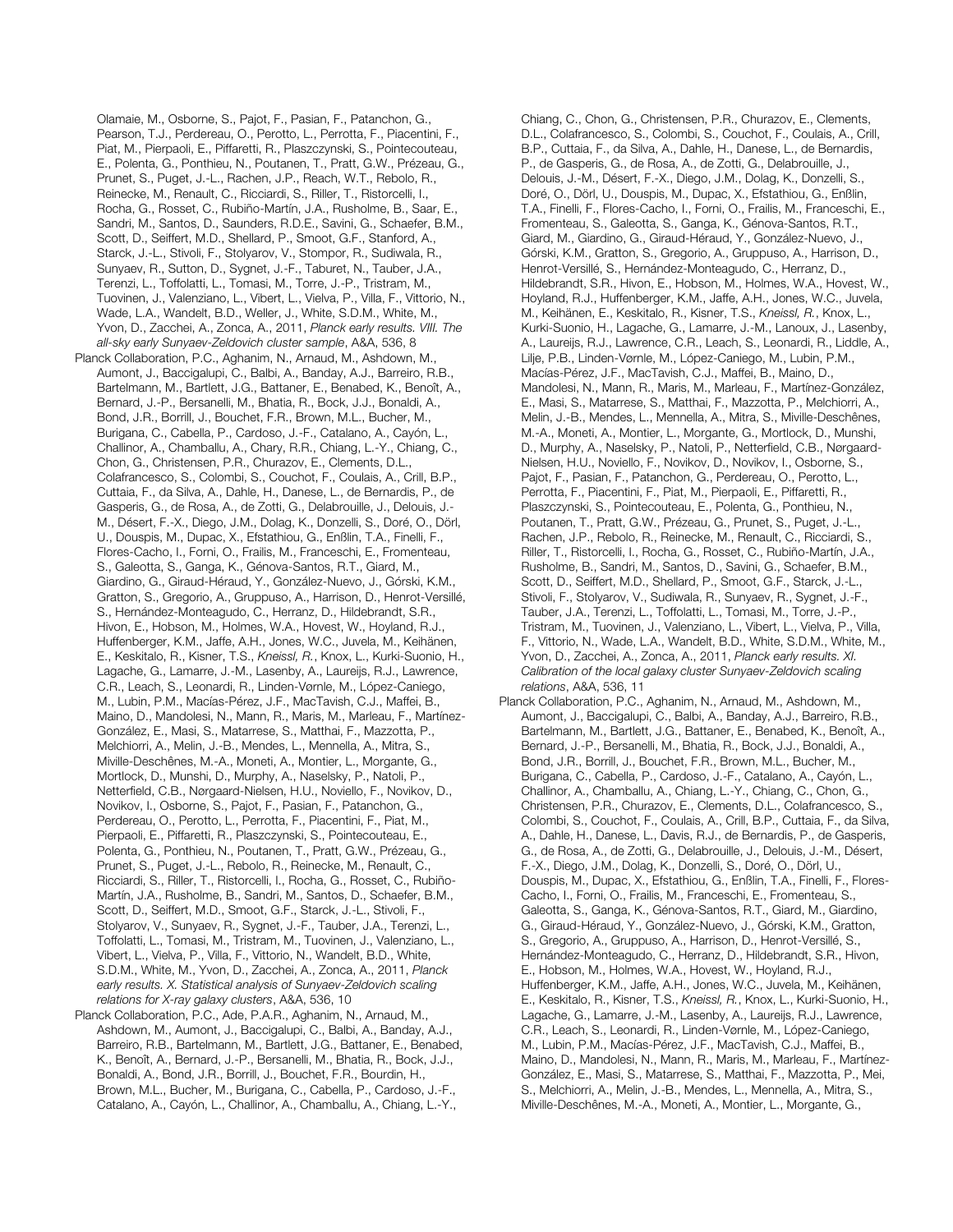Olamaie, M., Osborne, S., Pajot, F., Pasian, F., Patanchon, G., Pearson, T.J., Perdereau, O., Perotto, L., Perrotta, F., Piacentini, F., Piat, M., Pierpaoli, E., Piffaretti, R., Plaszczynski, S., Pointecouteau, E., Polenta, G., Ponthieu, N., Poutanen, T., Pratt, G.W., Prézeau, G., Prunet, S., Puget, J.-L., Rachen, J.P., Reach, W.T., Rebolo, R., Reinecke, M., Renault, C., Ricciardi, S., Riller, T., Ristorcelli, I., Rocha, G., Rosset, C., Rubiño-Martín, J.A., Rusholme, B., Saar, E., Sandri, M., Santos, D., Saunders, R.D.E., Savini, G., Schaefer, B.M., Scott, D., Seiffert, M.D., Shellard, P., Smoot, G.F., Stanford, A., Starck, J.-L., Stivoli, F., Stolyarov, V., Stompor, R., Sudiwala, R., Sunyaev, R., Sutton, D., Sygnet, J.-F., Taburet, N., Tauber, J.A., Terenzi, L., Toffolatti, L., Tomasi, M., Torre, J.-P., Tristram, M., Tuovinen, J., Valenziano, L., Vibert, L., Vielva, P., Villa, F., Vittorio, N., Wade, L.A., Wandelt, B.D., Weller, J., White, S.D.M., White, M., Yvon, D., Zacchei, A., Zonca, A., 2011, *Planck early results. VIII. The all-sky early Sunyaev-Zeldovich cluster sample*, A&A, 536, 8

Planck Collaboration, P.C., Aghanim, N., Arnaud, M., Ashdown, M., Aumont, J., Baccigalupi, C., Balbi, A., Banday, A.J., Barreiro, R.B., Bartelmann, M., Bartlett, J.G., Battaner, E., Benabed, K., Benoît, A., Bernard, J.-P., Bersanelli, M., Bhatia, R., Bock, J.J., Bonaldi, A., Bond, J.R., Borrill, J., Bouchet, F.R., Brown, M.L., Bucher, M., Burigana, C., Cabella, P., Cardoso, J.-F., Catalano, A., Cayón, L., Challinor, A., Chamballu, A., Chary, R.R., Chiang, L.-Y., Chiang, C., Chon, G., Christensen, P.R., Churazov, E., Clements, D.L., Colafrancesco, S., Colombi, S., Couchot, F., Coulais, A., Crill, B.P., Cuttaia, F., da Silva, A., Dahle, H., Danese, L., de Bernardis, P., de Gasperis, G., de Rosa, A., de Zotti, G., Delabrouille, J., Delouis, J.-M., Désert, F.-X., Diego, J.M., Dolag, K., Donzelli, S., Doré, O., Dörl, U., Douspis, M., Dupac, X., Efstathiou, G., Enßlin, T.A., Finelli, F., Flores-Cacho, I., Forni, O., Frailis, M., Franceschi, E., Fromenteau, S., Galeotta, S., Ganga, K., Génova-Santos, R.T., Giard, M., Giardino, G., Giraud-Héraud, Y., González-Nuevo, J., Górski, K.M., Gratton, S., Gregorio, A., Gruppuso, A., Harrison, D., Henrot-Versillé, S., Hernández-Monteagudo, C., Herranz, D., Hildebrandt, S.R., Hivon, E., Hobson, M., Holmes, W.A., Hovest, W., Hoyland, R.J., Huffenberger, K.M., Jaffe, A.H., Jones, W.C., Juvela, M., Keihänen, E., Keskitalo, R., Kisner, T.S., *Kneissl, R.*, Knox, L., Kurki-Suonio, H., Lagache, G., Lamarre, J.-M., Lasenby, A., Laureijs, R.J., Lawrence, C.R., Leach, S., Leonardi, R., Linden-Vørnle, M., López-Caniego, M., Lubin, P.M., Macías-Pérez, J.F., MacTavish, C.J., Maffei, B., Maino, D., Mandolesi, N., Mann, R., Maris, M., Marleau, F., Martínez-González, E., Masi, S., Matarrese, S., Matthai, F., Mazzotta, P., Melchiorri, A., Melin, J.-B., Mendes, L., Mennella, A., Mitra, S., Miville-Deschênes, M.-A., Moneti, A., Montier, L., Morgante, G., Mortlock, D., Munshi, D., Murphy, A., Naselsky, P., Natoli, P., Netterfield, C.B., Nørgaard-Nielsen, H.U., Noviello, F., Novikov, D., Novikov, I., Osborne, S., Pajot, F., Pasian, F., Patanchon, G., Perdereau, O., Perotto, L., Perrotta, F., Piacentini, F., Piat, M., Pierpaoli, E., Piffaretti, R., Plaszczynski, S., Pointecouteau, E., Polenta, G., Ponthieu, N., Poutanen, T., Pratt, G.W., Prézeau, G., Prunet, S., Puget, J.-L., Rebolo, R., Reinecke, M., Renault, C., Ricciardi, S., Riller, T., Ristorcelli, I., Rocha, G., Rosset, C., Rubiño-Martín, J.A., Rusholme, B., Sandri, M., Santos, D., Schaefer, B.M., Scott, D., Seiffert, M.D., Smoot, G.F., Starck, J.-L., Stivoli, F., Stolyarov, V., Sunyaev, R., Sygnet, J.-F., Tauber, J.A., Terenzi, L., Toffolatti, L., Tomasi, M., Tristram, M., Tuovinen, J., Valenziano, L., Vibert, L., Vielva, P., Villa, F., Vittorio, N., Wandelt, B.D., White, S.D.M., White, M., Yvon, D., Zacchei, A., Zonca, A., 2011, *Planck early results. X. Statistical analysis of Sunyaev-Zeldovich scaling relations for X-ray galaxy clusters*, A&A, 536, 10

Planck Collaboration, P.C., Ade, P.A.R., Aghanim, N., Arnaud, M., Ashdown, M., Aumont, J., Baccigalupi, C., Balbi, A., Banday, A.J., Barreiro, R.B., Bartelmann, M., Bartlett, J.G., Battaner, E., Benabed, K., Benoît, A., Bernard, J.-P., Bersanelli, M., Bhatia, R., Bock, J.J., Bonaldi, A., Bond, J.R., Borrill, J., Bouchet, F.R., Bourdin, H., Brown, M.L., Bucher, M., Burigana, C., Cabella, P., Cardoso, J.-F., Catalano, A., Cayón, L., Challinor, A., Chamballu, A., Chiang, L.-Y., Chiang, C., Chon, G., Christensen, P.R., Churazov, E., Clements, D.L., Colafrancesco, S., Colombi, S., Couchot, F., Coulais, A., Crill, B.P., Cuttaia, F., da Silva, A., Dahle, H., Danese, L., de Bernardis, P., de Gasperis, G., de Rosa, A., de Zotti, G., Delabrouille, J., Delouis, J.-M., Désert, F.-X., Diego, J.M., Dolag, K., Donzelli, S., Doré, O., Dörl, U., Douspis, M., Dupac, X., Efstathiou, G., Enßlin, T.A., Finelli, F., Flores-Cacho, I., Forni, O., Frailis, M., Franceschi, E., Fromenteau, S., Galeotta, S., Ganga, K., Génova-Santos, R.T., Giard, M., Giardino, G., Giraud-Héraud, Y., González-Nuevo, J., Górski, K.M., Gratton, S., Gregorio, A., Gruppuso, A., Harrison, D., Henrot-Versillé, S., Hernández-Monteagudo, C., Herranz, D., Hildebrandt, S.R., Hivon, E., Hobson, M., Holmes, W.A., Hovest, W., Hoyland, R.J., Huffenberger, K.M., Jaffe, A.H., Jones, W.C., Juvela, M., Keihänen, E., Keskitalo, R., Kisner, T.S., *Kneissl, R.*, Knox, L., Kurki-Suonio, H., Lagache, G., Lamarre, J.-M., Lanoux, J., Lasenby, A., Laureijs, R.J., Lawrence, C.R., Leach, S., Leonardi, R., Liddle, A., Lilje, P.B., Linden-Vørnle, M., López-Caniego, M., Lubin, P.M., Macías-Pérez, J.F., MacTavish, C.J., Maffei, B., Maino, D., Mandolesi, N., Mann, R., Maris, M., Marleau, F., Martínez-González, E., Masi, S., Matarrese, S., Matthai, F., Mazzotta, P., Melchiorri, A., Melin, J.-B., Mendes, L., Mennella, A., Mitra, S., Miville-Deschênes, M.-A., Moneti, A., Montier, L., Morgante, G., Mortlock, D., Munshi, D., Murphy, A., Naselsky, P., Natoli, P., Netterfield, C.B., Nørgaard-Nielsen, H.U., Noviello, F., Novikov, D., Novikov, I., Osborne, S., Pajot, F., Pasian, F., Patanchon, G., Perdereau, O., Perotto, L., Perrotta, F., Piacentini, F., Piat, M., Pierpaoli, E., Piffaretti, R., Plaszczynski, S., Pointecouteau, E., Polenta, G., Ponthieu, N., Poutanen, T., Pratt, G.W., Prézeau, G., Prunet, S., Puget, J.-L., Rachen, J.P., Rebolo, R., Reinecke, M., Renault, C., Ricciardi, S., Riller, T., Ristorcelli, I., Rocha, G., Rosset, C., Rubiño-Martín, J.A., Rusholme, B., Sandri, M., Santos, D., Savini, G., Schaefer, B.M., Scott, D., Seiffert, M.D., Shellard, P., Smoot, G.F., Starck, J.-L., Stivoli, F., Stolyarov, V., Sudiwala, R., Sunyaev, R., Sygnet, J.-F., Tauber, J.A., Terenzi, L., Toffolatti, L., Tomasi, M., Torre, J.-P., Tristram, M., Tuovinen, J., Valenziano, L., Vibert, L., Vielva, P., Villa, F., Vittorio, N., Wade, L.A., Wandelt, B.D., White, S.D.M., White, M., Yvon, D., Zacchei, A., Zonca, A., 2011, *Planck early results. XI. Calibration of the local galaxy cluster Sunyaev-Zeldovich scaling relations*, A&A, 536, 11

Planck Collaboration, P.C., Aghanim, N., Arnaud, M., Ashdown, M., Aumont, J., Baccigalupi, C., Balbi, A., Banday, A.J., Barreiro, R.B., Bartelmann, M., Bartlett, J.G., Battaner, E., Benabed, K., Benoît, A., Bernard, J.-P., Bersanelli, M., Bhatia, R., Bock, J.J., Bonaldi, A., Bond, J.R., Borrill, J., Bouchet, F.R., Brown, M.L., Bucher, M., Burigana, C., Cabella, P., Cardoso, J.-F., Catalano, A., Cayón, L., Challinor, A., Chamballu, A., Chiang, L.-Y., Chiang, C., Chon, G., Christensen, P.R., Churazov, E., Clements, D.L., Colafrancesco, S., Colombi, S., Couchot, F., Coulais, A., Crill, B.P., Cuttaia, F., da Silva, A., Dahle, H., Danese, L., Davis, R.J., de Bernardis, P., de Gasperis, G., de Rosa, A., de Zotti, G., Delabrouille, J., Delouis, J.-M., Désert, F.-X., Diego, J.M., Dolag, K., Donzelli, S., Doré, O., Dörl, U., Douspis, M., Dupac, X., Efstathiou, G., Enßlin, T.A., Finelli, F., Flores-Cacho, I., Forni, O., Frailis, M., Franceschi, E., Fromenteau, S., Galeotta, S., Ganga, K., Génova-Santos, R.T., Giard, M., Giardino, G., Giraud-Héraud, Y., González-Nuevo, J., Górski, K.M., Gratton, S., Gregorio, A., Gruppuso, A., Harrison, D., Henrot-Versillé, S., Hernández-Monteagudo, C., Herranz, D., Hildebrandt, S.R., Hivon, E., Hobson, M., Holmes, W.A., Hovest, W., Hoyland, R.J., Huffenberger, K.M., Jaffe, A.H., Jones, W.C., Juvela, M., Keihänen, E., Keskitalo, R., Kisner, T.S., *Kneissl, R.*, Knox, L., Kurki-Suonio, H., Lagache, G., Lamarre, J.-M., Lasenby, A., Laureijs, R.J., Lawrence, C.R., Leach, S., Leonardi, R., Linden-Vørnle, M., López-Caniego, M., Lubin, P.M., Macías-Pérez, J.F., MacTavish, C.J., Maffei, B., Maino, D., Mandolesi, N., Mann, R., Maris, M., Marleau, F., Martínez-González, E., Masi, S., Matarrese, S., Matthai, F., Mazzotta, P., Mei, S., Melchiorri, A., Melin, J.-B., Mendes, L., Mennella, A., Mitra, S., Miville-Deschênes, M.-A., Moneti, A., Montier, L., Morgante, G.,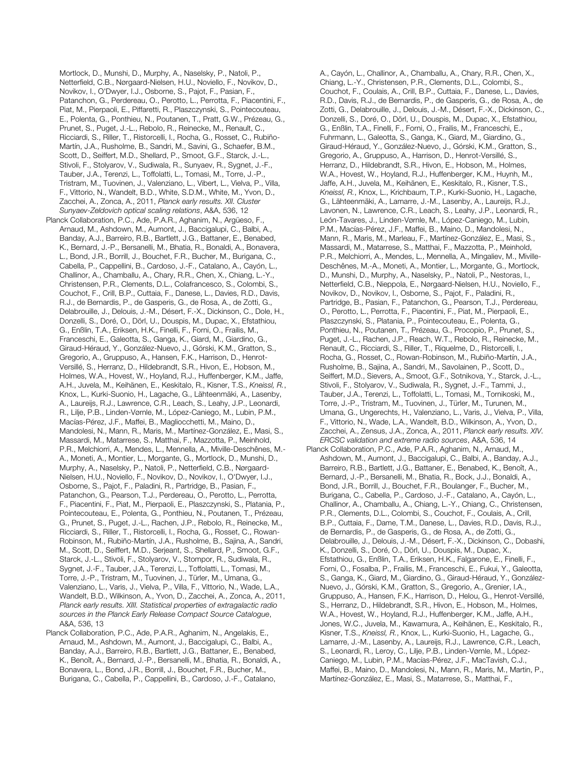Mortlock, D., Munshi, D., Murphy, A., Naselsky, P., Natoli, P., Netterfield, C.B., Nørgaard-Nielsen, H.U., Noviello, F., Novikov, D., Novikov, I., O'Dwyer, I.J., Osborne, S., Pajot, F., Pasian, F., Patanchon, G., Perdereau, O., Perotto, L., Perrotta, F., Piacentini, F., Piat, M., Pierpaoli, E., Piffaretti, R., Plaszczynski, S., Pointecouteau, E., Polenta, G., Ponthieu, N., Poutanen, T., Pratt, G.W., Prézeau, G., Prunet, S., Puget, J.-L., Rebolo, R., Reinecke, M., Renault, C., Ricciardi, S., Riller, T., Ristorcelli, I., Rocha, G., Rosset, C., Rubiño-Martín, J.A., Rusholme, B., Sandri, M., Savini, G., Schaefer, B.M., Scott, D., Seiffert, M.D., Shellard, P., Smoot, G.F., Starck, J.-L., Stivoli, F., Stolyarov, V., Sudiwala, R., Sunyaev, R., Sygnet, J.-F., Tauber, J.A., Terenzi, L., Toffolatti, L., Tomasi, M., Torre, J.-P., Tristram, M., Tuovinen, J., Valenziano, L., Vibert, L., Vielva, P., Villa, F., Vittorio, N., Wandelt, B.D., White, S.D.M., White, M., Yvon, D., Zacchei, A., Zonca, A., 2011, *Planck early results. XII. Cluster Sunyaev-Zeldovich optical scaling relations*, A&A, 536, 12

Planck Collaboration, P.C., Ade, P.A.R., Aghanim, N., Argüeso, F., Arnaud, M., Ashdown, M., Aumont, J., Baccigalupi, C., Balbi, A., Banday, A.J., Barreiro, R.B., Bartlett, J.G., Battaner, E., Benabed, K., Bernard, J.-P., Bersanelli, M., Bhatia, R., Bonaldi, A., Bonavera, L., Bond, J.R., Borrill, J., Bouchet, F.R., Bucher, M., Burigana, C., Cabella, P., Cappellini, B., Cardoso, J.-F., Catalano, A., Cayón, L., Challinor, A., Chamballu, A., Chary, R.R., Chen, X., Chiang, L.-Y., Christensen, P.R., Clements, D.L., Colafrancesco, S., Colombi, S., Couchot, F., Crill, B.P., Cuttaia, F., Danese, L., Davies, R.D., Davis, R.J., de Bernardis, P., de Gasperis, G., de Rosa, A., de Zotti, G., Delabrouille, J., Delouis, J.-M., Désert, F.-X., Dickinson, C., Dole, H., Donzelli, S., Doré, O., Dörl, U., Douspis, M., Dupac, X., Efstathiou, G., Enßlin, T.A., Eriksen, H.K., Finelli, F., Forni, O., Frailis, M., Franceschi, E., Galeotta, S., Ganga, K., Giard, M., Giardino, G., Giraud-Héraud, Y., González-Nuevo, J., Górski, K.M., Gratton, S., Gregorio, A., Gruppuso, A., Hansen, F.K., Harrison, D., Henrot-Versillé, S., Herranz, D., Hildebrandt, S.R., Hivon, E., Hobson, M., Holmes, W.A., Hovest, W., Hoyland, R.J., Huffenberger, K.M., Jaffe, A.H., Juvela, M., Keihänen, E., Keskitalo, R., Kisner, T.S., *Kneissl, R.*, Knox, L., Kurki-Suonio, H., Lagache, G., Lähteenmäki, A., Lasenby, A., Laureijs, R.J., Lawrence, C.R., Leach, S., Leahy, J.P., Leonardi, R., Lilje, P.B., Linden-Vørnle, M., López-Caniego, M., Lubin, P.M., Macías-Pérez, J.F., Maffei, B., Magliocchetti, M., Maino, D., Mandolesi, N., Mann, R., Maris, M., Martínez-González, E., Masi, S., Massardi, M., Matarrese, S., Matthai, F., Mazzotta, P., Meinhold, P.R., Melchiorri, A., Mendes, L., Mennella, A., Miville-Deschênes, M.-A., Moneti, A., Montier, L., Morgante, G., Mortlock, D., Munshi, D., Murphy, A., Naselsky, P., Natoli, P., Netterfield, C.B., Nørgaard-Nielsen, H.U., Noviello, F., Novikov, D., Novikov, I., O'Dwyer, I.J., Osborne, S., Pajot, F., Paladini, R., Partridge, B., Pasian, F., Patanchon, G., Pearson, T.J., Perdereau, O., Perotto, L., Perrotta, F., Piacentini, F., Piat, M., Pierpaoli, E., Plaszczynski, S., Platania, P., Pointecouteau, E., Polenta, G., Ponthieu, N., Poutanen, T., Prézeau, G., Prunet, S., Puget, J.-L., Rachen, J.P., Rebolo, R., Reinecke, M., Ricciardi, S., Riller, T., Ristorcelli, I., Rocha, G., Rosset, C., Rowan-Robinson, M., Rubiño-Martín, J.A., Rusholme, B., Sajina, A., Sandri, M., Scott, D., Seiffert, M.D., Serjeant, S., Shellard, P., Smoot, G.F., Starck, J.-L., Stivoli, F., Stolyarov, V., Stompor, R., Sudiwala, R., Sygnet, J.-F., Tauber, J.A., Terenzi, L., Toffolatti, L., Tomasi, M., Torre, J.-P., Tristram, M., Tuovinen, J., Türler, M., Umana, G., Valenziano, L., Varis, J., Vielva, P., Villa, F., Vittorio, N., Wade, L.A., Wandelt, B.D., Wilkinson, A., Yvon, D., Zacchei, A., Zonca, A., 2011, *Planck early results. XIII. Statistical properties of extragalactic radio sources in the Planck Early Release Compact Source Catalogue*, A&A, 536, 13

Planck Collaboration, P.C., Ade, P.A.R., Aghanim, N., Angelakis, E., Arnaud, M., Ashdown, M., Aumont, J., Baccigalupi, C., Balbi, A., Banday, A.J., Barreiro, R.B., Bartlett, J.G., Battaner, E., Benabed, K., Benoît, A., Bernard, J.-P., Bersanelli, M., Bhatia, R., Bonaldi, A., Bonavera, L., Bond, J.R., Borrill, J., Bouchet, F.R., Bucher, M., Burigana, C., Cabella, P., Cappellini, B., Cardoso, J.-F., Catalano, A., Cayón, L., Challinor, A., Chamballu, A., Chary, R.R., Chen, X., Chiang, L.-Y., Christensen, P.R., Clements, D.L., Colombi, S., Couchot, F., Coulais, A., Crill, B.P., Cuttaia, F., Danese, L., Davies, R.D., Davis, R.J., de Bernardis, P., de Gasperis, G., de Rosa, A., de Zotti, G., Delabrouille, J., Delouis, J.-M., Désert, F.-X., Dickinson, C., Donzelli, S., Doré, O., Dörl, U., Douspis, M., Dupac, X., Efstathiou, G., Enßlin, T.A., Finelli, F., Forni, O., Frailis, M., Franceschi, E., Fuhrmann, L., Galeotta, S., Ganga, K., Giard, M., Giardino, G., Giraud-Héraud, Y., González-Nuevo, J., Górski, K.M., Gratton, S., Gregorio, A., Gruppuso, A., Harrison, D., Henrot-Versillé, S., Herranz, D., Hildebrandt, S.R., Hivon, E., Hobson, M., Holmes, W.A., Hovest, W., Hoyland, R.J., Huffenberger, K.M., Huynh, M., Jaffe, A.H., Juvela, M., Keihänen, E., Keskitalo, R., Kisner, T.S., *Kneissl, R.*, Knox, L., Krichbaum, T.P., Kurki-Suonio, H., Lagache, G., Lähteenmäki, A., Lamarre, J.-M., Lasenby, A., Laureijs, R.J., Lavonen, N., Lawrence, C.R., Leach, S., Leahy, J.P., Leonardi, R., León-Tavares, J., Linden-Vørnle, M., López-Caniego, M., Lubin, P.M., Macías-Pérez, J.F., Maffei, B., Maino, D., Mandolesi, N., Mann, R., Maris, M., Marleau, F., Martínez-González, E., Masi, S., Massardi, M., Matarrese, S., Matthai, F., Mazzotta, P., Meinhold, P.R., Melchiorri, A., Mendes, L., Mennella, A., Mingaliev, M., Miville-Deschênes, M.-A., Moneti, A., Montier, L., Morgante, G., Mortlock, D., Munshi, D., Murphy, A., Naselsky, P., Natoli, P., Nestoras, I., Netterfield, C.B., Nieppola, E., Nørgaard-Nielsen, H.U., Noviello, F., Novikov, D., Novikov, I., Osborne, S., Pajot, F., Paladini, R., Partridge, B., Pasian, F., Patanchon, G., Pearson, T.J., Perdereau, O., Perotto, L., Perrotta, F., Piacentini, F., Piat, M., Pierpaoli, E., Plaszczynski, S., Platania, P., Pointecouteau, E., Polenta, G., Ponthieu, N., Poutanen, T., Prézeau, G., Procopio, P., Prunet, S., Puget, J.-L., Rachen, J.P., Reach, W.T., Rebolo, R., Reinecke, M., Renault, C., Ricciardi, S., Riller, T., Riquelme, D., Ristorcelli, I., Rocha, G., Rosset, C., Rowan-Robinson, M., Rubiño-Martín, J.A., Rusholme, B., Sajina, A., Sandri, M., Savolainen, P., Scott, D., Seiffert, M.D., Sievers, A., Smoot, G.F., Sotnikova, Y., Starck, J.-L., Stivoli, F., Stolyarov, V., Sudiwala, R., Sygnet, J.-F., Tammi, J., Tauber, J.A., Terenzi, L., Toffolatti, L., Tomasi, M., Tornikoski, M., Torre, J.-P., Tristram, M., Tuovinen, J., Türler, M., Turunen, M., Umana, G., Ungerechts, H., Valenziano, L., Varis, J., Vielva, P., Villa, F., Vittorio, N., Wade, L.A., Wandelt, B.D., Wilkinson, A., Yvon, D., Zacchei, A., Zensus, J.A., Zonca, A., 2011, *Planck early results. XIV. ERCSC validation and extreme radio sources*, A&A, 536, 14

Planck Collaboration, P.C., Ade, P.A.R., Aghanim, N., Arnaud, M., Ashdown, M., Aumont, J., Baccigalupi, C., Balbi, A., Banday, A.J., Barreiro, R.B., Bartlett, J.G., Battaner, E., Benabed, K., Benoît, A., Bernard, J.-P., Bersanelli, M., Bhatia, R., Bock, J.J., Bonaldi, A., Bond, J.R., Borrill, J., Bouchet, F.R., Boulanger, F., Bucher, M., Burigana, C., Cabella, P., Cardoso, J.-F., Catalano, A., Cayón, L., Challinor, A., Chamballu, A., Chiang, L.-Y., Chiang, C., Christensen, P.R., Clements, D.L., Colombi, S., Couchot, F., Coulais, A., Crill, B.P., Cuttaia, F., Dame, T.M., Danese, L., Davies, R.D., Davis, R.J., de Bernardis, P., de Gasperis, G., de Rosa, A., de Zotti, G., Delabrouille, J., Delouis, J.-M., Désert, F.-X., Dickinson, C., Dobashi, K., Donzelli, S., Doré, O., Dörl, U., Douspis, M., Dupac, X., Efstathiou, G., Enßlin, T.A., Eriksen, H.K., Falgarone, E., Finelli, F., Forni, O., Fosalba, P., Frailis, M., Franceschi, E., Fukui, Y., Galeotta, S., Ganga, K., Giard, M., Giardino, G., Giraud-Héraud, Y., González-Nuevo, J., Górski, K.M., Gratton, S., Gregorio, A., Grenier, I.A., Gruppuso, A., Hansen, F.K., Harrison, D., Helou, G., Henrot-Versillé, S., Herranz, D., Hildebrandt, S.R., Hivon, E., Hobson, M., Holmes, W.A., Hovest, W., Hoyland, R.J., Huffenberger, K.M., Jaffe, A.H., Jones, W.C., Juvela, M., Kawamura, A., Keihänen, E., Keskitalo, R., Kisner, T.S., *Kneissl, R.*, Knox, L., Kurki-Suonio, H., Lagache, G., Lamarre, J.-M., Lasenby, A., Laureijs, R.J., Lawrence, C.R., Leach, S., Leonardi, R., Leroy, C., Lilje, P.B., Linden-Vørnle, M., López-Caniego, M., Lubin, P.M., Macías-Pérez, J.F., MacTavish, C.J., Maffei, B., Maino, D., Mandolesi, N., Mann, R., Maris, M., Martin, P., Martínez-González, E., Masi, S., Matarrese, S., Matthai, F.,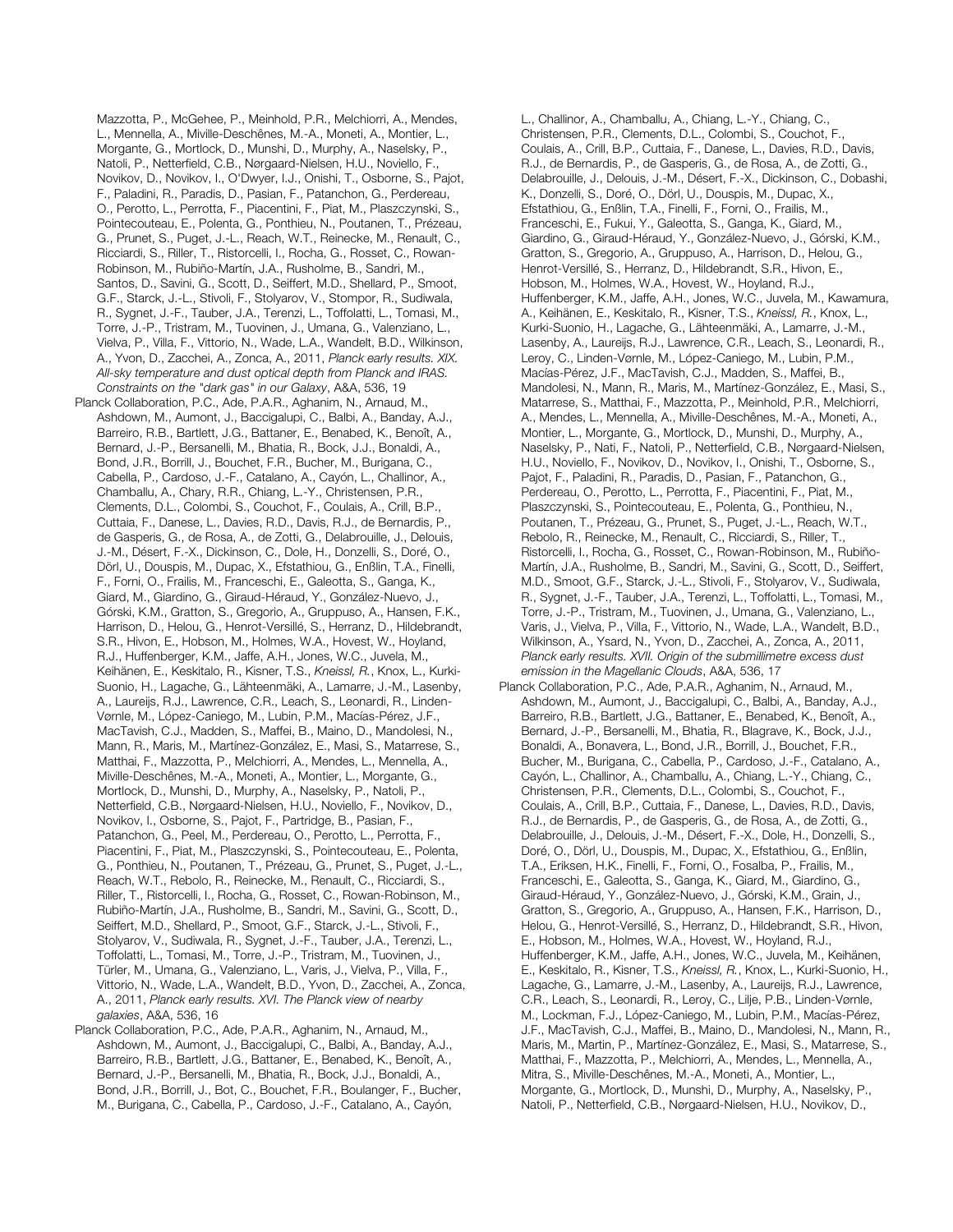Mazzotta, P., McGehee, P., Meinhold, P.R., Melchiorri, A., Mendes, L., Mennella, A., Miville-Deschênes, M.-A., Moneti, A., Montier, L., Morgante, G., Mortlock, D., Munshi, D., Murphy, A., Naselsky, P., Natoli, P., Netterfield, C.B., Nørgaard-Nielsen, H.U., Noviello, F., Novikov, D., Novikov, I., O'Dwyer, I.J., Onishi, T., Osborne, S., Pajot, F., Paladini, R., Paradis, D., Pasian, F., Patanchon, G., Perdereau, O., Perotto, L., Perrotta, F., Piacentini, F., Piat, M., Plaszczynski, S., Pointecouteau, E., Polenta, G., Ponthieu, N., Poutanen, T., Prézeau, G., Prunet, S., Puget, J.-L., Reach, W.T., Reinecke, M., Renault, C., Ricciardi, S., Riller, T., Ristorcelli, I., Rocha, G., Rosset, C., Rowan-Robinson, M., Rubiño-Martín, J.A., Rusholme, B., Sandri, M., Santos, D., Savini, G., Scott, D., Seiffert, M.D., Shellard, P., Smoot, G.F., Starck, J.-L., Stivoli, F., Stolyarov, V., Stompor, R., Sudiwala, R., Sygnet, J.-F., Tauber, J.A., Terenzi, L., Toffolatti, L., Tomasi, M., Torre, J.-P., Tristram, M., Tuovinen, J., Umana, G., Valenziano, L., Vielva, P., Villa, F., Vittorio, N., Wade, L.A., Wandelt, B.D., Wilkinson, A., Yvon, D., Zacchei, A., Zonca, A., 2011, *Planck early results. XIX. All-sky temperature and dust optical depth from Planck and IRAS. Constraints on the "dark gas" in our Galaxy*, A&A, 536, 19

Planck Collaboration, P.C., Ade, P.A.R., Aghanim, N., Arnaud, M., Ashdown, M., Aumont, J., Baccigalupi, C., Balbi, A., Banday, A.J., Barreiro, R.B., Bartlett, J.G., Battaner, E., Benabed, K., Benoît, A., Bernard, J.-P., Bersanelli, M., Bhatia, R., Bock, J.J., Bonaldi, A., Bond, J.R., Borrill, J., Bouchet, F.R., Bucher, M., Burigana, C., Cabella, P., Cardoso, J.-F., Catalano, A., Cayón, L., Challinor, A., Chamballu, A., Chary, R.R., Chiang, L.-Y., Christensen, P.R., Clements, D.L., Colombi, S., Couchot, F., Coulais, A., Crill, B.P., Cuttaia, F., Danese, L., Davies, R.D., Davis, R.J., de Bernardis, P., de Gasperis, G., de Rosa, A., de Zotti, G., Delabrouille, J., Delouis, J.-M., Désert, F.-X., Dickinson, C., Dole, H., Donzelli, S., Doré, O., Dörl, U., Douspis, M., Dupac, X., Efstathiou, G., Enßlin, T.A., Finelli, F., Forni, O., Frailis, M., Franceschi, E., Galeotta, S., Ganga, K., Giard, M., Giardino, G., Giraud-Héraud, Y., González-Nuevo, J., Górski, K.M., Gratton, S., Gregorio, A., Gruppuso, A., Hansen, F.K., Harrison, D., Helou, G., Henrot-Versillé, S., Herranz, D., Hildebrandt, S.R., Hivon, E., Hobson, M., Holmes, W.A., Hovest, W., Hoyland, R.J., Huffenberger, K.M., Jaffe, A.H., Jones, W.C., Juvela, M., Keihänen, E., Keskitalo, R., Kisner, T.S., *Kneissl, R.*, Knox, L., Kurki-Suonio, H., Lagache, G., Lähteenmäki, A., Lamarre, J.-M., Lasenby, A., Laureijs, R.J., Lawrence, C.R., Leach, S., Leonardi, R., Linden-Vørnle, M., López-Caniego, M., Lubin, P.M., Macías-Pérez, J.F., MacTavish, C.J., Madden, S., Maffei, B., Maino, D., Mandolesi, N., Mann, R., Maris, M., Martínez-González, E., Masi, S., Matarrese, S., Matthai, F., Mazzotta, P., Melchiorri, A., Mendes, L., Mennella, A., Miville-Deschênes, M.-A., Moneti, A., Montier, L., Morgante, G., Mortlock, D., Munshi, D., Murphy, A., Naselsky, P., Natoli, P., Netterfield, C.B., Nørgaard-Nielsen, H.U., Noviello, F., Novikov, D., Novikov, I., Osborne, S., Pajot, F., Partridge, B., Pasian, F., Patanchon, G., Peel, M., Perdereau, O., Perotto, L., Perrotta, F., Piacentini, F., Piat, M., Plaszczynski, S., Pointecouteau, E., Polenta, G., Ponthieu, N., Poutanen, T., Prézeau, G., Prunet, S., Puget, J.-L., Reach, W.T., Rebolo, R., Reinecke, M., Renault, C., Ricciardi, S., Riller, T., Ristorcelli, I., Rocha, G., Rosset, C., Rowan-Robinson, M., Rubiño-Martín, J.A., Rusholme, B., Sandri, M., Savini, G., Scott, D., Seiffert, M.D., Shellard, P., Smoot, G.F., Starck, J.-L., Stivoli, F., Stolyarov, V., Sudiwala, R., Sygnet, J.-F., Tauber, J.A., Terenzi, L., Toffolatti, L., Tomasi, M., Torre, J.-P., Tristram, M., Tuovinen, J., Türler, M., Umana, G., Valenziano, L., Varis, J., Vielva, P., Villa, F., Vittorio, N., Wade, L.A., Wandelt, B.D., Yvon, D., Zacchei, A., Zonca, A., 2011, *Planck early results. XVI. The Planck view of nearby galaxies*, A&A, 536, 16

Planck Collaboration, P.C., Ade, P.A.R., Aghanim, N., Arnaud, M., Ashdown, M., Aumont, J., Baccigalupi, C., Balbi, A., Banday, A.J., Barreiro, R.B., Bartlett, J.G., Battaner, E., Benabed, K., Benoît, A., Bernard, J.-P., Bersanelli, M., Bhatia, R., Bock, J.J., Bonaldi, A., Bond, J.R., Borrill, J., Bot, C., Bouchet, F.R., Boulanger, F., Bucher, M., Burigana, C., Cabella, P., Cardoso, J.-F., Catalano, A., Cayón, L., Challinor, A., Chamballu, A., Chiang, L.-Y., Chiang, C., Christensen, P.R., Clements, D.L., Colombi, S., Couchot, F., Coulais, A., Crill, B.P., Cuttaia, F., Danese, L., Davies, R.D., Davis, R.J., de Bernardis, P., de Gasperis, G., de Rosa, A., de Zotti, G., Delabrouille, J., Delouis, J.-M., Désert, F.-X., Dickinson, C., Dobashi, K., Donzelli, S., Doré, O., Dörl, U., Douspis, M., Dupac, X., Efstathiou, G., Enßlin, T.A., Finelli, F., Forni, O., Frailis, M., Franceschi, E., Fukui, Y., Galeotta, S., Ganga, K., Giard, M., Giardino, G., Giraud-Héraud, Y., González-Nuevo, J., Górski, K.M., Gratton, S., Gregorio, A., Gruppuso, A., Harrison, D., Helou, G., Henrot-Versillé, S., Herranz, D., Hildebrandt, S.R., Hivon, E., Hobson, M., Holmes, W.A., Hovest, W., Hoyland, R.J., Huffenberger, K.M., Jaffe, A.H., Jones, W.C., Juvela, M., Kawamura, A., Keihänen, E., Keskitalo, R., Kisner, T.S., *Kneissl, R.*, Knox, L., Kurki-Suonio, H., Lagache, G., Lähteenmäki, A., Lamarre, J.-M., Lasenby, A., Laureijs, R.J., Lawrence, C.R., Leach, S., Leonardi, R., Leroy, C., Linden-Vørnle, M., López-Caniego, M., Lubin, P.M., Macías-Pérez, J.F., MacTavish, C.J., Madden, S., Maffei, B., Mandolesi, N., Mann, R., Maris, M., Martínez-González, E., Masi, S., Matarrese, S., Matthai, F., Mazzotta, P., Meinhold, P.R., Melchiorri, A., Mendes, L., Mennella, A., Miville-Deschênes, M.-A., Moneti, A., Montier, L., Morgante, G., Mortlock, D., Munshi, D., Murphy, A., Naselsky, P., Nati, F., Natoli, P., Netterfield, C.B., Nørgaard-Nielsen, H.U., Noviello, F., Novikov, D., Novikov, I., Onishi, T., Osborne, S., Pajot, F., Paladini, R., Paradis, D., Pasian, F., Patanchon, G., Perdereau, O., Perotto, L., Perrotta, F., Piacentini, F., Piat, M., Plaszczynski, S., Pointecouteau, E., Polenta, G., Ponthieu, N., Poutanen, T., Prézeau, G., Prunet, S., Puget, J.-L., Reach, W.T., Rebolo, R., Reinecke, M., Renault, C., Ricciardi, S., Riller, T., Ristorcelli, I., Rocha, G., Rosset, C., Rowan-Robinson, M., Rubiño-Martín, J.A., Rusholme, B., Sandri, M., Savini, G., Scott, D., Seiffert, M.D., Smoot, G.F., Starck, J.-L., Stivoli, F., Stolyarov, V., Sudiwala, R., Sygnet, J.-F., Tauber, J.A., Terenzi, L., Toffolatti, L., Tomasi, M., Torre, J.-P., Tristram, M., Tuovinen, J., Umana, G., Valenziano, L., Varis, J., Vielva, P., Villa, F., Vittorio, N., Wade, L.A., Wandelt, B.D., Wilkinson, A., Ysard, N., Yvon, D., Zacchei, A., Zonca, A., 2011, *Planck early results. XVII. Origin of the submillimetre excess dust emission in the Magellanic Clouds*, A&A, 536, 17

Planck Collaboration, P.C., Ade, P.A.R., Aghanim, N., Arnaud, M., Ashdown, M., Aumont, J., Baccigalupi, C., Balbi, A., Banday, A.J., Barreiro, R.B., Bartlett, J.G., Battaner, E., Benabed, K., Benoît, A., Bernard, J.-P., Bersanelli, M., Bhatia, R., Blagrave, K., Bock, J.J., Bonaldi, A., Bonavera, L., Bond, J.R., Borrill, J., Bouchet, F.R., Bucher, M., Burigana, C., Cabella, P., Cardoso, J.-F., Catalano, A., Cayón, L., Challinor, A., Chamballu, A., Chiang, L.-Y., Chiang, C., Christensen, P.R., Clements, D.L., Colombi, S., Couchot, F., Coulais, A., Crill, B.P., Cuttaia, F., Danese, L., Davies, R.D., Davis, R.J., de Bernardis, P., de Gasperis, G., de Rosa, A., de Zotti, G., Delabrouille, J., Delouis, J.-M., Désert, F.-X., Dole, H., Donzelli, S., Doré, O., Dörl, U., Douspis, M., Dupac, X., Efstathiou, G., Enßlin, T.A., Eriksen, H.K., Finelli, F., Forni, O., Fosalba, P., Frailis, M., Franceschi, E., Galeotta, S., Ganga, K., Giard, M., Giardino, G., Giraud-Héraud, Y., González-Nuevo, J., Górski, K.M., Grain, J., Gratton, S., Gregorio, A., Gruppuso, A., Hansen, F.K., Harrison, D., Helou, G., Henrot-Versillé, S., Herranz, D., Hildebrandt, S.R., Hivon, E., Hobson, M., Holmes, W.A., Hovest, W., Hoyland, R.J., Huffenberger, K.M., Jaffe, A.H., Jones, W.C., Juvela, M., Keihänen, E., Keskitalo, R., Kisner, T.S., *Kneissl, R.*, Knox, L., Kurki-Suonio, H., Lagache, G., Lamarre, J.-M., Lasenby, A., Laureijs, R.J., Lawrence, C.R., Leach, S., Leonardi, R., Leroy, C., Lilje, P.B., Linden-Vørnle, M., Lockman, F.J., López-Caniego, M., Lubin, P.M., Macías-Pérez, J.F., MacTavish, C.J., Maffei, B., Maino, D., Mandolesi, N., Mann, R., Maris, M., Martin, P., Martínez-González, E., Masi, S., Matarrese, S., Matthai, F., Mazzotta, P., Melchiorri, A., Mendes, L., Mennella, A., Mitra, S., Miville-Deschênes, M.-A., Moneti, A., Montier, L., Morgante, G., Mortlock, D., Munshi, D., Murphy, A., Naselsky, P., Natoli, P., Netterfield, C.B., Nørgaard-Nielsen, H.U., Novikov, D.,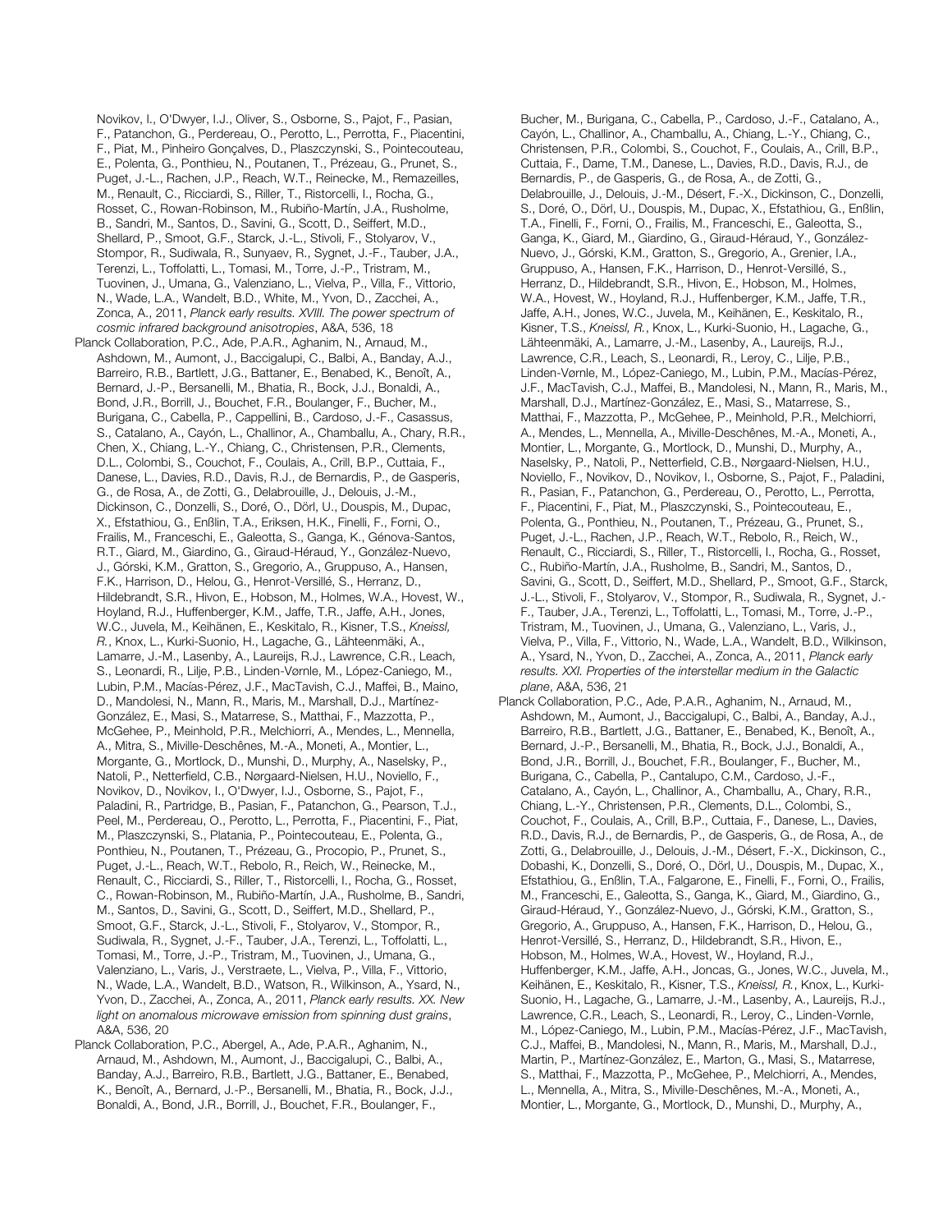Novikov, I., O'Dwyer, I.J., Oliver, S., Osborne, S., Pajot, F., Pasian, F., Patanchon, G., Perdereau, O., Perotto, L., Perrotta, F., Piacentini, F., Piat, M., Pinheiro Gonçalves, D., Plaszczynski, S., Pointecouteau, E., Polenta, G., Ponthieu, N., Poutanen, T., Prézeau, G., Prunet, S., Puget, J.-L., Rachen, J.P., Reach, W.T., Reinecke, M., Remazeilles, M., Renault, C., Ricciardi, S., Riller, T., Ristorcelli, I., Rocha, G., Rosset, C., Rowan-Robinson, M., Rubiño-Martín, J.A., Rusholme, B., Sandri, M., Santos, D., Savini, G., Scott, D., Seiffert, M.D., Shellard, P., Smoot, G.F., Starck, J.-L., Stivoli, F., Stolyarov, V., Stompor, R., Sudiwala, R., Sunyaev, R., Sygnet, J.-F., Tauber, J.A., Terenzi, L., Toffolatti, L., Tomasi, M., Torre, J.-P., Tristram, M., Tuovinen, J., Umana, G., Valenziano, L., Vielva, P., Villa, F., Vittorio, N., Wade, L.A., Wandelt, B.D., White, M., Yvon, D., Zacchei, A., Zonca, A., 2011, *Planck early results. XVIII. The power spectrum of cosmic infrared background anisotropies*, A&A, 536, 18

Planck Collaboration, P.C., Ade, P.A.R., Aghanim, N., Arnaud, M., Ashdown, M., Aumont, J., Baccigalupi, C., Balbi, A., Banday, A.J., Barreiro, R.B., Bartlett, J.G., Battaner, E., Benabed, K., Benoît, A., Bernard, J.-P., Bersanelli, M., Bhatia, R., Bock, J.J., Bonaldi, A., Bond, J.R., Borrill, J., Bouchet, F.R., Boulanger, F., Bucher, M., Burigana, C., Cabella, P., Cappellini, B., Cardoso, J.-F., Casassus, S., Catalano, A., Cayón, L., Challinor, A., Chamballu, A., Chary, R.R., Chen, X., Chiang, L.-Y., Chiang, C., Christensen, P.R., Clements, D.L., Colombi, S., Couchot, F., Coulais, A., Crill, B.P., Cuttaia, F., Danese, L., Davies, R.D., Davis, R.J., de Bernardis, P., de Gasperis, G., de Rosa, A., de Zotti, G., Delabrouille, J., Delouis, J.-M., Dickinson, C., Donzelli, S., Doré, O., Dörl, U., Douspis, M., Dupac, X., Efstathiou, G., Enßlin, T.A., Eriksen, H.K., Finelli, F., Forni, O., Frailis, M., Franceschi, E., Galeotta, S., Ganga, K., Génova-Santos, R.T., Giard, M., Giardino, G., Giraud-Héraud, Y., González-Nuevo, J., Górski, K.M., Gratton, S., Gregorio, A., Gruppuso, A., Hansen, F.K., Harrison, D., Helou, G., Henrot-Versillé, S., Herranz, D., Hildebrandt, S.R., Hivon, E., Hobson, M., Holmes, W.A., Hovest, W., Hoyland, R.J., Huffenberger, K.M., Jaffe, T.R., Jaffe, A.H., Jones, W.C., Juvela, M., Keihänen, E., Keskitalo, R., Kisner, T.S., *Kneissl, R.*, Knox, L., Kurki-Suonio, H., Lagache, G., Lähteenmäki, A., Lamarre, J.-M., Lasenby, A., Laureijs, R.J., Lawrence, C.R., Leach, S., Leonardi, R., Lilje, P.B., Linden-Vørnle, M., López-Caniego, M., Lubin, P.M., Macías-Pérez, J.F., MacTavish, C.J., Maffei, B., Maino, D., Mandolesi, N., Mann, R., Maris, M., Marshall, D.J., Martínez-González, E., Masi, S., Matarrese, S., Matthai, F., Mazzotta, P., McGehee, P., Meinhold, P.R., Melchiorri, A., Mendes, L., Mennella, A., Mitra, S., Miville-Deschênes, M.-A., Moneti, A., Montier, L., Morgante, G., Mortlock, D., Munshi, D., Murphy, A., Naselsky, P., Natoli, P., Netterfield, C.B., Nørgaard-Nielsen, H.U., Noviello, F., Novikov, D., Novikov, I., O'Dwyer, I.J., Osborne, S., Pajot, F., Paladini, R., Partridge, B., Pasian, F., Patanchon, G., Pearson, T.J., Peel, M., Perdereau, O., Perotto, L., Perrotta, F., Piacentini, F., Piat, M., Plaszczynski, S., Platania, P., Pointecouteau, E., Polenta, G., Ponthieu, N., Poutanen, T., Prézeau, G., Procopio, P., Prunet, S., Puget, J.-L., Reach, W.T., Rebolo, R., Reich, W., Reinecke, M., Renault, C., Ricciardi, S., Riller, T., Ristorcelli, I., Rocha, G., Rosset, C., Rowan-Robinson, M., Rubiño-Martín, J.A., Rusholme, B., Sandri, M., Santos, D., Savini, G., Scott, D., Seiffert, M.D., Shellard, P., Smoot, G.F., Starck, J.-L., Stivoli, F., Stolyarov, V., Stompor, R., Sudiwala, R., Sygnet, J.-F., Tauber, J.A., Terenzi, L., Toffolatti, L., Tomasi, M., Torre, J.-P., Tristram, M., Tuovinen, J., Umana, G., Valenziano, L., Varis, J., Verstraete, L., Vielva, P., Villa, F., Vittorio, N., Wade, L.A., Wandelt, B.D., Watson, R., Wilkinson, A., Ysard, N., Yvon, D., Zacchei, A., Zonca, A., 2011, *Planck early results. XX. New light on anomalous microwave emission from spinning dust grains*, A&A, 536, 20

Planck Collaboration, P.C., Abergel, A., Ade, P.A.R., Aghanim, N., Arnaud, M., Ashdown, M., Aumont, J., Baccigalupi, C., Balbi, A., Banday, A.J., Barreiro, R.B., Bartlett, J.G., Battaner, E., Benabed, K., Benoît, A., Bernard, J.-P., Bersanelli, M., Bhatia, R., Bock, J.J., Bonaldi, A., Bond, J.R., Borrill, J., Bouchet, F.R., Boulanger, F., Bucher, M., Burigana, C., Cabella, P., Cardoso, J.-F., Catalano, A., Cayón, L., Challinor, A., Chamballu, A., Chiang, L.-Y., Chiang, C., Christensen, P.R., Colombi, S., Couchot, F., Coulais, A., Crill, B.P., Cuttaia, F., Dame, T.M., Danese, L., Davies, R.D., Davis, R.J., de Bernardis, P., de Gasperis, G., de Rosa, A., de Zotti, G., Delabrouille, J., Delouis, J.-M., Désert, F.-X., Dickinson, C., Donzelli, S., Doré, O., Dörl, U., Douspis, M., Dupac, X., Efstathiou, G., Enßlin, T.A., Finelli, F., Forni, O., Frailis, M., Franceschi, E., Galeotta, S., Ganga, K., Giard, M., Giardino, G., Giraud-Héraud, Y., González-Nuevo, J., Górski, K.M., Gratton, S., Gregorio, A., Grenier, I.A., Gruppuso, A., Hansen, F.K., Harrison, D., Henrot-Versillé, S., Herranz, D., Hildebrandt, S.R., Hivon, E., Hobson, M., Holmes, W.A., Hovest, W., Hoyland, R.J., Huffenberger, K.M., Jaffe, T.R., Jaffe, A.H., Jones, W.C., Juvela, M., Keihänen, E., Keskitalo, R., Kisner, T.S., *Kneissl, R.*, Knox, L., Kurki-Suonio, H., Lagache, G., Lähteenmäki, A., Lamarre, J.-M., Lasenby, A., Laureijs, R.J., Lawrence, C.R., Leach, S., Leonardi, R., Leroy, C., Lilje, P.B., Linden-Vørnle, M., López-Caniego, M., Lubin, P.M., Macías-Pérez, J.F., MacTavish, C.J., Maffei, B., Mandolesi, N., Mann, R., Maris, M., Marshall, D.J., Martínez-González, E., Masi, S., Matarrese, S., Matthai, F., Mazzotta, P., McGehee, P., Meinhold, P.R., Melchiorri, A., Mendes, L., Mennella, A., Miville-Deschênes, M.-A., Moneti, A., Montier, L., Morgante, G., Mortlock, D., Munshi, D., Murphy, A., Naselsky, P., Natoli, P., Netterfield, C.B., Nørgaard-Nielsen, H.U., Noviello, F., Novikov, D., Novikov, I., Osborne, S., Pajot, F., Paladini, R., Pasian, F., Patanchon, G., Perdereau, O., Perotto, L., Perrotta, F., Piacentini, F., Piat, M., Plaszczynski, S., Pointecouteau, E., Polenta, G., Ponthieu, N., Poutanen, T., Prézeau, G., Prunet, S., Puget, J.-L., Rachen, J.P., Reach, W.T., Rebolo, R., Reich, W., Renault, C., Ricciardi, S., Riller, T., Ristorcelli, I., Rocha, G., Rosset, C., Rubiño-Martín, J.A., Rusholme, B., Sandri, M., Santos, D., Savini, G., Scott, D., Seiffert, M.D., Shellard, P., Smoot, G.F., Starck, J.-L., Stivoli, F., Stolyarov, V., Stompor, R., Sudiwala, R., Sygnet, J.-F., Tauber, J.A., Terenzi, L., Toffolatti, L., Tomasi, M., Torre, J.-P., Tristram, M., Tuovinen, J., Umana, G., Valenziano, L., Varis, J., Vielva, P., Villa, F., Vittorio, N., Wade, L.A., Wandelt, B.D., Wilkinson, A., Ysard, N., Yvon, D., Zacchei, A., Zonca, A., 2011, *Planck early results. XXI. Properties of the interstellar medium in the Galactic plane*, A&A, 536, 21

Planck Collaboration, P.C., Ade, P.A.R., Aghanim, N., Arnaud, M., Ashdown, M., Aumont, J., Baccigalupi, C., Balbi, A., Banday, A.J., Barreiro, R.B., Bartlett, J.G., Battaner, E., Benabed, K., Benoît, A., Bernard, J.-P., Bersanelli, M., Bhatia, R., Bock, J.J., Bonaldi, A., Bond, J.R., Borrill, J., Bouchet, F.R., Boulanger, F., Bucher, M., Burigana, C., Cabella, P., Cantalupo, C.M., Cardoso, J.-F., Catalano, A., Cayón, L., Challinor, A., Chamballu, A., Chary, R.R., Chiang, L.-Y., Christensen, P.R., Clements, D.L., Colombi, S., Couchot, F., Coulais, A., Crill, B.P., Cuttaia, F., Danese, L., Davies, R.D., Davis, R.J., de Bernardis, P., de Gasperis, G., de Rosa, A., de Zotti, G., Delabrouille, J., Delouis, J.-M., Désert, F.-X., Dickinson, C., Dobashi, K., Donzelli, S., Doré, O., Dörl, U., Douspis, M., Dupac, X., Efstathiou, G., Enßlin, T.A., Falgarone, E., Finelli, F., Forni, O., Frailis, M., Franceschi, E., Galeotta, S., Ganga, K., Giard, M., Giardino, G., Giraud-Héraud, Y., González-Nuevo, J., Górski, K.M., Gratton, S., Gregorio, A., Gruppuso, A., Hansen, F.K., Harrison, D., Helou, G., Henrot-Versillé, S., Herranz, D., Hildebrandt, S.R., Hivon, E., Hobson, M., Holmes, W.A., Hovest, W., Hoyland, R.J., Huffenberger, K.M., Jaffe, A.H., Joncas, G., Jones, W.C., Juvela, M., Keihänen, E., Keskitalo, R., Kisner, T.S., *Kneissl, R.*, Knox, L., Kurki-Suonio, H., Lagache, G., Lamarre, J.-M., Lasenby, A., Laureijs, R.J., Lawrence, C.R., Leach, S., Leonardi, R., Leroy, C., Linden-Vørnle, M., López-Caniego, M., Lubin, P.M., Macías-Pérez, J.F., MacTavish, C.J., Maffei, B., Mandolesi, N., Mann, R., Maris, M., Marshall, D.J., Martin, P., Martínez-González, E., Marton, G., Masi, S., Matarrese, S., Matthai, F., Mazzotta, P., McGehee, P., Melchiorri, A., Mendes, L., Mennella, A., Mitra, S., Miville-Deschênes, M.-A., Moneti, A., Montier, L., Morgante, G., Mortlock, D., Munshi, D., Murphy, A.,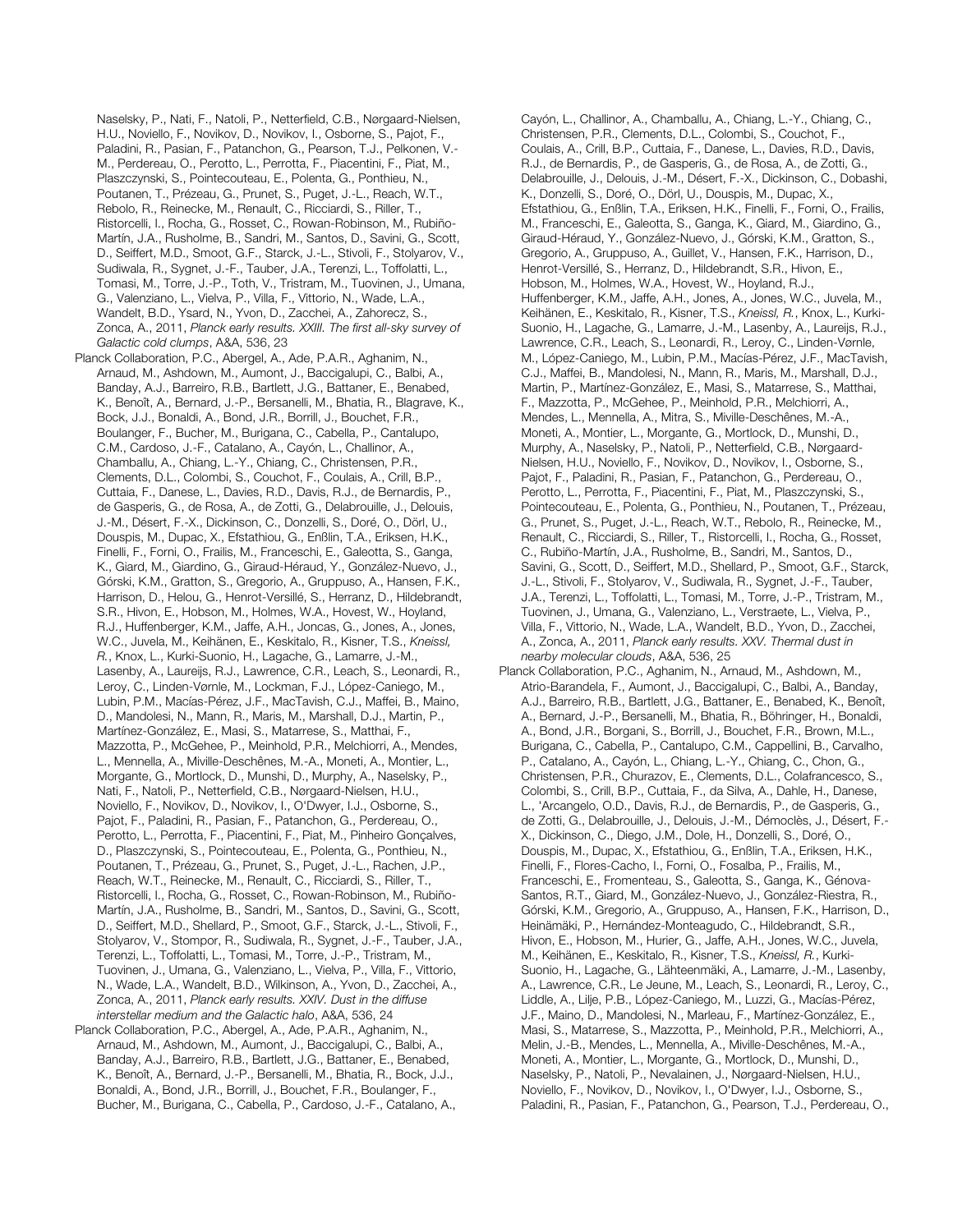Naselsky, P., Nati, F., Natoli, P., Netterfield, C.B., Nørgaard-Nielsen, H.U., Noviello, F., Novikov, D., Novikov, I., Osborne, S., Pajot, F., Paladini, R., Pasian, F., Patanchon, G., Pearson, T.J., Pelkonen, V.-M., Perdereau, O., Perotto, L., Perrotta, F., Piacentini, F., Piat, M., Plaszczynski, S., Pointecouteau, E., Polenta, G., Ponthieu, N., Poutanen, T., Prézeau, G., Prunet, S., Puget, J.-L., Reach, W.T., Rebolo, R., Reinecke, M., Renault, C., Ricciardi, S., Riller, T., Ristorcelli, I., Rocha, G., Rosset, C., Rowan-Robinson, M., Rubiño-Martín, J.A., Rusholme, B., Sandri, M., Santos, D., Savini, G., Scott, D., Seiffert, M.D., Smoot, G.F., Starck, J.-L., Stivoli, F., Stolyarov, V., Sudiwala, R., Sygnet, J.-F., Tauber, J.A., Terenzi, L., Toffolatti, L., Tomasi, M., Torre, J.-P., Toth, V., Tristram, M., Tuovinen, J., Umana, G., Valenziano, L., Vielva, P., Villa, F., Vittorio, N., Wade, L.A., Wandelt, B.D., Ysard, N., Yvon, D., Zacchei, A., Zahorecz, S., Zonca, A., 2011, *Planck early results. XXIII. The first all-sky survey of Galactic cold clumps*, A&A, 536, 23

Planck Collaboration, P.C., Abergel, A., Ade, P.A.R., Aghanim, N., Arnaud, M., Ashdown, M., Aumont, J., Baccigalupi, C., Balbi, A., Banday, A.J., Barreiro, R.B., Bartlett, J.G., Battaner, E., Benabed, K., Benoît, A., Bernard, J.-P., Bersanelli, M., Bhatia, R., Blagrave, K., Bock, J.J., Bonaldi, A., Bond, J.R., Borrill, J., Bouchet, F.R., Boulanger, F., Bucher, M., Burigana, C., Cabella, P., Cantalupo, C.M., Cardoso, J.-F., Catalano, A., Cayón, L., Challinor, A., Chamballu, A., Chiang, L.-Y., Chiang, C., Christensen, P.R., Clements, D.L., Colombi, S., Couchot, F., Coulais, A., Crill, B.P., Cuttaia, F., Danese, L., Davies, R.D., Davis, R.J., de Bernardis, P., de Gasperis, G., de Rosa, A., de Zotti, G., Delabrouille, J., Delouis, J.-M., Désert, F.-X., Dickinson, C., Donzelli, S., Doré, O., Dörl, U., Douspis, M., Dupac, X., Efstathiou, G., Enßlin, T.A., Eriksen, H.K., Finelli, F., Forni, O., Frailis, M., Franceschi, E., Galeotta, S., Ganga, K., Giard, M., Giardino, G., Giraud-Héraud, Y., González-Nuevo, J., Górski, K.M., Gratton, S., Gregorio, A., Gruppuso, A., Hansen, F.K., Harrison, D., Helou, G., Henrot-Versillé, S., Herranz, D., Hildebrandt, S.R., Hivon, E., Hobson, M., Holmes, W.A., Hovest, W., Hoyland, R.J., Huffenberger, K.M., Jaffe, A.H., Joncas, G., Jones, A., Jones, W.C., Juvela, M., Keihänen, E., Keskitalo, R., Kisner, T.S., *Kneissl, R.*, Knox, L., Kurki-Suonio, H., Lagache, G., Lamarre, J.-M., Lasenby, A., Laureijs, R.J., Lawrence, C.R., Leach, S., Leonardi, R., Leroy, C., Linden-Vørnle, M., Lockman, F.J., López-Caniego, M., Lubin, P.M., Macías-Pérez, J.F., MacTavish, C.J., Maffei, B., Maino, D., Mandolesi, N., Mann, R., Maris, M., Marshall, D.J., Martin, P., Martínez-González, E., Masi, S., Matarrese, S., Matthai, F., Mazzotta, P., McGehee, P., Meinhold, P.R., Melchiorri, A., Mendes, L., Mennella, A., Miville-Deschênes, M.-A., Moneti, A., Montier, L., Morgante, G., Mortlock, D., Munshi, D., Murphy, A., Naselsky, P., Nati, F., Natoli, P., Netterfield, C.B., Nørgaard-Nielsen, H.U., Noviello, F., Novikov, D., Novikov, I., O'Dwyer, I.J., Osborne, S., Pajot, F., Paladini, R., Pasian, F., Patanchon, G., Perdereau, O., Perotto, L., Perrotta, F., Piacentini, F., Piat, M., Pinheiro Gonçalves, D., Plaszczynski, S., Pointecouteau, E., Polenta, G., Ponthieu, N., Poutanen, T., Prézeau, G., Prunet, S., Puget, J.-L., Rachen, J.P., Reach, W.T., Reinecke, M., Renault, C., Ricciardi, S., Riller, T., Ristorcelli, I., Rocha, G., Rosset, C., Rowan-Robinson, M., Rubiño-Martín, J.A., Rusholme, B., Sandri, M., Santos, D., Savini, G., Scott, D., Seiffert, M.D., Shellard, P., Smoot, G.F., Starck, J.-L., Stivoli, F., Stolyarov, V., Stompor, R., Sudiwala, R., Sygnet, J.-F., Tauber, J.A., Terenzi, L., Toffolatti, L., Tomasi, M., Torre, J.-P., Tristram, M., Tuovinen, J., Umana, G., Valenziano, L., Vielva, P., Villa, F., Vittorio, N., Wade, L.A., Wandelt, B.D., Wilkinson, A., Yvon, D., Zacchei, A., Zonca, A., 2011, *Planck early results. XXIV. Dust in the diffuse interstellar medium and the Galactic halo*, A&A, 536, 24

Planck Collaboration, P.C., Abergel, A., Ade, P.A.R., Aghanim, N., Arnaud, M., Ashdown, M., Aumont, J., Baccigalupi, C., Balbi, A., Banday, A.J., Barreiro, R.B., Bartlett, J.G., Battaner, E., Benabed, K., Benoît, A., Bernard, J.-P., Bersanelli, M., Bhatia, R., Bock, J.J., Bonaldi, A., Bond, J.R., Borrill, J., Bouchet, F.R., Boulanger, F., Bucher, M., Burigana, C., Cabella, P., Cardoso, J.-F., Catalano, A., Cayón, L., Challinor, A., Chamballu, A., Chiang, L.-Y., Chiang, C., Christensen, P.R., Clements, D.L., Colombi, S., Couchot, F., Coulais, A., Crill, B.P., Cuttaia, F., Danese, L., Davies, R.D., Davis, R.J., de Bernardis, P., de Gasperis, G., de Rosa, A., de Zotti, G., Delabrouille, J., Delouis, J.-M., Désert, F.-X., Dickinson, C., Dobashi, K., Donzelli, S., Doré, O., Dörl, U., Douspis, M., Dupac, X., Efstathiou, G., Enßlin, T.A., Eriksen, H.K., Finelli, F., Forni, O., Frailis, M., Franceschi, E., Galeotta, S., Ganga, K., Giard, M., Giardino, G., Giraud-Héraud, Y., González-Nuevo, J., Górski, K.M., Gratton, S., Gregorio, A., Gruppuso, A., Guillet, V., Hansen, F.K., Harrison, D., Henrot-Versillé, S., Herranz, D., Hildebrandt, S.R., Hivon, E., Hobson, M., Holmes, W.A., Hovest, W., Hoyland, R.J., Huffenberger, K.M., Jaffe, A.H., Jones, A., Jones, W.C., Juvela, M., Keihänen, E., Keskitalo, R., Kisner, T.S., *Kneissl, R.*, Knox, L., Kurki-Suonio, H., Lagache, G., Lamarre, J.-M., Lasenby, A., Laureijs, R.J., Lawrence, C.R., Leach, S., Leonardi, R., Leroy, C., Linden-Vørnle, M., López-Caniego, M., Lubin, P.M., Macías-Pérez, J.F., MacTavish, C.J., Maffei, B., Mandolesi, N., Mann, R., Maris, M., Marshall, D.J., Martin, P., Martínez-González, E., Masi, S., Matarrese, S., Matthai, F., Mazzotta, P., McGehee, P., Meinhold, P.R., Melchiorri, A., Mendes, L., Mennella, A., Mitra, S., Miville-Deschênes, M.-A., Moneti, A., Montier, L., Morgante, G., Mortlock, D., Munshi, D., Murphy, A., Naselsky, P., Natoli, P., Netterfield, C.B., Nørgaard-Nielsen, H.U., Noviello, F., Novikov, D., Novikov, I., Osborne, S., Pajot, F., Paladini, R., Pasian, F., Patanchon, G., Perdereau, O., Perotto, L., Perrotta, F., Piacentini, F., Piat, M., Plaszczynski, S., Pointecouteau, E., Polenta, G., Ponthieu, N., Poutanen, T., Prézeau, G., Prunet, S., Puget, J.-L., Reach, W.T., Rebolo, R., Reinecke, M., Renault, C., Ricciardi, S., Riller, T., Ristorcelli, I., Rocha, G., Rosset, C., Rubiño-Martín, J.A., Rusholme, B., Sandri, M., Santos, D., Savini, G., Scott, D., Seiffert, M.D., Shellard, P., Smoot, G.F., Starck, J.-L., Stivoli, F., Stolyarov, V., Sudiwala, R., Sygnet, J.-F., Tauber, J.A., Terenzi, L., Toffolatti, L., Tomasi, M., Torre, J.-P., Tristram, M., Tuovinen, J., Umana, G., Valenziano, L., Verstraete, L., Vielva, P., Villa, F., Vittorio, N., Wade, L.A., Wandelt, B.D., Yvon, D., Zacchei, A., Zonca, A., 2011, *Planck early results. XXV. Thermal dust in nearby molecular clouds*, A&A, 536, 25

Planck Collaboration, P.C., Aghanim, N., Arnaud, M., Ashdown, M., Atrio-Barandela, F., Aumont, J., Baccigalupi, C., Balbi, A., Banday, A.J., Barreiro, R.B., Bartlett, J.G., Battaner, E., Benabed, K., Benoît, A., Bernard, J.-P., Bersanelli, M., Bhatia, R., Böhringer, H., Bonaldi, A., Bond, J.R., Borgani, S., Borrill, J., Bouchet, F.R., Brown, M.L., Burigana, C., Cabella, P., Cantalupo, C.M., Cappellini, B., Carvalho, P., Catalano, A., Cayón, L., Chiang, L.-Y., Chiang, C., Chon, G., Christensen, P.R., Churazov, E., Clements, D.L., Colafrancesco, S., Colombi, S., Crill, B.P., Cuttaia, F., da Silva, A., Dahle, H., Danese, L., 'Arcangelo, O.D., Davis, R.J., de Bernardis, P., de Gasperis, G., de Zotti, G., Delabrouille, J., Delouis, J.-M., Démoclès, J., Désert, F.-X., Dickinson, C., Diego, J.M., Dole, H., Donzelli, S., Doré, O., Douspis, M., Dupac, X., Efstathiou, G., Enßlin, T.A., Eriksen, H.K., Finelli, F., Flores-Cacho, I., Forni, O., Fosalba, P., Frailis, M., Franceschi, E., Fromenteau, S., Galeotta, S., Ganga, K., Génova-Santos, R.T., Giard, M., González-Nuevo, J., González-Riestra, R., Górski, K.M., Gregorio, A., Gruppuso, A., Hansen, F.K., Harrison, D., Heinämäki, P., Hernández-Monteagudo, C., Hildebrandt, S.R., Hivon, E., Hobson, M., Hurier, G., Jaffe, A.H., Jones, W.C., Juvela, M., Keihänen, E., Keskitalo, R., Kisner, T.S., *Kneissl, R.*, Kurki-Suonio, H., Lagache, G., Lähteenmäki, A., Lamarre, J.-M., Lasenby, A., Lawrence, C.R., Le Jeune, M., Leach, S., Leonardi, R., Leroy, C., Liddle, A., Lilje, P.B., López-Caniego, M., Luzzi, G., Macías-Pérez, J.F., Maino, D., Mandolesi, N., Marleau, F., Martínez-González, E., Masi, S., Matarrese, S., Mazzotta, P., Meinhold, P.R., Melchiorri, A., Melin, J.-B., Mendes, L., Mennella, A., Miville-Deschênes, M.-A., Moneti, A., Montier, L., Morgante, G., Mortlock, D., Munshi, D., Naselsky, P., Natoli, P., Nevalainen, J., Nørgaard-Nielsen, H.U., Noviello, F., Novikov, D., Novikov, I., O'Dwyer, I.J., Osborne, S., Paladini, R., Pasian, F., Patanchon, G., Pearson, T.J., Perdereau, O.,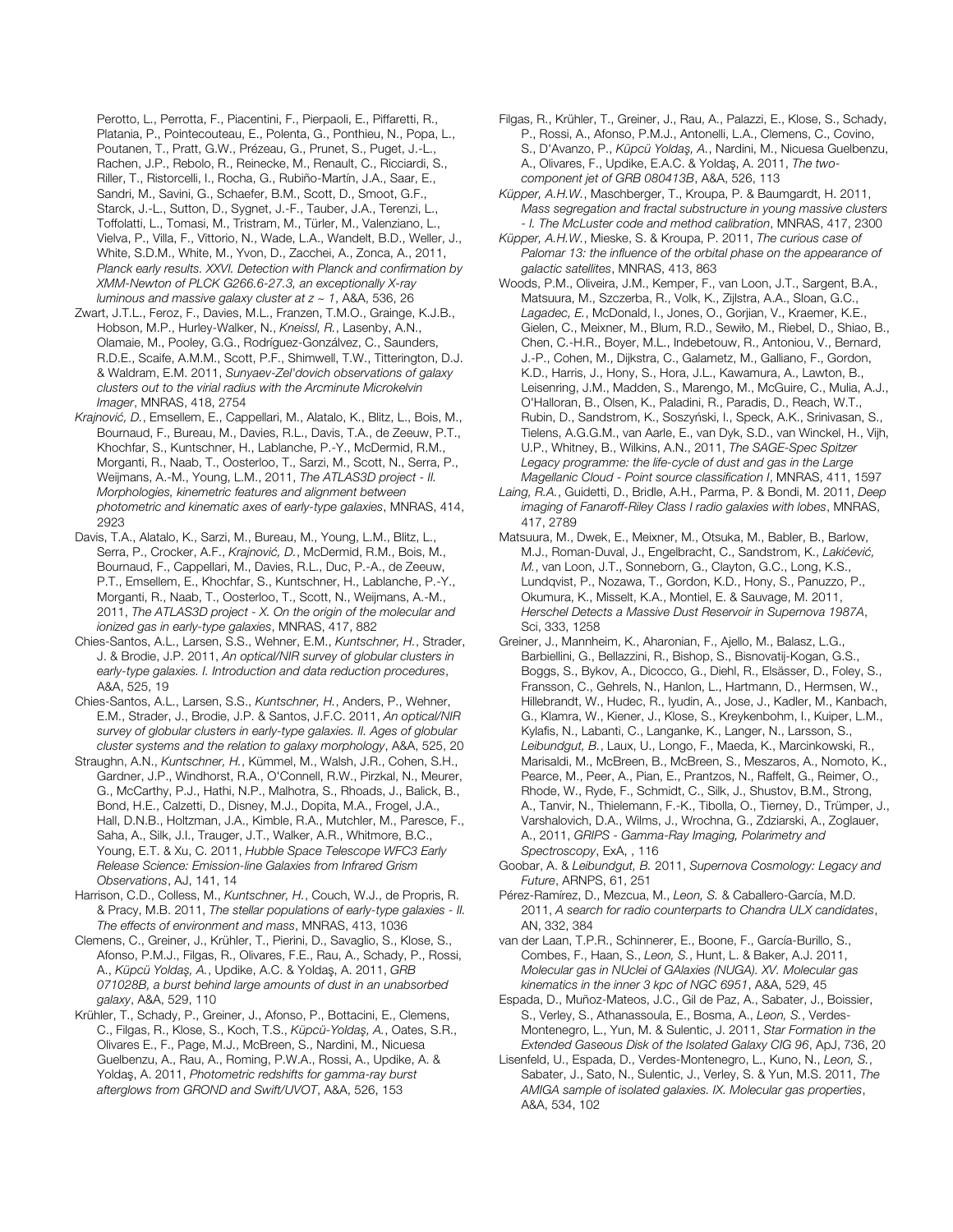Perotto, L., Perrotta, F., Piacentini, F., Pierpaoli, E., Piffaretti, R., Platania, P., Pointecouteau, E., Polenta, G., Ponthieu, N., Popa, L., Poutanen, T., Pratt, G.W., Prézeau, G., Prunet, S., Puget, J.-L., Rachen, J.P., Rebolo, R., Reinecke, M., Renault, C., Ricciardi, S., Riller, T., Ristorcelli, I., Rocha, G., Rubiño-Martín, J.A., Saar, E., Sandri, M., Savini, G., Schaefer, B.M., Scott, D., Smoot, G.F., Starck, J.-L., Sutton, D., Sygnet, J.-F., Tauber, J.A., Terenzi, L., Toffolatti, L., Tomasi, M., Tristram, M., Türler, M., Valenziano, L., Vielva, P., Villa, F., Vittorio, N., Wade, L.A., Wandelt, B.D., Weller, J., White, S.D.M., White, M., Yvon, D., Zacchei, A., Zonca, A., 2011, *Planck early results. XXVI. Detection with Planck and confirmation by XMM-Newton of PLCK G266.6-27.3, an exceptionally X-ray luminous and massive galaxy cluster at z ~ 1*, A&A, 536, 26

Zwart, J.T.L., Feroz, F., Davies, M.L., Franzen, T.M.O., Grainge, K.J.B., Hobson, M.P., Hurley-Walker, N., *Kneissl, R.*, Lasenby, A.N., Olamaie, M., Pooley, G.G., Rodríguez-Gonzálvez, C., Saunders, R.D.E., Scaife, A.M.M., Scott, P.F., Shimwell, T.W., Titterington, D.J. & Waldram, E.M. 2011, *Sunyaev-Zel'dovich observations of galaxy clusters out to the virial radius with the Arcminute Microkelvin Imager*, MNRAS, 418, 2754

*Krajnović, D.*, Emsellem, E., Cappellari, M., Alatalo, K., Blitz, L., Bois, M., Bournaud, F., Bureau, M., Davies, R.L., Davis, T.A., de Zeeuw, P.T., Khochfar, S., Kuntschner, H., Lablanche, P.-Y., McDermid, R.M., Morganti, R., Naab, T., Oosterloo, T., Sarzi, M., Scott, N., Serra, P., Weijmans, A.-M., Young, L.M., 2011, *The ATLAS3D project - II. Morphologies, kinemetric features and alignment between photometric and kinematic axes of early-type galaxies*, MNRAS, 414, 2923

Davis, T.A., Alatalo, K., Sarzi, M., Bureau, M., Young, L.M., Blitz, L., Serra, P., Crocker, A.F., *Krajnović, D.*, McDermid, R.M., Bois, M., Bournaud, F., Cappellari, M., Davies, R.L., Duc, P.-A., de Zeeuw, P.T., Emsellem, E., Khochfar, S., Kuntschner, H., Lablanche, P.-Y., Morganti, R., Naab, T., Oosterloo, T., Scott, N., Weijmans, A.-M., 2011, *The ATLAS3D project - X. On the origin of the molecular and ionized gas in early-type galaxies*, MNRAS, 417, 882

Chies-Santos, A.L., Larsen, S.S., Wehner, E.M., *Kuntschner, H.*, Strader, J. & Brodie, J.P. 2011, *An optical/NIR survey of globular clusters in early-type galaxies. I. Introduction and data reduction procedures*, A&A, 525, 19

Chies-Santos, A.L., Larsen, S.S., *Kuntschner, H.*, Anders, P., Wehner, E.M., Strader, J., Brodie, J.P. & Santos, J.F.C. 2011, *An optical/NIR survey of globular clusters in early-type galaxies. II. Ages of globular cluster systems and the relation to galaxy morphology*, A&A, 525, 20

Straughn, A.N., *Kuntschner, H.*, Kümmel, M., Walsh, J.R., Cohen, S.H., Gardner, J.P., Windhorst, R.A., O'Connell, R.W., Pirzkal, N., Meurer, G., McCarthy, P.J., Hathi, N.P., Malhotra, S., Rhoads, J., Balick, B., Bond, H.E., Calzetti, D., Disney, M.J., Dopita, M.A., Frogel, J.A., Hall, D.N.B., Holtzman, J.A., Kimble, R.A., Mutchler, M., Paresce, F., Saha, A., Silk, J.I., Trauger, J.T., Walker, A.R., Whitmore, B.C., Young, E.T. & Xu, C. 2011, *Hubble Space Telescope WFC3 Early Release Science: Emission-line Galaxies from Infrared Grism Observations*, AJ, 141, 14

Harrison, C.D., Colless, M., *Kuntschner, H.*, Couch, W.J., de Propris, R. & Pracy, M.B. 2011, *The stellar populations of early-type galaxies - II. The effects of environment and mass*, MNRAS, 413, 1036

Clemens, C., Greiner, J., Krühler, T., Pierini, D., Savaglio, S., Klose, S., Afonso, P.M.J., Filgas, R., Olivares, F.E., Rau, A., Schady, P., Rossi, A., *Küpcü Yoldaş, A.*, Updike, A.C. & Yoldaş, A. 2011, *GRB 071028B, a burst behind large amounts of dust in an unabsorbed galaxy*, A&A, 529, 110

Krühler, T., Schady, P., Greiner, J., Afonso, P., Bottacini, E., Clemens, C., Filgas, R., Klose, S., Koch, T.S., *Küpcü-Yoldaş, A.*, Oates, S.R., Olivares E., F., Page, M.J., McBreen, S., Nardini, M., Nicuesa Guelbenzu, A., Rau, A., Roming, P.W.A., Rossi, A., Updike, A. & Yoldaş, A. 2011, *Photometric redshifts for gamma-ray burst afterglows from GROND and Swift/UVOT*, A&A, 526, 153

Filgas, R., Krühler, T., Greiner, J., Rau, A., Palazzi, E., Klose, S., Schady, P., Rossi, A., Afonso, P.M.J., Antonelli, L.A., Clemens, C., Covino, S., D'Avanzo, P., *Küpcü Yoldaş, A.*, Nardini, M., Nicuesa Guelbenzu, A., Olivares, F., Updike, E.A.C. & Yoldaş, A. 2011, *The two-component jet of GRB 080413B*, A&A, 526, 113

*Küpper, A.H.W.*, Maschberger, T., Kroupa, P. & Baumgardt, H. 2011, *Mass segregation and fractal substructure in young massive clusters - I. The McLuster code and method calibration*, MNRAS, 417, 2300

*Küpper, A.H.W.*, Mieske, S. & Kroupa, P. 2011, *The curious case of Palomar 13: the influence of the orbital phase on the appearance of galactic satellites*, MNRAS, 413, 863

Woods, P.M., Oliveira, J.M., Kemper, F., van Loon, J.T., Sargent, B.A., Matsuura, M., Szczerba, R., Volk, K., Zijlstra, A.A., Sloan, G.C., *Lagadec, E.*, McDonald, I., Jones, O., Gorjian, V., Kraemer, K.E., Gielen, C., Meixner, M., Blum, R.D., Sewiło, M., Riebel, D., Shiao, B., Chen, C.-H.R., Boyer, M.L., Indebetouw, R., Antoniou, V., Bernard, J.-P., Cohen, M., Dijkstra, C., Galametz, M., Galliano, F., Gordon, K.D., Harris, J., Hony, S., Hora, J.L., Kawamura, A., Lawton, B., Leisenring, J.M., Madden, S., Marengo, M., McGuire, C., Mulia, A.J., O'Halloran, B., Olsen, K., Paladini, R., Paradis, D., Reach, W.T., Rubin, D., Sandstrom, K., Soszyński, I., Speck, A.K., Srinivasan, S., Tielens, A.G.G.M., van Aarle, E., van Dyk, S.D., van Winckel, H., Vijh, U.P., Whitney, B., Wilkins, A.N., 2011, *The SAGE-Spec Spitzer Legacy programme: the life-cycle of dust and gas in the Large Magellanic Cloud - Point source classification I*, MNRAS, 411, 1597

*Laing, R.A.*, Guidetti, D., Bridle, A.H., Parma, P. & Bondi, M. 2011, *Deep imaging of Fanaroff-Riley Class I radio galaxies with lobes*, MNRAS, 417, 2789

Matsuura, M., Dwek, E., Meixner, M., Otsuka, M., Babler, B., Barlow, M.J., Roman-Duval, J., Engelbracht, C., Sandstrom, K., *Lakićević, M.*, van Loon, J.T., Sonneborn, G., Clayton, G.C., Long, K.S., Lundqvist, P., Nozawa, T., Gordon, K.D., Hony, S., Panuzzo, P., Okumura, K., Misselt, K.A., Montiel, E. & Sauvage, M. 2011, *Herschel Detects a Massive Dust Reservoir in Supernova 1987A*, Sci, 333, 1258

Greiner, J., Mannheim, K., Aharonian, F., Ajello, M., Balasz, L.G., Barbiellini, G., Bellazzini, R., Bishop, S., Bisnovatij-Kogan, G.S., Boggs, S., Bykov, A., Dicocco, G., Diehl, R., Elsässer, D., Foley, S., Fransson, C., Gehrels, N., Hanlon, L., Hartmann, D., Hermsen, W., Hillebrandt, W., Hudec, R., Iyudin, A., Jose, J., Kadler, M., Kanbach, G., Klamra, W., Kiener, J., Klose, S., Kreykenbohm, I., Kuiper, L.M., Kylafis, N., Labanti, C., Langanke, K., Langer, N., Larsson, S., *Leibundgut, B.*, Laux, U., Longo, F., Maeda, K., Marcinkowski, R., Marisaldi, M., McBreen, B., McBreen, S., Meszaros, A., Nomoto, K., Pearce, M., Peer, A., Pian, E., Prantzos, N., Raffelt, G., Reimer, O., Rhode, W., Ryde, F., Schmidt, C., Silk, J., Shustov, B.M., Strong, A., Tanvir, N., Thielemann, F.-K., Tibolla, O., Tierney, D., Trümper, J., Varshalovich, D.A., Wilms, J., Wrochna, G., Zdziarski, A., Zoglauer, A., 2011, *GRIPS - Gamma-Ray Imaging, Polarimetry and Spectroscopy*, ExA, , 116

Goobar, A. & *Leibundgut, B.* 2011, *Supernova Cosmology: Legacy and Future*, ARNPS, 61, 251

Pérez-Ramírez, D., Mezcua, M., *Leon, S.* & Caballero-García, M.D. 2011, *A search for radio counterparts to Chandra ULX candidates*, AN, 332, 384

van der Laan, T.P.R., Schinnerer, E., Boone, F., García-Burillo, S., Combes, F., Haan, S., *Leon, S.*, Hunt, L. & Baker, A.J. 2011, *Molecular gas in NUclei of GAlaxies (NUGA). XV. Molecular gas kinematics in the inner 3 kpc of NGC 6951*, A&A, 529, 45

Espada, D., Muñoz-Mateos, J.C., Gil de Paz, A., Sabater, J., Boissier, S., Verley, S., Athanassoula, E., Bosma, A., *Leon, S.*, Verdes-Montenegro, L., Yun, M. & Sulentic, J. 2011, *Star Formation in the Extended Gaseous Disk of the Isolated Galaxy CIG 96*, ApJ, 736, 20

Lisenfeld, U., Espada, D., Verdes-Montenegro, L., Kuno, N., *Leon, S.*, Sabater, J., Sato, N., Sulentic, J., Verley, S. & Yun, M.S. 2011, *The AMIGA sample of isolated galaxies. IX. Molecular gas properties*, A&A, 534, 102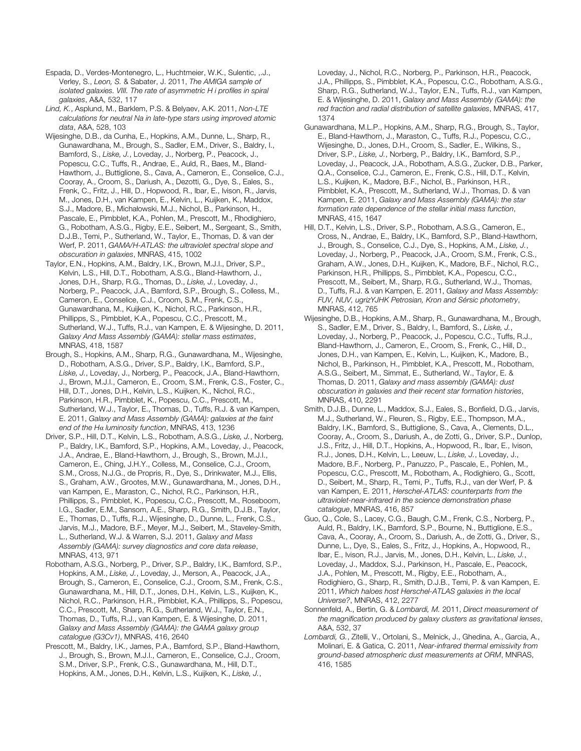Espada, D., Verdes-Montenegro, L., Huchtmeier, W.K., Sulentic, ,.J., Verley, S., *Leon, S.* & Sabater, J. 2011, *The AMIGA sample of isolated galaxies. VIII. The rate of asymmetric H i profiles in spiral galaxies*, A&A, 532, 117

*Lind, K.*, Asplund, M., Barklem, P.S. & Belyaev, A.K. 2011, *Non-LTE calculations for neutral Na in late-type stars using improved atomic data*, A&A, 528, 103

Wijesinghe, D.B., da Cunha, E., Hopkins, A.M., Dunne, L., Sharp, R., Gunawardhana, M., Brough, S., Sadler, E.M., Driver, S., Baldry, I., Bamford, S., *Liske, J.*, Loveday, J., Norberg, P., Peacock, J., Popescu, C.C., Tuffs, R., Andrae, E., Auld, R., Baes, M., Bland-Hawthorn, J., Buttiglione, S., Cava, A., Cameron, E., Conselice, C.J., Cooray, A., Croom, S., Dariush, A., Dezotti, G., Dye, S., Eales, S., Frenk, C., Fritz, J., Hill, D., Hopwood, R., Ibar, E., Ivison, R., Jarvis, M., Jones, D.H., van Kampen, E., Kelvin, L., Kuijken, K., Maddox, S.J., Madore, B., Michałowski, M.J., Nichol, B., Parkinson, H., Pascale, E., Pimbblet, K.A., Pohlen, M., Prescott, M., Rhodighiero, G., Robotham, A.S.G., Rigby, E.E., Seibert, M., Sergeant, S., Smith, D.J.B., Temi, P., Sutherland, W., Taylor, E., Thomas, D. & van der Werf, P. 2011, *GAMA/H-ATLAS: the ultraviolet spectral slope and obscuration in galaxies*, MNRAS, 415, 1002

Taylor, E.N., Hopkins, A.M., Baldry, I.K., Brown, M.J.I., Driver, S.P., Kelvin, L.S., Hill, D.T., Robotham, A.S.G., Bland-Hawthorn, J., Jones, D.H., Sharp, R.G., Thomas, D., *Liske, J.*, Loveday, J., Norberg, P., Peacock, J.A., Bamford, S.P., Brough, S., Colless, M., Cameron, E., Conselice, C.J., Croom, S.M., Frenk, C.S., Gunawardhana, M., Kuijken, K., Nichol, R.C., Parkinson, H.R., Phillipps, S., Pimbblet, K.A., Popescu, C.C., Prescott, M., Sutherland, W.J., Tuffs, R.J., van Kampen, E. & Wijesinghe, D. 2011, *Galaxy And Mass Assembly (GAMA): stellar mass estimates*, MNRAS, 418, 1587

Brough, S., Hopkins, A.M., Sharp, R.G., Gunawardhana, M., Wijesinghe, D., Robotham, A.S.G., Driver, S.P., Baldry, I.K., Bamford, S.P., *Liske, J.*, Loveday, J., Norberg, P., Peacock, J.A., Bland-Hawthorn, J., Brown, M.J.I., Cameron, E., Croom, S.M., Frenk, C.S., Foster, C., Hill, D.T., Jones, D.H., Kelvin, L.S., Kuijken, K., Nichol, R.C., Parkinson, H.R., Pimbblet, K., Popescu, C.C., Prescott, M., Sutherland, W.J., Taylor, E., Thomas, D., Tuffs, R.J. & van Kampen, E. 2011, *Galaxy and Mass Assembly (GAMA): galaxies at the faint end of the Hα luminosity function*, MNRAS, 413, 1236

Driver, S.P., Hill, D.T., Kelvin, L.S., Robotham, A.S.G., *Liske, J.*, Norberg, P., Baldry, I.K., Bamford, S.P., Hopkins, A.M., Loveday, J., Peacock, J.A., Andrae, E., Bland-Hawthorn, J., Brough, S., Brown, M.J.I., Cameron, E., Ching, J.H.Y., Colless, M., Conselice, C.J., Croom, S.M., Cross, N.J.G., de Propris, R., Dye, S., Drinkwater, M.J., Ellis, S., Graham, A.W., Grootes, M.W., Gunawardhana, M., Jones, D.H., van Kampen, E., Maraston, C., Nichol, R.C., Parkinson, H.R., Phillipps, S., Pimbblet, K., Popescu, C.C., Prescott, M., Roseboom, I.G., Sadler, E.M., Sansom, A.E., Sharp, R.G., Smith, D.J.B., Taylor, E., Thomas, D., Tuffs, R.J., Wijesinghe, D., Dunne, L., Frenk, C.S., Jarvis, M.J., Madore, B.F., Meyer, M.J., Seibert, M., Staveley-Smith, L., Sutherland, W.J. & Warren, S.J. 2011, *Galaxy and Mass Assembly (GAMA): survey diagnostics and core data release*, MNRAS, 413, 971

Robotham, A.S.G., Norberg, P., Driver, S.P., Baldry, I.K., Bamford, S.P., Hopkins, A.M., *Liske, J.*, Loveday, J., Merson, A., Peacock, J.A., Brough, S., Cameron, E., Conselice, C.J., Croom, S.M., Frenk, C.S., Gunawardhana, M., Hill, D.T., Jones, D.H., Kelvin, L.S., Kuijken, K., Nichol, R.C., Parkinson, H.R., Pimbblet, K.A., Phillipps, S., Popescu, C.C., Prescott, M., Sharp, R.G., Sutherland, W.J., Taylor, E.N., Thomas, D., Tuffs, R.J., van Kampen, E. & Wijesinghe, D. 2011, *Galaxy and Mass Assembly (GAMA): the GAMA galaxy group catalogue (G3Cv1)*, MNRAS, 416, 2640

Prescott, M., Baldry, I.K., James, P.A., Bamford, S.P., Bland-Hawthorn, J., Brough, S., Brown, M.J.I., Cameron, E., Conselice, C.J., Croom, S.M., Driver, S.P., Frenk, C.S., Gunawardhana, M., Hill, D.T., Hopkins, A.M., Jones, D.H., Kelvin, L.S., Kuijken, K., *Liske, J.*, Loveday, J., Nichol, R.C., Norberg, P., Parkinson, H.R., Peacock, J.A., Phillipps, S., Pimbblet, K.A., Popescu, C.C., Robotham, A.S.G., Sharp, R.G., Sutherland, W.J., Taylor, E.N., Tuffs, R.J., van Kampen, E. & Wijesinghe, D. 2011, *Galaxy and Mass Assembly (GAMA): the red fraction and radial distribution of satellite galaxies*, MNRAS, 417, 1374

Gunawardhana, M.L.P., Hopkins, A.M., Sharp, R.G., Brough, S., Taylor, E., Bland-Hawthorn, J., Maraston, C., Tuffs, R.J., Popescu, C.C., Wijesinghe, D., Jones, D.H., Croom, S., Sadler, E., Wilkins, S., Driver, S.P., *Liske, J.*, Norberg, P., Baldry, I.K., Bamford, S.P., Loveday, J., Peacock, J.A., Robotham, A.S.G., Zucker, D.B., Parker, Q.A., Conselice, C.J., Cameron, E., Frenk, C.S., Hill, D.T., Kelvin, L.S., Kuijken, K., Madore, B.F., Nichol, B., Parkinson, H.R., Pimbblet, K.A., Prescott, M., Sutherland, W.J., Thomas, D. & van Kampen, E. 2011, *Galaxy and Mass Assembly (GAMA): the star formation rate dependence of the stellar initial mass function*, MNRAS, 415, 1647

Hill, D.T., Kelvin, L.S., Driver, S.P., Robotham, A.S.G., Cameron, E., Cross, N., Andrae, E., Baldry, I.K., Bamford, S.P., Bland-Hawthorn, J., Brough, S., Conselice, C.J., Dye, S., Hopkins, A.M., *Liske, J.*, Loveday, J., Norberg, P., Peacock, J.A., Croom, S.M., Frenk, C.S., Graham, A.W., Jones, D.H., Kuijken, K., Madore, B.F., Nichol, R.C., Parkinson, H.R., Phillipps, S., Pimbblet, K.A., Popescu, C.C., Prescott, M., Seibert, M., Sharp, R.G., Sutherland, W.J., Thomas, D., Tuffs, R.J. & van Kampen, E. 2011, *Galaxy and Mass Assembly: FUV, NUV, ugrizYJHK Petrosian, Kron and Sérsic photometry*, MNRAS, 412, 765

Wijesinghe, D.B., Hopkins, A.M., Sharp, R., Gunawardhana, M., Brough, S., Sadler, E.M., Driver, S., Baldry, I., Bamford, S., *Liske, J.*, Loveday, J., Norberg, P., Peacock, J., Popescu, C.C., Tuffs, R.J., Bland-Hawthorn, J., Cameron, E., Croom, S., Frenk, C., Hill, D., Jones, D.H., van Kampen, E., Kelvin, L., Kuijken, K., Madore, B., Nichol, B., Parkinson, H., Pimbblet, K.A., Prescott, M., Robotham, A.S.G., Seibert, M., Simmat, E., Sutherland, W., Taylor, E. & Thomas, D. 2011, *Galaxy and mass assembly (GAMA): dust obscuration in galaxies and their recent star formation histories*, MNRAS, 410, 2291

Smith, D.J.B., Dunne, L., Maddox, S.J., Eales, S., Bonfield, D.G., Jarvis, M.J., Sutherland, W., Fleuren, S., Rigby, E.E., Thompson, M.A., Baldry, I.K., Bamford, S., Buttiglione, S., Cava, A., Clements, D.L., Cooray, A., Croom, S., Dariush, A., de Zotti, G., Driver, S.P., Dunlop, J.S., Fritz, J., Hill, D.T., Hopkins, A., Hopwood, R., Ibar, E., Ivison, R.J., Jones, D.H., Kelvin, L., Leeuw, L., *Liske, J.*, Loveday, J., Madore, B.F., Norberg, P., Panuzzo, P., Pascale, E., Pohlen, M., Popescu, C.C., Prescott, M., Robotham, A., Rodighiero, G., Scott, D., Seibert, M., Sharp, R., Temi, P., Tuffs, R.J., van der Werf, P. & van Kampen, E. 2011, *Herschel-ATLAS: counterparts from the ultraviolet-near-infrared in the science demonstration phase catalogue*, MNRAS, 416, 857

Guo, Q., Cole, S., Lacey, C.G., Baugh, C.M., Frenk, C.S., Norberg, P., Auld, R., Baldry, I.K., Bamford, S.P., Bourne, N., Buttiglione, E.S., Cava, A., Cooray, A., Croom, S., Dariush, A., de Zotti, G., Driver, S., Dunne, L., Dye, S., Eales, S., Fritz, J., Hopkins, A., Hopwood, R., Ibar, E., Ivison, R.J., Jarvis, M., Jones, D.H., Kelvin, L., *Liske, J.*, Loveday, J., Maddox, S.J., Parkinson, H., Pascale, E., Peacock, J.A., Pohlen, M., Prescott, M., Rigby, E.E., Robotham, A., Rodighiero, G., Sharp, R., Smith, D.J.B., Temi, P. & van Kampen, E. 2011, *Which haloes host Herschel-ATLAS galaxies in the local Universe?*, MNRAS, 412, 2277

Sonnenfeld, A., Bertin, G. & *Lombardi, M.* 2011, *Direct measurement of the magnification produced by galaxy clusters as gravitational lenses*, A&A, 532, 37

*Lombardi, G.*, Zitelli, V., Ortolani, S., Melnick, J., Ghedina, A., Garcia, A., Molinari, E. & Gatica, C. 2011, *Near-infrared thermal emissivity from ground-based atmospheric dust measurements at ORM*, MNRAS, 416, 1585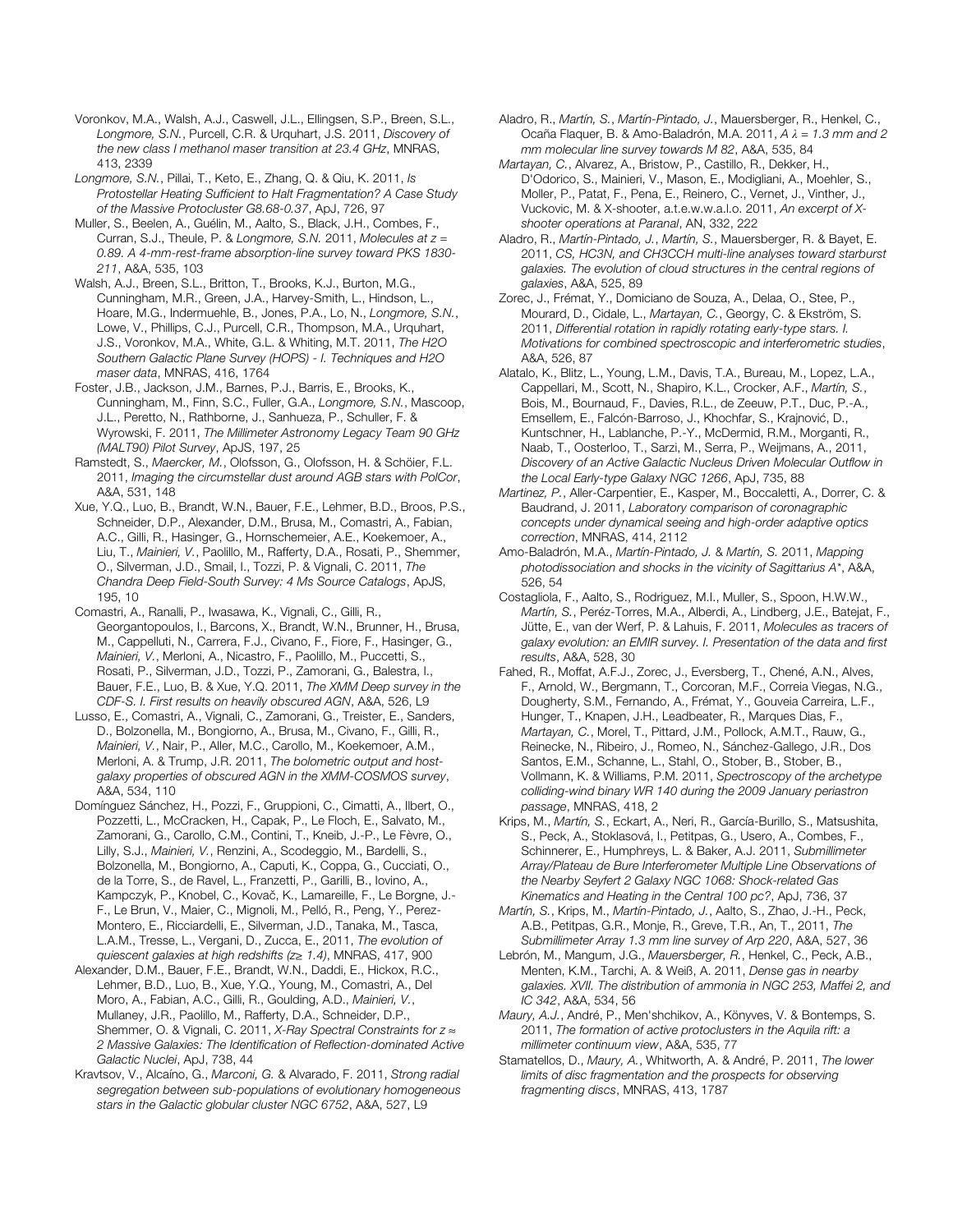Voronkov, M.A., Walsh, A.J., Caswell, J.L., Ellingsen, S.P., Breen, S.L., *Longmore, S.N.*, Purcell, C.R. & Urquhart, J.S. 2011, *Discovery of the new class I methanol maser transition at 23.4 GHz*, MNRAS, 413, 2339

*Longmore, S.N.*, Pillai, T., Keto, E., Zhang, Q. & Qiu, K. 2011, *Is Protostellar Heating Sufficient to Halt Fragmentation? A Case Study of the Massive Protocluster G8.68-0.37*, ApJ, 726, 97

Muller, S., Beelen, A., Guélin, M., Aalto, S., Black, J.H., Combes, F., Curran, S.J., Theule, P. & *Longmore, S.N.* 2011, *Molecules at z = 0.89. A 4-mm-rest-frame absorption-line survey toward PKS 1830-211*, A&A, 535, 103

Walsh, A.J., Breen, S.L., Britton, T., Brooks, K.J., Burton, M.G., Cunningham, M.R., Green, J.A., Harvey-Smith, L., Hindson, L., Hoare, M.G., Indermuehle, B., Jones, P.A., Lo, N., *Longmore, S.N.*, Lowe, V., Phillips, C.J., Purcell, C.R., Thompson, M.A., Urquhart, J.S., Voronkov, M.A., White, G.L. & Whiting, M.T. 2011, *The H2O Southern Galactic Plane Survey (HOPS) - I. Techniques and H2O maser data*, MNRAS, 416, 1764

Foster, J.B., Jackson, J.M., Barnes, P.J., Barris, E., Brooks, K., Cunningham, M., Finn, S.C., Fuller, G.A., *Longmore, S.N.*, Mascoop, J.L., Peretto, N., Rathborne, J., Sanhueza, P., Schuller, F. & Wyrowski, F. 2011, *The Millimeter Astronomy Legacy Team 90 GHz (MALT90) Pilot Survey*, ApJS, 197, 25

Ramstedt, S., *Maercker, M.*, Olofsson, G., Olofsson, H. & Schöier, F.L. 2011, *Imaging the circumstellar dust around AGB stars with PolCor*, A&A, 531, 148

Xue, Y.Q., Luo, B., Brandt, W.N., Bauer, F.E., Lehmer, B.D., Broos, P.S., Schneider, D.P., Alexander, D.M., Brusa, M., Comastri, A., Fabian, A.C., Gilli, R., Hasinger, G., Hornschemeier, A.E., Koekemoer, A., Liu, T., *Mainieri, V.*, Paolillo, M., Rafferty, D.A., Rosati, P., Shemmer, O., Silverman, J.D., Smail, I., Tozzi, P. & Vignali, C. 2011, *The Chandra Deep Field-South Survey: 4 Ms Source Catalogs*, ApJS, 195, 10

Comastri, A., Ranalli, P., Iwasawa, K., Vignali, C., Gilli, R., Georgantopoulos, I., Barcons, X., Brandt, W.N., Brunner, H., Brusa, M., Cappelluti, N., Carrera, F.J., Civano, F., Fiore, F., Hasinger, G., *Mainieri, V.*, Merloni, A., Nicastro, F., Paolillo, M., Puccetti, S., Rosati, P., Silverman, J.D., Tozzi, P., Zamorani, G., Balestra, I., Bauer, F.E., Luo, B. & Xue, Y.Q. 2011, *The XMM Deep survey in the CDF-S. I. First results on heavily obscured AGN*, A&A, 526, L9

Lusso, E., Comastri, A., Vignali, C., Zamorani, G., Treister, E., Sanders, D., Bolzonella, M., Bongiorno, A., Brusa, M., Civano, F., Gilli, R., *Mainieri, V.*, Nair, P., Aller, M.C., Carollo, M., Koekemoer, A.M., Merloni, A. & Trump, J.R. 2011, *The bolometric output and host-galaxy properties of obscured AGN in the XMM-COSMOS survey*, A&A, 534, 110

Domínguez Sánchez, H., Pozzi, F., Gruppioni, C., Cimatti, A., Ilbert, O., Pozzetti, L., McCracken, H., Capak, P., Le Floch, E., Salvato, M., Zamorani, G., Carollo, C.M., Contini, T., Kneib, J.-P., Le Fèvre, O., Lilly, S.J., *Mainieri, V.*, Renzini, A., Scodeggio, M., Bardelli, S., Bolzonella, M., Bongiorno, A., Caputi, K., Coppa, G., Cucciati, O., de la Torre, S., de Ravel, L., Franzetti, P., Garilli, B., Iovino, A., Kampczyk, P., Knobel, C., Kovač, K., Lamareille, F., Le Borgne, J.-F., Le Brun, V., Maier, C., Mignoli, M., Pelló, R., Peng, Y., Perez-Montero, E., Ricciardelli, E., Silverman, J.D., Tanaka, M., Tasca, L.A.M., Tresse, L., Vergani, D., Zucca, E., 2011, *The evolution of quiescent galaxies at high redshifts ($z \geq 1.4$)*, MNRAS, 417, 900

Alexander, D.M., Bauer, F.E., Brandt, W.N., Daddi, E., Hickox, R.C., Lehmer, B.D., Luo, B., Xue, Y.Q., Young, M., Comastri, A., Del Moro, A., Fabian, A.C., Gilli, R., Goulding, A.D., *Mainieri, V.*, Mullaney, J.R., Paolillo, M., Rafferty, D.A., Schneider, D.P., Shemmer, O. & Vignali, C. 2011, *X-Ray Spectral Constraints for $z \approx 2$ Massive Galaxies: The Identification of Reflection-dominated Active Galactic Nuclei*, ApJ, 738, 44

Kravtsov, V., Alcaíno, G., *Marconi, G.* & Alvarado, F. 2011, *Strong radial segregation between sub-populations of evolutionary homogeneous stars in the Galactic globular cluster NGC 6752*, A&A, 527, L9

Aladro, R., *Martín, S.*, *Martín-Pintado, J.*, Mauersberger, R., Henkel, C., Ocaña Flaquer, B. & Amo-Baladrón, M.A. 2011, *A $\lambda$ = 1.3 mm and 2 mm molecular line survey towards M 82*, A&A, 535, 84

*Martayan, C.*, Alvarez, A., Bristow, P., Castillo, R., Dekker, H., D'Odorico, S., Mainieri, V., Mason, E., Modigliani, A., Moehler, S., Moller, P., Patat, F., Pena, E., Reinero, C., Vernet, J., Vinther, J., Vuckovic, M. & X-shooter, a.t.e.w.w.a.l.o. 2011, *An excerpt of X-shooter operations at Paranal*, AN, 332, 222

Aladro, R., *Martín-Pintado, J.*, *Martín, S.*, Mauersberger, R. & Bayet, E. 2011, *CS, HC3N, and CH3CCH multi-line analyses toward starburst galaxies. The evolution of cloud structures in the central regions of galaxies*, A&A, 525, 89

Zorec, J., Frémat, Y., Domiciano de Souza, A., Delaa, O., Stee, P., Mourard, D., Cidale, L., *Martayan, C.*, Georgy, C. & Ekström, S. 2011, *Differential rotation in rapidly rotating early-type stars. I. Motivations for combined spectroscopic and interferometric studies*, A&A, 526, 87

Alatalo, K., Blitz, L., Young, L.M., Davis, T.A., Bureau, M., Lopez, L.A., Cappellari, M., Scott, N., Shapiro, K.L., Crocker, A.F., *Martín, S.*, Bois, M., Bournaud, F., Davies, R.L., de Zeeuw, P.T., Duc, P.-A., Emsellem, E., Falcón-Barroso, J., Khochfar, S., Krajnović, D., Kuntschner, H., Lablanche, P.-Y., McDermid, R.M., Morganti, R., Naab, T., Oosterloo, T., Sarzi, M., Serra, P., Weijmans, A., 2011, *Discovery of an Active Galactic Nucleus Driven Molecular Outflow in the Local Early-type Galaxy NGC 1266*, ApJ, 735, 88

*Martinez, P.*, Aller-Carpentier, E., Kasper, M., Boccaletti, A., Dorrer, C. & Baudrand, J. 2011, *Laboratory comparison of coronagraphic concepts under dynamical seeing and high-order adaptive optics correction*, MNRAS, 414, 2112

Amo-Baladrón, M.A., *Martín-Pintado, J.* & *Martín, S.* 2011, *Mapping photodissociation and shocks in the vicinity of Sagittarius A**, A&A, 526, 54

Costagliola, F., Aalto, S., Rodriguez, M.I., Muller, S., Spoon, H.W.W., *Martín, S.*, Peréz-Torres, M.A., Alberdi, A., Lindberg, J.E., Batejat, F., Jütte, E., van der Werf, P. & Lahuis, F. 2011, *Molecules as tracers of galaxy evolution: an EMIR survey. I. Presentation of the data and first results*, A&A, 528, 30

Fahed, R., Moffat, A.F.J., Zorec, J., Eversberg, T., Chené, A.N., Alves, F., Arnold, W., Bergmann, T., Corcoran, M.F., Correia Viegas, N.G., Dougherty, S.M., Fernando, A., Frémat, Y., Gouveia Carreira, L.F., Hunger, T., Knapen, J.H., Leadbeater, R., Marques Dias, F., *Martayan, C.*, Morel, T., Pittard, J.M., Pollock, A.M.T., Rauw, G., Reinecke, N., Ribeiro, J., Romeo, N., Sánchez-Gallego, J.R., Dos Santos, E.M., Schanne, L., Stahl, O., Stober, B., Stober, B., Vollmann, K. & Williams, P.M. 2011, *Spectroscopy of the archetype colliding-wind binary WR 140 during the 2009 January periastron passage*, MNRAS, 418, 2

Krips, M., *Martín, S.*, Eckart, A., Neri, R., García-Burillo, S., Matsushita, S., Peck, A., Stoklasová, I., Petitpas, G., Usero, A., Combes, F., Schinnerer, E., Humphreys, L. & Baker, A.J. 2011, *Submillimeter Array/Plateau de Bure Interferometer Multiple Line Observations of the Nearby Seyfert 2 Galaxy NGC 1068: Shock-related Gas Kinematics and Heating in the Central 100 pc?*, ApJ, 736, 37

*Martín, S.*, Krips, M., *Martín-Pintado, J.*, Aalto, S., Zhao, J.-H., Peck, A.B., Petitpas, G.R., Monje, R., Greve, T.R., An, T., 2011, *The Submillimeter Array 1.3 mm line survey of Arp 220*, A&A, 527, 36

Lebrón, M., Mangum, J.G., *Mauersberger, R.*, Henkel, C., Peck, A.B., Menten, K.M., Tarchi, A. & Weiß, A. 2011, *Dense gas in nearby galaxies. XVII. The distribution of ammonia in NGC 253, Maffei 2, and IC 342*, A&A, 534, 56

*Maury, A.J.*, André, P., Men'shchikov, A., Könyves, V. & Bontemps, S. 2011, *The formation of active protoclusters in the Aquila rift: a millimeter continuum view*, A&A, 535, 77

Stamatellos, D., *Maury, A.*, Whitworth, A. & André, P. 2011, *The lower limits of disc fragmentation and the prospects for observing fragmenting discs*, MNRAS, 413, 1787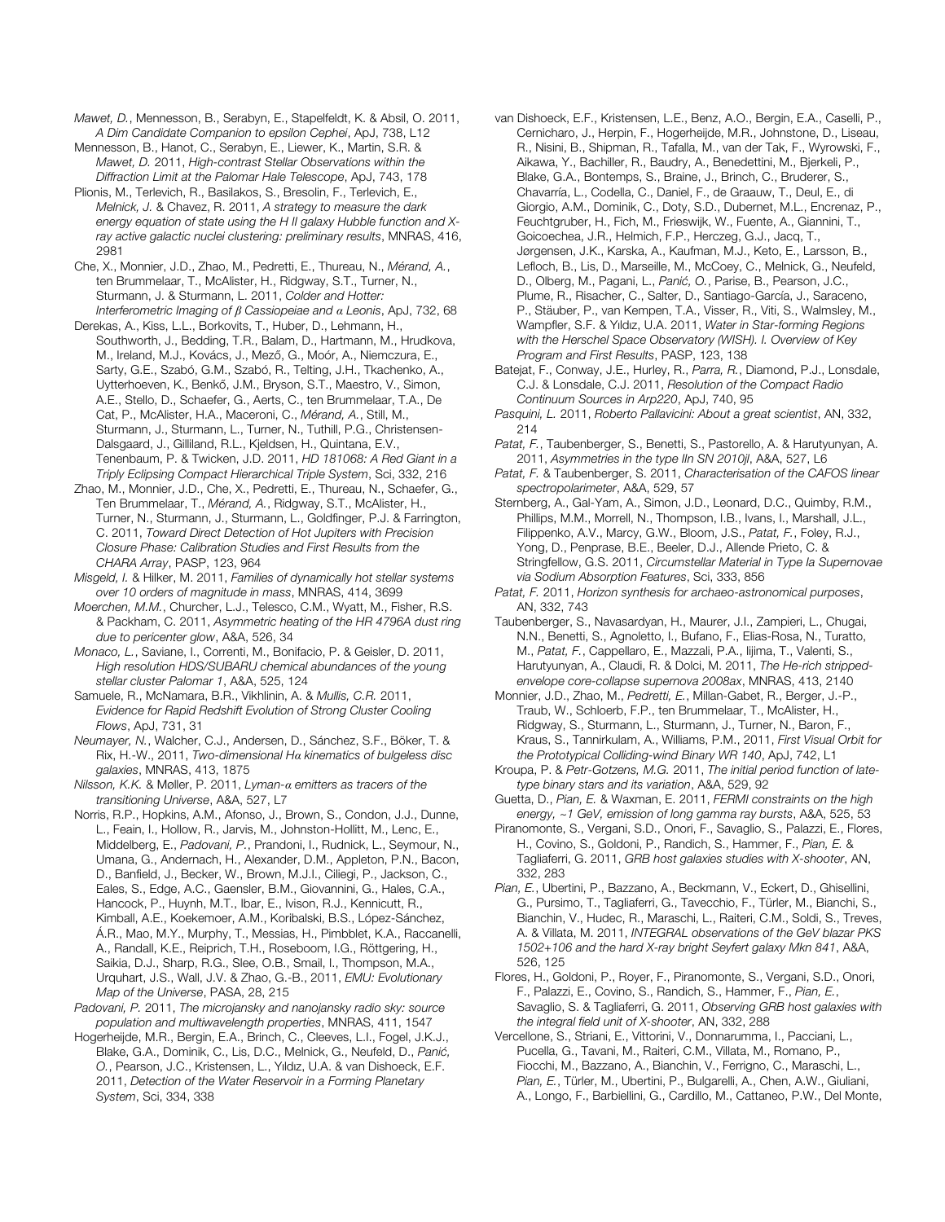*Mawet, D.*, Mennesson, B., Serabyn, E., Stapelfeldt, K. & Absil, O. 2011, *A Dim Candidate Companion to epsilon Cephei*, ApJ, 738, L12

Mennesson, B., Hanot, C., Serabyn, E., Liewer, K., Martin, S.R. & *Mawet, D.* 2011, *High-contrast Stellar Observations within the Diffraction Limit at the Palomar Hale Telescope*, ApJ, 743, 178

Plionis, M., Terlevich, R., Basilakos, S., Bresolin, F., Terlevich, E., *Melnick, J.* & Chavez, R. 2011, *A strategy to measure the dark energy equation of state using the H II galaxy Hubble function and X-ray active galactic nuclei clustering: preliminary results*, MNRAS, 416, 2981

Che, X., Monnier, J.D., Zhao, M., Pedretti, E., Thureau, N., *Mérand, A.*, ten Brummelaar, T., McAlister, H., Ridgway, S.T., Turner, N., Sturmann, J. & Sturmann, L. 2011, *Colder and Hotter: Interferometric Imaging of β Cassiopeiae and α Leonis*, ApJ, 732, 68

Derekas, A., Kiss, L.L., Borkovits, T., Huber, D., Lehmann, H., Southworth, J., Bedding, T.R., Balam, D., Hartmann, M., Hrudkova, M., Ireland, M.J., Kovács, J., Mező, G., Moór, A., Niemczura, E., Sarty, G.E., Szabó, G.M., Szabó, R., Telting, J.H., Tkachenko, A., Uytterhoeven, K., Benkő, J.M., Bryson, S.T., Maestro, V., Simon, A.E., Stello, D., Schaefer, G., Aerts, C., ten Brummelaar, T.A., De Cat, P., McAlister, H.A., Maceroni, C., *Mérand, A.*, Still, M., Sturmann, J., Sturmann, L., Turner, N., Tuthill, P.G., Christensen-Dalsgaard, J., Gilliland, R.L., Kjeldsen, H., Quintana, E.V., Tenenbaum, P. & Twicken, J.D. 2011, *HD 181068: A Red Giant in a Triply Eclipsing Compact Hierarchical Triple System*, Sci, 332, 216

Zhao, M., Monnier, J.D., Che, X., Pedretti, E., Thureau, N., Schaefer, G., Ten Brummelaar, T., *Mérand, A.*, Ridgway, S.T., McAlister, H., Turner, N., Sturmann, J., Sturmann, L., Goldfinger, P.J. & Farrington, C. 2011, *Toward Direct Detection of Hot Jupiters with Precision Closure Phase: Calibration Studies and First Results from the CHARA Array*, PASP, 123, 964

*Misgeld, I.* & Hilker, M. 2011, *Families of dynamically hot stellar systems over 10 orders of magnitude in mass*, MNRAS, 414, 3699

*Moerchen, M.M.*, Churcher, L.J., Telesco, C.M., Wyatt, M., Fisher, R.S. & Packham, C. 2011, *Asymmetric heating of the HR 4796A dust ring due to pericenter glow*, A&A, 526, 34

*Monaco, L.*, Saviane, I., Correnti, M., Bonifacio, P. & Geisler, D. 2011, *High resolution HDS/SUBARU chemical abundances of the young stellar cluster Palomar 1*, A&A, 525, 124

Samuele, R., McNamara, B.R., Vikhlinin, A. & *Mullis, C.R.* 2011, *Evidence for Rapid Redshift Evolution of Strong Cluster Cooling Flows*, ApJ, 731, 31

*Neumayer, N.*, Walcher, C.J., Andersen, D., Sánchez, S.F., Böker, T. & Rix, H.-W., 2011, *Two-dimensional Hα kinematics of bulgeless disc galaxies*, MNRAS, 413, 1875

*Nilsson, K.K.* & Møller, P. 2011, *Lyman-α emitters as tracers of the transitioning Universe*, A&A, 527, L7

Norris, R.P., Hopkins, A.M., Afonso, J., Brown, S., Condon, J.J., Dunne, L., Feain, I., Hollow, R., Jarvis, M., Johnston-Hollitt, M., Lenc, E., Middelberg, E., *Padovani, P.*, Prandoni, I., Rudnick, L., Seymour, N., Umana, G., Andernach, H., Alexander, D.M., Appleton, P.N., Bacon, D., Banfield, J., Becker, W., Brown, M.J.I., Ciliegi, P., Jackson, C., Eales, S., Edge, A.C., Gaensler, B.M., Giovannini, G., Hales, C.A., Hancock, P., Huynh, M.T., Ibar, E., Ivison, R.J., Kennicutt, R., Kimball, A.E., Koekemoer, A.M., Koribalski, B.S., López-Sánchez, Á.R., Mao, M.Y., Murphy, T., Messias, H., Pimbblet, K.A., Raccanelli, A., Randall, K.E., Reiprich, T.H., Roseboom, I.G., Röttgering, H., Saikia, D.J., Sharp, R.G., Slee, O.B., Smail, I., Thompson, M.A., Urquhart, J.S., Wall, J.V. & Zhao, G.-B., 2011, *EMU: Evolutionary Map of the Universe*, PASA, 28, 215

*Padovani, P.* 2011, *The microjansky and nanojansky radio sky: source population and multiwavelength properties*, MNRAS, 411, 1547

Hogerheijde, M.R., Bergin, E.A., Brinch, C., Cleeves, L.I., Fogel, J.K.J., Blake, G.A., Dominik, C., Lis, D.C., Melnick, G., Neufeld, D., *Panić, O.*, Pearson, J.C., Kristensen, L., Yıldız, U.A. & van Dishoeck, E.F. 2011, *Detection of the Water Reservoir in a Forming Planetary System*, Sci, 334, 338

van Dishoeck, E.F., Kristensen, L.E., Benz, A.O., Bergin, E.A., Caselli, P., Cernicharo, J., Herpin, F., Hogerheijde, M.R., Johnstone, D., Liseau, R., Nisini, B., Shipman, R., Tafalla, M., van der Tak, F., Wyrowski, F., Aikawa, Y., Bachiller, R., Baudry, A., Benedettini, M., Bjerkeli, P., Blake, G.A., Bontemps, S., Braine, J., Brinch, C., Bruderer, S., Chavarría, L., Codella, C., Daniel, F., de Graauw, T., Deul, E., di Giorgio, A.M., Dominik, C., Doty, S.D., Dubernet, M.L., Encrenaz, P., Feuchtgruber, H., Fich, M., Frieswijk, W., Fuente, A., Giannini, T., Goicoechea, J.R., Helmich, F.P., Herczeg, G.J., Jacq, T., Jørgensen, J.K., Karska, A., Kaufman, M.J., Keto, E., Larsson, B., Lefloch, B., Lis, D., Marseille, M., McCoey, C., Melnick, G., Neufeld, D., Olberg, M., Pagani, L., *Panić, O.*, Parise, B., Pearson, J.C., Plume, R., Risacher, C., Salter, D., Santiago-García, J., Saraceno, P., Stäuber, P., van Kempen, T.A., Visser, R., Viti, S., Walmsley, M., Wampfler, S.F. & Yıldız, U.A. 2011, *Water in Star-forming Regions with the Herschel Space Observatory (WISH). I. Overview of Key Program and First Results*, PASP, 123, 138

Batejat, F., Conway, J.E., Hurley, R., *Parra, R.*, Diamond, P.J., Lonsdale, C.J. & Lonsdale, C.J. 2011, *Resolution of the Compact Radio Continuum Sources in Arp220*, ApJ, 740, 95

*Pasquini, L.* 2011, *Roberto Pallavicini: About a great scientist*, AN, 332, 214

*Patat, F.*, Taubenberger, S., Benetti, S., Pastorello, A. & Harutyunyan, A. 2011, *Asymmetries in the type IIn SN 2010jl*, A&A, 527, L6

*Patat, F.* & Taubenberger, S. 2011, *Characterisation of the CAFOS linear spectropolarimeter*, A&A, 529, 57

Sternberg, A., Gal-Yam, A., Simon, J.D., Leonard, D.C., Quimby, R.M., Phillips, M.M., Morrell, N., Thompson, I.B., Ivans, I., Marshall, J.L., Filippenko, A.V., Marcy, G.W., Bloom, J.S., *Patat, F.*, Foley, R.J., Yong, D., Penprase, B.E., Beeler, D.J., Allende Prieto, C. & Stringfellow, G.S. 2011, *Circumstellar Material in Type Ia Supernovae via Sodium Absorption Features*, Sci, 333, 856

*Patat, F.* 2011, *Horizon synthesis for archaeo-astronomical purposes*, AN, 332, 743

Taubenberger, S., Navasardyan, H., Maurer, J.I., Zampieri, L., Chugai, N.N., Benetti, S., Agnoletto, I., Bufano, F., Elias-Rosa, N., Turatto, M., *Patat, F.*, Cappellaro, E., Mazzali, P.A., Iijima, T., Valenti, S., Harutyunyan, A., Claudi, R. & Dolci, M. 2011, *The He-rich stripped-envelope core-collapse supernova 2008ax*, MNRAS, 413, 2140

Monnier, J.D., Zhao, M., *Pedretti, E.*, Millan-Gabet, R., Berger, J.-P., Traub, W., Schloerb, F.P., ten Brummelaar, T., McAlister, H., Ridgway, S., Sturmann, L., Sturmann, J., Turner, N., Baron, F., Kraus, S., Tannirkulam, A., Williams, P.M., 2011, *First Visual Orbit for the Prototypical Colliding-wind Binary WR 140*, ApJ, 742, L1

Kroupa, P. & *Petr-Gotzens, M.G.* 2011, *The initial period function of late-type binary stars and its variation*, A&A, 529, 92

Guetta, D., *Pian, E.* & Waxman, E. 2011, *FERMI constraints on the high energy, ~1 GeV, emission of long gamma ray bursts*, A&A, 525, 53

Piranomonte, S., Vergani, S.D., Onori, F., Savaglio, S., Palazzi, E., Flores, H., Covino, S., Goldoni, P., Randich, S., Hammer, F., *Pian, E.* & Tagliaferri, G. 2011, *GRB host galaxies studies with X-shooter*, AN, 332, 283

*Pian, E.*, Ubertini, P., Bazzano, A., Beckmann, V., Eckert, D., Ghisellini, G., Pursimo, T., Tagliaferri, G., Tavecchio, F., Türler, M., Bianchi, S., Bianchin, V., Hudec, R., Maraschi, L., Raiteri, C.M., Soldi, S., Treves, A. & Villata, M. 2011, *INTEGRAL observations of the GeV blazar PKS 1502+106 and the hard X-ray bright Seyfert galaxy Mkn 841*, A&A, 526, 125

Flores, H., Goldoni, P., Royer, F., Piranomonte, S., Vergani, S.D., Onori, F., Palazzi, E., Covino, S., Randich, S., Hammer, F., *Pian, E.*, Savaglio, S. & Tagliaferri, G. 2011, *Observing GRB host galaxies with the integral field unit of X-shooter*, AN, 332, 288

Vercellone, S., Striani, E., Vittorini, V., Donnarumma, I., Pacciani, L., Pucella, G., Tavani, M., Raiteri, C.M., Villata, M., Romano, P., Fiocchi, M., Bazzano, A., Bianchin, V., Ferrigno, C., Maraschi, L., *Pian, E.*, Türler, M., Ubertini, P., Bulgarelli, A., Chen, A.W., Giuliani, A., Longo, F., Barbiellini, G., Cardillo, M., Cattaneo, P.W., Del Monte,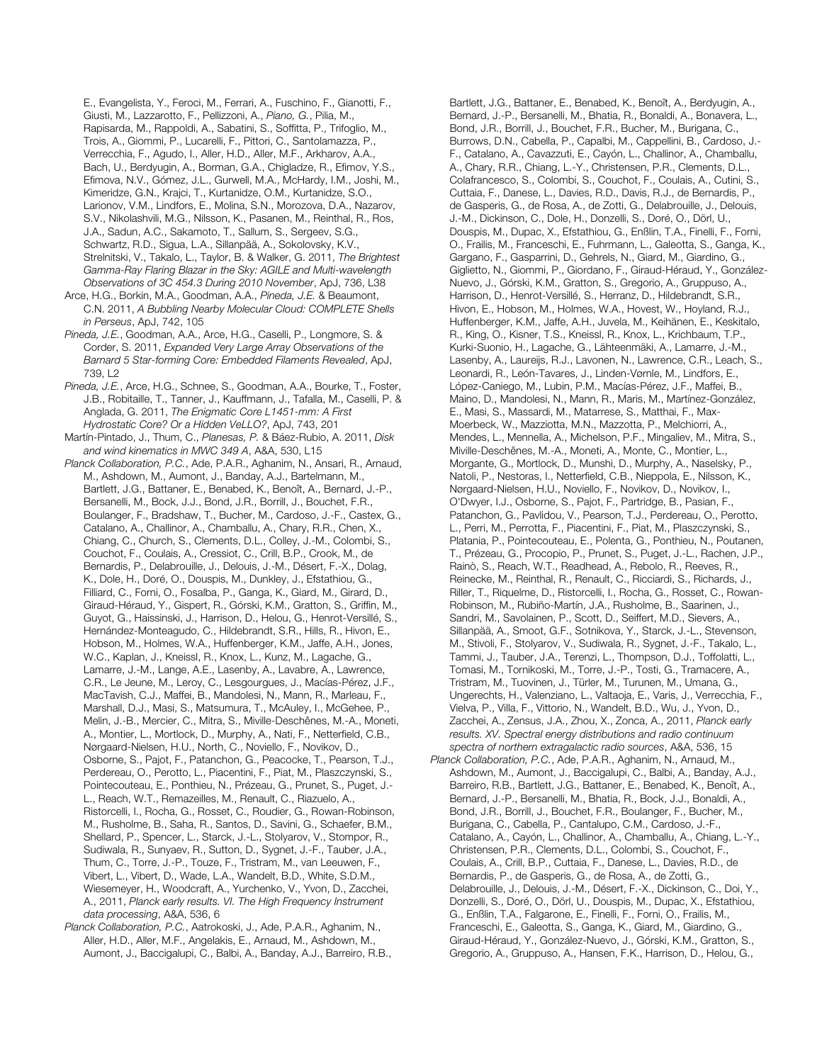E., Evangelista, Y., Feroci, M., Ferrari, A., Fuschino, F., Gianotti, F., Giusti, M., Lazzarotto, F., Pellizzoni, A., *Piano, G.*, Pilia, M., Rapisarda, M., Rappoldi, A., Sabatini, S., Soffitta, P., Trifoglio, M., Trois, A., Giommi, P., Lucarelli, F., Pittori, C., Santolamazza, P., Verrecchia, F., Agudo, I., Aller, H.D., Aller, M.F., Arkharov, A.A., Bach, U., Berdyugin, A., Borman, G.A., Chigladze, R., Efimov, Y.S., Efimova, N.V., Gómez, J.L., Gurwell, M.A., McHardy, I.M., Joshi, M., Kimeridze, G.N., Krajci, T., Kurtanidze, O.M., Kurtanidze, S.O., Larionov, V.M., Lindfors, E., Molina, S.N., Morozova, D.A., Nazarov, S.V., Nikolashvili, M.G., Nilsson, K., Pasanen, M., Reinthal, R., Ros, J.A., Sadun, A.C., Sakamoto, T., Sallum, S., Sergeev, S.G., Schwartz, R.D., Sigua, L.A., Sillanpää, A., Sokolovsky, K.V., Strelnitski, V., Takalo, L., Taylor, B. & Walker, G. 2011, *The Brightest Gamma-Ray Flaring Blazar in the Sky: AGILE and Multi-wavelength Observations of 3C 454.3 During 2010 November*, ApJ, 736, L38

Arce, H.G., Borkin, M.A., Goodman, A.A., *Pineda, J.E.* & Beaumont, C.N. 2011, *A Bubbling Nearby Molecular Cloud: COMPLETE Shells in Perseus*, ApJ, 742, 105

*Pineda, J.E.*, Goodman, A.A., Arce, H.G., Caselli, P., Longmore, S. & Corder, S. 2011, *Expanded Very Large Array Observations of the Barnard 5 Star-forming Core: Embedded Filaments Revealed*, ApJ, 739, L2

*Pineda, J.E.*, Arce, H.G., Schnee, S., Goodman, A.A., Bourke, T., Foster, J.B., Robitaille, T., Tanner, J., Kauffmann, J., Tafalla, M., Caselli, P. & Anglada, G. 2011, *The Enigmatic Core L1451-mm: A First Hydrostatic Core? Or a Hidden VeLLO?*, ApJ, 743, 201

Martín-Pintado, J., Thum, C., *Planesas, P.* & Báez-Rubio, A. 2011, *Disk and wind kinematics in MWC 349 A*, A&A, 530, L15

*Planck Collaboration, P.C.*, Ade, P.A.R., Aghanim, N., Ansari, R., Arnaud, M., Ashdown, M., Aumont, J., Banday, A.J., Bartelmann, M., Bartlett, J.G., Battaner, E., Benabed, K., Benoît, A., Bernard, J.-P., Bersanelli, M., Bock, J.J., Bond, J.R., Borrill, J., Bouchet, F.R., Boulanger, F., Bradshaw, T., Bucher, M., Cardoso, J.-F., Castex, G., Catalano, A., Challinor, A., Chamballu, A., Chary, R.R., Chen, X., Chiang, C., Church, S., Clements, D.L., Colley, J.-M., Colombi, S., Couchot, F., Coulais, A., Cressiot, C., Crill, B.P., Crook, M., de Bernardis, P., Delabrouille, J., Delouis, J.-M., Désert, F.-X., Dolag, K., Dole, H., Doré, O., Douspis, M., Dunkley, J., Efstathiou, G., Filliard, C., Forni, O., Fosalba, P., Ganga, K., Giard, M., Girard, D., Giraud-Héraud, Y., Gispert, R., Górski, K.M., Gratton, S., Griffin, M., Guyot, G., Haissinski, J., Harrison, D., Helou, G., Henrot-Versillé, S., Hernández-Monteagudo, C., Hildebrandt, S.R., Hills, R., Hivon, E., Hobson, M., Holmes, W.A., Huffenberger, K.M., Jaffe, A.H., Jones, W.C., Kaplan, J., Kneissl, R., Knox, L., Kunz, M., Lagache, G., Lamarre, J.-M., Lange, A.E., Lasenby, A., Lavabre, A., Lawrence, C.R., Le Jeune, M., Leroy, C., Lesgourgues, J., Macías-Pérez, J.F., MacTavish, C.J., Maffei, B., Mandolesi, N., Mann, R., Marleau, F., Marshall, D.J., Masi, S., Matsumura, T., McAuley, I., McGehee, P., Melin, J.-B., Mercier, C., Mitra, S., Miville-Deschênes, M.-A., Moneti, A., Montier, L., Mortlock, D., Murphy, A., Nati, F., Netterfield, C.B., Nørgaard-Nielsen, H.U., North, C., Noviello, F., Novikov, D., Osborne, S., Pajot, F., Patanchon, G., Peacocke, T., Pearson, T.J., Perdereau, O., Perotto, L., Piacentini, F., Piat, M., Plaszczynski, S., Pointecouteau, E., Ponthieu, N., Prézeau, G., Prunet, S., Puget, J.-L., Reach, W.T., Remazeilles, M., Renault, C., Riazuelo, A., Ristorcelli, I., Rocha, G., Rosset, C., Roudier, G., Rowan-Robinson, M., Rusholme, B., Saha, R., Santos, D., Savini, G., Schaefer, B.M., Shellard, P., Spencer, L., Starck, J.-L., Stolyarov, V., Stompor, R., Sudiwala, R., Sunyaev, R., Sutton, D., Sygnet, J.-F., Tauber, J.A., Thum, C., Torre, J.-P., Touze, F., Tristram, M., van Leeuwen, F., Vibert, L., Vibert, D., Wade, L.A., Wandelt, B.D., White, S.D.M., Wiesemeyer, H., Woodcraft, A., Yurchenko, V., Yvon, D., Zacchei, A., 2011, *Planck early results. VI. The High Frequency Instrument data processing*, A&A, 536, 6

*Planck Collaboration, P.C.*, Aatrokoski, J., Ade, P.A.R., Aghanim, N., Aller, H.D., Aller, M.F., Angelakis, E., Arnaud, M., Ashdown, M., Aumont, J., Baccigalupi, C., Balbi, A., Banday, A.J., Barreiro, R.B., Bartlett, J.G., Battaner, E., Benabed, K., Benoît, A., Berdyugin, A., Bernard, J.-P., Bersanelli, M., Bhatia, R., Bonaldi, A., Bonavera, L., Bond, J.R., Borrill, J., Bouchet, F.R., Bucher, M., Burigana, C., Burrows, D.N., Cabella, P., Capalbi, M., Cappellini, B., Cardoso, J.-F., Catalano, A., Cavazzuti, E., Cayón, L., Challinor, A., Chamballu, A., Chary, R.R., Chiang, L.-Y., Christensen, P.R., Clements, D.L., Colafrancesco, S., Colombi, S., Couchot, F., Coulais, A., Cutini, S., Cuttaia, F., Danese, L., Davies, R.D., Davis, R.J., de Bernardis, P., de Gasperis, G., de Rosa, A., de Zotti, G., Delabrouille, J., Delouis, J.-M., Dickinson, C., Dole, H., Donzelli, S., Doré, O., Dörl, U., Douspis, M., Dupac, X., Efstathiou, G., Enßlin, T.A., Finelli, F., Forni, O., Frailis, M., Franceschi, E., Fuhrmann, L., Galeotta, S., Ganga, K., Gargano, F., Gasparrini, D., Gehrels, N., Giard, M., Giardino, G., Giglietto, N., Giommi, P., Giordano, F., Giraud-Héraud, Y., González-Nuevo, J., Górski, K.M., Gratton, S., Gregorio, A., Gruppuso, A., Harrison, D., Henrot-Versillé, S., Herranz, D., Hildebrandt, S.R., Hivon, E., Hobson, M., Holmes, W.A., Hovest, W., Hoyland, R.J., Huffenberger, K.M., Jaffe, A.H., Juvela, M., Keihänen, E., Keskitalo, R., King, O., Kisner, T.S., Kneissl, R., Knox, L., Krichbaum, T.P., Kurki-Suonio, H., Lagache, G., Lähteenmäki, A., Lamarre, J.-M., Lasenby, A., Laureijs, R.J., Lavonen, N., Lawrence, C.R., Leach, S., Leonardi, R., León-Tavares, J., Linden-Vørnle, M., Lindfors, E., López-Caniego, M., Lubin, P.M., Macías-Pérez, J.F., Maffei, B., Maino, D., Mandolesi, N., Mann, R., Maris, M., Martínez-González, E., Masi, S., Massardi, M., Matarrese, S., Matthai, F., Max-Moerbeck, W., Mazziotta, M.N., Mazzotta, P., Melchiorri, A., Mendes, L., Mennella, A., Michelson, P.F., Mingaliev, M., Mitra, S., Miville-Deschênes, M.-A., Moneti, A., Monte, C., Montier, L., Morgante, G., Mortlock, D., Munshi, D., Murphy, A., Naselsky, P., Natoli, P., Nestoras, I., Netterfield, C.B., Nieppola, E., Nilsson, K., Nørgaard-Nielsen, H.U., Noviello, F., Novikov, D., Novikov, I., O'Dwyer, I.J., Osborne, S., Pajot, F., Partridge, B., Pasian, F., Patanchon, G., Pavlidou, V., Pearson, T.J., Perdereau, O., Perotto, L., Perri, M., Perrotta, F., Piacentini, F., Piat, M., Plaszczynski, S., Platania, P., Pointecouteau, E., Polenta, G., Ponthieu, N., Poutanen, T., Prézeau, G., Procopio, P., Prunet, S., Puget, J.-L., Rachen, J.P., Rainò, S., Reach, W.T., Readhead, A., Rebolo, R., Reeves, R., Reinecke, M., Reinthal, R., Renault, C., Ricciardi, S., Richards, J., Riller, T., Riquelme, D., Ristorcelli, I., Rocha, G., Rosset, C., Rowan-Robinson, M., Rubiño-Martín, J.A., Rusholme, B., Saarinen, J., Sandri, M., Savolainen, P., Scott, D., Seiffert, M.D., Sievers, A., Sillanpää, A., Smoot, G.F., Sotnikova, Y., Starck, J.-L., Stevenson, M., Stivoli, F., Stolyarov, V., Sudiwala, R., Sygnet, J.-F., Takalo, L., Tammi, J., Tauber, J.A., Terenzi, L., Thompson, D.J., Toffolatti, L., Tomasi, M., Tornikoski, M., Torre, J.-P., Tosti, G., Tramacere, A., Tristram, M., Tuovinen, J., Türler, M., Turunen, M., Umana, G., Ungerechts, H., Valenziano, L., Valtaoja, E., Varis, J., Verrecchia, F., Vielva, P., Villa, F., Vittorio, N., Wandelt, B.D., Wu, J., Yvon, D., Zacchei, A., Zensus, J.A., Zhou, X., Zonca, A., 2011, *Planck early results. XV. Spectral energy distributions and radio continuum spectra of northern extragalactic radio sources*, A&A, 536, 15

*Planck Collaboration, P.C.*, Ade, P.A.R., Aghanim, N., Arnaud, M., Ashdown, M., Aumont, J., Baccigalupi, C., Balbi, A., Banday, A.J., Barreiro, R.B., Bartlett, J.G., Battaner, E., Benabed, K., Benoît, A., Bernard, J.-P., Bersanelli, M., Bhatia, R., Bock, J.J., Bonaldi, A., Bond, J.R., Borrill, J., Bouchet, F.R., Boulanger, F., Bucher, M., Burigana, C., Cabella, P., Cantalupo, C.M., Cardoso, J.-F., Catalano, A., Cayón, L., Challinor, A., Chamballu, A., Chiang, L.-Y., Christensen, P.R., Clements, D.L., Colombi, S., Couchot, F., Coulais, A., Crill, B.P., Cuttaia, F., Danese, L., Davies, R.D., de Bernardis, P., de Gasperis, G., de Rosa, A., de Zotti, G., Delabrouille, J., Delouis, J.-M., Désert, F.-X., Dickinson, C., Doi, Y., Donzelli, S., Doré, O., Dörl, U., Douspis, M., Dupac, X., Efstathiou, G., Enßlin, T.A., Falgarone, E., Finelli, F., Forni, O., Frailis, M., Franceschi, E., Galeotta, S., Ganga, K., Giard, M., Giardino, G., Giraud-Héraud, Y., González-Nuevo, J., Górski, K.M., Gratton, S., Gregorio, A., Gruppuso, A., Hansen, F.K., Harrison, D., Helou, G.,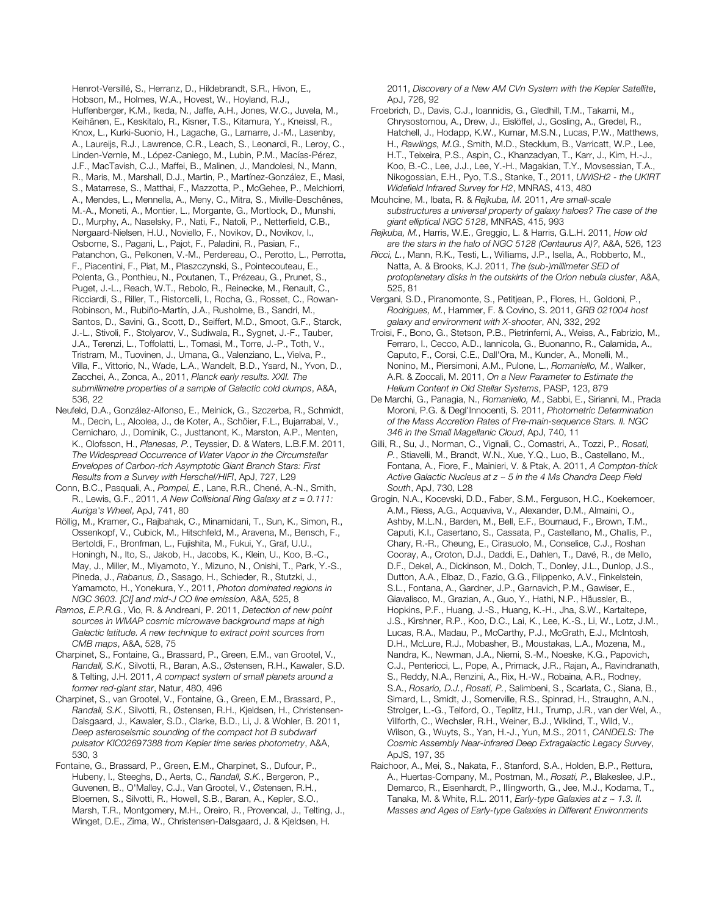Henrot-Versillé, S., Herranz, D., Hildebrandt, S.R., Hivon, E., Hobson, M., Holmes, W.A., Hovest, W., Hoyland, R.J., Huffenberger, K.M., Ikeda, N., Jaffe, A.H., Jones, W.C., Juvela, M., Keihänen, E., Keskitalo, R., Kisner, T.S., Kitamura, Y., Kneissl, R., Knox, L., Kurki-Suonio, H., Lagache, G., Lamarre, J.-M., Lasenby, A., Laureijs, R.J., Lawrence, C.R., Leach, S., Leonardi, R., Leroy, C., Linden-Vørnle, M., López-Caniego, M., Lubin, P.M., Macías-Pérez, J.F., MacTavish, C.J., Maffei, B., Malinen, J., Mandolesi, N., Mann, R., Maris, M., Marshall, D.J., Martin, P., Martínez-González, E., Masi, S., Matarrese, S., Matthai, F., Mazzotta, P., McGehee, P., Melchiorri, A., Mendes, L., Mennella, A., Meny, C., Mitra, S., Miville-Deschênes, M.-A., Moneti, A., Montier, L., Morgante, G., Mortlock, D., Munshi, D., Murphy, A., Naselsky, P., Nati, F., Natoli, P., Netterfield, C.B., Nørgaard-Nielsen, H.U., Noviello, F., Novikov, D., Novikov, I., Osborne, S., Pagani, L., Pajot, F., Paladini, R., Pasian, F., Patanchon, G., Pelkonen, V.-M., Perdereau, O., Perotto, L., Perrotta, F., Piacentini, F., Piat, M., Plaszczynski, S., Pointecouteau, E., Polenta, G., Ponthieu, N., Poutanen, T., Prézeau, G., Prunet, S., Puget, J.-L., Reach, W.T., Rebolo, R., Reinecke, M., Renault, C., Ricciardi, S., Riller, T., Ristorcelli, I., Rocha, G., Rosset, C., Rowan-Robinson, M., Rubiño-Martín, J.A., Rusholme, B., Sandri, M., Santos, D., Savini, G., Scott, D., Seiffert, M.D., Smoot, G.F., Starck, J.-L., Stivoli, F., Stolyarov, V., Sudiwala, R., Sygnet, J.-F., Tauber, J.A., Terenzi, L., Toffolatti, L., Tomasi, M., Torre, J.-P., Toth, V., Tristram, M., Tuovinen, J., Umana, G., Valenziano, L., Vielva, P., Villa, F., Vittorio, N., Wade, L.A., Wandelt, B.D., Ysard, N., Yvon, D., Zacchei, A., Zonca, A., 2011, *Planck early results. XXII. The submillimetre properties of a sample of Galactic cold clumps*, A&A, 536, 22

Neufeld, D.A., González-Alfonso, E., Melnick, G., Szczerba, R., Schmidt, M., Decin, L., Alcolea, J., de Koter, A., Schöier, F.L., Bujarrabal, V., Cernicharo, J., Dominik, C., Justtanont, K., Marston, A.P., Menten, K., Olofsson, H., *Planesas, P.*, Teyssier, D. & Waters, L.B.F.M. 2011, *The Widespread Occurrence of Water Vapor in the Circumstellar Envelopes of Carbon-rich Asymptotic Giant Branch Stars: First Results from a Survey with Herschel/HIFI*, ApJ, 727, L29

Conn, B.C., Pasquali, A., *Pompei, E.*, Lane, R.R., Chené, A.-N., Smith, R., Lewis, G.F., 2011, *A New Collisional Ring Galaxy at z = 0.111: Auriga's Wheel*, ApJ, 741, 80

Röllig, M., Kramer, C., Rajbahak, C., Minamidani, T., Sun, K., Simon, R., Ossenkopf, V., Cubick, M., Hitschfeld, M., Aravena, M., Bensch, F., Bertoldi, F., Bronfman, L., Fujishita, M., Fukui, Y., Graf, U.U., Honingh, N., Ito, S., Jakob, H., Jacobs, K., Klein, U., Koo, B.-C., May, J., Miller, M., Miyamoto, Y., Mizuno, N., Onishi, T., Park, Y.-S., Pineda, J., *Rabanus, D.*, Sasago, H., Schieder, R., Stutzki, J., Yamamoto, H., Yonekura, Y., 2011, *Photon dominated regions in NGC 3603. [CI] and mid-J CO line emission*, A&A, 525, 8

*Ramos, E.P.R.G.*, Vio, R. & Andreani, P. 2011, *Detection of new point sources in WMAP cosmic microwave background maps at high Galactic latitude. A new technique to extract point sources from CMB maps*, A&A, 528, 75

Charpinet, S., Fontaine, G., Brassard, P., Green, E.M., van Grootel, V., *Randall, S.K.*, Silvotti, R., Baran, A.S., Østensen, R.H., Kawaler, S.D. & Telting, J.H. 2011, *A compact system of small planets around a former red-giant star*, Natur, 480, 496

Charpinet, S., van Grootel, V., Fontaine, G., Green, E.M., Brassard, P., *Randall, S.K.*, Silvotti, R., Østensen, R.H., Kjeldsen, H., Christensen-Dalsgaard, J., Kawaler, S.D., Clarke, B.D., Li, J. & Wohler, B. 2011, *Deep asteroseismic sounding of the compact hot B subdwarf pulsator KIC02697388 from Kepler time series photometry*, A&A, 530, 3

Fontaine, G., Brassard, P., Green, E.M., Charpinet, S., Dufour, P., Hubeny, I., Steeghs, D., Aerts, C., *Randall, S.K.*, Bergeron, P., Guvenen, B., O'Malley, C.J., Van Grootel, V., Østensen, R.H., Bloemen, S., Silvotti, R., Howell, S.B., Baran, A., Kepler, S.O., Marsh, T.R., Montgomery, M.H., Oreiro, R., Provencal, J., Telting, J., Winget, D.E., Zima, W., Christensen-Dalsgaard, J. & Kjeldsen, H. 2011, *Discovery of a New AM CVn System with the Kepler Satellite*, ApJ, 726, 92

Froebrich, D., Davis, C.J., Ioannidis, G., Gledhill, T.M., Takami, M., Chrysostomou, A., Drew, J., Eislöffel, J., Gosling, A., Gredel, R., Hatchell, J., Hodapp, K.W., Kumar, M.S.N., Lucas, P.W., Matthews, H., *Rawlings, M.G.*, Smith, M.D., Stecklum, B., Varricatt, W.P., Lee, H.T., Teixeira, P.S., Aspin, C., Khanzadyan, T., Karr, J., Kim, H.-J., Koo, B.-C., Lee, J.J., Lee, Y.-H., Magakian, T.Y., Movsessian, T.A., Nikogossian, E.H., Pyo, T.S., Stanke, T., 2011, *UWISH2 - the UKIRT Widefield Infrared Survey for H2*, MNRAS, 413, 480

Mouhcine, M., Ibata, R. & *Rejkuba, M.* 2011, *Are small-scale substructures a universal property of galaxy haloes? The case of the giant elliptical NGC 5128*, MNRAS, 415, 993

*Rejkuba, M.*, Harris, W.E., Greggio, L. & Harris, G.L.H. 2011, *How old are the stars in the halo of NGC 5128 (Centaurus A)?*, A&A, 526, 123

*Ricci, L.*, Mann, R.K., Testi, L., Williams, J.P., Isella, A., Robberto, M., Natta, A. & Brooks, K.J. 2011, *The (sub-)millimeter SED of protoplanetary disks in the outskirts of the Orion nebula cluster*, A&A, 525, 81

Vergani, S.D., Piranomonte, S., Petitjean, P., Flores, H., Goldoni, P., *Rodrigues, M.*, Hammer, F. & Covino, S. 2011, *GRB 021004 host galaxy and environment with X-shooter*, AN, 332, 292

Troisi, F., Bono, G., Stetson, P.B., Pietrinferni, A., Weiss, A., Fabrizio, M., Ferraro, I., Cecco, A.D., Iannicola, G., Buonanno, R., Calamida, A., Caputo, F., Corsi, C.E., Dall'Ora, M., Kunder, A., Monelli, M., Nonino, M., Piersimoni, A.M., Pulone, L., *Romaniello, M.*, Walker, A.R. & Zoccali, M. 2011, *On a New Parameter to Estimate the Helium Content in Old Stellar Systems*, PASP, 123, 879

De Marchi, G., Panagia, N., *Romaniello, M.*, Sabbi, E., Sirianni, M., Prada Moroni, P.G. & Degl'Innocenti, S. 2011, *Photometric Determination of the Mass Accretion Rates of Pre-main-sequence Stars. II. NGC 346 in the Small Magellanic Cloud*, ApJ, 740, 11

Gilli, R., Su, J., Norman, C., Vignali, C., Comastri, A., Tozzi, P., *Rosati, P.*, Stiavelli, M., Brandt, W.N., Xue, Y.Q., Luo, B., Castellano, M., Fontana, A., Fiore, F., Mainieri, V. & Ptak, A. 2011, *A Compton-thick Active Galactic Nucleus at z ~ 5 in the 4 Ms Chandra Deep Field South*, ApJ, 730, L28

Grogin, N.A., Kocevski, D.D., Faber, S.M., Ferguson, H.C., Koekemoer, A.M., Riess, A.G., Acquaviva, V., Alexander, D.M., Almaini, O., Ashby, M.L.N., Barden, M., Bell, E.F., Bournaud, F., Brown, T.M., Caputi, K.I., Casertano, S., Cassata, P., Castellano, M., Challis, P., Chary, R.-R., Cheung, E., Cirasuolo, M., Conselice, C.J., Roshan Cooray, A., Croton, D.J., Daddi, E., Dahlen, T., Davé, R., de Mello, D.F., Dekel, A., Dickinson, M., Dolch, T., Donley, J.L., Dunlop, J.S., Dutton, A.A., Elbaz, D., Fazio, G.G., Filippenko, A.V., Finkelstein, S.L., Fontana, A., Gardner, J.P., Garnavich, P.M., Gawiser, E., Giavalisco, M., Grazian, A., Guo, Y., Hathi, N.P., Häussler, B., Hopkins, P.F., Huang, J.-S., Huang, K.-H., Jha, S.W., Kartaltepe, J.S., Kirshner, R.P., Koo, D.C., Lai, K., Lee, K.-S., Li, W., Lotz, J.M., Lucas, R.A., Madau, P., McCarthy, P.J., McGrath, E.J., McIntosh, D.H., McLure, R.J., Mobasher, B., Moustakas, L.A., Mozena, M., Nandra, K., Newman, J.A., Niemi, S.-M., Noeske, K.G., Papovich, C.J., Pentericci, L., Pope, A., Primack, J.R., Rajan, A., Ravindranath, S., Reddy, N.A., Renzini, A., Rix, H.-W., Robaina, A.R., Rodney, S.A., *Rosario, D.J.*, *Rosati, P.*, Salimbeni, S., Scarlata, C., Siana, B., Simard, L., Smidt, J., Somerville, R.S., Spinrad, H., Straughn, A.N., Strolger, L.-G., Telford, O., Teplitz, H.I., Trump, J.R., van der Wel, A., Villforth, C., Wechsler, R.H., Weiner, B.J., Wiklind, T., Wild, V., Wilson, G., Wuyts, S., Yan, H.-J., Yun, M.S., 2011, *CANDELS: The Cosmic Assembly Near-infrared Deep Extragalactic Legacy Survey*, ApJS, 197, 35

Raichoor, A., Mei, S., Nakata, F., Stanford, S.A., Holden, B.P., Rettura, A., Huertas-Company, M., Postman, M., *Rosati, P.*, Blakeslee, J.P., Demarco, R., Eisenhardt, P., Illingworth, G., Jee, M.J., Kodama, T., Tanaka, M. & White, R.L. 2011, *Early-type Galaxies at z ~ 1.3. II. Masses and Ages of Early-type Galaxies in Different Environments*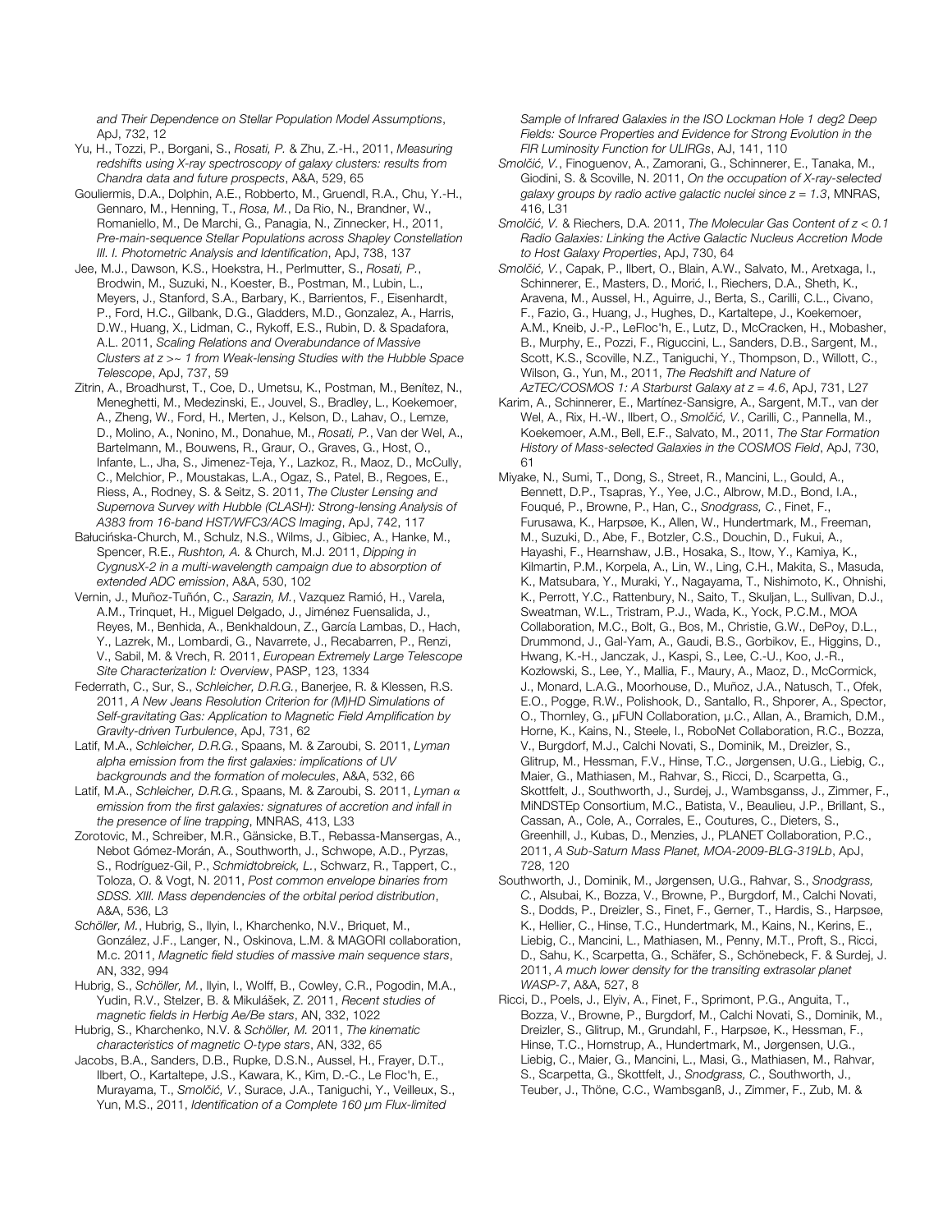*and Their Dependence on Stellar Population Model Assumptions*, ApJ, 732, 12

Yu, H., Tozzi, P., Borgani, S., *Rosati, P.* & Zhu, Z.-H., 2011, *Measuring redshifts using X-ray spectroscopy of galaxy clusters: results from Chandra data and future prospects*, A&A, 529, 65

Gouliermis, D.A., Dolphin, A.E., Robberto, M., Gruendl, R.A., Chu, Y.-H., Gennaro, M., Henning, T., *Rosa, M.*, Da Rio, N., Brandner, W., Romaniello, M., De Marchi, G., Panagia, N., Zinnecker, H., 2011, *Pre-main-sequence Stellar Populations across Shapley Constellation III. I. Photometric Analysis and Identification*, ApJ, 738, 137

Jee, M.J., Dawson, K.S., Hoekstra, H., Perlmutter, S., *Rosati, P.*, Brodwin, M., Suzuki, N., Koester, B., Postman, M., Lubin, L., Meyers, J., Stanford, S.A., Barbary, K., Barrientos, F., Eisenhardt, P., Ford, H.C., Gilbank, D.G., Gladders, M.D., Gonzalez, A., Harris, D.W., Huang, X., Lidman, C., Rykoff, E.S., Rubin, D. & Spadafora, A.L. 2011, *Scaling Relations and Overabundance of Massive Clusters at z >~ 1 from Weak-lensing Studies with the Hubble Space Telescope*, ApJ, 737, 59

Zitrin, A., Broadhurst, T., Coe, D., Umetsu, K., Postman, M., Benítez, N., Meneghetti, M., Medezinski, E., Jouvel, S., Bradley, L., Koekemoer, A., Zheng, W., Ford, H., Merten, J., Kelson, D., Lahav, O., Lemze, D., Molino, A., Nonino, M., Donahue, M., *Rosati, P.*, Van der Wel, A., Bartelmann, M., Bouwens, R., Graur, O., Graves, G., Host, O., Infante, L., Jha, S., Jimenez-Teja, Y., Lazkoz, R., Maoz, D., McCully, C., Melchior, P., Moustakas, L.A., Ogaz, S., Patel, B., Regoes, E., Riess, A., Rodney, S. & Seitz, S. 2011, *The Cluster Lensing and Supernova Survey with Hubble (CLASH): Strong-lensing Analysis of A383 from 16-band HST/WFC3/ACS Imaging*, ApJ, 742, 117

Bałucińska-Church, M., Schulz, N.S., Wilms, J., Gibiec, A., Hanke, M., Spencer, R.E., *Rushton, A.* & Church, M.J. 2011, *Dipping in CygnusX-2 in a multi-wavelength campaign due to absorption of extended ADC emission*, A&A, 530, 102

Vernin, J., Muñoz-Tuñón, C., *Sarazin, M.*, Vazquez Ramió, H., Varela, A.M., Trinquet, H., Miguel Delgado, J., Jiménez Fuensalida, J., Reyes, M., Benhida, A., Benkhaldoun, Z., García Lambas, D., Hach, Y., Lazrek, M., Lombardi, G., Navarrete, J., Recabarren, P., Renzi, V., Sabil, M. & Vrech, R. 2011, *European Extremely Large Telescope Site Characterization I: Overview*, PASP, 123, 1334

Federrath, C., Sur, S., *Schleicher, D.R.G.*, Banerjee, R. & Klessen, R.S. 2011, *A New Jeans Resolution Criterion for (M)HD Simulations of Self-gravitating Gas: Application to Magnetic Field Amplification by Gravity-driven Turbulence*, ApJ, 731, 62

Latif, M.A., *Schleicher, D.R.G.*, Spaans, M. & Zaroubi, S. 2011, *Lyman alpha emission from the first galaxies: implications of UV backgrounds and the formation of molecules*, A&A, 532, 66

Latif, M.A., *Schleicher, D.R.G.*, Spaans, M. & Zaroubi, S. 2011, *Lyman α emission from the first galaxies: signatures of accretion and infall in the presence of line trapping*, MNRAS, 413, L33

Zorotovic, M., Schreiber, M.R., Gänsicke, B.T., Rebassa-Mansergas, A., Nebot Gómez-Morán, A., Southworth, J., Schwope, A.D., Pyrzas, S., Rodríguez-Gil, P., *Schmidtobreick, L.*, Schwarz, R., Tappert, C., Toloza, O. & Vogt, N. 2011, *Post common envelope binaries from SDSS. XIII. Mass dependencies of the orbital period distribution*, A&A, 536, L3

*Schöller, M.*, Hubrig, S., Ilyin, I., Kharchenko, N.V., Briquet, M., González, J.F., Langer, N., Oskinova, L.M. & MAGORI collaboration, M.c. 2011, *Magnetic field studies of massive main sequence stars*, AN, 332, 994

Hubrig, S., *Schöller, M.*, Ilyin, I., Wolff, B., Cowley, C.R., Pogodin, M.A., Yudin, R.V., Stelzer, B. & Mikulášek, Z. 2011, *Recent studies of magnetic fields in Herbig Ae/Be stars*, AN, 332, 1022

Hubrig, S., Kharchenko, N.V. & *Schöller, M.* 2011, *The kinematic characteristics of magnetic O-type stars*, AN, 332, 65

Jacobs, B.A., Sanders, D.B., Rupke, D.S.N., Aussel, H., Frayer, D.T., Ilbert, O., Kartaltepe, J.S., Kawara, K., Kim, D.-C., Le Floc'h, E., Murayama, T., *Smolčić, V.*, Surace, J.A., Taniguchi, Y., Veilleux, S., Yun, M.S., 2011, *Identification of a Complete 160 μm Flux-limited Sample of Infrared Galaxies in the ISO Lockman Hole 1 deg2 Deep Fields: Source Properties and Evidence for Strong Evolution in the FIR Luminosity Function for ULIRGs*, AJ, 141, 110

*Smolčić, V.*, Finoguenov, A., Zamorani, G., Schinnerer, E., Tanaka, M., Giodini, S. & Scoville, N. 2011, *On the occupation of X-ray-selected galaxy groups by radio active galactic nuclei since z = 1.3*, MNRAS, 416, L31

*Smolčić, V.* & Riechers, D.A. 2011, *The Molecular Gas Content of z < 0.1 Radio Galaxies: Linking the Active Galactic Nucleus Accretion Mode to Host Galaxy Properties*, ApJ, 730, 64

*Smolčić, V.*, Capak, P., Ilbert, O., Blain, A.W., Salvato, M., Aretxaga, I., Schinnerer, E., Masters, D., Morić, I., Riechers, D.A., Sheth, K., Aravena, M., Aussel, H., Aguirre, J., Berta, S., Carilli, C.L., Civano, F., Fazio, G., Huang, J., Hughes, D., Kartaltepe, J., Koekemoer, A.M., Kneib, J.-P., LeFloc'h, E., Lutz, D., McCracken, H., Mobasher, B., Murphy, E., Pozzi, F., Riguccini, L., Sanders, D.B., Sargent, M., Scott, K.S., Scoville, N.Z., Taniguchi, Y., Thompson, D., Willott, C., Wilson, G., Yun, M., 2011, *The Redshift and Nature of AzTEC/COSMOS 1: A Starburst Galaxy at z = 4.6*, ApJ, 731, L27

Karim, A., Schinnerer, E., Martínez-Sansigre, A., Sargent, M.T., van der Wel, A., Rix, H.-W., Ilbert, O., *Smolčić, V.*, Carilli, C., Pannella, M., Koekemoer, A.M., Bell, E.F., Salvato, M., 2011, *The Star Formation History of Mass-selected Galaxies in the COSMOS Field*, ApJ, 730, 61

Miyake, N., Sumi, T., Dong, S., Street, R., Mancini, L., Gould, A., Bennett, D.P., Tsapras, Y., Yee, J.C., Albrow, M.D., Bond, I.A., Fouqué, P., Browne, P., Han, C., *Snodgrass, C.*, Finet, F., Furusawa, K., Harpsøe, K., Allen, W., Hundertmark, M., Freeman, M., Suzuki, D., Abe, F., Botzler, C.S., Douchin, D., Fukui, A., Hayashi, F., Hearnshaw, J.B., Hosaka, S., Itow, Y., Kamiya, K., Kilmartin, P.M., Korpela, A., Lin, W., Ling, C.H., Makita, S., Masuda, K., Matsubara, Y., Muraki, Y., Nagayama, T., Nishimoto, K., Ohnishi, K., Perrott, Y.C., Rattenbury, N., Saito, T., Skuljan, L., Sullivan, D.J., Sweatman, W.L., Tristram, P.J., Wada, K., Yock, P.C.M., MOA Collaboration, M.C., Bolt, G., Bos, M., Christie, G.W., DePoy, D.L., Drummond, J., Gal-Yam, A., Gaudi, B.S., Gorbikov, E., Higgins, D., Hwang, K.-H., Janczak, J., Kaspi, S., Lee, C.-U., Koo, J.-R., Kozłowski, S., Lee, Y., Mallia, F., Maury, A., Maoz, D., McCormick, J., Monard, L.A.G., Moorhouse, D., Muñoz, J.A., Natusch, T., Ofek, E.O., Pogge, R.W., Polishook, D., Santallo, R., Shporer, A., Spector, O., Thornley, G., μFUN Collaboration, μ.C., Allan, A., Bramich, D.M., Horne, K., Kains, N., Steele, I., RoboNet Collaboration, R.C., Bozza, V., Burgdorf, M.J., Calchi Novati, S., Dominik, M., Dreizler, S., Glitrup, M., Hessman, F.V., Hinse, T.C., Jørgensen, U.G., Liebig, C., Maier, G., Mathiasen, M., Rahvar, S., Ricci, D., Scarpetta, G., Skottfelt, J., Southworth, J., Surdej, J., Wambsganss, J., Zimmer, F., MiNDSTEp Consortium, M.C., Batista, V., Beaulieu, J.P., Brillant, S., Cassan, A., Cole, A., Corrales, E., Coutures, C., Dieters, S., Greenhill, J., Kubas, D., Menzies, J., PLANET Collaboration, P.C., 2011, *A Sub-Saturn Mass Planet, MOA-2009-BLG-319Lb*, ApJ, 728, 120

Southworth, J., Dominik, M., Jørgensen, U.G., Rahvar, S., *Snodgrass, C.*, Alsubai, K., Bozza, V., Browne, P., Burgdorf, M., Calchi Novati, S., Dodds, P., Dreizler, S., Finet, F., Gerner, T., Hardis, S., Harpsøe, K., Hellier, C., Hinse, T.C., Hundertmark, M., Kains, N., Kerins, E., Liebig, C., Mancini, L., Mathiasen, M., Penny, M.T., Proft, S., Ricci, D., Sahu, K., Scarpetta, G., Schäfer, S., Schönebeck, F. & Surdej, J. 2011, *A much lower density for the transiting extrasolar planet WASP-7*, A&A, 527, 8

Ricci, D., Poels, J., Elyiv, A., Finet, F., Sprimont, P.G., Anguita, T., Bozza, V., Browne, P., Burgdorf, M., Calchi Novati, S., Dominik, M., Dreizler, S., Glitrup, M., Grundahl, F., Harpsøe, K., Hessman, F., Hinse, T.C., Hornstrup, A., Hundertmark, M., Jørgensen, U.G., Liebig, C., Maier, G., Mancini, L., Masi, G., Mathiasen, M., Rahvar, S., Scarpetta, G., Skottfelt, J., *Snodgrass, C.*, Southworth, J., Teuber, J., Thöne, C.C., Wambsganß, J., Zimmer, F., Zub, M. &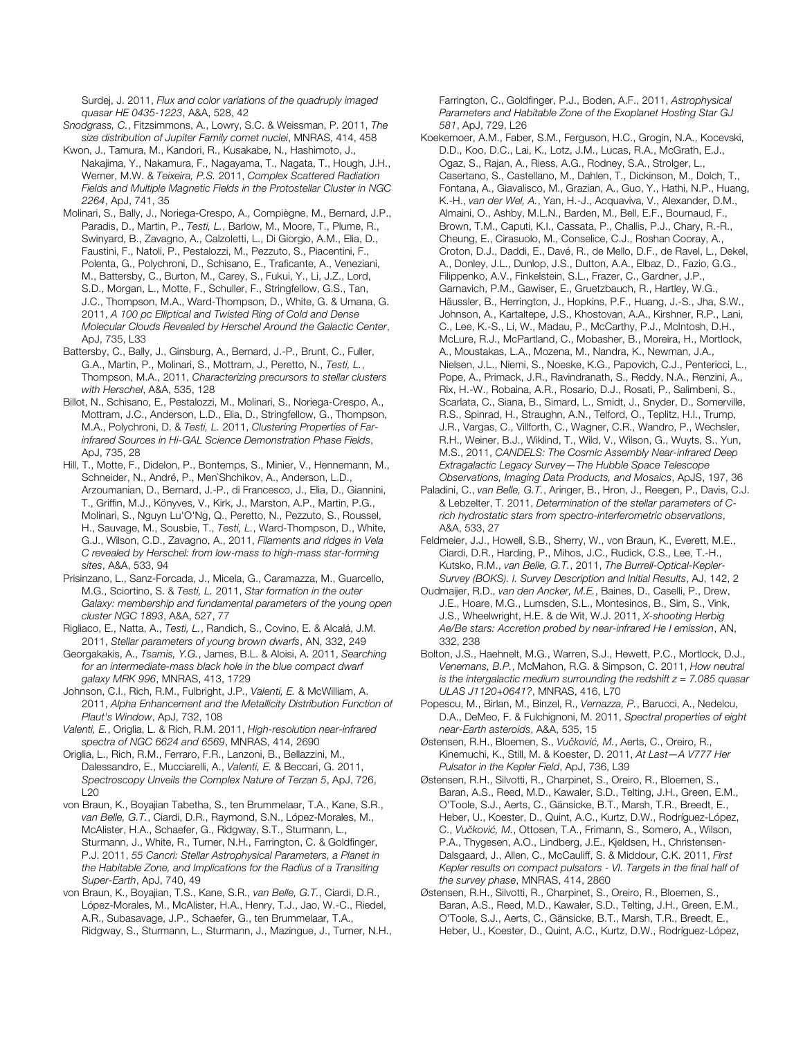Surdej, J. 2011, *Flux and color variations of the quadruply imaged quasar HE 0435-1223*, A&A, 528, 42

*Snodgrass, C.*, Fitzsimmons, A., Lowry, S.C. & Weissman, P. 2011, *The size distribution of Jupiter Family comet nuclei*, MNRAS, 414, 458

Kwon, J., Tamura, M., Kandori, R., Kusakabe, N., Hashimoto, J., Nakajima, Y., Nakamura, F., Nagayama, T., Nagata, T., Hough, J.H., Werner, M.W. & *Teixeira, P.S.* 2011, *Complex Scattered Radiation Fields and Multiple Magnetic Fields in the Protostellar Cluster in NGC 2264*, ApJ, 741, 35

Molinari, S., Bally, J., Noriega-Crespo, A., Compiègne, M., Bernard, J.P., Paradis, D., Martin, P., *Testi, L.*, Barlow, M., Moore, T., Plume, R., Swinyard, B., Zavagno, A., Calzoletti, L., Di Giorgio, A.M., Elia, D., Faustini, F., Natoli, P., Pestalozzi, M., Pezzuto, S., Piacentini, F., Polenta, G., Polychroni, D., Schisano, E., Traficante, A., Veneziani, M., Battersby, C., Burton, M., Carey, S., Fukui, Y., Li, J.Z., Lord, S.D., Morgan, L., Motte, F., Schuller, F., Stringfellow, G.S., Tan, J.C., Thompson, M.A., Ward-Thompson, D., White, G. & Umana, G. 2011, *A 100 pc Elliptical and Twisted Ring of Cold and Dense Molecular Clouds Revealed by Herschel Around the Galactic Center*, ApJ, 735, L33

Battersby, C., Bally, J., Ginsburg, A., Bernard, J.-P., Brunt, C., Fuller, G.A., Martin, P., Molinari, S., Mottram, J., Peretto, N., *Testi, L.*, Thompson, M.A., 2011, *Characterizing precursors to stellar clusters with Herschel*, A&A, 535, 128

Billot, N., Schisano, E., Pestalozzi, M., Molinari, S., Noriega-Crespo, A., Mottram, J.C., Anderson, L.D., Elia, D., Stringfellow, G., Thompson, M.A., Polychroni, D. & *Testi, L.* 2011, *Clustering Properties of Far-infrared Sources in Hi-GAL Science Demonstration Phase Fields*, ApJ, 735, 28

Hill, T., Motte, F., Didelon, P., Bontemps, S., Minier, V., Hennemann, M., Schneider, N., André, P., Men`Shchikov, A., Anderson, L.D., Arzoumanian, D., Bernard, J.-P., di Francesco, J., Elia, D., Giannini, T., Griffin, M.J., Könyves, V., Kirk, J., Marston, A.P., Martin, P.G., Molinari, S., Nguyn Lu'O'Ng, Q., Peretto, N., Pezzuto, S., Roussel, H., Sauvage, M., Sousbie, T., *Testi, L.*, Ward-Thompson, D., White, G.J., Wilson, C.D., Zavagno, A., 2011, *Filaments and ridges in Vela C revealed by Herschel: from low-mass to high-mass star-forming sites*, A&A, 533, 94

Prisinzano, L., Sanz-Forcada, J., Micela, G., Caramazza, M., Guarcello, M.G., Sciortino, S. & *Testi, L.* 2011, *Star formation in the outer Galaxy: membership and fundamental parameters of the young open cluster NGC 1893*, A&A, 527, 77

Rigliaco, E., Natta, A., *Testi, L.*, Randich, S., Covino, E. & Alcalá, J.M. 2011, *Stellar parameters of young brown dwarfs*, AN, 332, 249

Georgakakis, A., *Tsamis, Y.G.*, James, B.L. & Aloisi, A. 2011, *Searching for an intermediate-mass black hole in the blue compact dwarf galaxy MRK 996*, MNRAS, 413, 1729

Johnson, C.I., Rich, R.M., Fulbright, J.P., *Valenti, E.* & McWilliam, A. 2011, *Alpha Enhancement and the Metallicity Distribution Function of Plaut's Window*, ApJ, 732, 108

*Valenti, E.*, Origlia, L. & Rich, R.M. 2011, *High-resolution near-infrared spectra of NGC 6624 and 6569*, MNRAS, 414, 2690

Origlia, L., Rich, R.M., Ferraro, F.R., Lanzoni, B., Bellazzini, M., Dalessandro, E., Mucciarelli, A., *Valenti, E.* & Beccari, G. 2011, *Spectroscopy Unveils the Complex Nature of Terzan 5*, ApJ, 726, L20

von Braun, K., Boyajian Tabetha, S., ten Brummelaar, T.A., Kane, S.R., *van Belle, G.T.*, Ciardi, D.R., Raymond, S.N., López-Morales, M., McAlister, H.A., Schaefer, G., Ridgway, S.T., Sturmann, L., Sturmann, J., White, R., Turner, N.H., Farrington, C. & Goldfinger, P.J. 2011, *55 Cancri: Stellar Astrophysical Parameters, a Planet in the Habitable Zone, and Implications for the Radius of a Transiting Super-Earth*, ApJ, 740, 49

von Braun, K., Boyajian, T.S., Kane, S.R., *van Belle, G.T.*, Ciardi, D.R., López-Morales, M., McAlister, H.A., Henry, T.J., Jao, W.-C., Riedel, A.R., Subasavage, J.P., Schaefer, G., ten Brummelaar, T.A., Ridgway, S., Sturmann, L., Sturmann, J., Mazingue, J., Turner, N.H., Farrington, C., Goldfinger, P.J., Boden, A.F., 2011, *Astrophysical Parameters and Habitable Zone of the Exoplanet Hosting Star GJ 581*, ApJ, 729, L26

Koekemoer, A.M., Faber, S.M., Ferguson, H.C., Grogin, N.A., Kocevski, D.D., Koo, D.C., Lai, K., Lotz, J.M., Lucas, R.A., McGrath, E.J., Ogaz, S., Rajan, A., Riess, A.G., Rodney, S.A., Strolger, L., Casertano, S., Castellano, M., Dahlen, T., Dickinson, M., Dolch, T., Fontana, A., Giavalisco, M., Grazian, A., Guo, Y., Hathi, N.P., Huang, K.-H., *van der Wel, A.*, Yan, H.-J., Acquaviva, V., Alexander, D.M., Almaini, O., Ashby, M.L.N., Barden, M., Bell, E.F., Bournaud, F., Brown, T.M., Caputi, K.I., Cassata, P., Challis, P.J., Chary, R.-R., Cheung, E., Cirasuolo, M., Conselice, C.J., Roshan Cooray, A., Croton, D.J., Daddi, E., Davé, R., de Mello, D.F., de Ravel, L., Dekel, A., Donley, J.L., Dunlop, J.S., Dutton, A.A., Elbaz, D., Fazio, G.G., Filippenko, A.V., Finkelstein, S.L., Frazer, C., Gardner, J.P., Garnavich, P.M., Gawiser, E., Gruetzbauch, R., Hartley, W.G., Häussler, B., Herrington, J., Hopkins, P.F., Huang, J.-S., Jha, S.W., Johnson, A., Kartaltepe, J.S., Khostovan, A.A., Kirshner, R.P., Lani, C., Lee, K.-S., Li, W., Madau, P., McCarthy, P.J., McIntosh, D.H., McLure, R.J., McPartland, C., Mobasher, B., Moreira, H., Mortlock, A., Moustakas, L.A., Mozena, M., Nandra, K., Newman, J.A., Nielsen, J.L., Niemi, S., Noeske, K.G., Papovich, C.J., Pentericci, L., Pope, A., Primack, J.R., Ravindranath, S., Reddy, N.A., Renzini, A., Rix, H.-W., Robaina, A.R., Rosario, D.J., Rosati, P., Salimbeni, S., Scarlata, C., Siana, B., Simard, L., Smidt, J., Snyder, D., Somerville, R.S., Spinrad, H., Straughn, A.N., Telford, O., Teplitz, H.I., Trump, J.R., Vargas, C., Villforth, C., Wagner, C.R., Wandro, P., Wechsler, R.H., Weiner, B.J., Wiklind, T., Wild, V., Wilson, G., Wuyts, S., Yun, M.S., 2011, *CANDELS: The Cosmic Assembly Near-infrared Deep Extragalactic Legacy Survey—The Hubble Space Telescope Observations, Imaging Data Products, and Mosaics*, ApJS, 197, 36

Paladini, C., *van Belle, G.T.*, Aringer, B., Hron, J., Reegen, P., Davis, C.J. & Lebzelter, T. 2011, *Determination of the stellar parameters of C-rich hydrostatic stars from spectro-interferometric observations*, A&A, 533, 27

Feldmeier, J.J., Howell, S.B., Sherry, W., von Braun, K., Everett, M.E., Ciardi, D.R., Harding, P., Mihos, J.C., Rudick, C.S., Lee, T.-H., Kutsko, R.M., *van Belle, G.T.*, 2011, *The Burrell-Optical-Kepler-Survey (BOKS). I. Survey Description and Initial Results*, AJ, 142, 2

Oudmaijer, R.D., *van den Ancker, M.E.*, Baines, D., Caselli, P., Drew, J.E., Hoare, M.G., Lumsden, S.L., Montesinos, B., Sim, S., Vink, J.S., Wheelwright, H.E. & de Wit, W.J. 2011, *X-shooting Herbig Ae/Be stars: Accretion probed by near-infrared He I emission*, AN, 332, 238

Bolton, J.S., Haehnelt, M.G., Warren, S.J., Hewett, P.C., Mortlock, D.J., *Venemans, B.P.*, McMahon, R.G. & Simpson, C. 2011, *How neutral is the intergalactic medium surrounding the redshift z = 7.085 quasar ULAS J1120+0641?*, MNRAS, 416, L70

Popescu, M., Birlan, M., Binzel, R., *Vernazza, P.*, Barucci, A., Nedelcu, D.A., DeMeo, F. & Fulchignoni, M. 2011, *Spectral properties of eight near-Earth asteroids*, A&A, 535, 15

Østensen, R.H., Bloemen, S., *Vučković, M.*, Aerts, C., Oreiro, R., Kinemuchi, K., Still, M. & Koester, D. 2011, *At Last—A V777 Her Pulsator in the Kepler Field*, ApJ, 736, L39

Østensen, R.H., Silvotti, R., Charpinet, S., Oreiro, R., Bloemen, S., Baran, A.S., Reed, M.D., Kawaler, S.D., Telting, J.H., Green, E.M., O'Toole, S.J., Aerts, C., Gänsicke, B.T., Marsh, T.R., Breedt, E., Heber, U., Koester, D., Quint, A.C., Kurtz, D.W., Rodríguez-López, C., *Vučković, M.*, Ottosen, T.A., Frimann, S., Somero, A., Wilson, P.A., Thygesen, A.O., Lindberg, J.E., Kjeldsen, H., Christensen-Dalsgaard, J., Allen, C., McCauliff, S. & Middour, C.K. 2011, *First Kepler results on compact pulsators - VI. Targets in the final half of the survey phase*, MNRAS, 414, 2860

Østensen, R.H., Silvotti, R., Charpinet, S., Oreiro, R., Bloemen, S., Baran, A.S., Reed, M.D., Kawaler, S.D., Telting, J.H., Green, E.M., O'Toole, S.J., Aerts, C., Gänsicke, B.T., Marsh, T.R., Breedt, E., Heber, U., Koester, D., Quint, A.C., Kurtz, D.W., Rodríguez-López,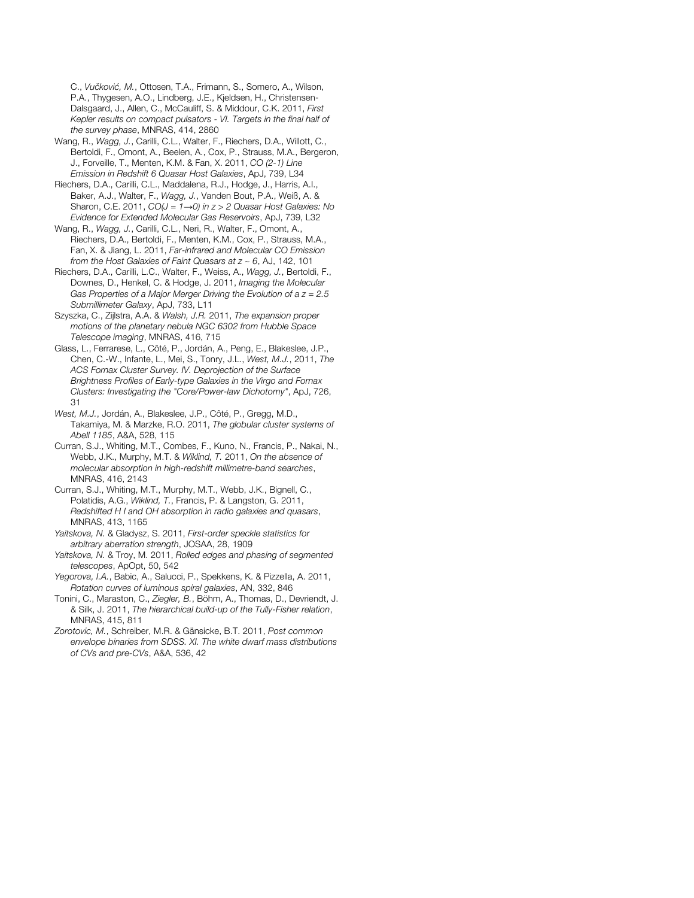C., *Vučković, M.*, Ottosen, T.A., Frimann, S., Somero, A., Wilson, P.A., Thygesen, A.O., Lindberg, J.E., Kjeldsen, H., Christensen-Dalsgaard, J., Allen, C., McCauliff, S. & Middour, C.K. 2011, *First Kepler results on compact pulsators - VI. Targets in the final half of the survey phase*, MNRAS, 414, 2860

Wang, R., *Wagg, J.*, Carilli, C.L., Walter, F., Riechers, D.A., Willott, C., Bertoldi, F., Omont, A., Beelen, A., Cox, P., Strauss, M.A., Bergeron, J., Forveille, T., Menten, K.M. & Fan, X. 2011, *CO (2-1) Line Emission in Redshift 6 Quasar Host Galaxies*, ApJ, 739, L34

Riechers, D.A., Carilli, C.L., Maddalena, R.J., Hodge, J., Harris, A.I., Baker, A.J., Walter, F., *Wagg, J.*, Vanden Bout, P.A., Weiß, A. & Sharon, C.E. 2011, *CO(J = 1→0) in z > 2 Quasar Host Galaxies: No Evidence for Extended Molecular Gas Reservoirs*, ApJ, 739, L32

Wang, R., *Wagg, J.*, Carilli, C.L., Neri, R., Walter, F., Omont, A., Riechers, D.A., Bertoldi, F., Menten, K.M., Cox, P., Strauss, M.A., Fan, X. & Jiang, L. 2011, *Far-infrared and Molecular CO Emission from the Host Galaxies of Faint Quasars at z ~ 6*, AJ, 142, 101

Riechers, D.A., Carilli, L.C., Walter, F., Weiss, A., *Wagg, J.*, Bertoldi, F., Downes, D., Henkel, C. & Hodge, J. 2011, *Imaging the Molecular Gas Properties of a Major Merger Driving the Evolution of a z = 2.5 Submillimeter Galaxy*, ApJ, 733, L11

Szyszka, C., Zijlstra, A.A. & *Walsh, J.R.* 2011, *The expansion proper motions of the planetary nebula NGC 6302 from Hubble Space Telescope imaging*, MNRAS, 416, 715

Glass, L., Ferrarese, L., Côté, P., Jordán, A., Peng, E., Blakeslee, J.P., Chen, C.-W., Infante, L., Mei, S., Tonry, J.L., *West, M.J.*, 2011, *The ACS Fornax Cluster Survey. IV. Deprojection of the Surface Brightness Profiles of Early-type Galaxies in the Virgo and Fornax Clusters: Investigating the "Core/Power-law Dichotomy"*, ApJ, 726, 31

*West, M.J.*, Jordán, A., Blakeslee, J.P., Côté, P., Gregg, M.D., Takamiya, M. & Marzke, R.O. 2011, *The globular cluster systems of Abell 1185*, A&A, 528, 115

Curran, S.J., Whiting, M.T., Combes, F., Kuno, N., Francis, P., Nakai, N., Webb, J.K., Murphy, M.T. & *Wiklind, T.* 2011, *On the absence of molecular absorption in high-redshift millimetre-band searches*, MNRAS, 416, 2143

Curran, S.J., Whiting, M.T., Murphy, M.T., Webb, J.K., Bignell, C., Polatidis, A.G., *Wiklind, T.*, Francis, P. & Langston, G. 2011, *Redshifted H I and OH absorption in radio galaxies and quasars*, MNRAS, 413, 1165

*Yaitskova, N.* & Gladysz, S. 2011, *First-order speckle statistics for arbitrary aberration strength*, JOSAA, 28, 1909

*Yaitskova, N.* & Troy, M. 2011, *Rolled edges and phasing of segmented telescopes*, ApOpt, 50, 542

*Yegorova, I.A.*, Babic, A., Salucci, P., Spekkens, K. & Pizzella, A. 2011, *Rotation curves of luminous spiral galaxies*, AN, 332, 846

Tonini, C., Maraston, C., *Ziegler, B.*, Böhm, A., Thomas, D., Devriendt, J. & Silk, J. 2011, *The hierarchical build-up of the Tully-Fisher relation*, MNRAS, 415, 811

*Zorotovic, M.*, Schreiber, M.R. & Gänsicke, B.T. 2011, *Post common envelope binaries from SDSS. XI. The white dwarf mass distributions of CVs and pre-CVs*, A&A, 536, 42